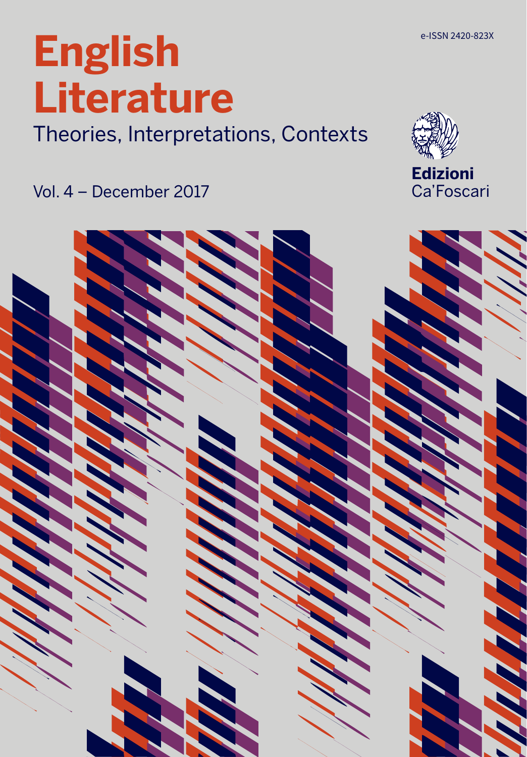e-ISSN 2420-823X

# English Literature

Theories, Interpretations, Contexts

Vol. 4 – December 2017

**Edizioni**
Ca'Foscari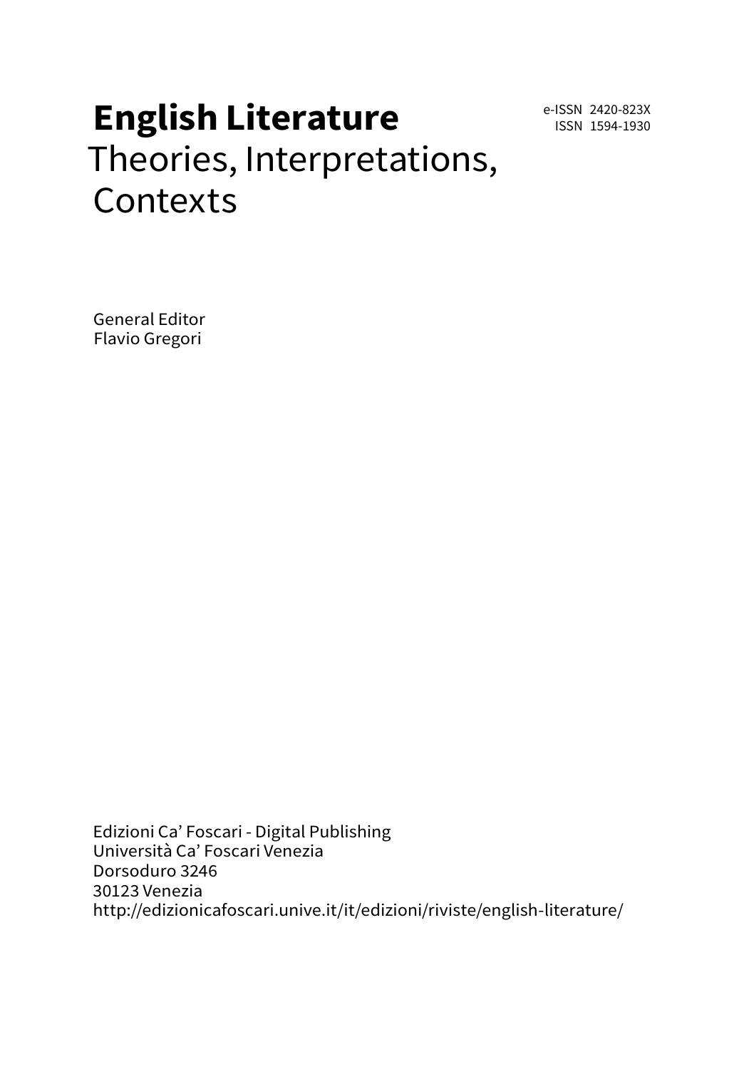# **English Literature**
Theories, Interpretations, Contexts

e-ISSN 2420-823X
ISSN 1594-1930

General Editor
Flavio Gregori

Edizioni Ca' Foscari - Digital Publishing
Università Ca' Foscari Venezia
Dorsoduro 3246
30123 Venezia
http://edizionicafoscari.unive.it/it/edizioni/riviste/english-literature/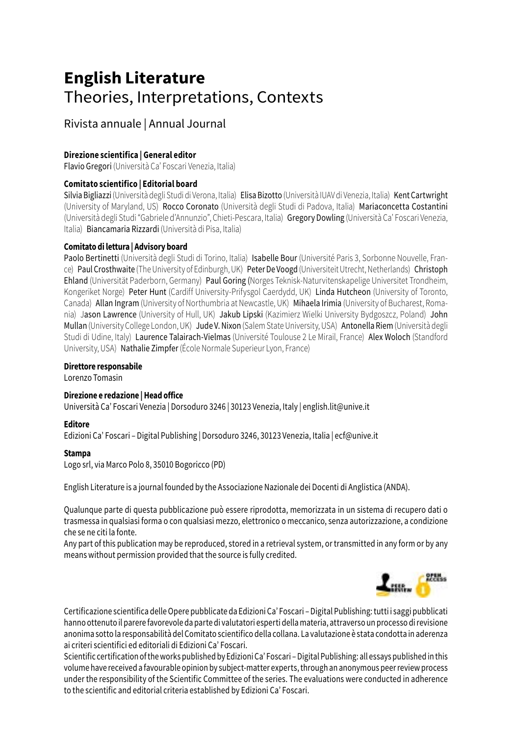# English Literature
## Theories, Interpretations, Contexts

Rivista annuale | Annual Journal

**Direzione scientifica | General editor**
Flavio Gregori (Università Ca' Foscari Venezia, Italia)

**Comitato scientifico | Editorial board**
Silvia Bigliazzi (Università degli Studi di Verona, Italia) Elisa Bizotto (Università IUAV di Venezia, Italia) Kent Cartwright (University of Maryland, US) Rocco Coronato (Università degli Studi di Padova, Italia) Mariaconcetta Costantini (Università degli Studi "Gabriele d'Annunzio", Chieti-Pescara, Italia) Gregory Dowling (Università Ca' Foscari Venezia, Italia) Biancamaria Rizzardi (Università di Pisa, Italia)

**Comitato di lettura | Advisory board**
Paolo Bertinetti (Università degli Studi di Torino, Italia) Isabelle Bour (Université Paris 3, Sorbonne Nouvelle, France) Paul Crosthwaite (The University of Edinburgh, UK) Peter De Voogd (Universiteit Utrecht, Netherlands) Christoph Ehland (Universität Paderborn, Germany) Paul Goring (Norges Teknisk-Naturvitenskapelige Universitet Trondheim, Kongeriket Norge) Peter Hunt (Cardiff University-Prifysgol Caerdydd, UK) Linda Hutcheon (University of Toronto, Canada) Allan Ingram (University of Northumbria at Newcastle, UK) Mihaela Irimia (University of Bucharest, Romania) Jason Lawrence (University of Hull, UK) Jakub Lipski (Kazimierz Wielki University Bydgoszcz, Poland) John Mullan (University College London, UK) Jude V. Nixon (Salem State University, USA) Antonella Riem (Università degli Studi di Udine, Italy) Laurence Talairach-Vielmas (Université Toulouse 2 Le Mirail, France) Alex Woloch (Standford University, USA) Nathalie Zimpfer (École Normale Superieur Lyon, France)

**Direttore responsabile**
Lorenzo Tomasin

**Direzione e redazione | Head office**
Università Ca' Foscari Venezia | Dorsoduro 3246 | 30123 Venezia, Italy | english.lit@unive.it

**Editore**
Edizioni Ca' Foscari – Digital Publishing | Dorsoduro 3246, 30123 Venezia, Italia | ecf@unive.it

**Stampa**
Logo srl, via Marco Polo 8, 35010 Bogoricco (PD)

English Literature is a journal founded by the Associazione Nazionale dei Docenti di Anglistica (ANDA).

Qualunque parte di questa pubblicazione può essere riprodotta, memorizzata in un sistema di recupero dati o trasmessa in qualsiasi forma o con qualsiasi mezzo, elettronico o meccanico, senza autorizzazione, a condizione che se ne citi la fonte.
Any part of this publication may be reproduced, stored in a retrieval system, or transmitted in any form or by any means without permission provided that the source is fully credited.

Certificazione scientifica delle Opere pubblicate da Edizioni Ca' Foscari – Digital Publishing: tutti i saggi pubblicati hanno ottenuto il parere favorevole da parte di valutatori esperti della materia, attraverso un processo di revisione anonima sotto la responsabilità del Comitato scientifico della collana. La valutazione è stata condotta in aderenza ai criteri scientifici ed editoriali di Edizioni Ca' Foscari.
Scientific certification of the works published by Edizioni Ca' Foscari – Digital Publishing: all essays published in this volume have received a favourable opinion by subject-matter experts, through an anonymous peer review process under the responsibility of the Scientific Committee of the series. The evaluations were conducted in adherence to the scientific and editorial criteria established by Edizioni Ca' Foscari.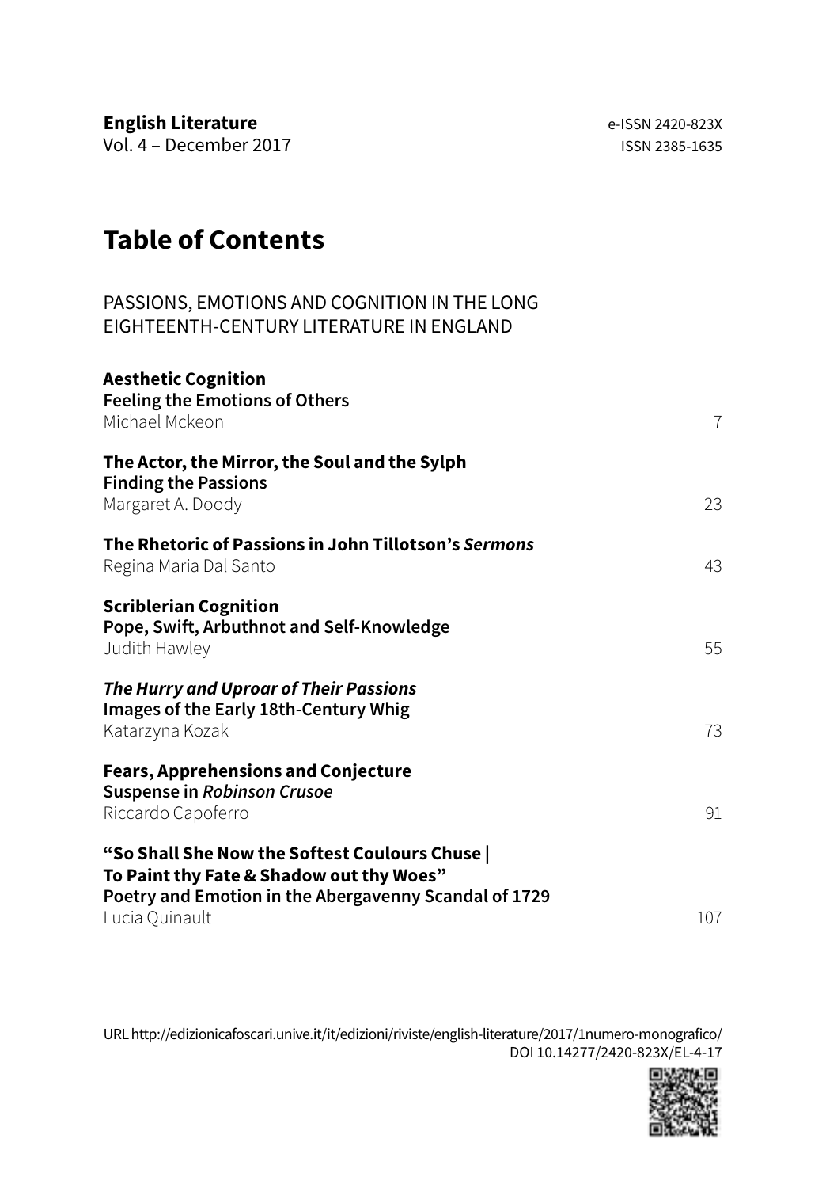**English Literature**
Vol. 4 – December 2017

e-ISSN 2420-823X
ISSN 2385-1635

# Table of Contents

PASSIONS, EMOTIONS AND COGNITION IN THE LONG EIGHTEENTH-CENTURY LITERATURE IN ENGLAND

**Aesthetic Cognition**
**Feeling the Emotions of Others**
Michael Mckeon — 7

**The Actor, the Mirror, the Soul and the Sylph**
**Finding the Passions**
Margaret A. Doody — 23

**The Rhetoric of Passions in John Tillotson's *Sermons***
Regina Maria Dal Santo — 43

**Scriblerian Cognition**
**Pope, Swift, Arbuthnot and Self-Knowledge**
Judith Hawley — 55

***The Hurry and Uproar of Their Passions***
**Images of the Early 18th-Century Whig**
Katarzyna Kozak — 73

**Fears, Apprehensions and Conjecture**
**Suspense in *Robinson Crusoe***
Riccardo Capoferro — 91

**"So Shall She Now the Softest Coulours Chuse | To Paint thy Fate & Shadow out thy Woes"**
**Poetry and Emotion in the Abergavenny Scandal of 1729**
Lucia Quinault — 107

URL http://edizionicafoscari.unive.it/it/edizioni/riviste/english-literature/2017/1numero-monografico/
DOI 10.14277/2420-823X/EL-4-17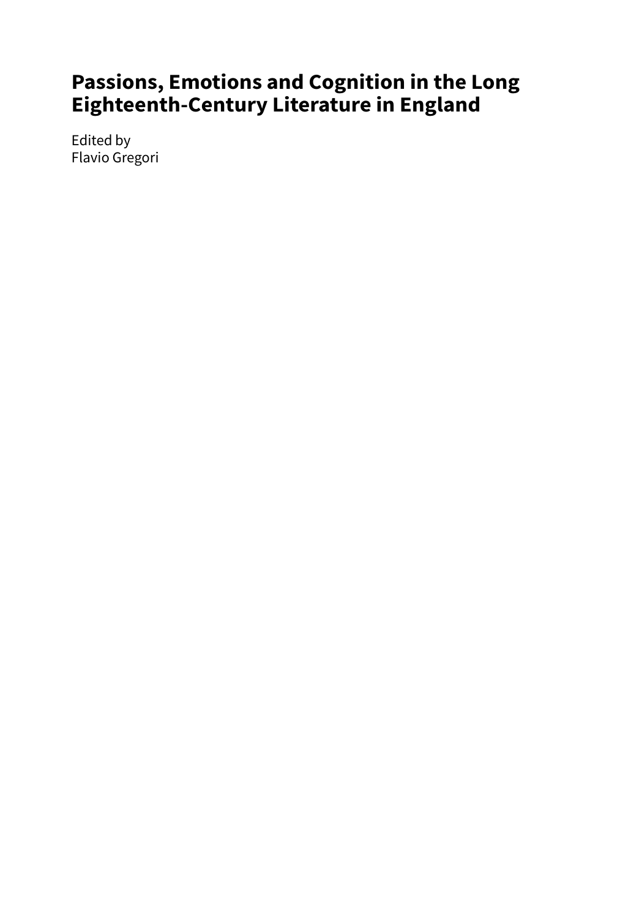# Passions, Emotions and Cognition in the Long Eighteenth-Century Literature in England

Edited by
Flavio Gregori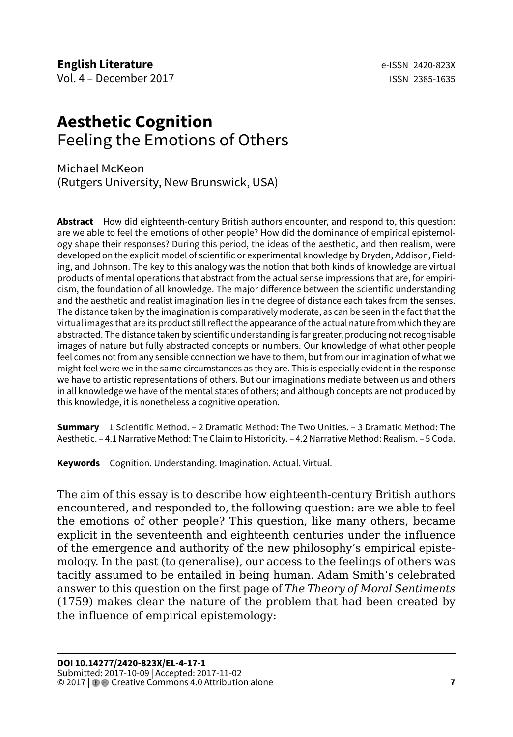# Aesthetic Cognition

Feeling the Emotions of Others

Michael McKeon
(Rutgers University, New Brunswick, USA)

**Abstract** How did eighteenth-century British authors encounter, and respond to, this question: are we able to feel the emotions of other people? How did the dominance of empirical epistemology shape their responses? During this period, the ideas of the aesthetic, and then realism, were developed on the explicit model of scientific or experimental knowledge by Dryden, Addison, Fielding, and Johnson. The key to this analogy was the notion that both kinds of knowledge are virtual products of mental operations that abstract from the actual sense impressions that are, for empiricism, the foundation of all knowledge. The major difference between the scientific understanding and the aesthetic and realist imagination lies in the degree of distance each takes from the senses. The distance taken by the imagination is comparatively moderate, as can be seen in the fact that the virtual images that are its product still reflect the appearance of the actual nature from which they are abstracted. The distance taken by scientific understanding is far greater, producing not recognisable images of nature but fully abstracted concepts or numbers. Our knowledge of what other people feel comes not from any sensible connection we have to them, but from our imagination of what we might feel were we in the same circumstances as they are. This is especially evident in the response we have to artistic representations of others. But our imaginations mediate between us and others in all knowledge we have of the mental states of others; and although concepts are not produced by this knowledge, it is nonetheless a cognitive operation.

**Summary** 1 Scientific Method. – 2 Dramatic Method: The Two Unities. – 3 Dramatic Method: The Aesthetic. – 4.1 Narrative Method: The Claim to Historicity. – 4.2 Narrative Method: Realism. – 5 Coda.

**Keywords** Cognition. Understanding. Imagination. Actual. Virtual.

The aim of this essay is to describe how eighteenth-century British authors encountered, and responded to, the following question: are we able to feel the emotions of other people? This question, like many others, became explicit in the seventeenth and eighteenth centuries under the influence of the emergence and authority of the new philosophy's empirical epistemology. In the past (to generalise), our access to the feelings of others was tacitly assumed to be entailed in being human. Adam Smith's celebrated answer to this question on the first page of *The Theory of Moral Sentiments* (1759) makes clear the nature of the problem that had been created by the influence of empirical epistemology:

**DOI 10.14277/2420-823X/EL-4-17-1**
Submitted: 2017-10-09 | Accepted: 2017-11-02
© 2017 | Creative Commons 4.0 Attribution alone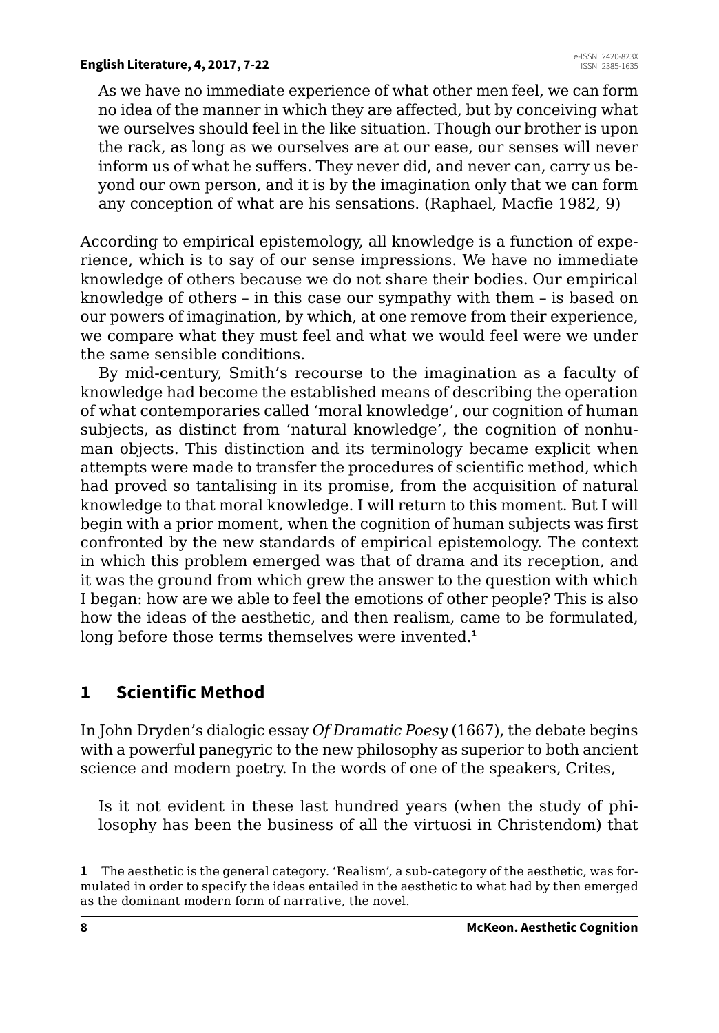> As we have no immediate experience of what other men feel, we can form no idea of the manner in which they are affected, but by conceiving what we ourselves should feel in the like situation. Though our brother is upon the rack, as long as we ourselves are at our ease, our senses will never inform us of what he suffers. They never did, and never can, carry us beyond our own person, and it is by the imagination only that we can form any conception of what are his sensations. (Raphael, Macfie 1982, 9)

According to empirical epistemology, all knowledge is a function of experience, which is to say of our sense impressions. We have no immediate knowledge of others because we do not share their bodies. Our empirical knowledge of others – in this case our sympathy with them – is based on our powers of imagination, by which, at one remove from their experience, we compare what they must feel and what we would feel were we under the same sensible conditions.

By mid-century, Smith's recourse to the imagination as a faculty of knowledge had become the established means of describing the operation of what contemporaries called 'moral knowledge', our cognition of human subjects, as distinct from 'natural knowledge', the cognition of nonhuman objects. This distinction and its terminology became explicit when attempts were made to transfer the procedures of scientific method, which had proved so tantalising in its promise, from the acquisition of natural knowledge to that moral knowledge. I will return to this moment. But I will begin with a prior moment, when the cognition of human subjects was first confronted by the new standards of empirical epistemology. The context in which this problem emerged was that of drama and its reception, and it was the ground from which grew the answer to the question with which I began: how are we able to feel the emotions of other people? This is also how the ideas of the aesthetic, and then realism, came to be formulated, long before those terms themselves were invented.[1]

## 1 Scientific Method

In John Dryden's dialogic essay *Of Dramatic Poesy* (1667), the debate begins with a powerful panegyric to the new philosophy as superior to both ancient science and modern poetry. In the words of one of the speakers, Crites,

> Is it not evident in these last hundred years (when the study of philosophy has been the business of all the virtuosi in Christendom) that

1 The aesthetic is the general category. 'Realism', a sub-category of the aesthetic, was formulated in order to specify the ideas entailed in the aesthetic to what had by then emerged as the dominant modern form of narrative, the novel.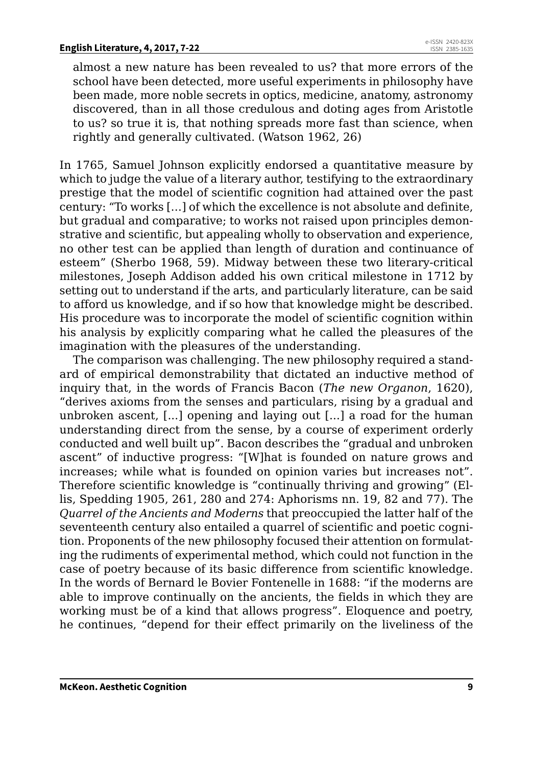almost a new nature has been revealed to us? that more errors of the school have been detected, more useful experiments in philosophy have been made, more noble secrets in optics, medicine, anatomy, astronomy discovered, than in all those credulous and doting ages from Aristotle to us? so true it is, that nothing spreads more fast than science, when rightly and generally cultivated. (Watson 1962, 26)

In 1765, Samuel Johnson explicitly endorsed a quantitative measure by which to judge the value of a literary author, testifying to the extraordinary prestige that the model of scientific cognition had attained over the past century: "To works […] of which the excellence is not absolute and definite, but gradual and comparative; to works not raised upon principles demonstrative and scientific, but appealing wholly to observation and experience, no other test can be applied than length of duration and continuance of esteem" (Sherbo 1968, 59). Midway between these two literary-critical milestones, Joseph Addison added his own critical milestone in 1712 by setting out to understand if the arts, and particularly literature, can be said to afford us knowledge, and if so how that knowledge might be described. His procedure was to incorporate the model of scientific cognition within his analysis by explicitly comparing what he called the pleasures of the imagination with the pleasures of the understanding.

The comparison was challenging. The new philosophy required a standard of empirical demonstrability that dictated an inductive method of inquiry that, in the words of Francis Bacon (*The new Organon*, 1620), "derives axioms from the senses and particulars, rising by a gradual and unbroken ascent, [...] opening and laying out [...] a road for the human understanding direct from the sense, by a course of experiment orderly conducted and well built up". Bacon describes the "gradual and unbroken ascent" of inductive progress: "[W]hat is founded on nature grows and increases; while what is founded on opinion varies but increases not". Therefore scientific knowledge is "continually thriving and growing" (Ellis, Spedding 1905, 261, 280 and 274: Aphorisms nn. 19, 82 and 77). The *Quarrel of the Ancients and Moderns* that preoccupied the latter half of the seventeenth century also entailed a quarrel of scientific and poetic cognition. Proponents of the new philosophy focused their attention on formulating the rudiments of experimental method, which could not function in the case of poetry because of its basic difference from scientific knowledge. In the words of Bernard le Bovier Fontenelle in 1688: "if the moderns are able to improve continually on the ancients, the fields in which they are working must be of a kind that allows progress". Eloquence and poetry, he continues, "depend for their effect primarily on the liveliness of the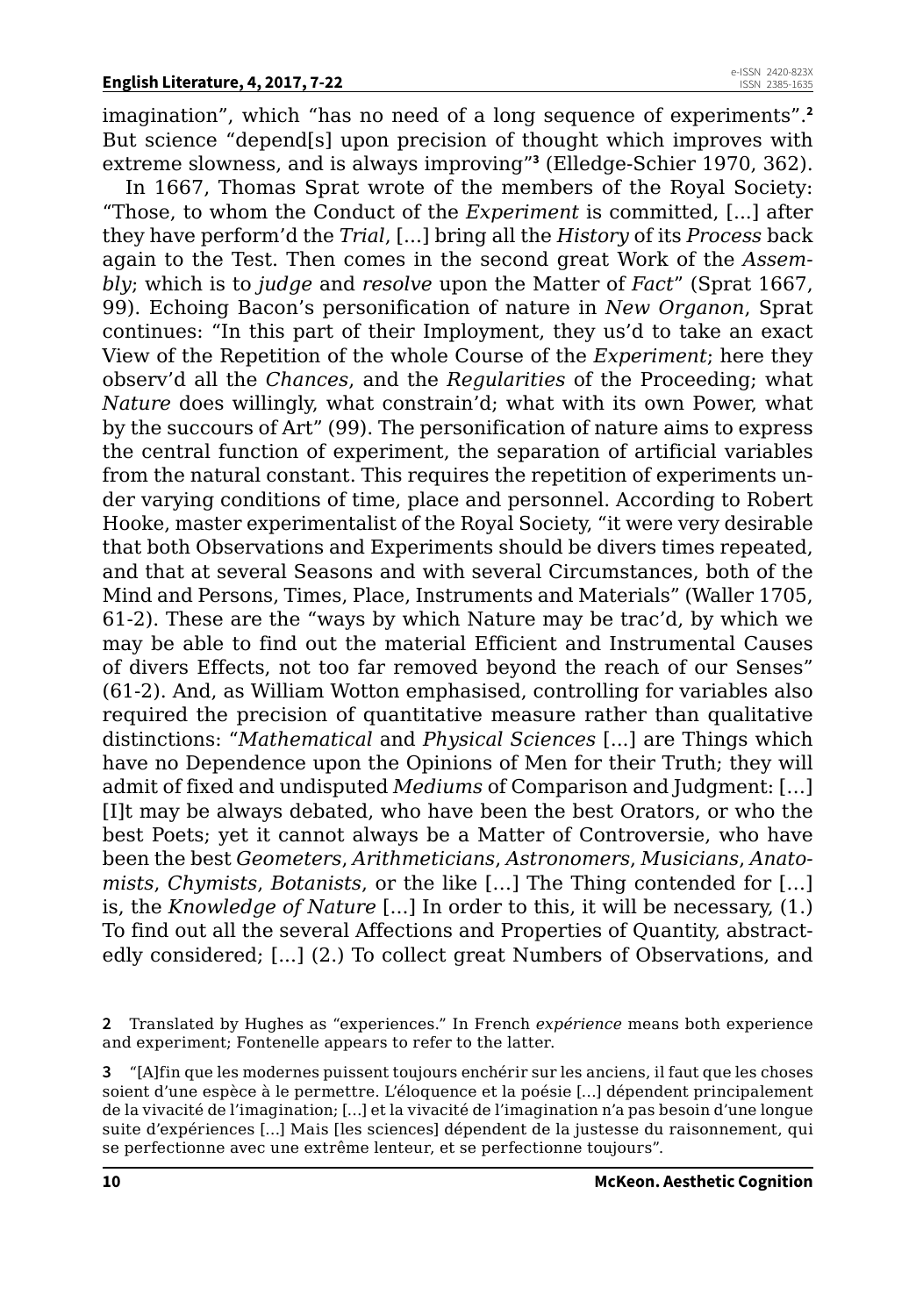imagination", which "has no need of a long sequence of experiments".[2] But science "depend[s] upon precision of thought which improves with extreme slowness, and is always improving"[3] (Elledge-Schier 1970, 362).

In 1667, Thomas Sprat wrote of the members of the Royal Society: "Those, to whom the Conduct of the *Experiment* is committed, [...] after they have perform'd the *Trial*, [...] bring all the *History* of its *Process* back again to the Test. Then comes in the second great Work of the *Assembly*; which is to *judge* and *resolve* upon the Matter of *Fact*" (Sprat 1667, 99). Echoing Bacon's personification of nature in *New Organon*, Sprat continues: "In this part of their Imployment, they us'd to take an exact View of the Repetition of the whole Course of the *Experiment*; here they observ'd all the *Chances*, and the *Regularities* of the Proceeding; what *Nature* does willingly, what constrain'd; what with its own Power, what by the succours of Art" (99). The personification of nature aims to express the central function of experiment, the separation of artificial variables from the natural constant. This requires the repetition of experiments under varying conditions of time, place and personnel. According to Robert Hooke, master experimentalist of the Royal Society, "it were very desirable that both Observations and Experiments should be divers times repeated, and that at several Seasons and with several Circumstances, both of the Mind and Persons, Times, Place, Instruments and Materials" (Waller 1705, 61-2). These are the "ways by which Nature may be trac'd, by which we may be able to find out the material Efficient and Instrumental Causes of divers Effects, not too far removed beyond the reach of our Senses" (61-2). And, as William Wotton emphasised, controlling for variables also required the precision of quantitative measure rather than qualitative distinctions: "*Mathematical* and *Physical Sciences* [...] are Things which have no Dependence upon the Opinions of Men for their Truth; they will admit of fixed and undisputed *Mediums* of Comparison and Judgment: [...] [I]t may be always debated, who have been the best Orators, or who the best Poets; yet it cannot always be a Matter of Controversie, who have been the best *Geometers*, *Arithmeticians*, *Astronomers*, *Musicians*, *Anatomists*, *Chymists*, *Botanists*, or the like [...] The Thing contended for [...] is, the *Knowledge of Nature* [...] In order to this, it will be necessary, (1.) To find out all the several Affections and Properties of Quantity, abstractedly considered; [...] (2.) To collect great Numbers of Observations, and

**2** Translated by Hughes as "experiences." In French *expérience* means both experience and experiment; Fontenelle appears to refer to the latter.

**3** "[A]fin que les modernes puissent toujours enchérir sur les anciens, il faut que les choses soient d'une espèce à le permettre. L'éloquence et la poésie [...] dépendent principalement de la vivacité de l'imagination; [...] et la vivacité de l'imagination n'a pas besoin d'une longue suite d'expériences [...] Mais [les sciences] dépendent de la justesse du raisonnement, qui se perfectionne avec une extrême lenteur, et se perfectionne toujours".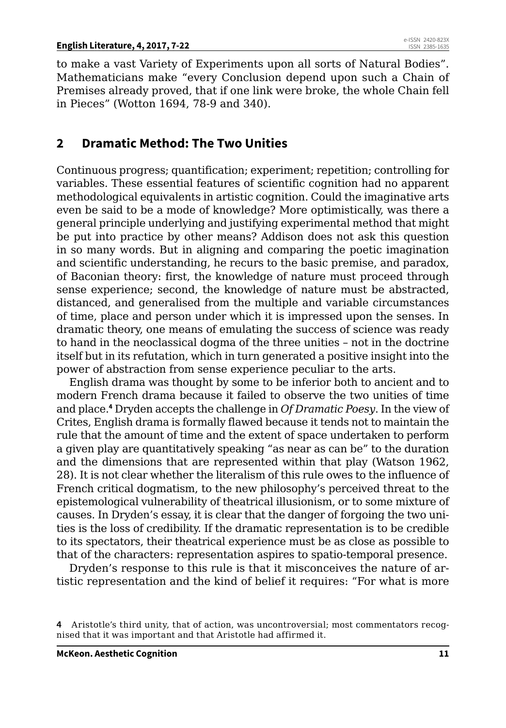to make a vast Variety of Experiments upon all sorts of Natural Bodies". Mathematicians make "every Conclusion depend upon such a Chain of Premises already proved, that if one link were broke, the whole Chain fell in Pieces" (Wotton 1694, 78-9 and 340).

## 2 Dramatic Method: The Two Unities

Continuous progress; quantification; experiment; repetition; controlling for variables. These essential features of scientific cognition had no apparent methodological equivalents in artistic cognition. Could the imaginative arts even be said to be a mode of knowledge? More optimistically, was there a general principle underlying and justifying experimental method that might be put into practice by other means? Addison does not ask this question in so many words. But in aligning and comparing the poetic imagination and scientific understanding, he recurs to the basic premise, and paradox, of Baconian theory: first, the knowledge of nature must proceed through sense experience; second, the knowledge of nature must be abstracted, distanced, and generalised from the multiple and variable circumstances of time, place and person under which it is impressed upon the senses. In dramatic theory, one means of emulating the success of science was ready to hand in the neoclassical dogma of the three unities – not in the doctrine itself but in its refutation, which in turn generated a positive insight into the power of abstraction from sense experience peculiar to the arts.

English drama was thought by some to be inferior both to ancient and to modern French drama because it failed to observe the two unities of time and place.[4] Dryden accepts the challenge in *Of Dramatic Poesy*. In the view of Crites, English drama is formally flawed because it tends not to maintain the rule that the amount of time and the extent of space undertaken to perform a given play are quantitatively speaking "as near as can be" to the duration and the dimensions that are represented within that play (Watson 1962, 28). It is not clear whether the literalism of this rule owes to the influence of French critical dogmatism, to the new philosophy's perceived threat to the epistemological vulnerability of theatrical illusionism, or to some mixture of causes. In Dryden's essay, it is clear that the danger of forgoing the two unities is the loss of credibility. If the dramatic representation is to be credible to its spectators, their theatrical experience must be as close as possible to that of the characters: representation aspires to spatio-temporal presence.

Dryden's response to this rule is that it misconceives the nature of artistic representation and the kind of belief it requires: "For what is more

4 Aristotle's third unity, that of action, was uncontroversial; most commentators recognised that it was important and that Aristotle had affirmed it.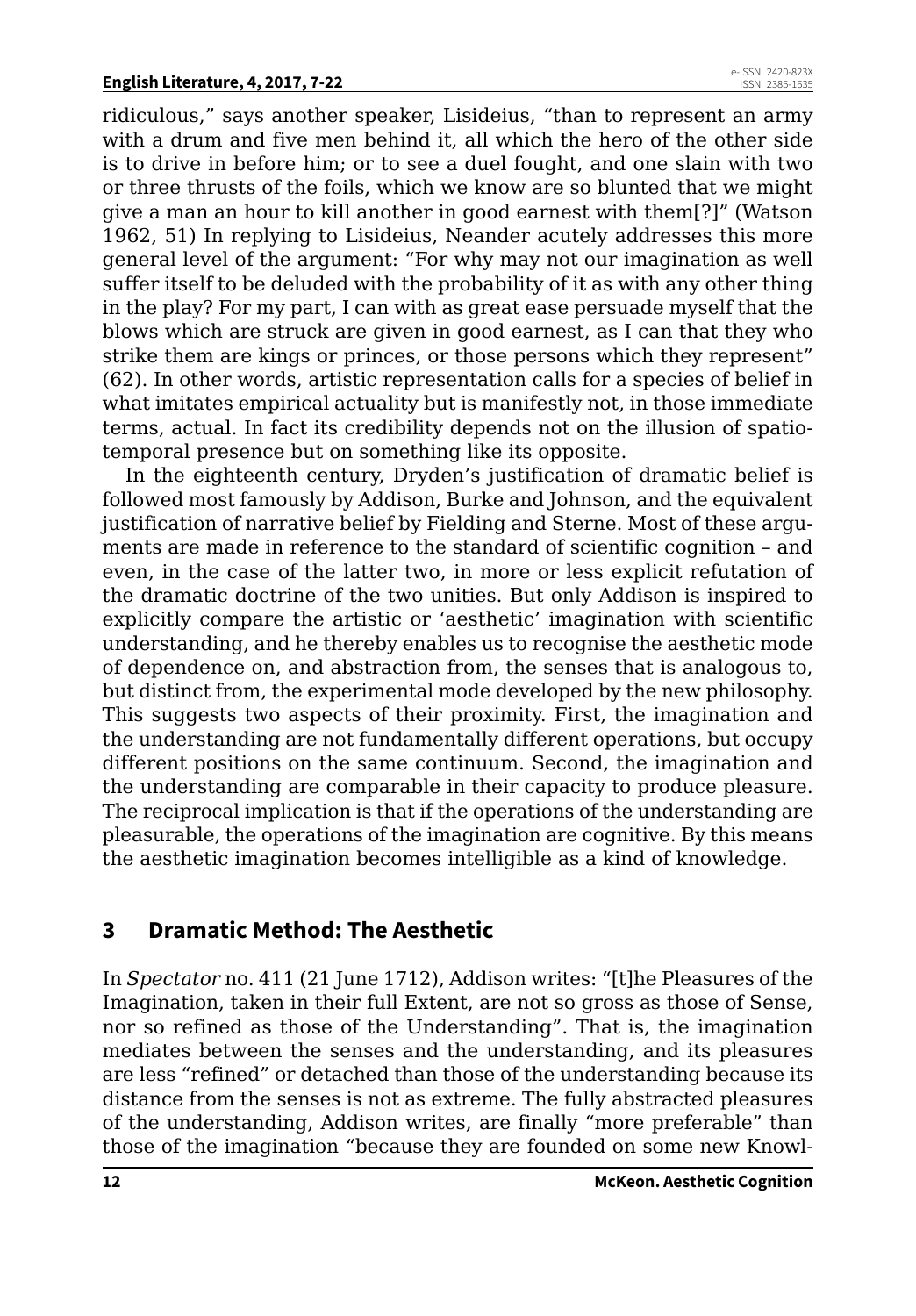ridiculous," says another speaker, Lisideius, "than to represent an army with a drum and five men behind it, all which the hero of the other side is to drive in before him; or to see a duel fought, and one slain with two or three thrusts of the foils, which we know are so blunted that we might give a man an hour to kill another in good earnest with them[?]" (Watson 1962, 51) In replying to Lisideius, Neander acutely addresses this more general level of the argument: "For why may not our imagination as well suffer itself to be deluded with the probability of it as with any other thing in the play? For my part, I can with as great ease persuade myself that the blows which are struck are given in good earnest, as I can that they who strike them are kings or princes, or those persons which they represent" (62). In other words, artistic representation calls for a species of belief in what imitates empirical actuality but is manifestly not, in those immediate terms, actual. In fact its credibility depends not on the illusion of spatio-temporal presence but on something like its opposite.

In the eighteenth century, Dryden's justification of dramatic belief is followed most famously by Addison, Burke and Johnson, and the equivalent justification of narrative belief by Fielding and Sterne. Most of these arguments are made in reference to the standard of scientific cognition – and even, in the case of the latter two, in more or less explicit refutation of the dramatic doctrine of the two unities. But only Addison is inspired to explicitly compare the artistic or 'aesthetic' imagination with scientific understanding, and he thereby enables us to recognise the aesthetic mode of dependence on, and abstraction from, the senses that is analogous to, but distinct from, the experimental mode developed by the new philosophy. This suggests two aspects of their proximity. First, the imagination and the understanding are not fundamentally different operations, but occupy different positions on the same continuum. Second, the imagination and the understanding are comparable in their capacity to produce pleasure. The reciprocal implication is that if the operations of the understanding are pleasurable, the operations of the imagination are cognitive. By this means the aesthetic imagination becomes intelligible as a kind of knowledge.

## 3 Dramatic Method: The Aesthetic

In *Spectator* no. 411 (21 June 1712), Addison writes: "[t]he Pleasures of the Imagination, taken in their full Extent, are not so gross as those of Sense, nor so refined as those of the Understanding". That is, the imagination mediates between the senses and the understanding, and its pleasures are less "refined" or detached than those of the understanding because its distance from the senses is not as extreme. The fully abstracted pleasures of the understanding, Addison writes, are finally "more preferable" than those of the imagination "because they are founded on some new Knowl-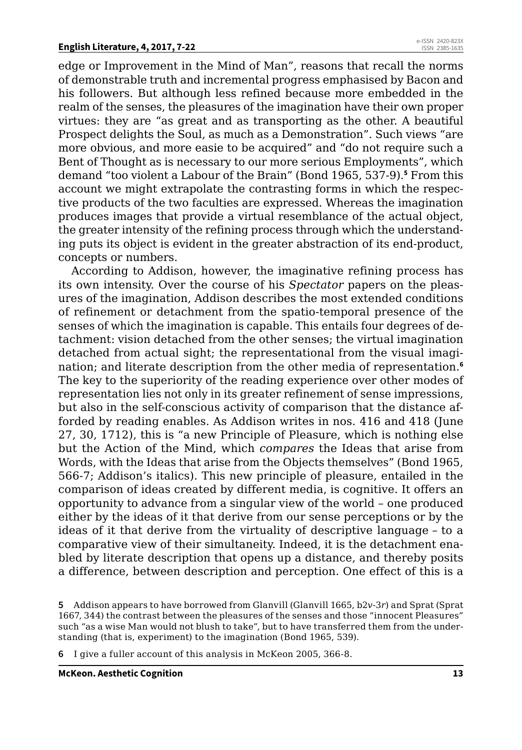edge or Improvement in the Mind of Man", reasons that recall the norms of demonstrable truth and incremental progress emphasised by Bacon and his followers. But although less refined because more embedded in the realm of the senses, the pleasures of the imagination have their own proper virtues: they are "as great and as transporting as the other. A beautiful Prospect delights the Soul, as much as a Demonstration". Such views "are more obvious, and more easie to be acquired" and "do not require such a Bent of Thought as is necessary to our more serious Employments", which demand "too violent a Labour of the Brain" (Bond 1965, 537-9).[5] From this account we might extrapolate the contrasting forms in which the respective products of the two faculties are expressed. Whereas the imagination produces images that provide a virtual resemblance of the actual object, the greater intensity of the refining process through which the understanding puts its object is evident in the greater abstraction of its end-product, concepts or numbers.

According to Addison, however, the imaginative refining process has its own intensity. Over the course of his *Spectator* papers on the pleasures of the imagination, Addison describes the most extended conditions of refinement or detachment from the spatio-temporal presence of the senses of which the imagination is capable. This entails four degrees of detachment: vision detached from the other senses; the virtual imagination detached from actual sight; the representational from the visual imagination; and literate description from the other media of representation.[6] The key to the superiority of the reading experience over other modes of representation lies not only in its greater refinement of sense impressions, but also in the self-conscious activity of comparison that the distance afforded by reading enables. As Addison writes in nos. 416 and 418 (June 27, 30, 1712), this is "a new Principle of Pleasure, which is nothing else but the Action of the Mind, which *compares* the Ideas that arise from Words, with the Ideas that arise from the Objects themselves" (Bond 1965, 566-7; Addison's italics). This new principle of pleasure, entailed in the comparison of ideas created by different media, is cognitive. It offers an opportunity to advance from a singular view of the world – one produced either by the ideas of it that derive from our sense perceptions or by the ideas of it that derive from the virtuality of descriptive language – to a comparative view of their simultaneity. Indeed, it is the detachment enabled by literate description that opens up a distance, and thereby posits a difference, between description and perception. One effect of this is a

---

**5** Addison appears to have borrowed from Glanvill (Glanvill 1665, b2*v*-3*r*) and Sprat (Sprat 1667, 344) the contrast between the pleasures of the senses and those "innocent Pleasures" such "as a wise Man would not blush to take", but to have transferred them from the understanding (that is, experiment) to the imagination (Bond 1965, 539).

**6** I give a fuller account of this analysis in McKeon 2005, 366-8.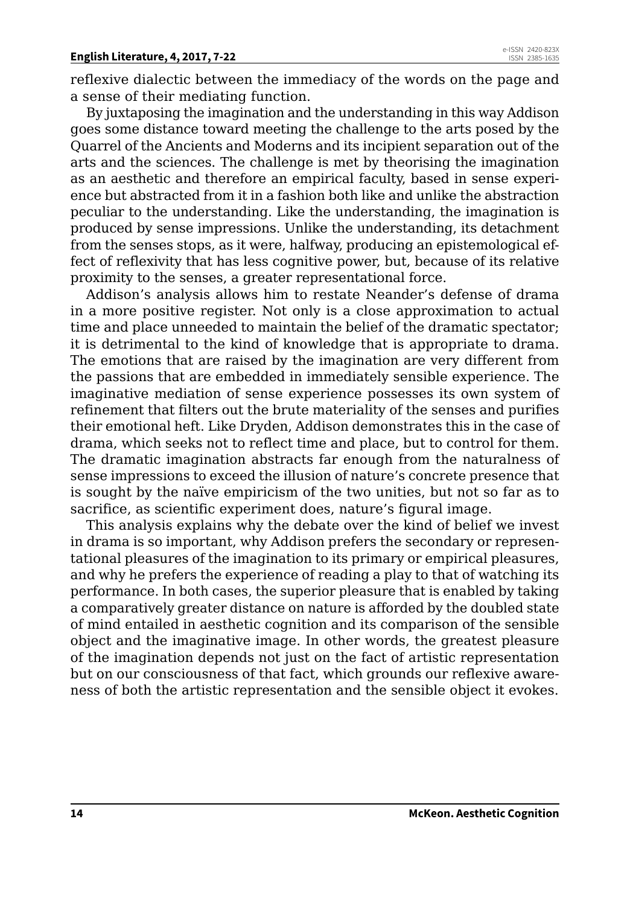reflexive dialectic between the immediacy of the words on the page and a sense of their mediating function.

By juxtaposing the imagination and the understanding in this way Addison goes some distance toward meeting the challenge to the arts posed by the Quarrel of the Ancients and Moderns and its incipient separation out of the arts and the sciences. The challenge is met by theorising the imagination as an aesthetic and therefore an empirical faculty, based in sense experience but abstracted from it in a fashion both like and unlike the abstraction peculiar to the understanding. Like the understanding, the imagination is produced by sense impressions. Unlike the understanding, its detachment from the senses stops, as it were, halfway, producing an epistemological effect of reflexivity that has less cognitive power, but, because of its relative proximity to the senses, a greater representational force.

Addison's analysis allows him to restate Neander's defense of drama in a more positive register. Not only is a close approximation to actual time and place unneeded to maintain the belief of the dramatic spectator; it is detrimental to the kind of knowledge that is appropriate to drama. The emotions that are raised by the imagination are very different from the passions that are embedded in immediately sensible experience. The imaginative mediation of sense experience possesses its own system of refinement that filters out the brute materiality of the senses and purifies their emotional heft. Like Dryden, Addison demonstrates this in the case of drama, which seeks not to reflect time and place, but to control for them. The dramatic imagination abstracts far enough from the naturalness of sense impressions to exceed the illusion of nature's concrete presence that is sought by the naïve empiricism of the two unities, but not so far as to sacrifice, as scientific experiment does, nature's figural image.

This analysis explains why the debate over the kind of belief we invest in drama is so important, why Addison prefers the secondary or representational pleasures of the imagination to its primary or empirical pleasures, and why he prefers the experience of reading a play to that of watching its performance. In both cases, the superior pleasure that is enabled by taking a comparatively greater distance on nature is afforded by the doubled state of mind entailed in aesthetic cognition and its comparison of the sensible object and the imaginative image. In other words, the greatest pleasure of the imagination depends not just on the fact of artistic representation but on our consciousness of that fact, which grounds our reflexive awareness of both the artistic representation and the sensible object it evokes.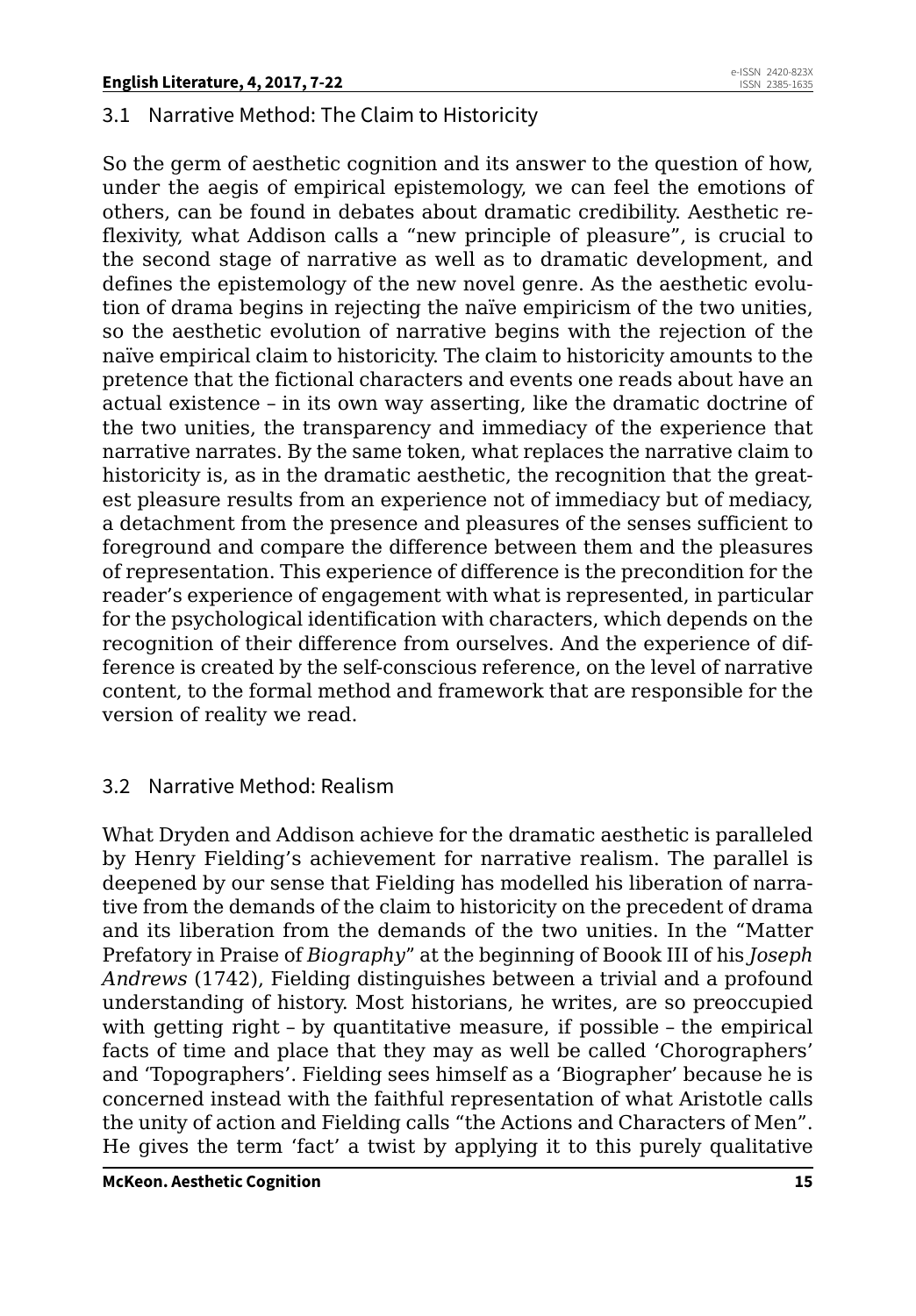## 3.1 Narrative Method: The Claim to Historicity

So the germ of aesthetic cognition and its answer to the question of how, under the aegis of empirical epistemology, we can feel the emotions of others, can be found in debates about dramatic credibility. Aesthetic reflexivity, what Addison calls a "new principle of pleasure", is crucial to the second stage of narrative as well as to dramatic development, and defines the epistemology of the new novel genre. As the aesthetic evolution of drama begins in rejecting the naïve empiricism of the two unities, so the aesthetic evolution of narrative begins with the rejection of the naïve empirical claim to historicity. The claim to historicity amounts to the pretence that the fictional characters and events one reads about have an actual existence – in its own way asserting, like the dramatic doctrine of the two unities, the transparency and immediacy of the experience that narrative narrates. By the same token, what replaces the narrative claim to historicity is, as in the dramatic aesthetic, the recognition that the greatest pleasure results from an experience not of immediacy but of mediacy, a detachment from the presence and pleasures of the senses sufficient to foreground and compare the difference between them and the pleasures of representation. This experience of difference is the precondition for the reader's experience of engagement with what is represented, in particular for the psychological identification with characters, which depends on the recognition of their difference from ourselves. And the experience of difference is created by the self-conscious reference, on the level of narrative content, to the formal method and framework that are responsible for the version of reality we read.

## 3.2 Narrative Method: Realism

What Dryden and Addison achieve for the dramatic aesthetic is paralleled by Henry Fielding's achievement for narrative realism. The parallel is deepened by our sense that Fielding has modelled his liberation of narrative from the demands of the claim to historicity on the precedent of drama and its liberation from the demands of the two unities. In the "Matter Prefatory in Praise of *Biography*" at the beginning of Boook III of his *Joseph Andrews* (1742), Fielding distinguishes between a trivial and a profound understanding of history. Most historians, he writes, are so preoccupied with getting right – by quantitative measure, if possible – the empirical facts of time and place that they may as well be called 'Chorographers' and 'Topographers'. Fielding sees himself as a 'Biographer' because he is concerned instead with the faithful representation of what Aristotle calls the unity of action and Fielding calls "the Actions and Characters of Men". He gives the term 'fact' a twist by applying it to this purely qualitative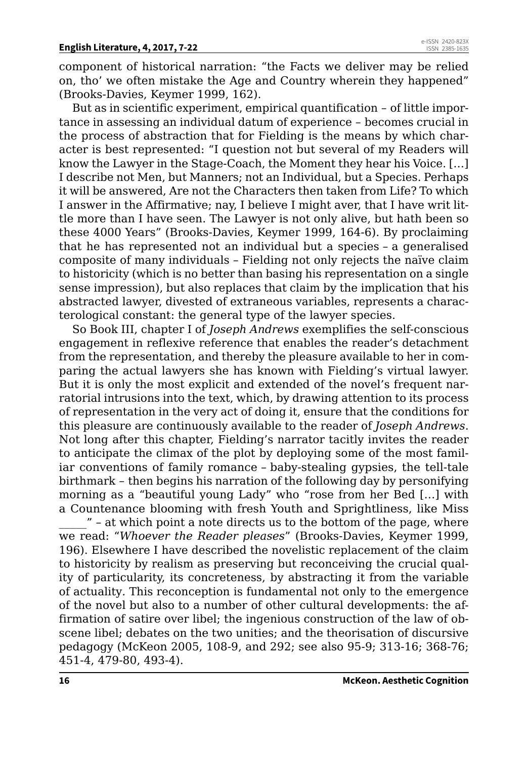component of historical narration: “the Facts we deliver may be relied on, tho’ we often mistake the Age and Country wherein they happened” (Brooks-Davies, Keymer 1999, 162).

But as in scientific experiment, empirical quantification – of little importance in assessing an individual datum of experience – becomes crucial in the process of abstraction that for Fielding is the means by which character is best represented: “I question not but several of my Readers will know the Lawyer in the Stage-Coach, the Moment they hear his Voice. […] I describe not Men, but Manners; not an Individual, but a Species. Perhaps it will be answered, Are not the Characters then taken from Life? To which I answer in the Affirmative; nay, I believe I might aver, that I have writ little more than I have seen. The Lawyer is not only alive, but hath been so these 4000 Years” (Brooks-Davies, Keymer 1999, 164-6). By proclaiming that he has represented not an individual but a species – a generalised composite of many individuals – Fielding not only rejects the naïve claim to historicity (which is no better than basing his representation on a single sense impression), but also replaces that claim by the implication that his abstracted lawyer, divested of extraneous variables, represents a characterological constant: the general type of the lawyer species.

So Book III, chapter I of *Joseph Andrews* exemplifies the self-conscious engagement in reflexive reference that enables the reader’s detachment from the representation, and thereby the pleasure available to her in comparing the actual lawyers she has known with Fielding’s virtual lawyer. But it is only the most explicit and extended of the novel’s frequent narratorial intrusions into the text, which, by drawing attention to its process of representation in the very act of doing it, ensure that the conditions for this pleasure are continuously available to the reader of *Joseph Andrews*. Not long after this chapter, Fielding’s narrator tacitly invites the reader to anticipate the climax of the plot by deploying some of the most familiar conventions of family romance – baby-stealing gypsies, the tell-tale birthmark – then begins his narration of the following day by personifying morning as a “beautiful young Lady” who “rose from her Bed […] with a Countenance blooming with fresh Youth and Sprightliness, like Miss _____” – at which point a note directs us to the bottom of the page, where we read: “*Whoever the Reader pleases*” (Brooks-Davies, Keymer 1999, 196). Elsewhere I have described the novelistic replacement of the claim to historicity by realism as preserving but reconceiving the crucial quality of particularity, its concreteness, by abstracting it from the variable of actuality. This reconception is fundamental not only to the emergence of the novel but also to a number of other cultural developments: the affirmation of satire over libel; the ingenious construction of the law of obscene libel; debates on the two unities; and the theorisation of discursive pedagogy (McKeon 2005, 108-9, and 292; see also 95-9; 313-16; 368-76; 451-4, 479-80, 493-4).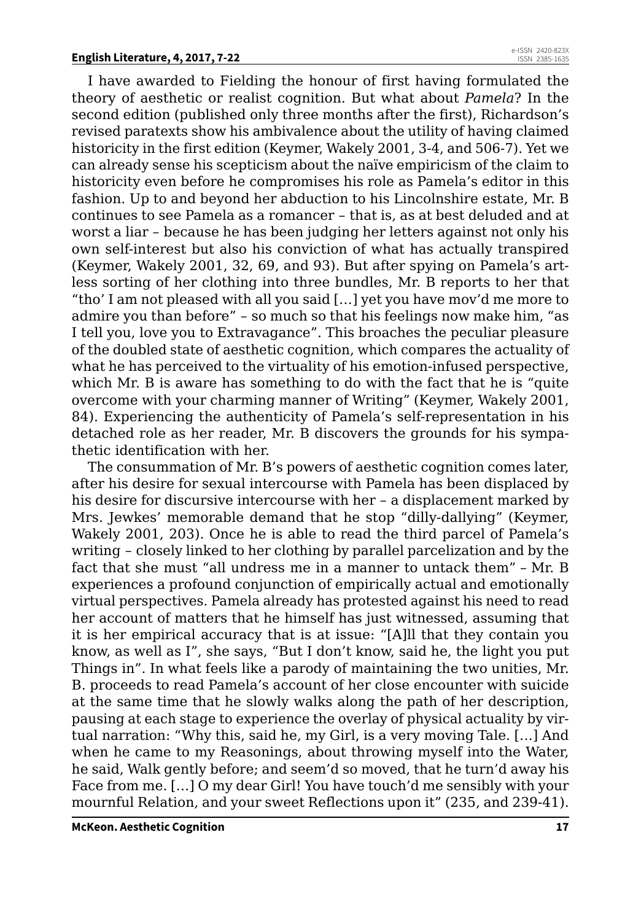I have awarded to Fielding the honour of first having formulated the theory of aesthetic or realist cognition. But what about *Pamela*? In the second edition (published only three months after the first), Richardson's revised paratexts show his ambivalence about the utility of having claimed historicity in the first edition (Keymer, Wakely 2001, 3-4, and 506-7). Yet we can already sense his scepticism about the naïve empiricism of the claim to historicity even before he compromises his role as Pamela's editor in this fashion. Up to and beyond her abduction to his Lincolnshire estate, Mr. B continues to see Pamela as a romancer – that is, as at best deluded and at worst a liar – because he has been judging her letters against not only his own self-interest but also his conviction of what has actually transpired (Keymer, Wakely 2001, 32, 69, and 93). But after spying on Pamela's artless sorting of her clothing into three bundles, Mr. B reports to her that "tho' I am not pleased with all you said […] yet you have mov'd me more to admire you than before" – so much so that his feelings now make him, "as I tell you, love you to Extravagance". This broaches the peculiar pleasure of the doubled state of aesthetic cognition, which compares the actuality of what he has perceived to the virtuality of his emotion-infused perspective, which Mr. B is aware has something to do with the fact that he is "quite overcome with your charming manner of Writing" (Keymer, Wakely 2001, 84). Experiencing the authenticity of Pamela's self-representation in his detached role as her reader, Mr. B discovers the grounds for his sympathetic identification with her.

The consummation of Mr. B's powers of aesthetic cognition comes later, after his desire for sexual intercourse with Pamela has been displaced by his desire for discursive intercourse with her – a displacement marked by Mrs. Jewkes' memorable demand that he stop "dilly-dallying" (Keymer, Wakely 2001, 203). Once he is able to read the third parcel of Pamela's writing – closely linked to her clothing by parallel parcelization and by the fact that she must "all undress me in a manner to untack them" – Mr. B experiences a profound conjunction of empirically actual and emotionally virtual perspectives. Pamela already has protested against his need to read her account of matters that he himself has just witnessed, assuming that it is her empirical accuracy that is at issue: "[A]ll that they contain you know, as well as I", she says, "But I don't know, said he, the light you put Things in". In what feels like a parody of maintaining the two unities, Mr. B. proceeds to read Pamela's account of her close encounter with suicide at the same time that he slowly walks along the path of her description, pausing at each stage to experience the overlay of physical actuality by virtual narration: "Why this, said he, my Girl, is a very moving Tale. […] And when he came to my Reasonings, about throwing myself into the Water, he said, Walk gently before; and seem'd so moved, that he turn'd away his Face from me. […] O my dear Girl! You have touch'd me sensibly with your mournful Relation, and your sweet Reflections upon it" (235, and 239-41).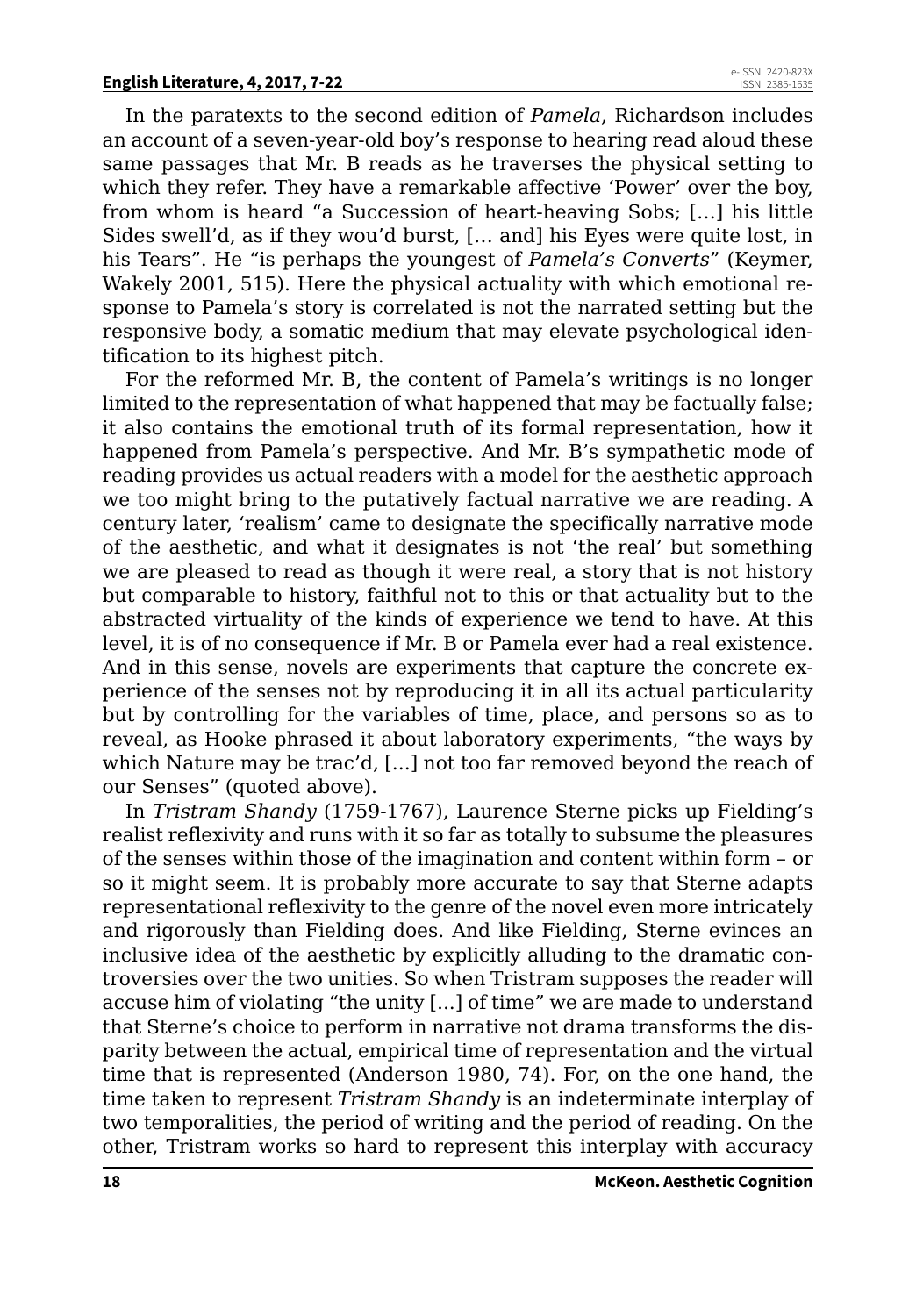In the paratexts to the second edition of *Pamela*, Richardson includes an account of a seven-year-old boy's response to hearing read aloud these same passages that Mr. B reads as he traverses the physical setting to which they refer. They have a remarkable affective 'Power' over the boy, from whom is heard "a Succession of heart-heaving Sobs; [...] his little Sides swell'd, as if they wou'd burst, [... and] his Eyes were quite lost, in his Tears". He "is perhaps the youngest of *Pamela's Converts*" (Keymer, Wakely 2001, 515). Here the physical actuality with which emotional response to Pamela's story is correlated is not the narrated setting but the responsive body, a somatic medium that may elevate psychological identification to its highest pitch.

For the reformed Mr. B, the content of Pamela's writings is no longer limited to the representation of what happened that may be factually false; it also contains the emotional truth of its formal representation, how it happened from Pamela's perspective. And Mr. B's sympathetic mode of reading provides us actual readers with a model for the aesthetic approach we too might bring to the putatively factual narrative we are reading. A century later, 'realism' came to designate the specifically narrative mode of the aesthetic, and what it designates is not 'the real' but something we are pleased to read as though it were real, a story that is not history but comparable to history, faithful not to this or that actuality but to the abstracted virtuality of the kinds of experience we tend to have. At this level, it is of no consequence if Mr. B or Pamela ever had a real existence. And in this sense, novels are experiments that capture the concrete experience of the senses not by reproducing it in all its actual particularity but by controlling for the variables of time, place, and persons so as to reveal, as Hooke phrased it about laboratory experiments, "the ways by which Nature may be trac'd, [...] not too far removed beyond the reach of our Senses" (quoted above).

In *Tristram Shandy* (1759-1767), Laurence Sterne picks up Fielding's realist reflexivity and runs with it so far as totally to subsume the pleasures of the senses within those of the imagination and content within form – or so it might seem. It is probably more accurate to say that Sterne adapts representational reflexivity to the genre of the novel even more intricately and rigorously than Fielding does. And like Fielding, Sterne evinces an inclusive idea of the aesthetic by explicitly alluding to the dramatic controversies over the two unities. So when Tristram supposes the reader will accuse him of violating "the unity [...] of time" we are made to understand that Sterne's choice to perform in narrative not drama transforms the disparity between the actual, empirical time of representation and the virtual time that is represented (Anderson 1980, 74). For, on the one hand, the time taken to represent *Tristram Shandy* is an indeterminate interplay of two temporalities, the period of writing and the period of reading. On the other, Tristram works so hard to represent this interplay with accuracy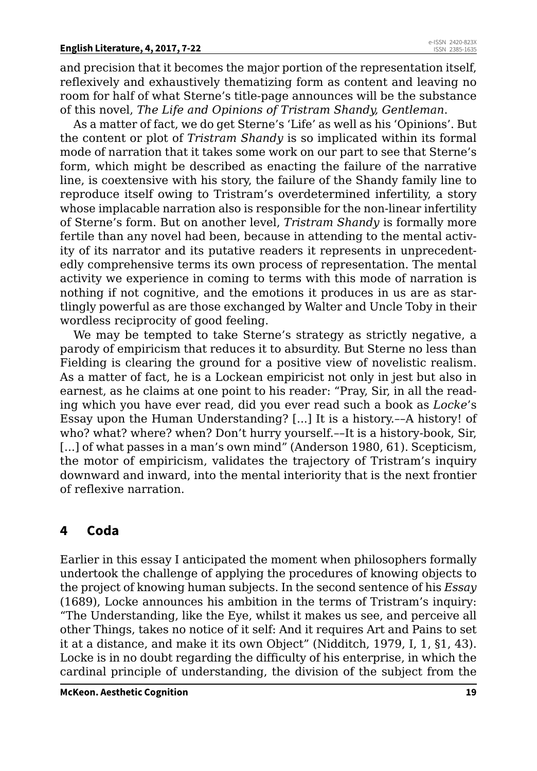and precision that it becomes the major portion of the representation itself, reflexively and exhaustively thematizing form as content and leaving no room for half of what Sterne's title-page announces will be the substance of this novel, *The Life and Opinions of Tristram Shandy, Gentleman*.

As a matter of fact, we do get Sterne's 'Life' as well as his 'Opinions'. But the content or plot of *Tristram Shandy* is so implicated within its formal mode of narration that it takes some work on our part to see that Sterne's form, which might be described as enacting the failure of the narrative line, is coextensive with his story, the failure of the Shandy family line to reproduce itself owing to Tristram's overdetermined infertility, a story whose implacable narration also is responsible for the non-linear infertility of Sterne's form. But on another level, *Tristram Shandy* is formally more fertile than any novel had been, because in attending to the mental activity of its narrator and its putative readers it represents in unprecedentedly comprehensive terms its own process of representation. The mental activity we experience in coming to terms with this mode of narration is nothing if not cognitive, and the emotions it produces in us are as startlingly powerful as are those exchanged by Walter and Uncle Toby in their wordless reciprocity of good feeling.

We may be tempted to take Sterne's strategy as strictly negative, a parody of empiricism that reduces it to absurdity. But Sterne no less than Fielding is clearing the ground for a positive view of novelistic realism. As a matter of fact, he is a Lockean empiricist not only in jest but also in earnest, as he claims at one point to his reader: "Pray, Sir, in all the reading which you have ever read, did you ever read such a book as *Locke*'s Essay upon the Human Understanding? [...] It is a history.––A history! of who? what? where? when? Don't hurry yourself.––It is a history-book, Sir, [...] of what passes in a man's own mind" (Anderson 1980, 61). Scepticism, the motor of empiricism, validates the trajectory of Tristram's inquiry downward and inward, into the mental interiority that is the next frontier of reflexive narration.

## 4 Coda

Earlier in this essay I anticipated the moment when philosophers formally undertook the challenge of applying the procedures of knowing objects to the project of knowing human subjects. In the second sentence of his *Essay* (1689), Locke announces his ambition in the terms of Tristram's inquiry: "The Understanding, like the Eye, whilst it makes us see, and perceive all other Things, takes no notice of it self: And it requires Art and Pains to set it at a distance, and make it its own Object" (Nidditch, 1979, I, 1, §1, 43). Locke is in no doubt regarding the difficulty of his enterprise, in which the cardinal principle of understanding, the division of the subject from the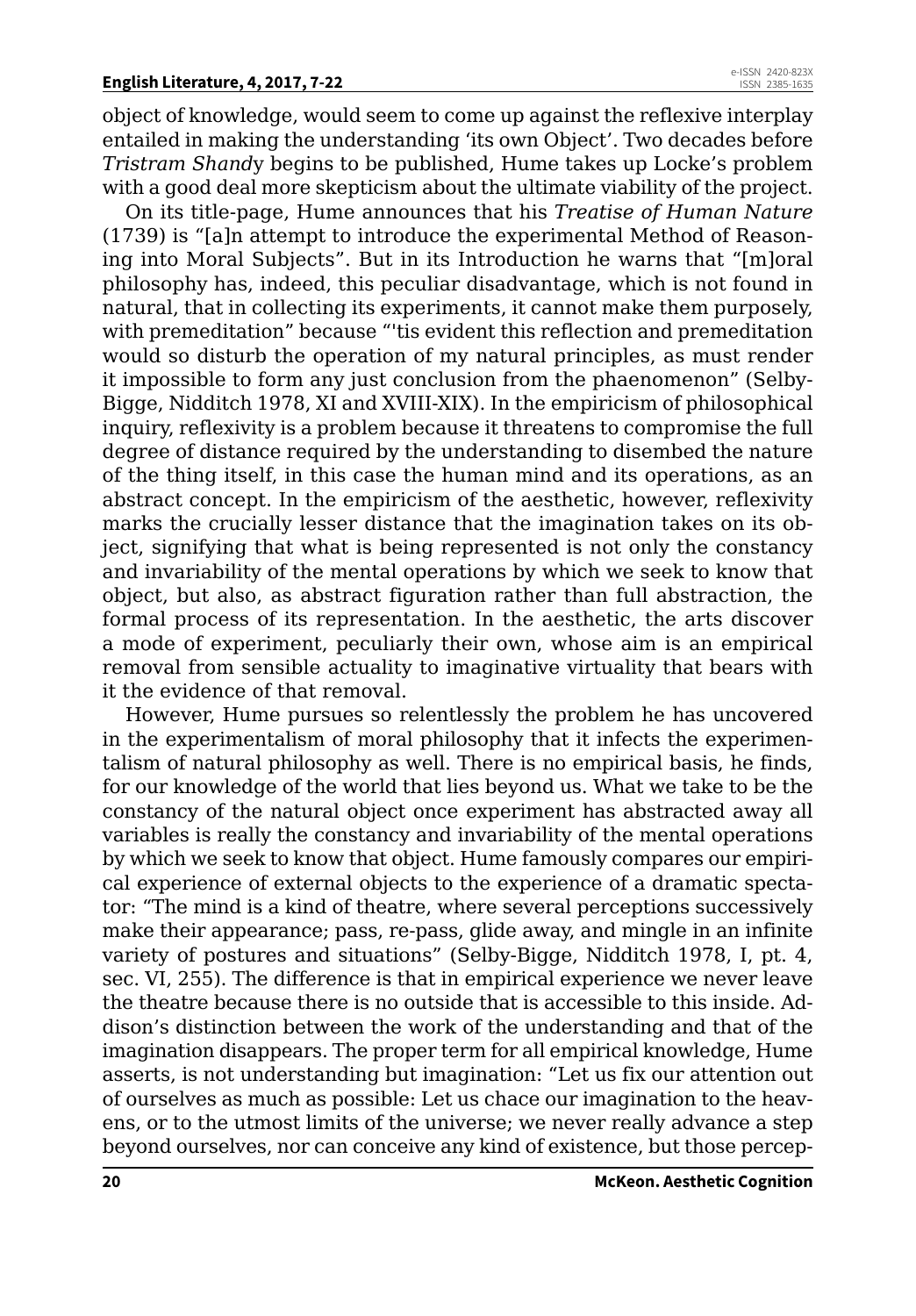object of knowledge, would seem to come up against the reflexive interplay entailed in making the understanding 'its own Object'. Two decades before *Tristram Shandy* begins to be published, Hume takes up Locke's problem with a good deal more skepticism about the ultimate viability of the project.

On its title-page, Hume announces that his *Treatise of Human Nature* (1739) is "[a]n attempt to introduce the experimental Method of Reasoning into Moral Subjects". But in its Introduction he warns that "[m]oral philosophy has, indeed, this peculiar disadvantage, which is not found in natural, that in collecting its experiments, it cannot make them purposely, with premeditation" because "'tis evident this reflection and premeditation would so disturb the operation of my natural principles, as must render it impossible to form any just conclusion from the phaenomenon" (Selby-Bigge, Nidditch 1978, XI and XVIII-XIX). In the empiricism of philosophical inquiry, reflexivity is a problem because it threatens to compromise the full degree of distance required by the understanding to disembed the nature of the thing itself, in this case the human mind and its operations, as an abstract concept. In the empiricism of the aesthetic, however, reflexivity marks the crucially lesser distance that the imagination takes on its object, signifying that what is being represented is not only the constancy and invariability of the mental operations by which we seek to know that object, but also, as abstract figuration rather than full abstraction, the formal process of its representation. In the aesthetic, the arts discover a mode of experiment, peculiarly their own, whose aim is an empirical removal from sensible actuality to imaginative virtuality that bears with it the evidence of that removal.

However, Hume pursues so relentlessly the problem he has uncovered in the experimentalism of moral philosophy that it infects the experimentalism of natural philosophy as well. There is no empirical basis, he finds, for our knowledge of the world that lies beyond us. What we take to be the constancy of the natural object once experiment has abstracted away all variables is really the constancy and invariability of the mental operations by which we seek to know that object. Hume famously compares our empirical experience of external objects to the experience of a dramatic spectator: "The mind is a kind of theatre, where several perceptions successively make their appearance; pass, re-pass, glide away, and mingle in an infinite variety of postures and situations" (Selby-Bigge, Nidditch 1978, I, pt. 4, sec. VI, 255). The difference is that in empirical experience we never leave the theatre because there is no outside that is accessible to this inside. Addison's distinction between the work of the understanding and that of the imagination disappears. The proper term for all empirical knowledge, Hume asserts, is not understanding but imagination: "Let us fix our attention out of ourselves as much as possible: Let us chace our imagination to the heavens, or to the utmost limits of the universe; we never really advance a step beyond ourselves, nor can conceive any kind of existence, but those percep-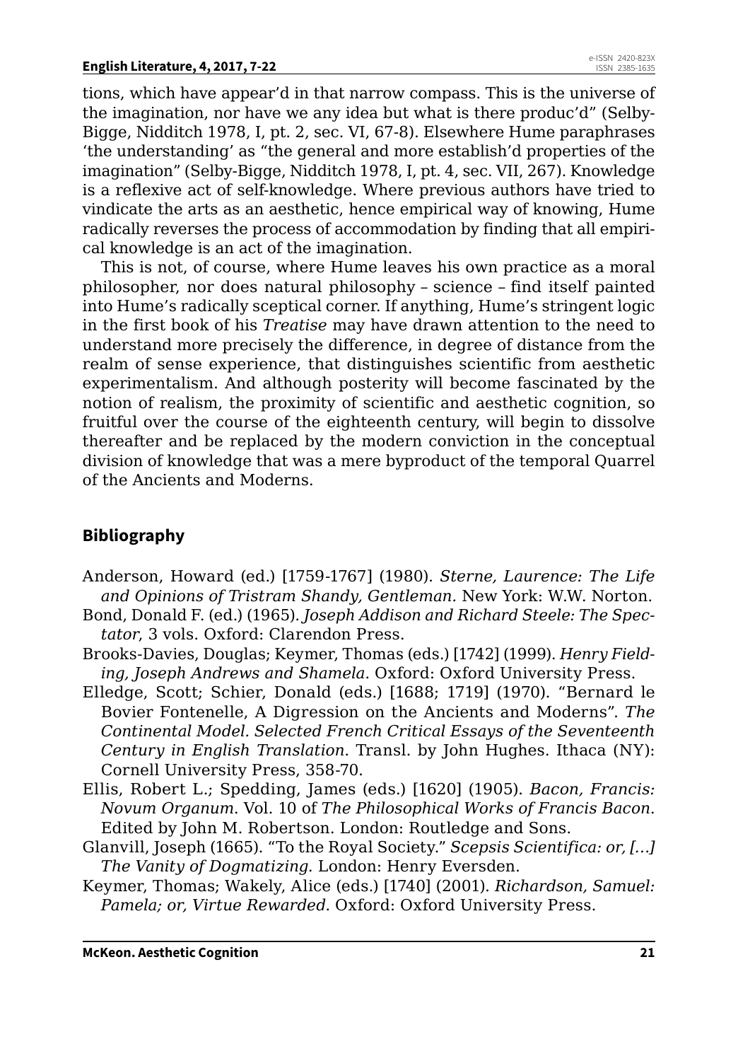tions, which have appear'd in that narrow compass. This is the universe of the imagination, nor have we any idea but what is there produc'd" (Selby-Bigge, Nidditch 1978, I, pt. 2, sec. VI, 67-8). Elsewhere Hume paraphrases 'the understanding' as "the general and more establish'd properties of the imagination" (Selby-Bigge, Nidditch 1978, I, pt. 4, sec. VII, 267). Knowledge is a reflexive act of self-knowledge. Where previous authors have tried to vindicate the arts as an aesthetic, hence empirical way of knowing, Hume radically reverses the process of accommodation by finding that all empirical knowledge is an act of the imagination.

This is not, of course, where Hume leaves his own practice as a moral philosopher, nor does natural philosophy – science – find itself painted into Hume's radically sceptical corner. If anything, Hume's stringent logic in the first book of his *Treatise* may have drawn attention to the need to understand more precisely the difference, in degree of distance from the realm of sense experience, that distinguishes scientific from aesthetic experimentalism. And although posterity will become fascinated by the notion of realism, the proximity of scientific and aesthetic cognition, so fruitful over the course of the eighteenth century, will begin to dissolve thereafter and be replaced by the modern conviction in the conceptual division of knowledge that was a mere byproduct of the temporal Quarrel of the Ancients and Moderns.

## Bibliography

Anderson, Howard (ed.) [1759-1767] (1980). *Sterne, Laurence: The Life and Opinions of Tristram Shandy, Gentleman.* New York: W.W. Norton.

Bond, Donald F. (ed.) (1965). *Joseph Addison and Richard Steele: The Spectator*, 3 vols. Oxford: Clarendon Press.

Brooks-Davies, Douglas; Keymer, Thomas (eds.) [1742] (1999). *Henry Fielding, Joseph Andrews and Shamela*. Oxford: Oxford University Press.

Elledge, Scott; Schier, Donald (eds.) [1688; 1719] (1970). "Bernard le Bovier Fontenelle, A Digression on the Ancients and Moderns". *The Continental Model. Selected French Critical Essays of the Seventeenth Century in English Translation*. Transl. by John Hughes. Ithaca (NY): Cornell University Press, 358-70.

Ellis, Robert L.; Spedding, James (eds.) [1620] (1905). *Bacon, Francis: Novum Organum*. Vol. 10 of *The Philosophical Works of Francis Bacon*. Edited by John M. Robertson. London: Routledge and Sons.

Glanvill, Joseph (1665). "To the Royal Society." *Scepsis Scientifica: or, […] The Vanity of Dogmatizing.* London: Henry Eversden.

Keymer, Thomas; Wakely, Alice (eds.) [1740] (2001). *Richardson, Samuel: Pamela; or, Virtue Rewarded.* Oxford: Oxford University Press.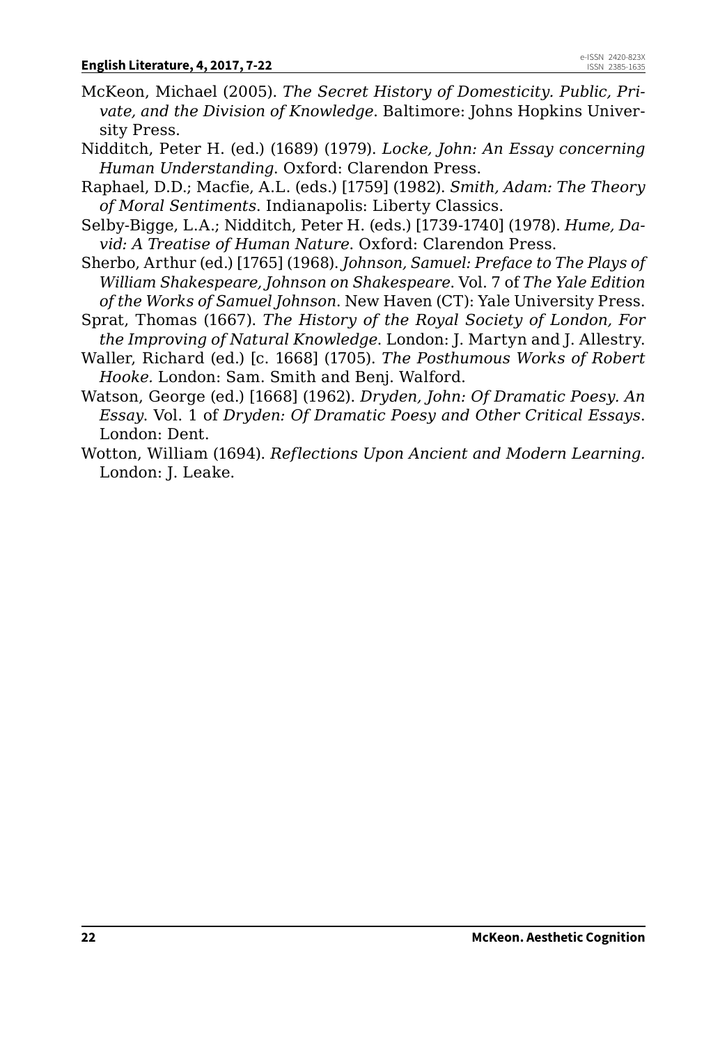McKeon, Michael (2005). *The Secret History of Domesticity. Public, Private, and the Division of Knowledge*. Baltimore: Johns Hopkins University Press.

Nidditch, Peter H. (ed.) (1689) (1979). *Locke, John: An Essay concerning Human Understanding*. Oxford: Clarendon Press.

Raphael, D.D.; Macfie, A.L. (eds.) [1759] (1982). *Smith, Adam: The Theory of Moral Sentiments*. Indianapolis: Liberty Classics.

Selby-Bigge, L.A.; Nidditch, Peter H. (eds.) [1739-1740] (1978). *Hume, David: A Treatise of Human Nature*. Oxford: Clarendon Press.

Sherbo, Arthur (ed.) [1765] (1968). *Johnson, Samuel: Preface to The Plays of William Shakespeare, Johnson on Shakespeare*. Vol. 7 of *The Yale Edition of the Works of Samuel Johnson*. New Haven (CT): Yale University Press.

Sprat, Thomas (1667). *The History of the Royal Society of London, For the Improving of Natural Knowledge*. London: J. Martyn and J. Allestry.

Waller, Richard (ed.) [c. 1668] (1705). *The Posthumous Works of Robert Hooke*. London: Sam. Smith and Benj. Walford.

Watson, George (ed.) [1668] (1962). *Dryden, John: Of Dramatic Poesy. An Essay*. Vol. 1 of *Dryden: Of Dramatic Poesy and Other Critical Essays*. London: Dent.

Wotton, William (1694). *Reflections Upon Ancient and Modern Learning.* London: J. Leake.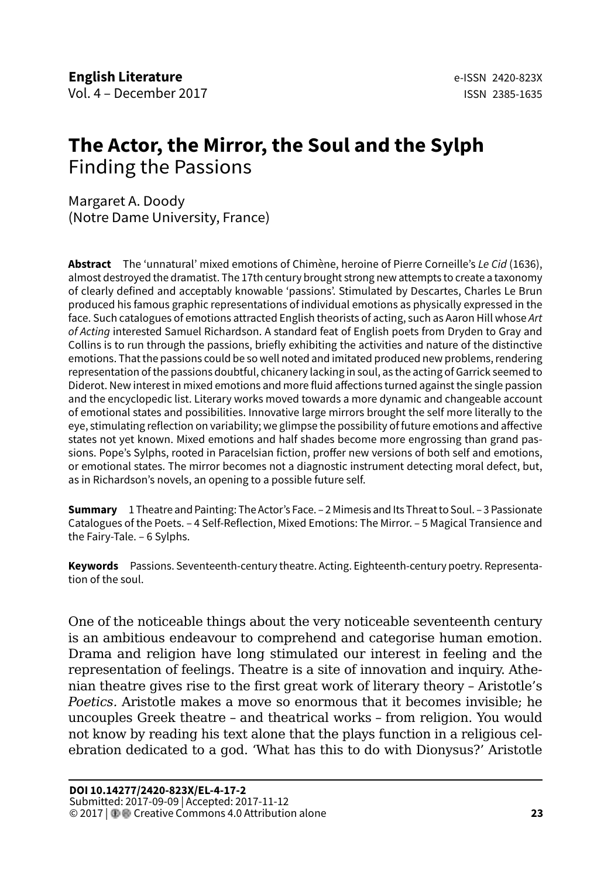# The Actor, the Mirror, the Soul and the Sylph

Finding the Passions

Margaret A. Doody
(Notre Dame University, France)

**Abstract** The 'unnatural' mixed emotions of Chimène, heroine of Pierre Corneille's *Le Cid* (1636), almost destroyed the dramatist. The 17th century brought strong new attempts to create a taxonomy of clearly defined and acceptably knowable 'passions'. Stimulated by Descartes, Charles Le Brun produced his famous graphic representations of individual emotions as physically expressed in the face. Such catalogues of emotions attracted English theorists of acting, such as Aaron Hill whose *Art of Acting* interested Samuel Richardson. A standard feat of English poets from Dryden to Gray and Collins is to run through the passions, briefly exhibiting the activities and nature of the distinctive emotions. That the passions could be so well noted and imitated produced new problems, rendering representation of the passions doubtful, chicanery lacking in soul, as the acting of Garrick seemed to Diderot. New interest in mixed emotions and more fluid affections turned against the single passion and the encyclopedic list. Literary works moved towards a more dynamic and changeable account of emotional states and possibilities. Innovative large mirrors brought the self more literally to the eye, stimulating reflection on variability; we glimpse the possibility of future emotions and affective states not yet known. Mixed emotions and half shades become more engrossing than grand passions. Pope's Sylphs, rooted in Paracelsian fiction, proffer new versions of both self and emotions, or emotional states. The mirror becomes not a diagnostic instrument detecting moral defect, but, as in Richardson's novels, an opening to a possible future self.

**Summary** 1 Theatre and Painting: The Actor's Face. – 2 Mimesis and Its Threat to Soul. – 3 Passionate Catalogues of the Poets. – 4 Self-Reflection, Mixed Emotions: The Mirror. – 5 Magical Transience and the Fairy-Tale. – 6 Sylphs.

**Keywords** Passions. Seventeenth-century theatre. Acting. Eighteenth-century poetry. Representation of the soul.

One of the noticeable things about the very noticeable seventeenth century is an ambitious endeavour to comprehend and categorise human emotion. Drama and religion have long stimulated our interest in feeling and the representation of feelings. Theatre is a site of innovation and inquiry. Athenian theatre gives rise to the first great work of literary theory – Aristotle's *Poetics*. Aristotle makes a move so enormous that it becomes invisible; he uncouples Greek theatre – and theatrical works – from religion. You would not know by reading his text alone that the plays function in a religious celebration dedicated to a god. 'What has this to do with Dionysus?' Aristotle

**DOI 10.14277/2420-823X/EL-4-17-2**
Submitted: 2017-09-09 | Accepted: 2017-11-12
© 2017 | Creative Commons 4.0 Attribution alone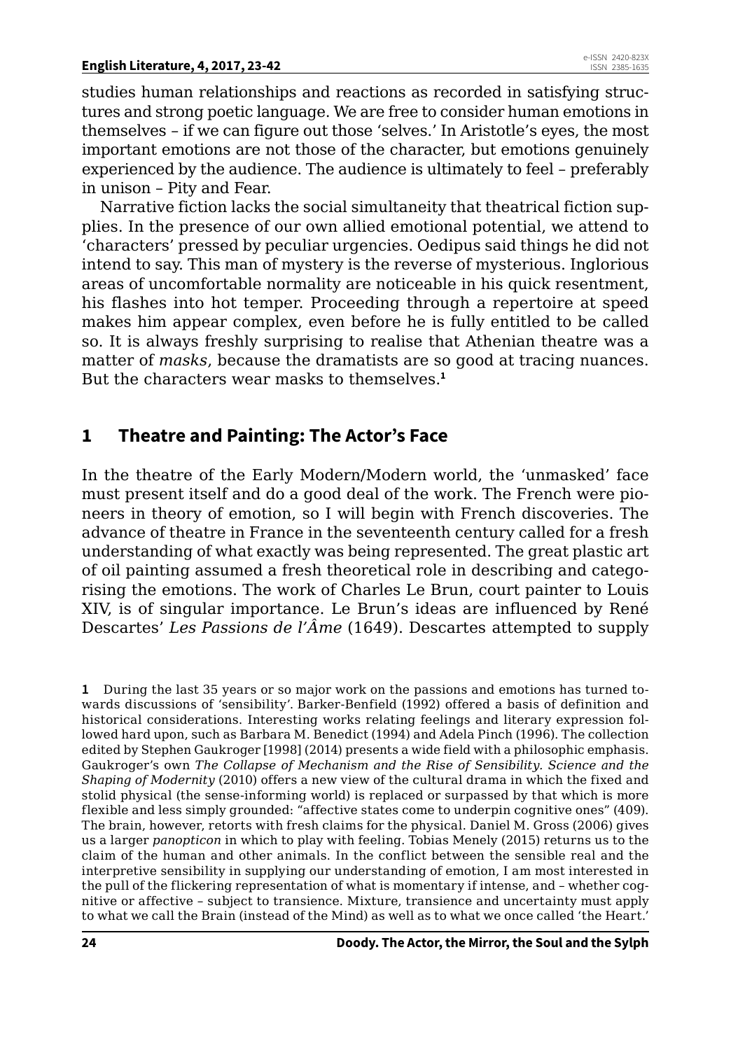studies human relationships and reactions as recorded in satisfying structures and strong poetic language. We are free to consider human emotions in themselves – if we can figure out those 'selves.' In Aristotle's eyes, the most important emotions are not those of the character, but emotions genuinely experienced by the audience. The audience is ultimately to feel – preferably in unison – Pity and Fear.

Narrative fiction lacks the social simultaneity that theatrical fiction supplies. In the presence of our own allied emotional potential, we attend to 'characters' pressed by peculiar urgencies. Oedipus said things he did not intend to say. This man of mystery is the reverse of mysterious. Inglorious areas of uncomfortable normality are noticeable in his quick resentment, his flashes into hot temper. Proceeding through a repertoire at speed makes him appear complex, even before he is fully entitled to be called so. It is always freshly surprising to realise that Athenian theatre was a matter of *masks*, because the dramatists are so good at tracing nuances. But the characters wear masks to themselves.[1]

## 1 Theatre and Painting: The Actor's Face

In the theatre of the Early Modern/Modern world, the 'unmasked' face must present itself and do a good deal of the work. The French were pioneers in theory of emotion, so I will begin with French discoveries. The advance of theatre in France in the seventeenth century called for a fresh understanding of what exactly was being represented. The great plastic art of oil painting assumed a fresh theoretical role in describing and categorising the emotions. The work of Charles Le Brun, court painter to Louis XIV, is of singular importance. Le Brun's ideas are influenced by René Descartes' *Les Passions de l'Âme* (1649). Descartes attempted to supply

**1** During the last 35 years or so major work on the passions and emotions has turned towards discussions of 'sensibility'. Barker-Benfield (1992) offered a basis of definition and historical considerations. Interesting works relating feelings and literary expression followed hard upon, such as Barbara M. Benedict (1994) and Adela Pinch (1996). The collection edited by Stephen Gaukroger [1998] (2014) presents a wide field with a philosophic emphasis. Gaukroger's own *The Collapse of Mechanism and the Rise of Sensibility. Science and the Shaping of Modernity* (2010) offers a new view of the cultural drama in which the fixed and stolid physical (the sense-informing world) is replaced or surpassed by that which is more flexible and less simply grounded: "affective states come to underpin cognitive ones" (409). The brain, however, retorts with fresh claims for the physical. Daniel M. Gross (2006) gives us a larger *panopticon* in which to play with feeling. Tobias Menely (2015) returns us to the claim of the human and other animals. In the conflict between the sensible real and the interpretive sensibility in supplying our understanding of emotion, I am most interested in the pull of the flickering representation of what is momentary if intense, and – whether cognitive or affective – subject to transience. Mixture, transience and uncertainty must apply to what we call the Brain (instead of the Mind) as well as to what we once called 'the Heart.'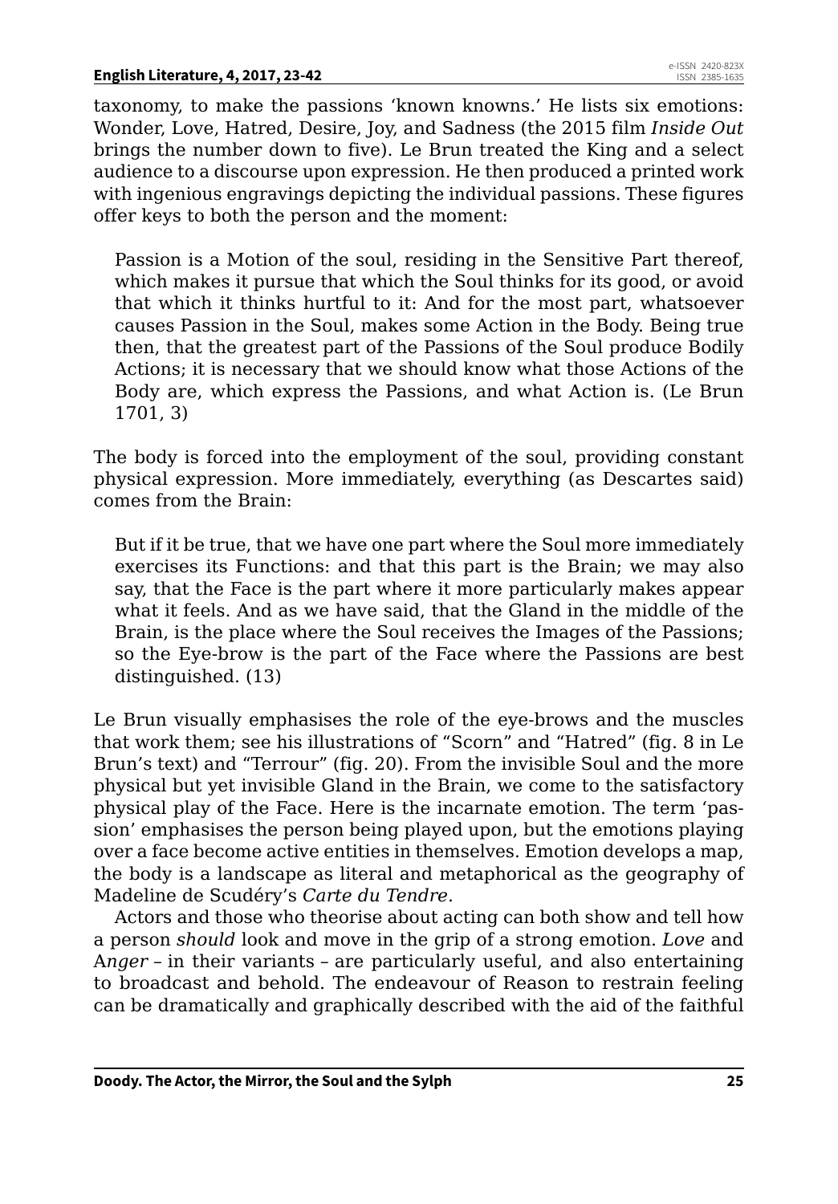taxonomy, to make the passions 'known knowns.' He lists six emotions: Wonder, Love, Hatred, Desire, Joy, and Sadness (the 2015 film *Inside Out* brings the number down to five). Le Brun treated the King and a select audience to a discourse upon expression. He then produced a printed work with ingenious engravings depicting the individual passions. These figures offer keys to both the person and the moment:

> Passion is a Motion of the soul, residing in the Sensitive Part thereof, which makes it pursue that which the Soul thinks for its good, or avoid that which it thinks hurtful to it: And for the most part, whatsoever causes Passion in the Soul, makes some Action in the Body. Being true then, that the greatest part of the Passions of the Soul produce Bodily Actions; it is necessary that we should know what those Actions of the Body are, which express the Passions, and what Action is. (Le Brun 1701, 3)

The body is forced into the employment of the soul, providing constant physical expression. More immediately, everything (as Descartes said) comes from the Brain:

> But if it be true, that we have one part where the Soul more immediately exercises its Functions: and that this part is the Brain; we may also say, that the Face is the part where it more particularly makes appear what it feels. And as we have said, that the Gland in the middle of the Brain, is the place where the Soul receives the Images of the Passions; so the Eye-brow is the part of the Face where the Passions are best distinguished. (13)

Le Brun visually emphasises the role of the eye-brows and the muscles that work them; see his illustrations of "Scorn" and "Hatred" (fig. 8 in Le Brun's text) and "Terrour" (fig. 20). From the invisible Soul and the more physical but yet invisible Gland in the Brain, we come to the satisfactory physical play of the Face. Here is the incarnate emotion. The term 'passion' emphasises the person being played upon, but the emotions playing over a face become active entities in themselves. Emotion develops a map, the body is a landscape as literal and metaphorical as the geography of Madeline de Scudéry's *Carte du Tendre*.

Actors and those who theorise about acting can both show and tell how a person *should* look and move in the grip of a strong emotion. *Love* and A*nger* – in their variants – are particularly useful, and also entertaining to broadcast and behold. The endeavour of Reason to restrain feeling can be dramatically and graphically described with the aid of the faithful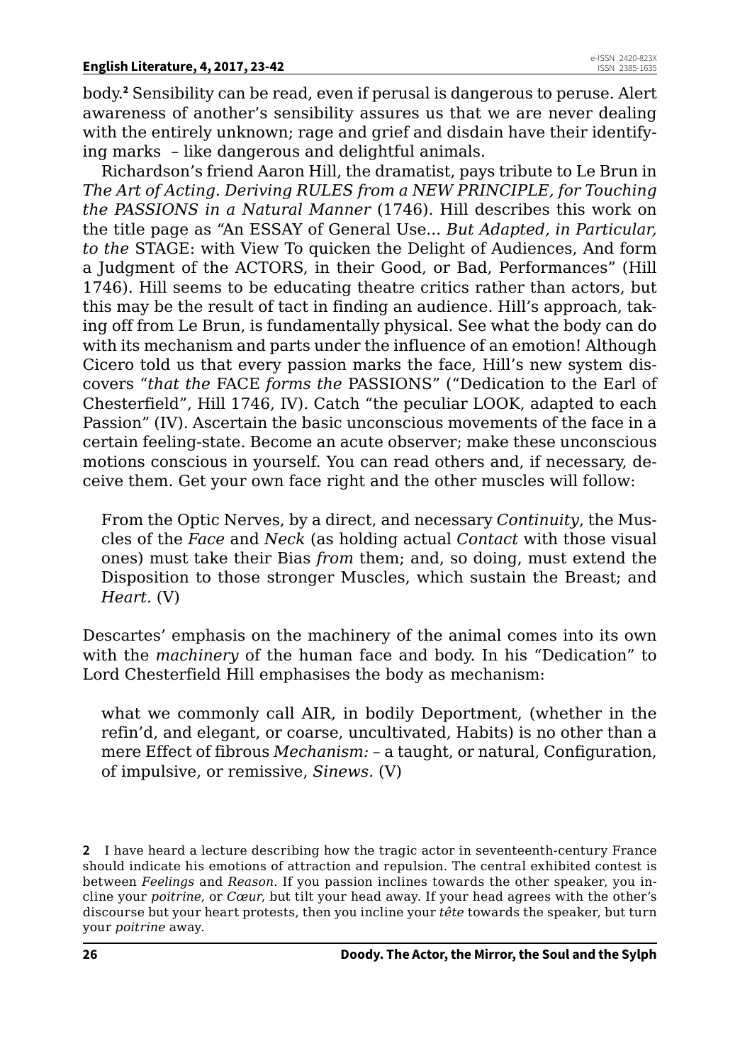body.[2] Sensibility can be read, even if perusal is dangerous to peruse. Alert awareness of another's sensibility assures us that we are never dealing with the entirely unknown; rage and grief and disdain have their identifying marks – like dangerous and delightful animals.

Richardson's friend Aaron Hill, the dramatist, pays tribute to Le Brun in *The Art of Acting. Deriving RULES from a NEW PRINCIPLE, for Touching the PASSIONS in a Natural Manner* (1746). Hill describes this work on the title page as "An ESSAY of General Use... *But Adapted, in Particular, to the* STAGE: with View To quicken the Delight of Audiences, And form a Judgment of the ACTORS, in their Good, or Bad, Performances" (Hill 1746). Hill seems to be educating theatre critics rather than actors, but this may be the result of tact in finding an audience. Hill's approach, taking off from Le Brun, is fundamentally physical. See what the body can do with its mechanism and parts under the influence of an emotion! Although Cicero told us that every passion marks the face, Hill's new system discovers "*that the* FACE *forms the* PASSIONS" ("Dedication to the Earl of Chesterfield", Hill 1746, IV). Catch "the peculiar LOOK, adapted to each Passion" (IV). Ascertain the basic unconscious movements of the face in a certain feeling-state. Become an acute observer; make these unconscious motions conscious in yourself. You can read others and, if necessary, deceive them. Get your own face right and the other muscles will follow:

> From the Optic Nerves, by a direct, and necessary *Continuity*, the Muscles of the *Face* and *Neck* (as holding actual *Contact* with those visual ones) must take their Bias *from* them; and, so doing, must extend the Disposition to those stronger Muscles, which sustain the Breast; and *Heart*. (V)

Descartes' emphasis on the machinery of the animal comes into its own with the *machinery* of the human face and body. In his "Dedication" to Lord Chesterfield Hill emphasises the body as mechanism:

> what we commonly call AIR, in bodily Deportment, (whether in the refin'd, and elegant, or coarse, uncultivated, Habits) is no other than a mere Effect of fibrous *Mechanism:* – a taught, or natural, Configuration, of impulsive, or remissive, *Sinews*. (V)

---

**2** I have heard a lecture describing how the tragic actor in seventeenth-century France should indicate his emotions of attraction and repulsion. The central exhibited contest is between *Feelings* and *Reason*. If you passion inclines towards the other speaker, you incline your *poitrine*, or *Cœur*, but tilt your head away. If your head agrees with the other's discourse but your heart protests, then you incline your *tête* towards the speaker, but turn your *poitrine* away.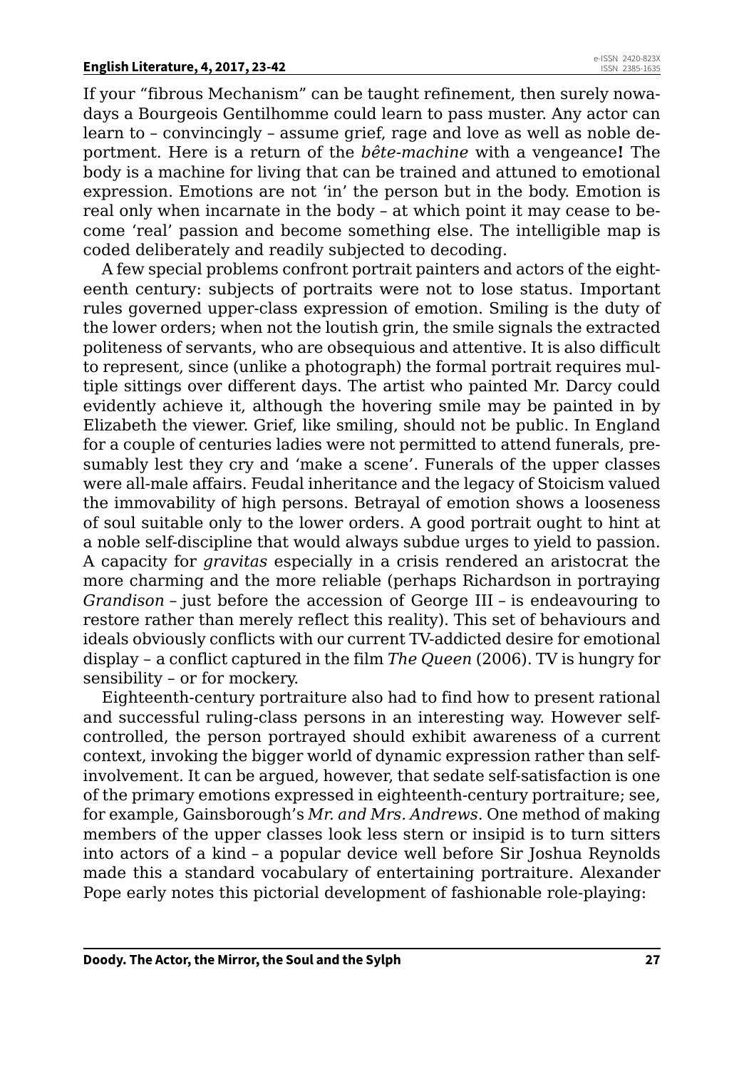If your "fibrous Mechanism" can be taught refinement, then surely nowadays a Bourgeois Gentilhomme could learn to pass muster. Any actor can learn to – convincingly – assume grief, rage and love as well as noble deportment. Here is a return of the *bête-machine* with a vengeance**!** The body is a machine for living that can be trained and attuned to emotional expression. Emotions are not 'in' the person but in the body. Emotion is real only when incarnate in the body – at which point it may cease to become 'real' passion and become something else. The intelligible map is coded deliberately and readily subjected to decoding.

A few special problems confront portrait painters and actors of the eighteenth century: subjects of portraits were not to lose status. Important rules governed upper-class expression of emotion. Smiling is the duty of the lower orders; when not the loutish grin, the smile signals the extracted politeness of servants, who are obsequious and attentive. It is also difficult to represent, since (unlike a photograph) the formal portrait requires multiple sittings over different days. The artist who painted Mr. Darcy could evidently achieve it, although the hovering smile may be painted in by Elizabeth the viewer. Grief, like smiling, should not be public. In England for a couple of centuries ladies were not permitted to attend funerals, presumably lest they cry and 'make a scene'. Funerals of the upper classes were all-male affairs. Feudal inheritance and the legacy of Stoicism valued the immovability of high persons. Betrayal of emotion shows a looseness of soul suitable only to the lower orders. A good portrait ought to hint at a noble self-discipline that would always subdue urges to yield to passion. A capacity for *gravitas* especially in a crisis rendered an aristocrat the more charming and the more reliable (perhaps Richardson in portraying *Grandison* – just before the accession of George III – is endeavouring to restore rather than merely reflect this reality). This set of behaviours and ideals obviously conflicts with our current TV-addicted desire for emotional display – a conflict captured in the film *The Queen* (2006). TV is hungry for sensibility – or for mockery.

Eighteenth-century portraiture also had to find how to present rational and successful ruling-class persons in an interesting way. However self-controlled, the person portrayed should exhibit awareness of a current context, invoking the bigger world of dynamic expression rather than self-involvement. It can be argued, however, that sedate self-satisfaction is one of the primary emotions expressed in eighteenth-century portraiture; see, for example, Gainsborough's *Mr. and Mrs. Andrews*. One method of making members of the upper classes look less stern or insipid is to turn sitters into actors of a kind – a popular device well before Sir Joshua Reynolds made this a standard vocabulary of entertaining portraiture. Alexander Pope early notes this pictorial development of fashionable role-playing: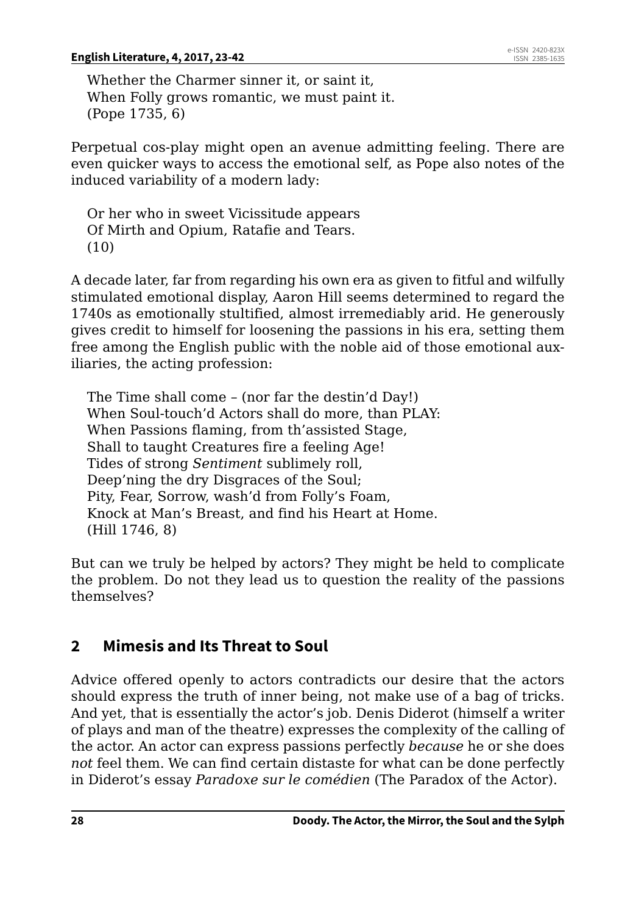Whether the Charmer sinner it, or saint it,  
When Folly grows romantic, we must paint it.  
(Pope 1735, 6)

Perpetual cos-play might open an avenue admitting feeling. There are even quicker ways to access the emotional self, as Pope also notes of the induced variability of a modern lady:

Or her who in sweet Vicissitude appears  
Of Mirth and Opium, Ratafie and Tears.  
(10)

A decade later, far from regarding his own era as given to fitful and wilfully stimulated emotional display, Aaron Hill seems determined to regard the 1740s as emotionally stultified, almost irremediably arid. He generously gives credit to himself for loosening the passions in his era, setting them free among the English public with the noble aid of those emotional auxiliaries, the acting profession:

The Time shall come – (nor far the destin'd Day!)  
When Soul-touch'd Actors shall do more, than PLAY:  
When Passions flaming, from th'assisted Stage,  
Shall to taught Creatures fire a feeling Age!  
Tides of strong *Sentiment* sublimely roll,  
Deep'ning the dry Disgraces of the Soul;  
Pity, Fear, Sorrow, wash'd from Folly's Foam,  
Knock at Man's Breast, and find his Heart at Home.  
(Hill 1746, 8)

But can we truly be helped by actors? They might be held to complicate the problem. Do not they lead us to question the reality of the passions themselves?

## 2 Mimesis and Its Threat to Soul

Advice offered openly to actors contradicts our desire that the actors should express the truth of inner being, not make use of a bag of tricks. And yet, that is essentially the actor's job. Denis Diderot (himself a writer of plays and man of the theatre) expresses the complexity of the calling of the actor. An actor can express passions perfectly *because* he or she does *not* feel them. We can find certain distaste for what can be done perfectly in Diderot's essay *Paradoxe sur le comédien* (The Paradox of the Actor).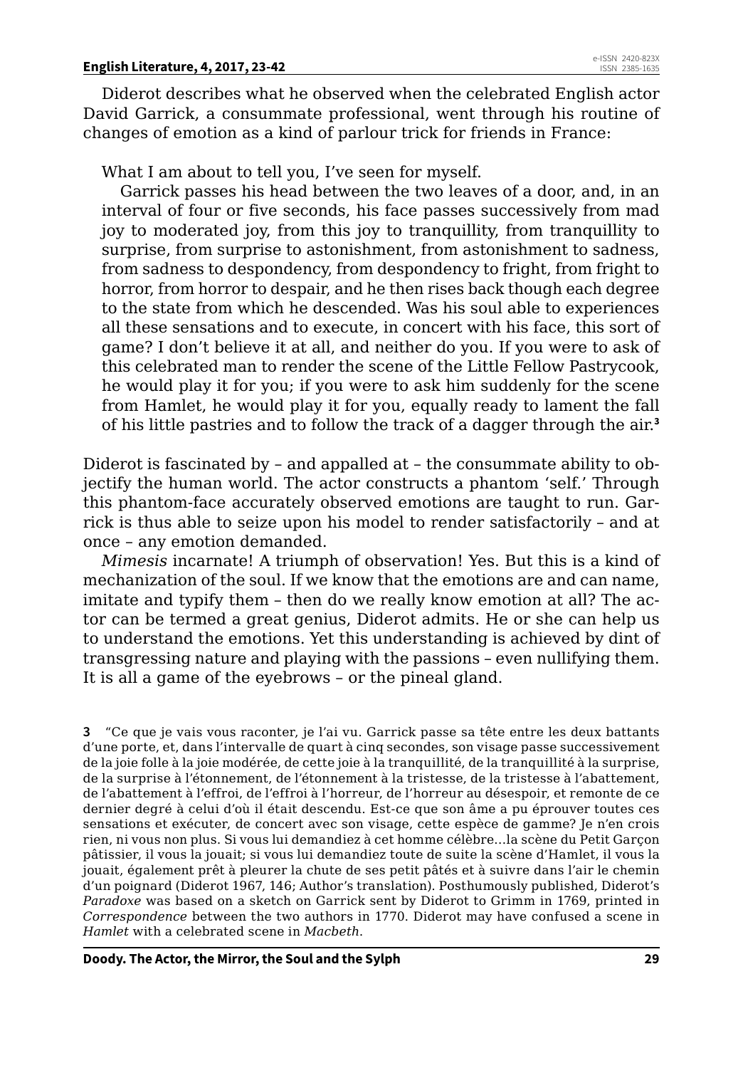Diderot describes what he observed when the celebrated English actor David Garrick, a consummate professional, went through his routine of changes of emotion as a kind of parlour trick for friends in France:

> What I am about to tell you, I've seen for myself.
>
> Garrick passes his head between the two leaves of a door, and, in an interval of four or five seconds, his face passes successively from mad joy to moderated joy, from this joy to tranquillity, from tranquillity to surprise, from surprise to astonishment, from astonishment to sadness, from sadness to despondency, from despondency to fright, from fright to horror, from horror to despair, and he then rises back though each degree to the state from which he descended. Was his soul able to experiences all these sensations and to execute, in concert with his face, this sort of game? I don't believe it at all, and neither do you. If you were to ask of this celebrated man to render the scene of the Little Fellow Pastrycook, he would play it for you; if you were to ask him suddenly for the scene from Hamlet, he would play it for you, equally ready to lament the fall of his little pastries and to follow the track of a dagger through the air.[3]

Diderot is fascinated by – and appalled at – the consummate ability to objectify the human world. The actor constructs a phantom 'self.' Through this phantom-face accurately observed emotions are taught to run. Garrick is thus able to seize upon his model to render satisfactorily – and at once – any emotion demanded.

*Mimesis* incarnate! A triumph of observation! Yes. But this is a kind of mechanization of the soul. If we know that the emotions are and can name, imitate and typify them – then do we really know emotion at all? The actor can be termed a great genius, Diderot admits. He or she can help us to understand the emotions. Yet this understanding is achieved by dint of transgressing nature and playing with the passions – even nullifying them. It is all a game of the eyebrows – or the pineal gland.

---

**3** "Ce que je vais vous raconter, je l'ai vu. Garrick passe sa tête entre les deux battants d'une porte, et, dans l'intervalle de quart à cinq secondes, son visage passe successivement de la joie folle à la joie modérée, de cette joie à la tranquillité, de la tranquillité à la surprise, de la surprise à l'étonnement, de l'étonnement à la tristesse, de la tristesse à l'abattement, de l'abattement à l'effroi, de l'effroi à l'horreur, de l'horreur au désespoir, et remonte de ce dernier degré à celui d'où il était descendu. Est-ce que son âme a pu éprouver toutes ces sensations et exécuter, de concert avec son visage, cette espèce de gamme? Je n'en crois rien, ni vous non plus. Si vous lui demandiez à cet homme célèbre…la scène du Petit Garçon pâtissier, il vous la jouait; si vous lui demandiez toute de suite la scène d'Hamlet, il vous la jouait, également prêt à pleurer la chute de ses petit pâtés et à suivre dans l'air le chemin d'un poignard (Diderot 1967, 146; Author's translation). Posthumously published, Diderot's *Paradoxe* was based on a sketch on Garrick sent by Diderot to Grimm in 1769, printed in *Correspondence* between the two authors in 1770. Diderot may have confused a scene in *Hamlet* with a celebrated scene in *Macbeth*.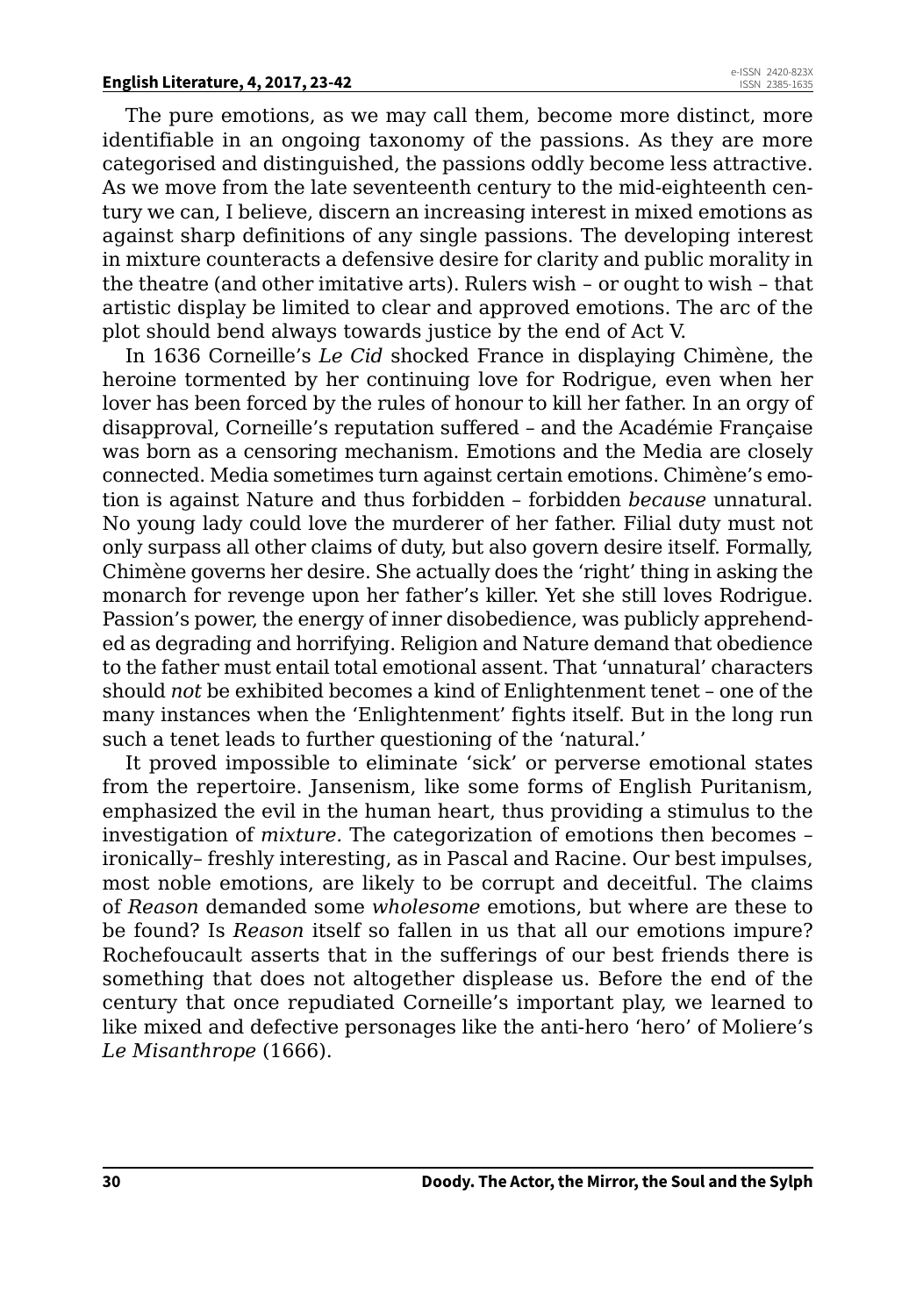The pure emotions, as we may call them, become more distinct, more identifiable in an ongoing taxonomy of the passions. As they are more categorised and distinguished, the passions oddly become less attractive. As we move from the late seventeenth century to the mid-eighteenth century we can, I believe, discern an increasing interest in mixed emotions as against sharp definitions of any single passions. The developing interest in mixture counteracts a defensive desire for clarity and public morality in the theatre (and other imitative arts). Rulers wish – or ought to wish – that artistic display be limited to clear and approved emotions. The arc of the plot should bend always towards justice by the end of Act V.

In 1636 Corneille's *Le Cid* shocked France in displaying Chimène, the heroine tormented by her continuing love for Rodrigue, even when her lover has been forced by the rules of honour to kill her father. In an orgy of disapproval, Corneille's reputation suffered – and the Académie Française was born as a censoring mechanism. Emotions and the Media are closely connected. Media sometimes turn against certain emotions. Chimène's emotion is against Nature and thus forbidden – forbidden *because* unnatural. No young lady could love the murderer of her father. Filial duty must not only surpass all other claims of duty, but also govern desire itself. Formally, Chimène governs her desire. She actually does the 'right' thing in asking the monarch for revenge upon her father's killer. Yet she still loves Rodrigue. Passion's power, the energy of inner disobedience, was publicly apprehended as degrading and horrifying. Religion and Nature demand that obedience to the father must entail total emotional assent. That 'unnatural' characters should *not* be exhibited becomes a kind of Enlightenment tenet – one of the many instances when the 'Enlightenment' fights itself. But in the long run such a tenet leads to further questioning of the 'natural.'

It proved impossible to eliminate 'sick' or perverse emotional states from the repertoire. Jansenism, like some forms of English Puritanism, emphasized the evil in the human heart, thus providing a stimulus to the investigation of *mixture.* The categorization of emotions then becomes – ironically– freshly interesting, as in Pascal and Racine. Our best impulses, most noble emotions, are likely to be corrupt and deceitful. The claims of *Reason* demanded some *wholesome* emotions, but where are these to be found? Is *Reason* itself so fallen in us that all our emotions impure? Rochefoucault asserts that in the sufferings of our best friends there is something that does not altogether displease us. Before the end of the century that once repudiated Corneille's important play, we learned to like mixed and defective personages like the anti-hero 'hero' of Moliere's *Le Misanthrope* (1666).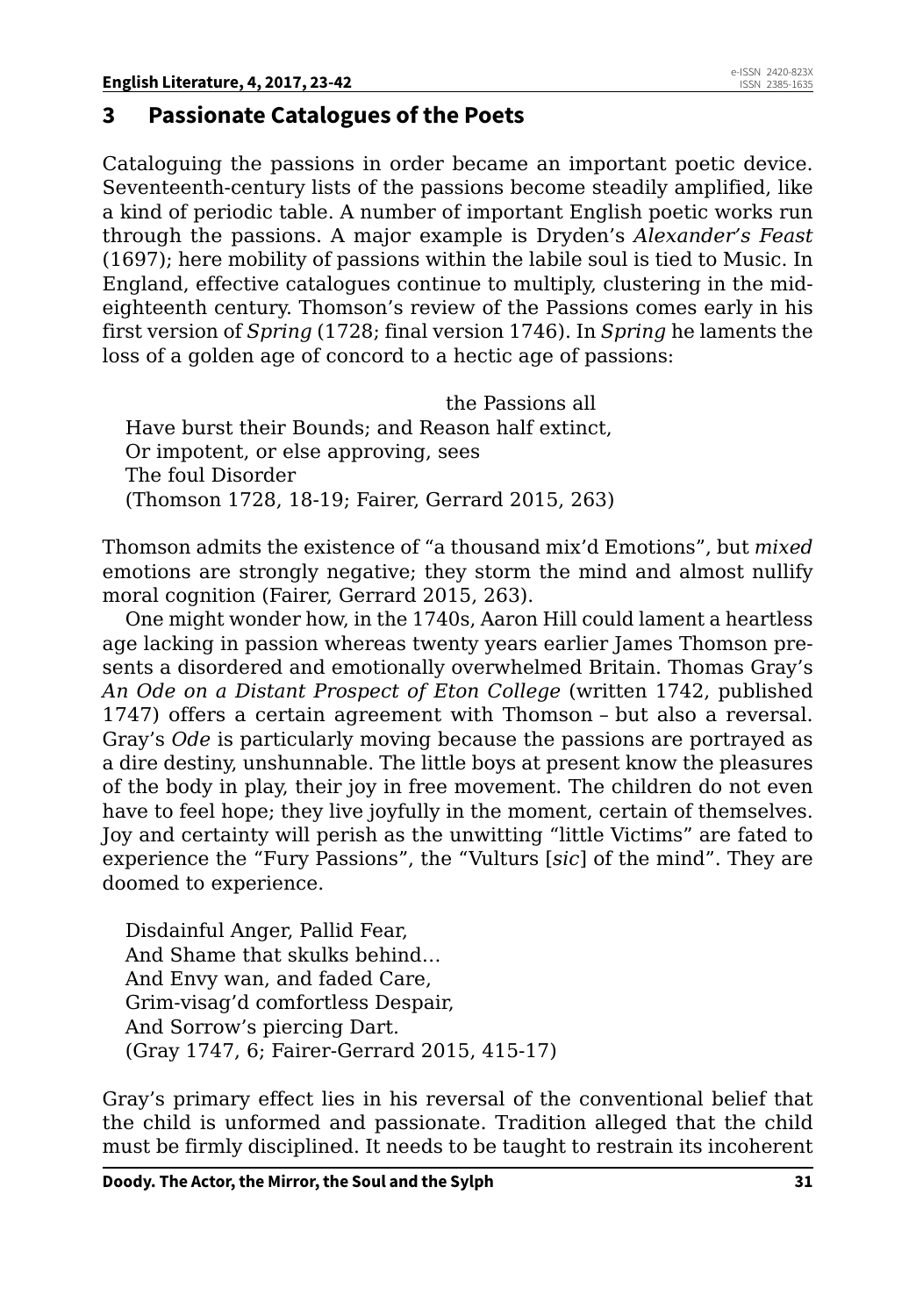## 3 Passionate Catalogues of the Poets

Cataloguing the passions in order became an important poetic device. Seventeenth-century lists of the passions become steadily amplified, like a kind of periodic table. A number of important English poetic works run through the passions. A major example is Dryden's *Alexander's Feast* (1697); here mobility of passions within the labile soul is tied to Music. In England, effective catalogues continue to multiply, clustering in the mid-eighteenth century. Thomson's review of the Passions comes early in his first version of *Spring* (1728; final version 1746). In *Spring* he laments the loss of a golden age of concord to a hectic age of passions:

> the Passions all  
> Have burst their Bounds; and Reason half extinct,  
> Or impotent, or else approving, sees  
> The foul Disorder  
> (Thomson 1728, 18-19; Fairer, Gerrard 2015, 263)

Thomson admits the existence of "a thousand mix'd Emotions", but *mixed* emotions are strongly negative; they storm the mind and almost nullify moral cognition (Fairer, Gerrard 2015, 263).

One might wonder how, in the 1740s, Aaron Hill could lament a heartless age lacking in passion whereas twenty years earlier James Thomson presents a disordered and emotionally overwhelmed Britain. Thomas Gray's *An Ode on a Distant Prospect of Eton College* (written 1742, published 1747) offers a certain agreement with Thomson – but also a reversal. Gray's *Ode* is particularly moving because the passions are portrayed as a dire destiny, unshunnable. The little boys at present know the pleasures of the body in play, their joy in free movement. The children do not even have to feel hope; they live joyfully in the moment, certain of themselves. Joy and certainty will perish as the unwitting "little Victims" are fated to experience the "Fury Passions", the "Vulturs [*sic*] of the mind". They are doomed to experience.

> Disdainful Anger, Pallid Fear,  
> And Shame that skulks behind…  
> And Envy wan, and faded Care,  
> Grim-visag'd comfortless Despair,  
> And Sorrow's piercing Dart.  
> (Gray 1747, 6; Fairer-Gerrard 2015, 415-17)

Gray's primary effect lies in his reversal of the conventional belief that the child is unformed and passionate. Tradition alleged that the child must be firmly disciplined. It needs to be taught to restrain its incoherent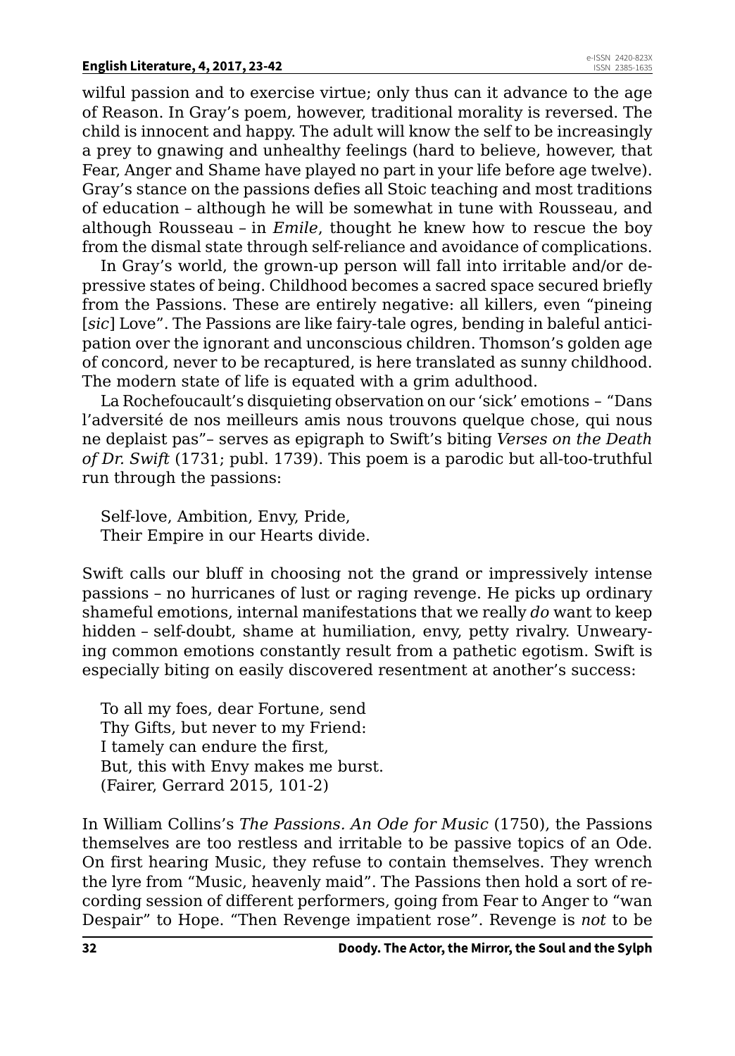wilful passion and to exercise virtue; only thus can it advance to the age of Reason. In Gray's poem, however, traditional morality is reversed. The child is innocent and happy. The adult will know the self to be increasingly a prey to gnawing and unhealthy feelings (hard to believe, however, that Fear, Anger and Shame have played no part in your life before age twelve). Gray's stance on the passions defies all Stoic teaching and most traditions of education – although he will be somewhat in tune with Rousseau, and although Rousseau – in *Emile*, thought he knew how to rescue the boy from the dismal state through self-reliance and avoidance of complications.

In Gray's world, the grown-up person will fall into irritable and/or depressive states of being. Childhood becomes a sacred space secured briefly from the Passions. These are entirely negative: all killers, even "pineing [*sic*] Love". The Passions are like fairy-tale ogres, bending in baleful anticipation over the ignorant and unconscious children. Thomson's golden age of concord, never to be recaptured, is here translated as sunny childhood. The modern state of life is equated with a grim adulthood.

La Rochefoucault's disquieting observation on our 'sick' emotions – "Dans l'adversité de nos meilleurs amis nous trouvons quelque chose, qui nous ne deplaist pas"– serves as epigraph to Swift's biting *Verses on the Death of Dr. Swift* (1731; publ. 1739). This poem is a parodic but all-too-truthful run through the passions:

> Self-love, Ambition, Envy, Pride,
> Their Empire in our Hearts divide.

Swift calls our bluff in choosing not the grand or impressively intense passions – no hurricanes of lust or raging revenge. He picks up ordinary shameful emotions, internal manifestations that we really *do* want to keep hidden – self-doubt, shame at humiliation, envy, petty rivalry. Unwearying common emotions constantly result from a pathetic egotism. Swift is especially biting on easily discovered resentment at another's success:

> To all my foes, dear Fortune, send
> Thy Gifts, but never to my Friend:
> I tamely can endure the first,
> But, this with Envy makes me burst.
> (Fairer, Gerrard 2015, 101-2)

In William Collins's *The Passions. An Ode for Music* (1750), the Passions themselves are too restless and irritable to be passive topics of an Ode. On first hearing Music, they refuse to contain themselves. They wrench the lyre from "Music, heavenly maid". The Passions then hold a sort of recording session of different performers, going from Fear to Anger to "wan Despair" to Hope. "Then Revenge impatient rose". Revenge is *not* to be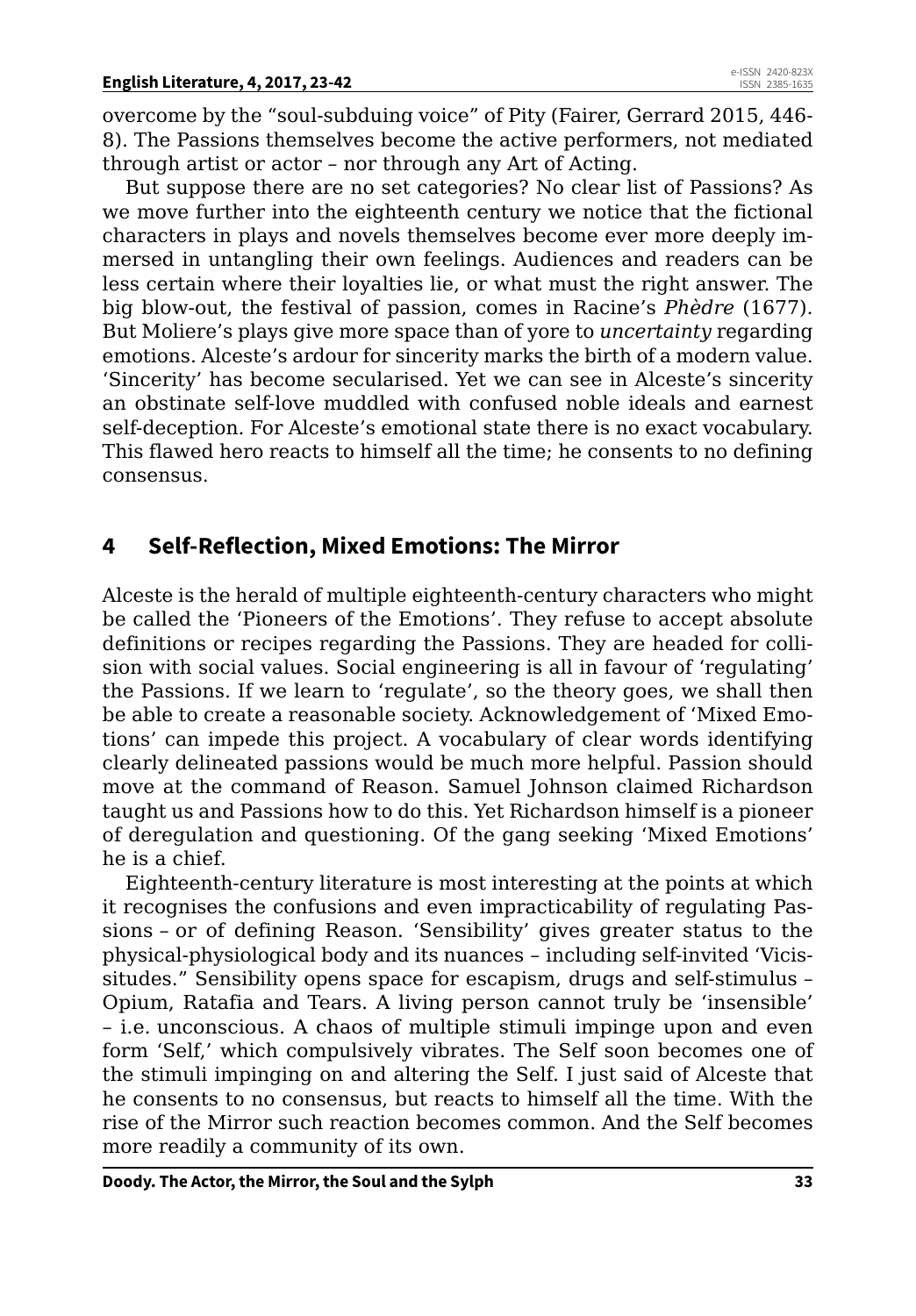overcome by the "soul-subduing voice" of Pity (Fairer, Gerrard 2015, 446-8). The Passions themselves become the active performers, not mediated through artist or actor – nor through any Art of Acting.

But suppose there are no set categories? No clear list of Passions? As we move further into the eighteenth century we notice that the fictional characters in plays and novels themselves become ever more deeply immersed in untangling their own feelings. Audiences and readers can be less certain where their loyalties lie, or what must the right answer. The big blow-out, the festival of passion, comes in Racine's *Phèdre* (1677). But Moliere's plays give more space than of yore to *uncertainty* regarding emotions. Alceste's ardour for sincerity marks the birth of a modern value. 'Sincerity' has become secularised. Yet we can see in Alceste's sincerity an obstinate self-love muddled with confused noble ideals and earnest self-deception. For Alceste's emotional state there is no exact vocabulary. This flawed hero reacts to himself all the time; he consents to no defining consensus.

## 4 Self-Reflection, Mixed Emotions: The Mirror

Alceste is the herald of multiple eighteenth-century characters who might be called the 'Pioneers of the Emotions'. They refuse to accept absolute definitions or recipes regarding the Passions. They are headed for collision with social values. Social engineering is all in favour of 'regulating' the Passions. If we learn to 'regulate', so the theory goes, we shall then be able to create a reasonable society. Acknowledgement of 'Mixed Emotions' can impede this project. A vocabulary of clear words identifying clearly delineated passions would be much more helpful. Passion should move at the command of Reason. Samuel Johnson claimed Richardson taught us and Passions how to do this. Yet Richardson himself is a pioneer of deregulation and questioning. Of the gang seeking 'Mixed Emotions' he is a chief.

Eighteenth-century literature is most interesting at the points at which it recognises the confusions and even impracticability of regulating Passions – or of defining Reason. 'Sensibility' gives greater status to the physical-physiological body and its nuances – including self-invited 'Vicissitudes." Sensibility opens space for escapism, drugs and self-stimulus – Opium, Ratafia and Tears. A living person cannot truly be 'insensible' – i.e. unconscious. A chaos of multiple stimuli impinge upon and even form 'Self,' which compulsively vibrates. The Self soon becomes one of the stimuli impinging on and altering the Self. I just said of Alceste that he consents to no consensus, but reacts to himself all the time. With the rise of the Mirror such reaction becomes common. And the Self becomes more readily a community of its own.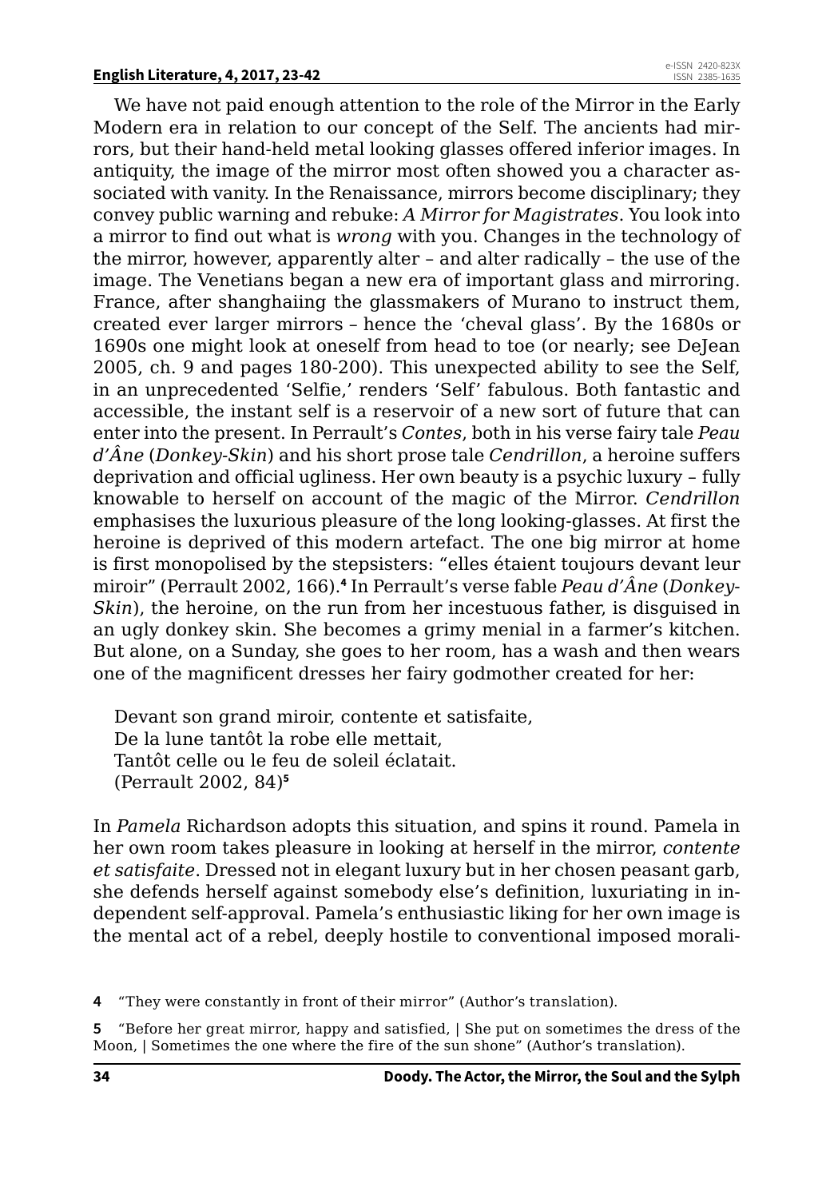We have not paid enough attention to the role of the Mirror in the Early Modern era in relation to our concept of the Self. The ancients had mirrors, but their hand-held metal looking glasses offered inferior images. In antiquity, the image of the mirror most often showed you a character associated with vanity. In the Renaissance, mirrors become disciplinary; they convey public warning and rebuke: *A Mirror for Magistrates*. You look into a mirror to find out what is *wrong* with you. Changes in the technology of the mirror, however, apparently alter – and alter radically – the use of the image. The Venetians began a new era of important glass and mirroring. France, after shanghaiing the glassmakers of Murano to instruct them, created ever larger mirrors – hence the 'cheval glass'. By the 1680s or 1690s one might look at oneself from head to toe (or nearly; see DeJean 2005, ch. 9 and pages 180-200). This unexpected ability to see the Self, in an unprecedented 'Selfie,' renders 'Self' fabulous. Both fantastic and accessible, the instant self is a reservoir of a new sort of future that can enter into the present. In Perrault's *Contes*, both in his verse fairy tale *Peau d'Âne* (*Donkey-Skin*) and his short prose tale *Cendrillon*, a heroine suffers deprivation and official ugliness. Her own beauty is a psychic luxury – fully knowable to herself on account of the magic of the Mirror. *Cendrillon* emphasises the luxurious pleasure of the long looking-glasses. At first the heroine is deprived of this modern artefact. The one big mirror at home is first monopolised by the stepsisters: "elles étaient toujours devant leur miroir" (Perrault 2002, 166).[4] In Perrault's verse fable *Peau d'Âne* (*Donkey-Skin*), the heroine, on the run from her incestuous father, is disguised in an ugly donkey skin. She becomes a grimy menial in a farmer's kitchen. But alone, on a Sunday, she goes to her room, has a wash and then wears one of the magnificent dresses her fairy godmother created for her:

> Devant son grand miroir, contente et satisfaite,
> De la lune tantôt la robe elle mettait,
> Tantôt celle ou le feu de soleil éclatait.
> (Perrault 2002, 84)[5]

In *Pamela* Richardson adopts this situation, and spins it round. Pamela in her own room takes pleasure in looking at herself in the mirror, *contente et satisfaite*. Dressed not in elegant luxury but in her chosen peasant garb, she defends herself against somebody else's definition, luxuriating in independent self-approval. Pamela's enthusiastic liking for her own image is the mental act of a rebel, deeply hostile to conventional imposed morali-

---

4 "They were constantly in front of their mirror" (Author's translation).

5 "Before her great mirror, happy and satisfied, | She put on sometimes the dress of the Moon, | Sometimes the one where the fire of the sun shone" (Author's translation).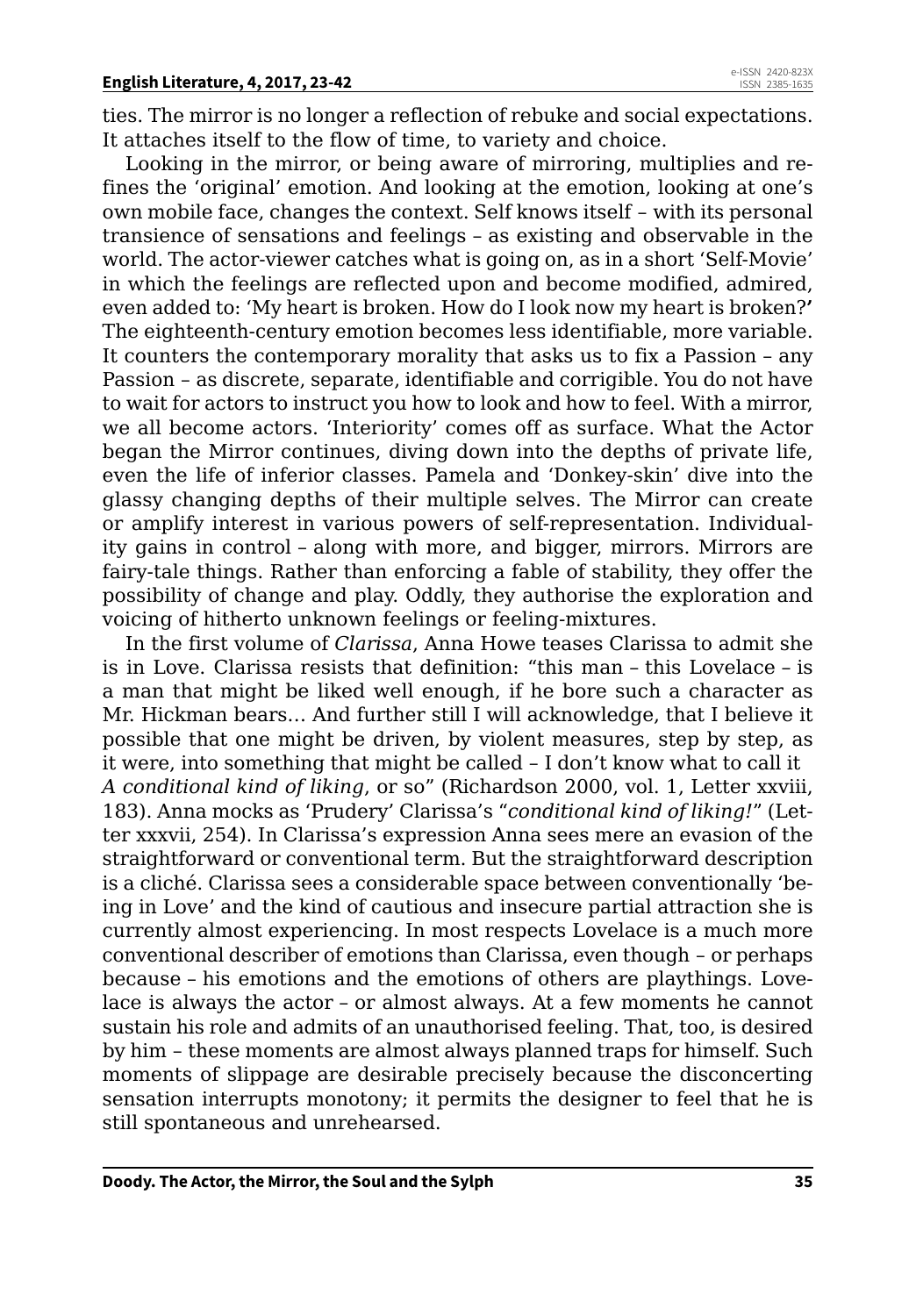ties. The mirror is no longer a reflection of rebuke and social expectations. It attaches itself to the flow of time, to variety and choice.

Looking in the mirror, or being aware of mirroring, multiplies and refines the 'original' emotion. And looking at the emotion, looking at one's own mobile face, changes the context. Self knows itself – with its personal transience of sensations and feelings – as existing and observable in the world. The actor-viewer catches what is going on, as in a short 'Self-Movie' in which the feelings are reflected upon and become modified, admired, even added to: 'My heart is broken. How do I look now my heart is broken?' The eighteenth-century emotion becomes less identifiable, more variable. It counters the contemporary morality that asks us to fix a Passion – any Passion – as discrete, separate, identifiable and corrigible. You do not have to wait for actors to instruct you how to look and how to feel. With a mirror, we all become actors. 'Interiority' comes off as surface. What the Actor began the Mirror continues, diving down into the depths of private life, even the life of inferior classes. Pamela and 'Donkey-skin' dive into the glassy changing depths of their multiple selves. The Mirror can create or amplify interest in various powers of self-representation. Individuality gains in control – along with more, and bigger, mirrors. Mirrors are fairy-tale things. Rather than enforcing a fable of stability, they offer the possibility of change and play. Oddly, they authorise the exploration and voicing of hitherto unknown feelings or feeling-mixtures.

In the first volume of *Clarissa*, Anna Howe teases Clarissa to admit she is in Love. Clarissa resists that definition: "this man – this Lovelace – is a man that might be liked well enough, if he bore such a character as Mr. Hickman bears… And further still I will acknowledge, that I believe it possible that one might be driven, by violent measures, step by step, as it were, into something that might be called – I don't know what to call it *A conditional kind of liking*, or so" (Richardson 2000, vol. 1, Letter xxviii, 183). Anna mocks as 'Prudery' Clarissa's "*conditional kind of liking!*" (Letter xxxvii, 254). In Clarissa's expression Anna sees mere an evasion of the straightforward or conventional term. But the straightforward description is a cliché. Clarissa sees a considerable space between conventionally 'being in Love' and the kind of cautious and insecure partial attraction she is currently almost experiencing. In most respects Lovelace is a much more conventional describer of emotions than Clarissa, even though – or perhaps because – his emotions and the emotions of others are playthings. Lovelace is always the actor – or almost always. At a few moments he cannot sustain his role and admits of an unauthorised feeling. That, too, is desired by him – these moments are almost always planned traps for himself. Such moments of slippage are desirable precisely because the disconcerting sensation interrupts monotony; it permits the designer to feel that he is still spontaneous and unrehearsed.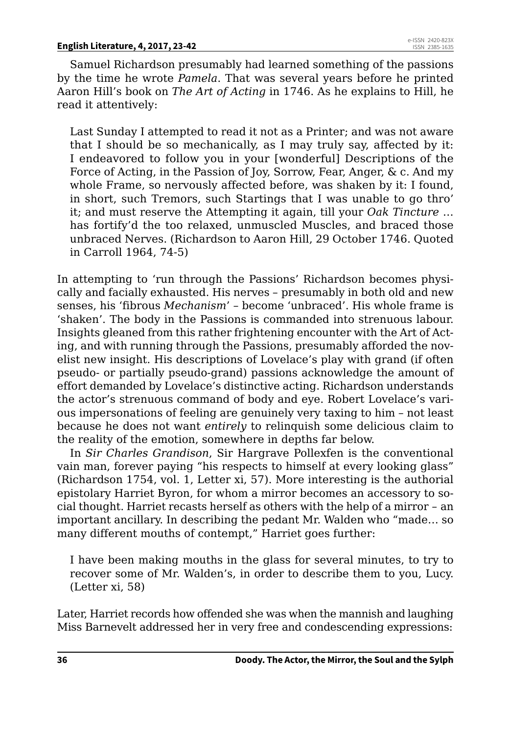Samuel Richardson presumably had learned something of the passions by the time he wrote *Pamela*. That was several years before he printed Aaron Hill's book on *The Art of Acting* in 1746. As he explains to Hill, he read it attentively:

> Last Sunday I attempted to read it not as a Printer; and was not aware that I should be so mechanically, as I may truly say, affected by it: I endeavored to follow you in your [wonderful] Descriptions of the Force of Acting, in the Passion of Joy, Sorrow, Fear, Anger, & c. And my whole Frame, so nervously affected before, was shaken by it: I found, in short, such Tremors, such Startings that I was unable to go thro' it; and must reserve the Attempting it again, till your *Oak Tincture* … has fortify'd the too relaxed, unmuscled Muscles, and braced those unbraced Nerves. (Richardson to Aaron Hill, 29 October 1746. Quoted in Carroll 1964, 74-5)

In attempting to 'run through the Passions' Richardson becomes physically and facially exhausted. His nerves – presumably in both old and new senses, his 'fibrous *Mechanism*' – become 'unbraced'. His whole frame is 'shaken'. The body in the Passions is commanded into strenuous labour. Insights gleaned from this rather frightening encounter with the Art of Acting, and with running through the Passions, presumably afforded the novelist new insight. His descriptions of Lovelace's play with grand (if often pseudo- or partially pseudo-grand) passions acknowledge the amount of effort demanded by Lovelace's distinctive acting. Richardson understands the actor's strenuous command of body and eye. Robert Lovelace's various impersonations of feeling are genuinely very taxing to him – not least because he does not want *entirely* to relinquish some delicious claim to the reality of the emotion, somewhere in depths far below.

In *Sir Charles Grandison*, Sir Hargrave Pollexfen is the conventional vain man, forever paying "his respects to himself at every looking glass" (Richardson 1754, vol. 1, Letter xi, 57). More interesting is the authorial epistolary Harriet Byron, for whom a mirror becomes an accessory to social thought. Harriet recasts herself as others with the help of a mirror – an important ancillary. In describing the pedant Mr. Walden who "made… so many different mouths of contempt," Harriet goes further:

> I have been making mouths in the glass for several minutes, to try to recover some of Mr. Walden's, in order to describe them to you, Lucy. (Letter xi, 58)

Later, Harriet records how offended she was when the mannish and laughing Miss Barnevelt addressed her in very free and condescending expressions: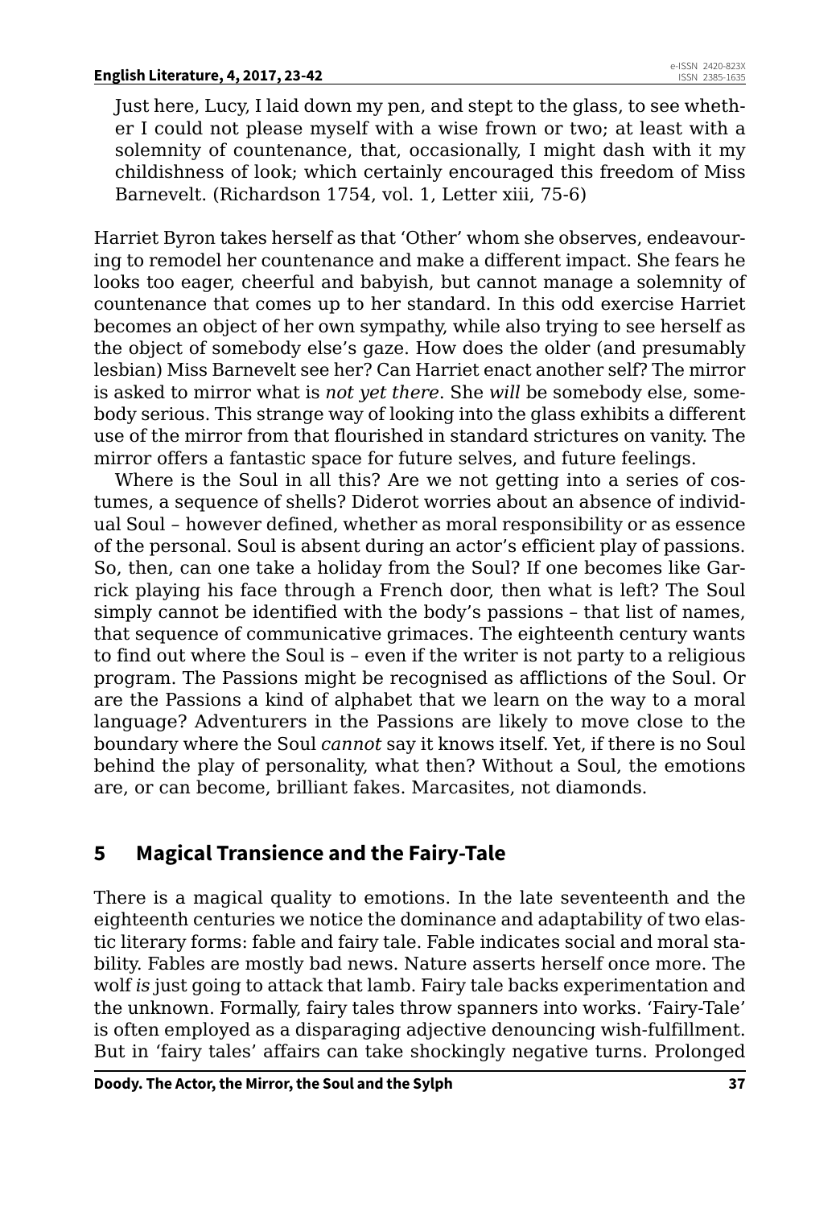> Just here, Lucy, I laid down my pen, and stept to the glass, to see whether I could not please myself with a wise frown or two; at least with a solemnity of countenance, that, occasionally, I might dash with it my childishness of look; which certainly encouraged this freedom of Miss Barnevelt. (Richardson 1754, vol. 1, Letter xiii, 75-6)

Harriet Byron takes herself as that 'Other' whom she observes, endeavouring to remodel her countenance and make a different impact. She fears he looks too eager, cheerful and babyish, but cannot manage a solemnity of countenance that comes up to her standard. In this odd exercise Harriet becomes an object of her own sympathy, while also trying to see herself as the object of somebody else's gaze. How does the older (and presumably lesbian) Miss Barnevelt see her? Can Harriet enact another self? The mirror is asked to mirror what is *not yet there*. She *will* be somebody else, somebody serious. This strange way of looking into the glass exhibits a different use of the mirror from that flourished in standard strictures on vanity. The mirror offers a fantastic space for future selves, and future feelings.

Where is the Soul in all this? Are we not getting into a series of costumes, a sequence of shells? Diderot worries about an absence of individual Soul – however defined, whether as moral responsibility or as essence of the personal. Soul is absent during an actor's efficient play of passions. So, then, can one take a holiday from the Soul? If one becomes like Garrick playing his face through a French door, then what is left? The Soul simply cannot be identified with the body's passions – that list of names, that sequence of communicative grimaces. The eighteenth century wants to find out where the Soul is – even if the writer is not party to a religious program. The Passions might be recognised as afflictions of the Soul. Or are the Passions a kind of alphabet that we learn on the way to a moral language? Adventurers in the Passions are likely to move close to the boundary where the Soul *cannot* say it knows itself. Yet, if there is no Soul behind the play of personality, what then? Without a Soul, the emotions are, or can become, brilliant fakes. Marcasites, not diamonds.

## 5 Magical Transience and the Fairy-Tale

There is a magical quality to emotions. In the late seventeenth and the eighteenth centuries we notice the dominance and adaptability of two elastic literary forms: fable and fairy tale. Fable indicates social and moral stability. Fables are mostly bad news. Nature asserts herself once more. The wolf *is* just going to attack that lamb. Fairy tale backs experimentation and the unknown. Formally, fairy tales throw spanners into works. 'Fairy-Tale' is often employed as a disparaging adjective denouncing wish-fulfillment. But in 'fairy tales' affairs can take shockingly negative turns. Prolonged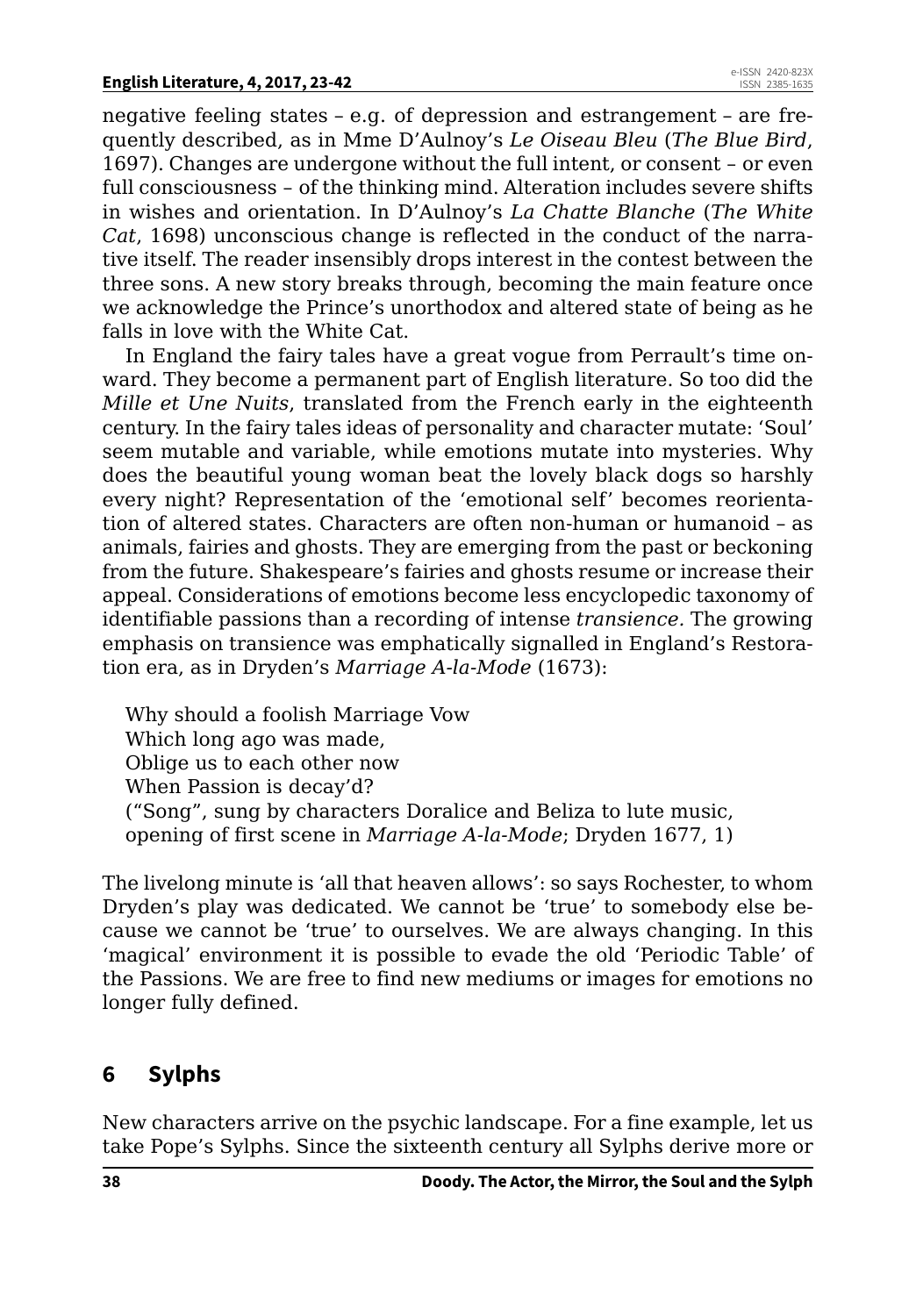negative feeling states – e.g. of depression and estrangement – are frequently described, as in Mme D'Aulnoy's *Le Oiseau Bleu* (*The Blue Bird*, 1697). Changes are undergone without the full intent, or consent – or even full consciousness – of the thinking mind. Alteration includes severe shifts in wishes and orientation. In D'Aulnoy's *La Chatte Blanche* (*The White Cat*, 1698) unconscious change is reflected in the conduct of the narrative itself. The reader insensibly drops interest in the contest between the three sons. A new story breaks through, becoming the main feature once we acknowledge the Prince's unorthodox and altered state of being as he falls in love with the White Cat.

In England the fairy tales have a great vogue from Perrault's time onward. They become a permanent part of English literature. So too did the *Mille et Une Nuits*, translated from the French early in the eighteenth century. In the fairy tales ideas of personality and character mutate: 'Soul' seem mutable and variable, while emotions mutate into mysteries. Why does the beautiful young woman beat the lovely black dogs so harshly every night? Representation of the 'emotional self' becomes reorientation of altered states. Characters are often non-human or humanoid – as animals, fairies and ghosts. They are emerging from the past or beckoning from the future. Shakespeare's fairies and ghosts resume or increase their appeal. Considerations of emotions become less encyclopedic taxonomy of identifiable passions than a recording of intense *transience*. The growing emphasis on transience was emphatically signalled in England's Restoration era, as in Dryden's *Marriage A-la-Mode* (1673):

> Why should a foolish Marriage Vow
> Which long ago was made,
> Oblige us to each other now
> When Passion is decay'd?
> ("Song", sung by characters Doralice and Beliza to lute music, opening of first scene in *Marriage A-la-Mode*; Dryden 1677, 1)

The livelong minute is 'all that heaven allows': so says Rochester, to whom Dryden's play was dedicated. We cannot be 'true' to somebody else because we cannot be 'true' to ourselves. We are always changing. In this 'magical' environment it is possible to evade the old 'Periodic Table' of the Passions. We are free to find new mediums or images for emotions no longer fully defined.

## 6 Sylphs

New characters arrive on the psychic landscape. For a fine example, let us take Pope's Sylphs. Since the sixteenth century all Sylphs derive more or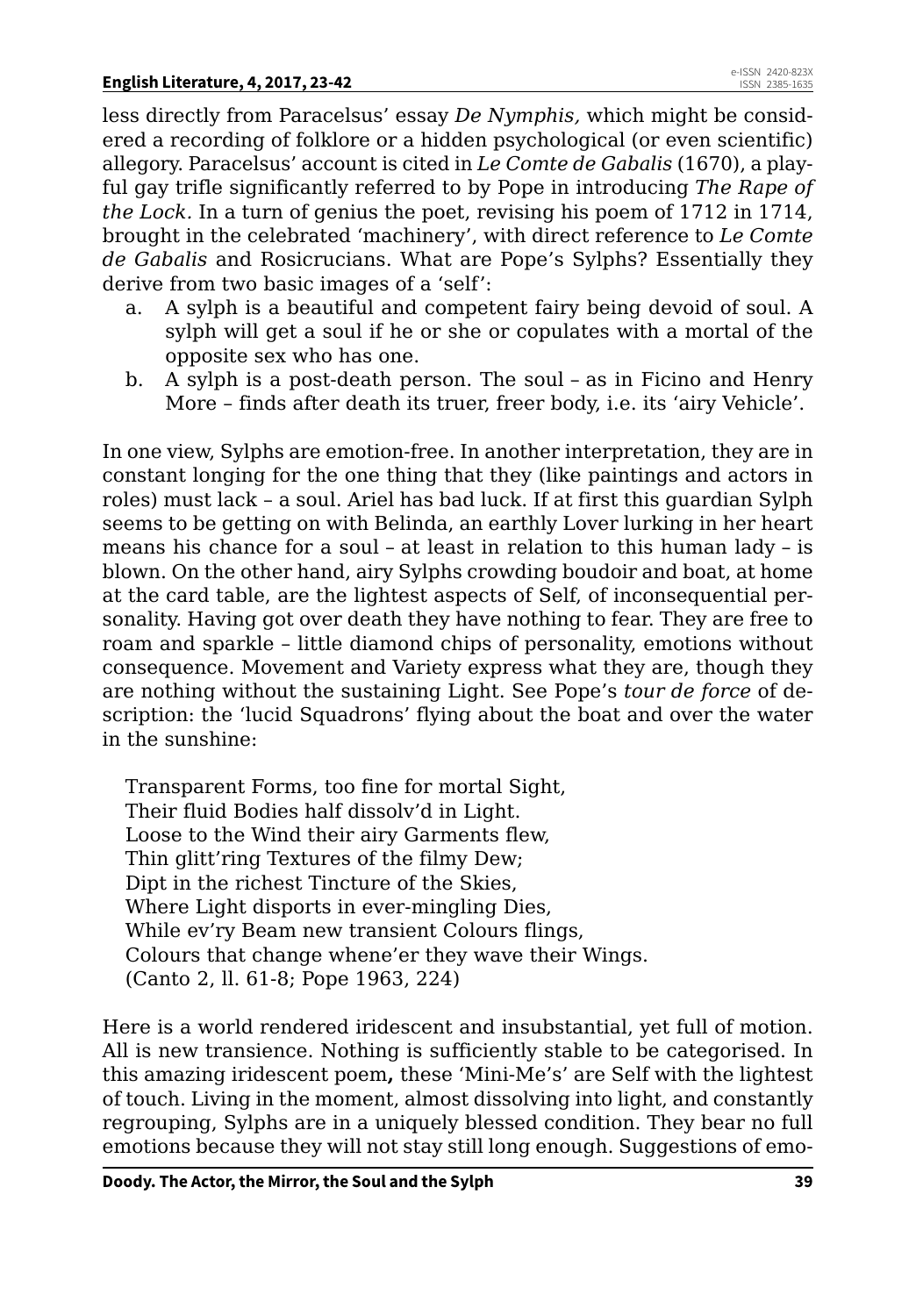less directly from Paracelsus' essay *De Nymphis,* which might be considered a recording of folklore or a hidden psychological (or even scientific) allegory. Paracelsus' account is cited in *Le Comte de Gabalis* (1670), a playful gay trifle significantly referred to by Pope in introducing *The Rape of the Lock.* In a turn of genius the poet, revising his poem of 1712 in 1714, brought in the celebrated 'machinery', with direct reference to *Le Comte de Gabalis* and Rosicrucians. What are Pope's Sylphs? Essentially they derive from two basic images of a 'self':

a. A sylph is a beautiful and competent fairy being devoid of soul. A sylph will get a soul if he or she or copulates with a mortal of the opposite sex who has one.
b. A sylph is a post-death person. The soul – as in Ficino and Henry More – finds after death its truer, freer body, i.e. its 'airy Vehicle'.

In one view, Sylphs are emotion-free. In another interpretation, they are in constant longing for the one thing that they (like paintings and actors in roles) must lack – a soul. Ariel has bad luck. If at first this guardian Sylph seems to be getting on with Belinda, an earthly Lover lurking in her heart means his chance for a soul – at least in relation to this human lady – is blown. On the other hand, airy Sylphs crowding boudoir and boat, at home at the card table, are the lightest aspects of Self, of inconsequential personality. Having got over death they have nothing to fear. They are free to roam and sparkle – little diamond chips of personality, emotions without consequence. Movement and Variety express what they are, though they are nothing without the sustaining Light. See Pope's *tour de force* of description: the 'lucid Squadrons' flying about the boat and over the water in the sunshine:

> Transparent Forms, too fine for mortal Sight,
> Their fluid Bodies half dissolv'd in Light.
> Loose to the Wind their airy Garments flew,
> Thin glitt'ring Textures of the filmy Dew;
> Dipt in the richest Tincture of the Skies,
> Where Light disports in ever-mingling Dies,
> While ev'ry Beam new transient Colours flings,
> Colours that change whene'er they wave their Wings.
> (Canto 2, ll. 61-8; Pope 1963, 224)

Here is a world rendered iridescent and insubstantial, yet full of motion. All is new transience. Nothing is sufficiently stable to be categorised. In this amazing iridescent poem**,** these 'Mini-Me's' are Self with the lightest of touch. Living in the moment, almost dissolving into light, and constantly regrouping, Sylphs are in a uniquely blessed condition. They bear no full emotions because they will not stay still long enough. Suggestions of emo-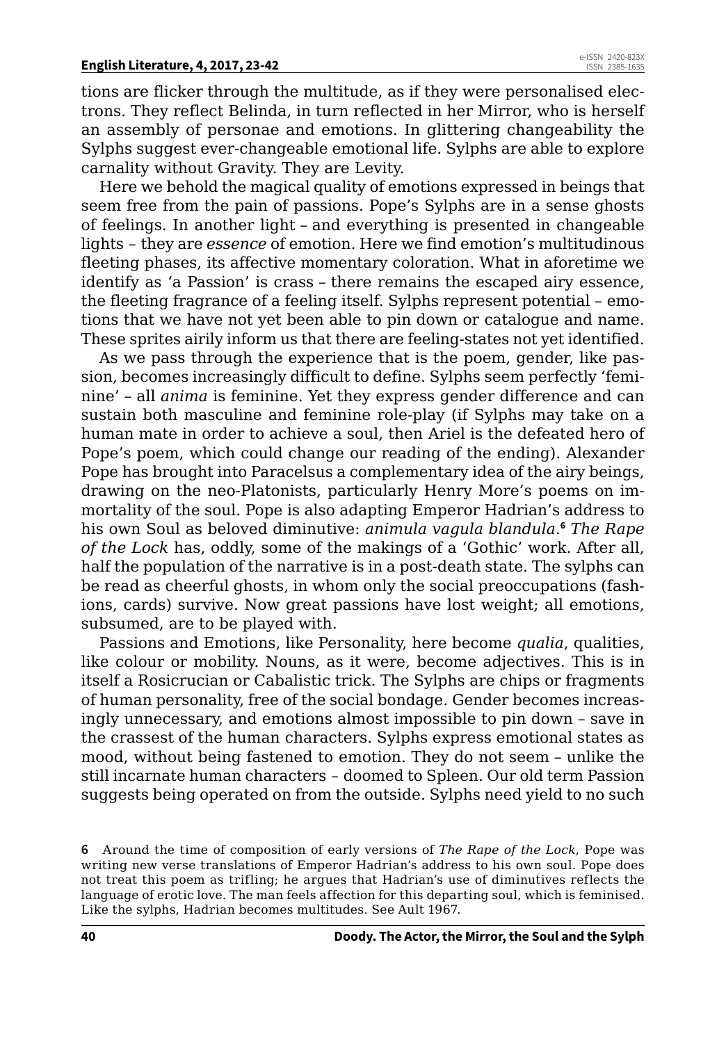tions are flicker through the multitude, as if they were personalised electrons. They reflect Belinda, in turn reflected in her Mirror, who is herself an assembly of personae and emotions. In glittering changeability the Sylphs suggest ever-changeable emotional life. Sylphs are able to explore carnality without Gravity. They are Levity.

Here we behold the magical quality of emotions expressed in beings that seem free from the pain of passions. Pope's Sylphs are in a sense ghosts of feelings. In another light – and everything is presented in changeable lights – they are *essence* of emotion. Here we find emotion's multitudinous fleeting phases, its affective momentary coloration. What in aforetime we identify as 'a Passion' is crass – there remains the escaped airy essence, the fleeting fragrance of a feeling itself. Sylphs represent potential – emotions that we have not yet been able to pin down or catalogue and name. These sprites airily inform us that there are feeling-states not yet identified.

As we pass through the experience that is the poem, gender, like passion, becomes increasingly difficult to define. Sylphs seem perfectly 'feminine' – all *anima* is feminine. Yet they express gender difference and can sustain both masculine and feminine role-play (if Sylphs may take on a human mate in order to achieve a soul, then Ariel is the defeated hero of Pope's poem, which could change our reading of the ending). Alexander Pope has brought into Paracelsus a complementary idea of the airy beings, drawing on the neo-Platonists, particularly Henry More's poems on immortality of the soul. Pope is also adapting Emperor Hadrian's address to his own Soul as beloved diminutive: *animula vagula blandula*.[6] *The Rape of the Lock* has, oddly, some of the makings of a 'Gothic' work. After all, half the population of the narrative is in a post-death state. The sylphs can be read as cheerful ghosts, in whom only the social preoccupations (fashions, cards) survive. Now great passions have lost weight; all emotions, subsumed, are to be played with.

Passions and Emotions, like Personality, here become *qualia*, qualities, like colour or mobility. Nouns, as it were, become adjectives. This is in itself a Rosicrucian or Cabalistic trick. The Sylphs are chips or fragments of human personality, free of the social bondage. Gender becomes increasingly unnecessary, and emotions almost impossible to pin down – save in the crassest of the human characters. Sylphs express emotional states as mood, without being fastened to emotion. They do not seem – unlike the still incarnate human characters – doomed to Spleen. Our old term Passion suggests being operated on from the outside. Sylphs need yield to no such

**6** Around the time of composition of early versions of *The Rape of the Lock*, Pope was writing new verse translations of Emperor Hadrian's address to his own soul. Pope does not treat this poem as trifling; he argues that Hadrian's use of diminutives reflects the language of erotic love. The man feels affection for this departing soul, which is feminised. Like the sylphs, Hadrian becomes multitudes. See Ault 1967.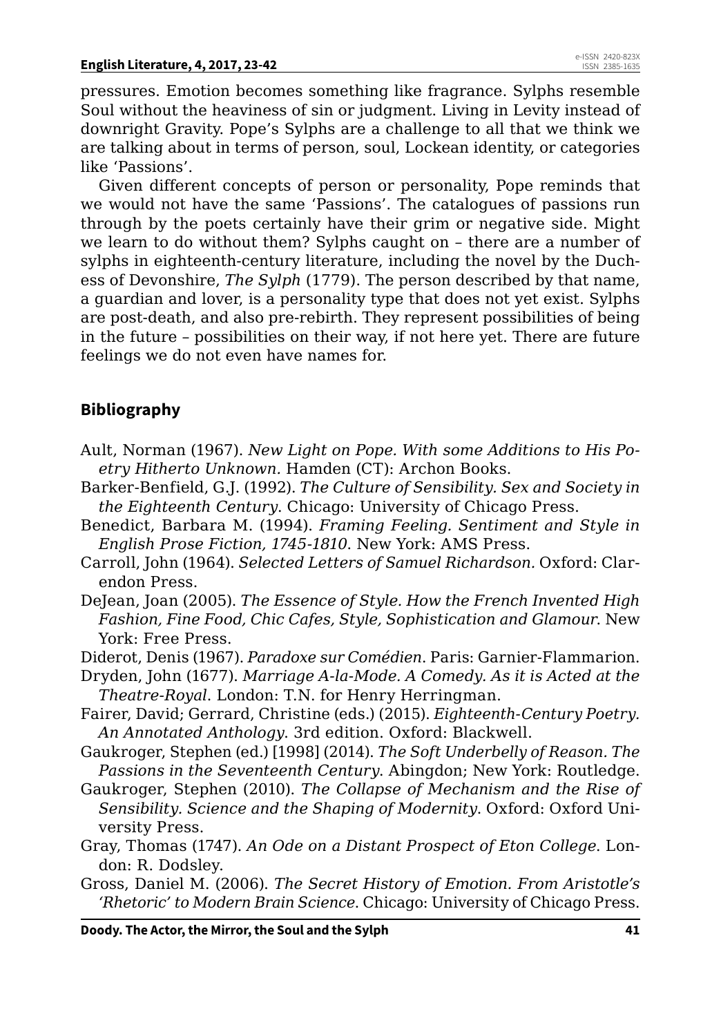pressures. Emotion becomes something like fragrance. Sylphs resemble Soul without the heaviness of sin or judgment. Living in Levity instead of downright Gravity. Pope's Sylphs are a challenge to all that we think we are talking about in terms of person, soul, Lockean identity, or categories like 'Passions'.

Given different concepts of person or personality, Pope reminds that we would not have the same 'Passions'. The catalogues of passions run through by the poets certainly have their grim or negative side. Might we learn to do without them? Sylphs caught on – there are a number of sylphs in eighteenth-century literature, including the novel by the Duchess of Devonshire, *The Sylph* (1779). The person described by that name, a guardian and lover, is a personality type that does not yet exist. Sylphs are post-death, and also pre-rebirth. They represent possibilities of being in the future – possibilities on their way, if not here yet. There are future feelings we do not even have names for.

## Bibliography

Ault, Norman (1967). *New Light on Pope. With some Additions to His Poetry Hitherto Unknown*. Hamden (CT): Archon Books.

Barker-Benfield, G.J. (1992). *The Culture of Sensibility. Sex and Society in the Eighteenth Century*. Chicago: University of Chicago Press.

Benedict, Barbara M. (1994). *Framing Feeling. Sentiment and Style in English Prose Fiction, 1745-1810*. New York: AMS Press.

Carroll, John (1964). *Selected Letters of Samuel Richardson*. Oxford: Clarendon Press.

DeJean, Joan (2005). *The Essence of Style. How the French Invented High Fashion, Fine Food, Chic Cafes, Style, Sophistication and Glamour*. New York: Free Press.

Diderot, Denis (1967). *Paradoxe sur Comédien*. Paris: Garnier-Flammarion.

Dryden, John (1677). *Marriage A-la-Mode. A Comedy. As it is Acted at the Theatre-Royal*. London: T.N. for Henry Herringman.

Fairer, David; Gerrard, Christine (eds.) (2015). *Eighteenth-Century Poetry. An Annotated Anthology*. 3rd edition. Oxford: Blackwell.

Gaukroger, Stephen (ed.) [1998] (2014). *The Soft Underbelly of Reason. The Passions in the Seventeenth Century*. Abingdon; New York: Routledge.

Gaukroger, Stephen (2010). *The Collapse of Mechanism and the Rise of Sensibility. Science and the Shaping of Modernity*. Oxford: Oxford University Press.

Gray, Thomas (1747). *An Ode on a Distant Prospect of Eton College*. London: R. Dodsley.

Gross, Daniel M. (2006). *The Secret History of Emotion. From Aristotle's 'Rhetoric' to Modern Brain Science*. Chicago: University of Chicago Press.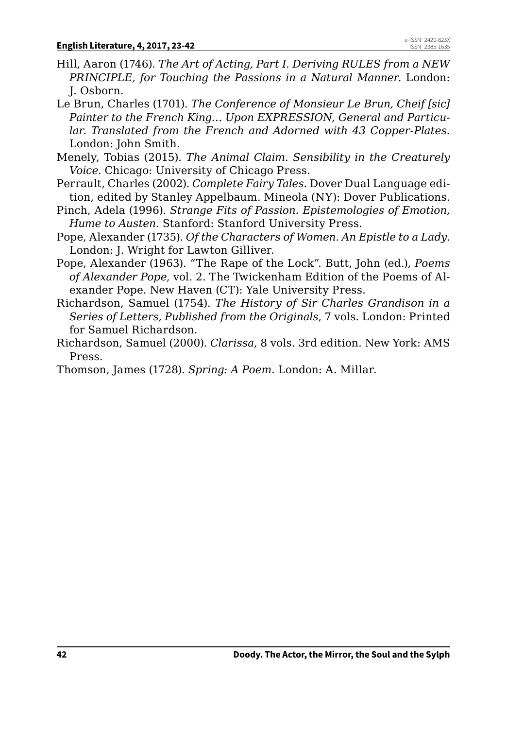Hill, Aaron (1746). *The Art of Acting, Part I. Deriving RULES from a NEW PRINCIPLE, for Touching the Passions in a Natural Manner.* London: J. Osborn.

Le Brun, Charles (1701). *The Conference of Monsieur Le Brun, Cheif [sic] Painter to the French King… Upon EXPRESSION, General and Particular. Translated from the French and Adorned with 43 Copper-Plates*. London: John Smith.

Menely, Tobias (2015). *The Animal Claim. Sensibility in the Creaturely Voice*. Chicago: University of Chicago Press.

Perrault, Charles (2002). *Complete Fairy Tales*. Dover Dual Language edition, edited by Stanley Appelbaum. Mineola (NY): Dover Publications.

Pinch, Adela (1996). *Strange Fits of Passion. Epistemologies of Emotion, Hume to Austen*. Stanford: Stanford University Press.

Pope, Alexander (1735). *Of the Characters of Women. An Epistle to a Lady*. London: J. Wright for Lawton Gilliver.

Pope, Alexander (1963). "The Rape of the Lock". Butt, John (ed.), *Poems of Alexander Pope*, vol. 2. The Twickenham Edition of the Poems of Alexander Pope. New Haven (CT): Yale University Press.

Richardson, Samuel (1754). *The History of Sir Charles Grandison in a Series of Letters, Published from the Originals*, 7 vols. London: Printed for Samuel Richardson.

Richardson, Samuel (2000). *Clarissa*, 8 vols. 3rd edition. New York: AMS Press.

Thomson, James (1728). *Spring: A Poem*. London: A. Millar.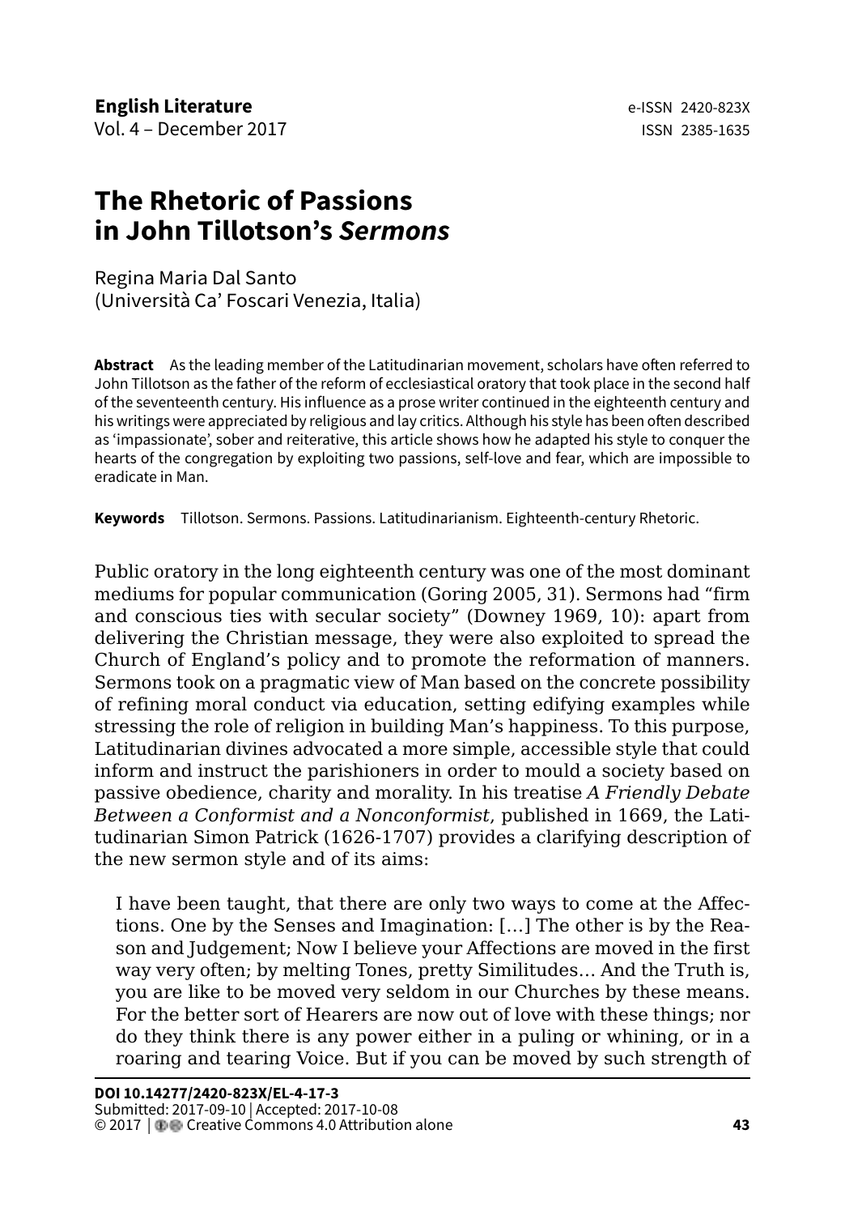**English Literature**
Vol. 4 – December 2017

e-ISSN 2420-823X
ISSN 2385-1635

# The Rhetoric of Passions in John Tillotson's *Sermons*

Regina Maria Dal Santo
(Università Ca' Foscari Venezia, Italia)

**Abstract** As the leading member of the Latitudinarian movement, scholars have often referred to John Tillotson as the father of the reform of ecclesiastical oratory that took place in the second half of the seventeenth century. His influence as a prose writer continued in the eighteenth century and his writings were appreciated by religious and lay critics. Although his style has been often described as 'impassionate', sober and reiterative, this article shows how he adapted his style to conquer the hearts of the congregation by exploiting two passions, self-love and fear, which are impossible to eradicate in Man.

**Keywords** Tillotson. Sermons. Passions. Latitudinarianism. Eighteenth-century Rhetoric.

Public oratory in the long eighteenth century was one of the most dominant mediums for popular communication (Goring 2005, 31). Sermons had "firm and conscious ties with secular society" (Downey 1969, 10): apart from delivering the Christian message, they were also exploited to spread the Church of England's policy and to promote the reformation of manners. Sermons took on a pragmatic view of Man based on the concrete possibility of refining moral conduct via education, setting edifying examples while stressing the role of religion in building Man's happiness. To this purpose, Latitudinarian divines advocated a more simple, accessible style that could inform and instruct the parishioners in order to mould a society based on passive obedience, charity and morality. In his treatise *A Friendly Debate Between a Conformist and a Nonconformist*, published in 1669, the Latitudinarian Simon Patrick (1626-1707) provides a clarifying description of the new sermon style and of its aims:

> I have been taught, that there are only two ways to come at the Affections. One by the Senses and Imagination: […] The other is by the Reason and Judgement; Now I believe your Affections are moved in the first way very often; by melting Tones, pretty Similitudes… And the Truth is, you are like to be moved very seldom in our Churches by these means. For the better sort of Hearers are now out of love with these things; nor do they think there is any power either in a puling or whining, or in a roaring and tearing Voice. But if you can be moved by such strength of

**DOI 10.14277/2420-823X/EL-4-17-3**
Submitted: 2017-09-10 | Accepted: 2017-10-08
© 2017 | Creative Commons 4.0 Attribution alone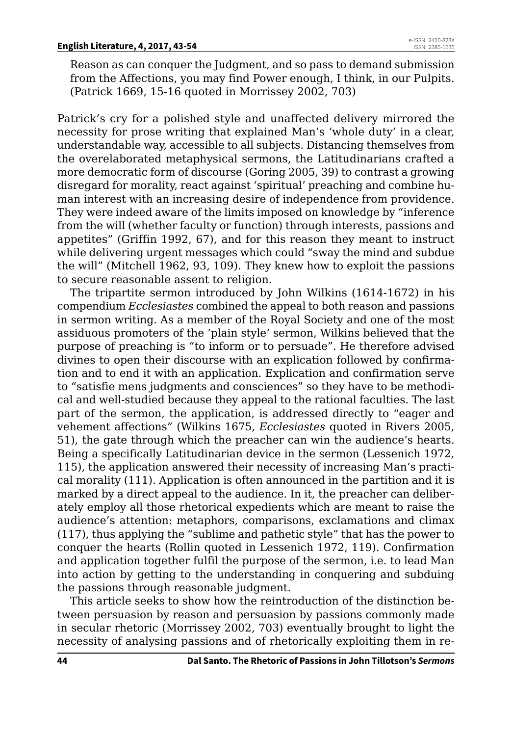Reason as can conquer the Judgment, and so pass to demand submission from the Affections, you may find Power enough, I think, in our Pulpits. (Patrick 1669, 15-16 quoted in Morrissey 2002, 703)

Patrick's cry for a polished style and unaffected delivery mirrored the necessity for prose writing that explained Man's 'whole duty' in a clear, understandable way, accessible to all subjects. Distancing themselves from the overelaborated metaphysical sermons, the Latitudinarians crafted a more democratic form of discourse (Goring 2005, 39) to contrast a growing disregard for morality, react against 'spiritual' preaching and combine human interest with an increasing desire of independence from providence. They were indeed aware of the limits imposed on knowledge by "inference from the will (whether faculty or function) through interests, passions and appetites" (Griffin 1992, 67), and for this reason they meant to instruct while delivering urgent messages which could "sway the mind and subdue the will" (Mitchell 1962, 93, 109). They knew how to exploit the passions to secure reasonable assent to religion.

The tripartite sermon introduced by John Wilkins (1614-1672) in his compendium *Ecclesiastes* combined the appeal to both reason and passions in sermon writing. As a member of the Royal Society and one of the most assiduous promoters of the 'plain style' sermon, Wilkins believed that the purpose of preaching is "to inform or to persuade". He therefore advised divines to open their discourse with an explication followed by confirmation and to end it with an application. Explication and confirmation serve to "satisfie mens judgments and consciences" so they have to be methodical and well-studied because they appeal to the rational faculties. The last part of the sermon, the application, is addressed directly to "eager and vehement affections" (Wilkins 1675, *Ecclesiastes* quoted in Rivers 2005, 51), the gate through which the preacher can win the audience's hearts. Being a specifically Latitudinarian device in the sermon (Lessenich 1972, 115), the application answered their necessity of increasing Man's practical morality (111). Application is often announced in the partition and it is marked by a direct appeal to the audience. In it, the preacher can deliberately employ all those rhetorical expedients which are meant to raise the audience's attention: metaphors, comparisons, exclamations and climax (117), thus applying the "sublime and pathetic style" that has the power to conquer the hearts (Rollin quoted in Lessenich 1972, 119). Confirmation and application together fulfil the purpose of the sermon, i.e. to lead Man into action by getting to the understanding in conquering and subduing the passions through reasonable judgment.

This article seeks to show how the reintroduction of the distinction between persuasion by reason and persuasion by passions commonly made in secular rhetoric (Morrissey 2002, 703) eventually brought to light the necessity of analysing passions and of rhetorically exploiting them in re-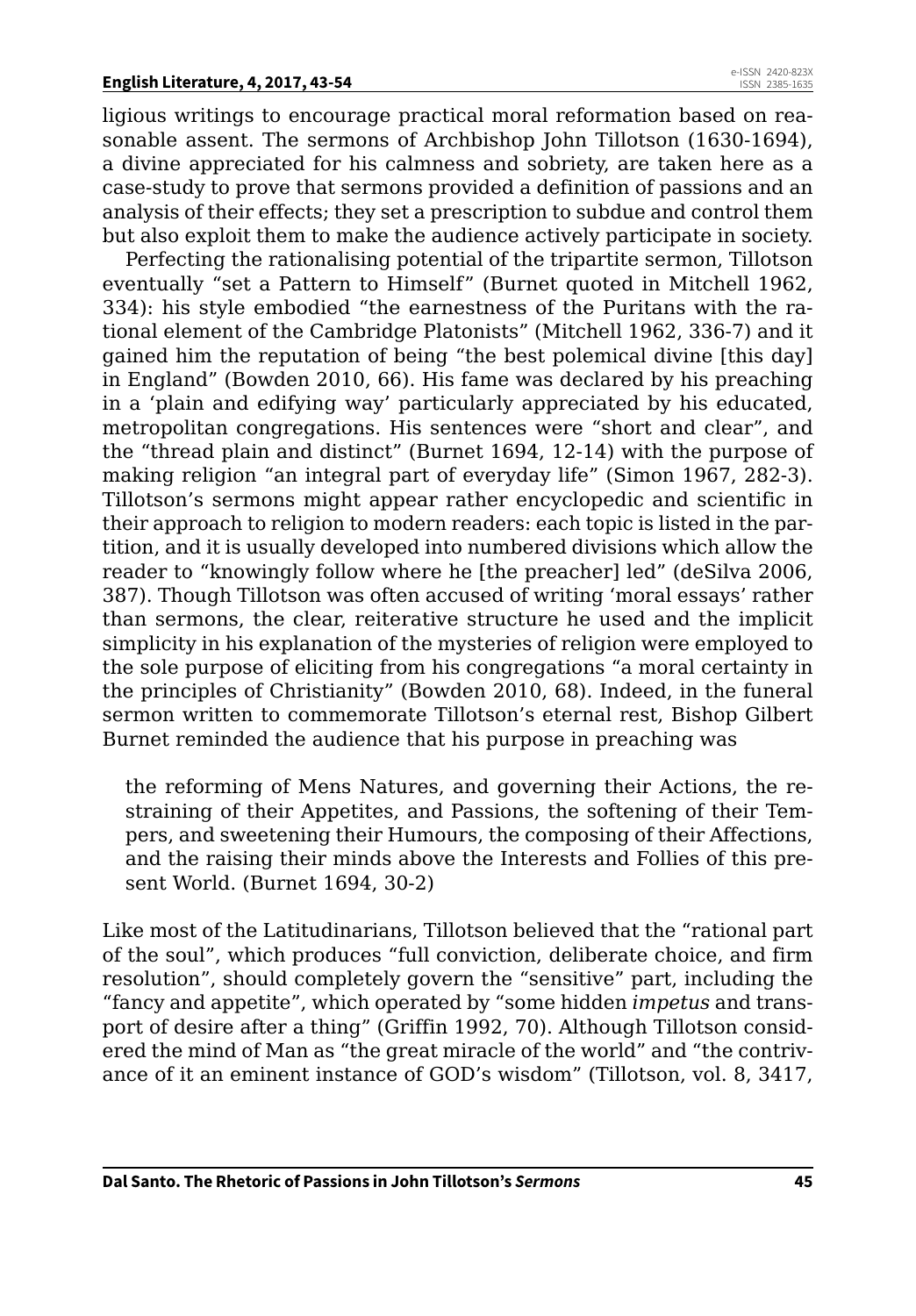ligious writings to encourage practical moral reformation based on reasonable assent. The sermons of Archbishop John Tillotson (1630-1694), a divine appreciated for his calmness and sobriety, are taken here as a case-study to prove that sermons provided a definition of passions and an analysis of their effects; they set a prescription to subdue and control them but also exploit them to make the audience actively participate in society.

Perfecting the rationalising potential of the tripartite sermon, Tillotson eventually "set a Pattern to Himself" (Burnet quoted in Mitchell 1962, 334): his style embodied "the earnestness of the Puritans with the rational element of the Cambridge Platonists" (Mitchell 1962, 336-7) and it gained him the reputation of being "the best polemical divine [this day] in England" (Bowden 2010, 66). His fame was declared by his preaching in a 'plain and edifying way' particularly appreciated by his educated, metropolitan congregations. His sentences were "short and clear", and the "thread plain and distinct" (Burnet 1694, 12-14) with the purpose of making religion "an integral part of everyday life" (Simon 1967, 282-3). Tillotson's sermons might appear rather encyclopedic and scientific in their approach to religion to modern readers: each topic is listed in the partition, and it is usually developed into numbered divisions which allow the reader to "knowingly follow where he [the preacher] led" (deSilva 2006, 387). Though Tillotson was often accused of writing 'moral essays' rather than sermons, the clear, reiterative structure he used and the implicit simplicity in his explanation of the mysteries of religion were employed to the sole purpose of eliciting from his congregations "a moral certainty in the principles of Christianity" (Bowden 2010, 68). Indeed, in the funeral sermon written to commemorate Tillotson's eternal rest, Bishop Gilbert Burnet reminded the audience that his purpose in preaching was

> the reforming of Mens Natures, and governing their Actions, the restraining of their Appetites, and Passions, the softening of their Tempers, and sweetening their Humours, the composing of their Affections, and the raising their minds above the Interests and Follies of this present World. (Burnet 1694, 30-2)

Like most of the Latitudinarians, Tillotson believed that the "rational part of the soul", which produces "full conviction, deliberate choice, and firm resolution", should completely govern the "sensitive" part, including the "fancy and appetite", which operated by "some hidden *impetus* and transport of desire after a thing" (Griffin 1992, 70). Although Tillotson considered the mind of Man as "the great miracle of the world" and "the contrivance of it an eminent instance of GOD's wisdom" (Tillotson, vol. 8, 3417,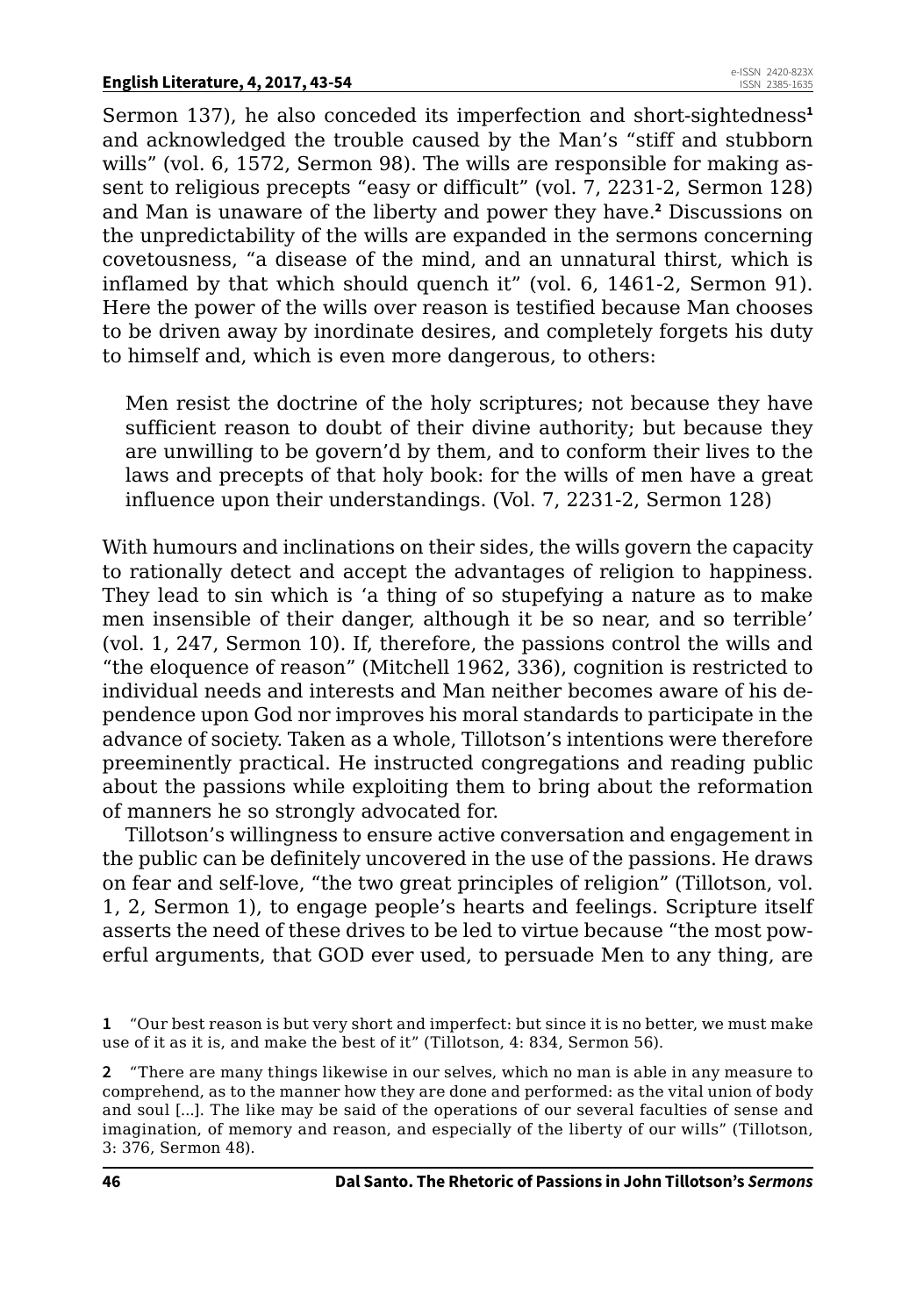Sermon 137), he also conceded its imperfection and short-sightedness[1] and acknowledged the trouble caused by the Man's "stiff and stubborn wills" (vol. 6, 1572, Sermon 98). The wills are responsible for making assent to religious precepts "easy or difficult" (vol. 7, 2231-2, Sermon 128) and Man is unaware of the liberty and power they have.[2] Discussions on the unpredictability of the wills are expanded in the sermons concerning covetousness, "a disease of the mind, and an unnatural thirst, which is inflamed by that which should quench it" (vol. 6, 1461-2, Sermon 91). Here the power of the wills over reason is testified because Man chooses to be driven away by inordinate desires, and completely forgets his duty to himself and, which is even more dangerous, to others:

> Men resist the doctrine of the holy scriptures; not because they have sufficient reason to doubt of their divine authority; but because they are unwilling to be govern'd by them, and to conform their lives to the laws and precepts of that holy book: for the wills of men have a great influence upon their understandings. (Vol. 7, 2231-2, Sermon 128)

With humours and inclinations on their sides, the wills govern the capacity to rationally detect and accept the advantages of religion to happiness. They lead to sin which is 'a thing of so stupefying a nature as to make men insensible of their danger, although it be so near, and so terrible' (vol. 1, 247, Sermon 10). If, therefore, the passions control the wills and "the eloquence of reason" (Mitchell 1962, 336), cognition is restricted to individual needs and interests and Man neither becomes aware of his dependence upon God nor improves his moral standards to participate in the advance of society. Taken as a whole, Tillotson's intentions were therefore preeminently practical. He instructed congregations and reading public about the passions while exploiting them to bring about the reformation of manners he so strongly advocated for.

Tillotson's willingness to ensure active conversation and engagement in the public can be definitely uncovered in the use of the passions. He draws on fear and self-love, "the two great principles of religion" (Tillotson, vol. 1, 2, Sermon 1), to engage people's hearts and feelings. Scripture itself asserts the need of these drives to be led to virtue because "the most powerful arguments, that GOD ever used, to persuade Men to any thing, are

[1] "Our best reason is but very short and imperfect: but since it is no better, we must make use of it as it is, and make the best of it" (Tillotson, 4: 834, Sermon 56).

[2] "There are many things likewise in our selves, which no man is able in any measure to comprehend, as to the manner how they are done and performed: as the vital union of body and soul [...]. The like may be said of the operations of our several faculties of sense and imagination, of memory and reason, and especially of the liberty of our wills" (Tillotson, 3: 376, Sermon 48).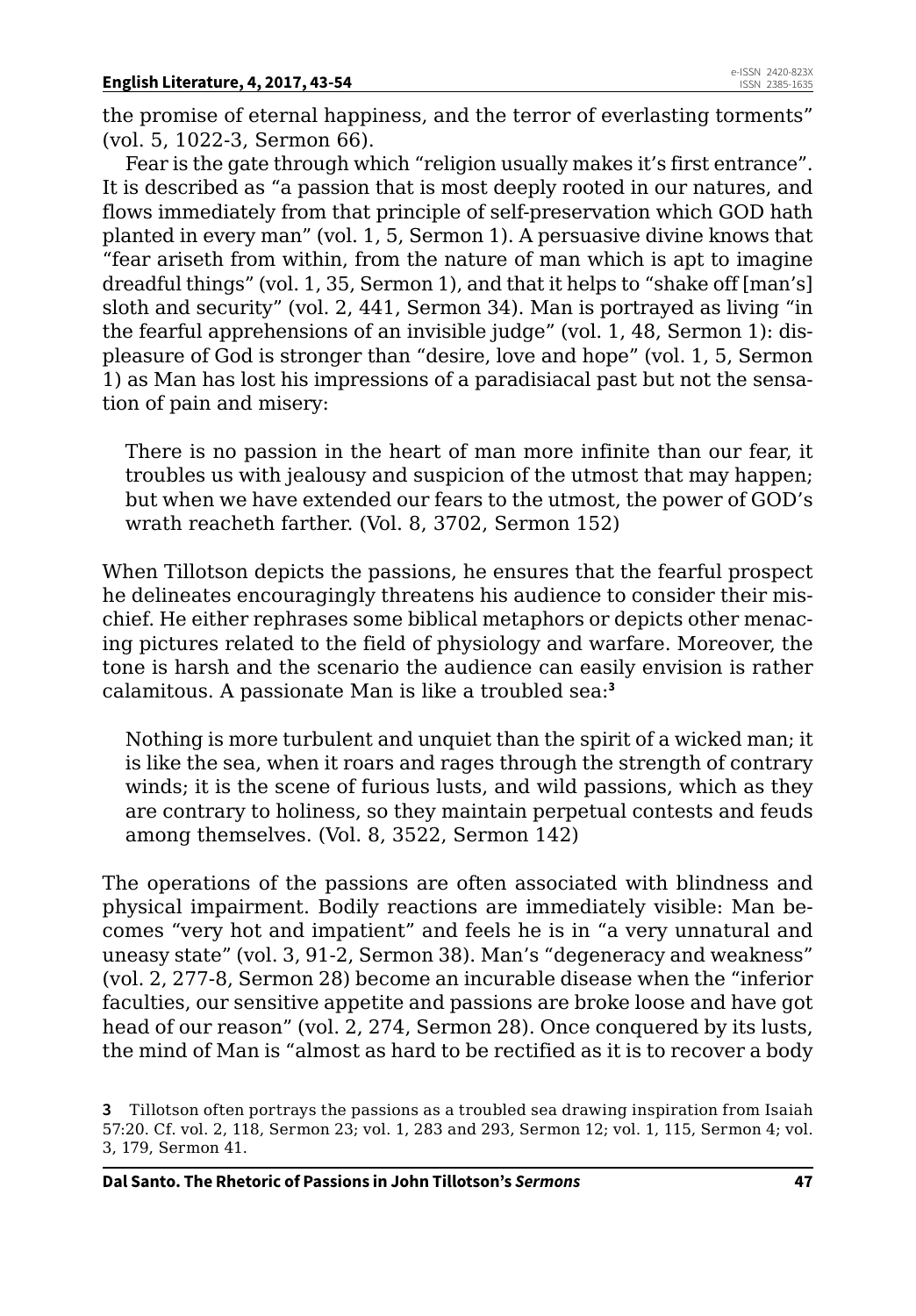the promise of eternal happiness, and the terror of everlasting torments" (vol. 5, 1022-3, Sermon 66).

Fear is the gate through which "religion usually makes it's first entrance". It is described as "a passion that is most deeply rooted in our natures, and flows immediately from that principle of self-preservation which GOD hath planted in every man" (vol. 1, 5, Sermon 1). A persuasive divine knows that "fear ariseth from within, from the nature of man which is apt to imagine dreadful things" (vol. 1, 35, Sermon 1), and that it helps to "shake off [man's] sloth and security" (vol. 2, 441, Sermon 34). Man is portrayed as living "in the fearful apprehensions of an invisible judge" (vol. 1, 48, Sermon 1): displeasure of God is stronger than "desire, love and hope" (vol. 1, 5, Sermon 1) as Man has lost his impressions of a paradisiacal past but not the sensation of pain and misery:

> There is no passion in the heart of man more infinite than our fear, it troubles us with jealousy and suspicion of the utmost that may happen; but when we have extended our fears to the utmost, the power of GOD's wrath reacheth farther. (Vol. 8, 3702, Sermon 152)

When Tillotson depicts the passions, he ensures that the fearful prospect he delineates encouragingly threatens his audience to consider their mischief. He either rephrases some biblical metaphors or depicts other menacing pictures related to the field of physiology and warfare. Moreover, the tone is harsh and the scenario the audience can easily envision is rather calamitous. A passionate Man is like a troubled sea:[3]

> Nothing is more turbulent and unquiet than the spirit of a wicked man; it is like the sea, when it roars and rages through the strength of contrary winds; it is the scene of furious lusts, and wild passions, which as they are contrary to holiness, so they maintain perpetual contests and feuds among themselves. (Vol. 8, 3522, Sermon 142)

The operations of the passions are often associated with blindness and physical impairment. Bodily reactions are immediately visible: Man becomes "very hot and impatient" and feels he is in "a very unnatural and uneasy state" (vol. 3, 91-2, Sermon 38). Man's "degeneracy and weakness" (vol. 2, 277-8, Sermon 28) become an incurable disease when the "inferior faculties, our sensitive appetite and passions are broke loose and have got head of our reason" (vol. 2, 274, Sermon 28). Once conquered by its lusts, the mind of Man is "almost as hard to be rectified as it is to recover a body

**3** Tillotson often portrays the passions as a troubled sea drawing inspiration from Isaiah 57:20. Cf. vol. 2, 118, Sermon 23; vol. 1, 283 and 293, Sermon 12; vol. 1, 115, Sermon 4; vol. 3, 179, Sermon 41.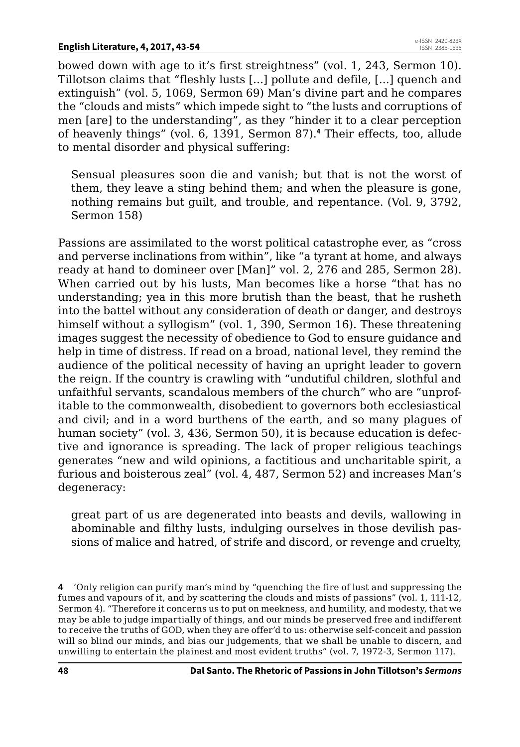bowed down with age to it's first streightness" (vol. 1, 243, Sermon 10). Tillotson claims that "fleshly lusts [...] pollute and defile, [...] quench and extinguish" (vol. 5, 1069, Sermon 69) Man's divine part and he compares the "clouds and mists" which impede sight to "the lusts and corruptions of men [are] to the understanding", as they "hinder it to a clear perception of heavenly things" (vol. 6, 1391, Sermon 87).[4] Their effects, too, allude to mental disorder and physical suffering:

> Sensual pleasures soon die and vanish; but that is not the worst of them, they leave a sting behind them; and when the pleasure is gone, nothing remains but guilt, and trouble, and repentance. (Vol. 9, 3792, Sermon 158)

Passions are assimilated to the worst political catastrophe ever, as "cross and perverse inclinations from within", like "a tyrant at home, and always ready at hand to domineer over [Man]" vol. 2, 276 and 285, Sermon 28). When carried out by his lusts, Man becomes like a horse "that has no understanding; yea in this more brutish than the beast, that he rusheth into the battel without any consideration of death or danger, and destroys himself without a syllogism" (vol. 1, 390, Sermon 16). These threatening images suggest the necessity of obedience to God to ensure guidance and help in time of distress. If read on a broad, national level, they remind the audience of the political necessity of having an upright leader to govern the reign. If the country is crawling with "undutiful children, slothful and unfaithful servants, scandalous members of the church" who are "unprofitable to the commonwealth, disobedient to governors both ecclesiastical and civil; and in a word burthens of the earth, and so many plagues of human society" (vol. 3, 436, Sermon 50), it is because education is defective and ignorance is spreading. The lack of proper religious teachings generates "new and wild opinions, a factitious and uncharitable spirit, a furious and boisterous zeal" (vol. 4, 487, Sermon 52) and increases Man's degeneracy:

> great part of us are degenerated into beasts and devils, wallowing in abominable and filthy lusts, indulging ourselves in those devilish passions of malice and hatred, of strife and discord, or revenge and cruelty,

---

**4** 'Only religion can purify man's mind by "quenching the fire of lust and suppressing the fumes and vapours of it, and by scattering the clouds and mists of passions" (vol. 1, 111-12, Sermon 4). "Therefore it concerns us to put on meekness, and humility, and modesty, that we may be able to judge impartially of things, and our minds be preserved free and indifferent to receive the truths of GOD, when they are offer'd to us: otherwise self-conceit and passion will so blind our minds, and bias our judgements, that we shall be unable to discern, and unwilling to entertain the plainest and most evident truths" (vol. 7, 1972-3, Sermon 117).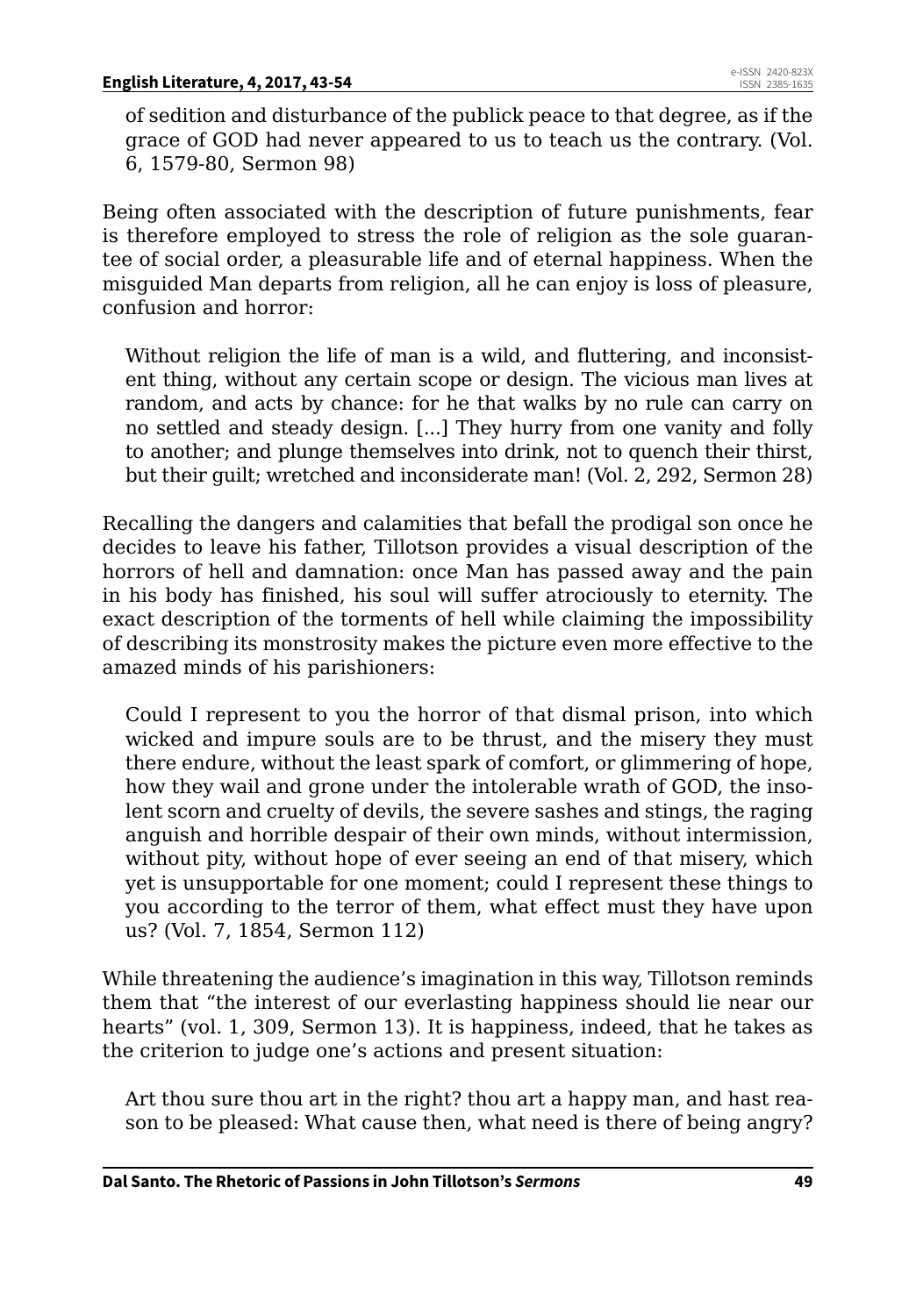of sedition and disturbance of the publick peace to that degree, as if the grace of GOD had never appeared to us to teach us the contrary. (Vol. 6, 1579-80, Sermon 98)

Being often associated with the description of future punishments, fear is therefore employed to stress the role of religion as the sole guarantee of social order, a pleasurable life and of eternal happiness. When the misguided Man departs from religion, all he can enjoy is loss of pleasure, confusion and horror:

> Without religion the life of man is a wild, and fluttering, and inconsistent thing, without any certain scope or design. The vicious man lives at random, and acts by chance: for he that walks by no rule can carry on no settled and steady design. [...] They hurry from one vanity and folly to another; and plunge themselves into drink, not to quench their thirst, but their guilt; wretched and inconsiderate man! (Vol. 2, 292, Sermon 28)

Recalling the dangers and calamities that befall the prodigal son once he decides to leave his father, Tillotson provides a visual description of the horrors of hell and damnation: once Man has passed away and the pain in his body has finished, his soul will suffer atrociously to eternity. The exact description of the torments of hell while claiming the impossibility of describing its monstrosity makes the picture even more effective to the amazed minds of his parishioners:

> Could I represent to you the horror of that dismal prison, into which wicked and impure souls are to be thrust, and the misery they must there endure, without the least spark of comfort, or glimmering of hope, how they wail and grone under the intolerable wrath of GOD, the insolent scorn and cruelty of devils, the severe sashes and stings, the raging anguish and horrible despair of their own minds, without intermission, without pity, without hope of ever seeing an end of that misery, which yet is unsupportable for one moment; could I represent these things to you according to the terror of them, what effect must they have upon us? (Vol. 7, 1854, Sermon 112)

While threatening the audience's imagination in this way, Tillotson reminds them that "the interest of our everlasting happiness should lie near our hearts" (vol. 1, 309, Sermon 13). It is happiness, indeed, that he takes as the criterion to judge one's actions and present situation:

> Art thou sure thou art in the right? thou art a happy man, and hast reason to be pleased: What cause then, what need is there of being angry?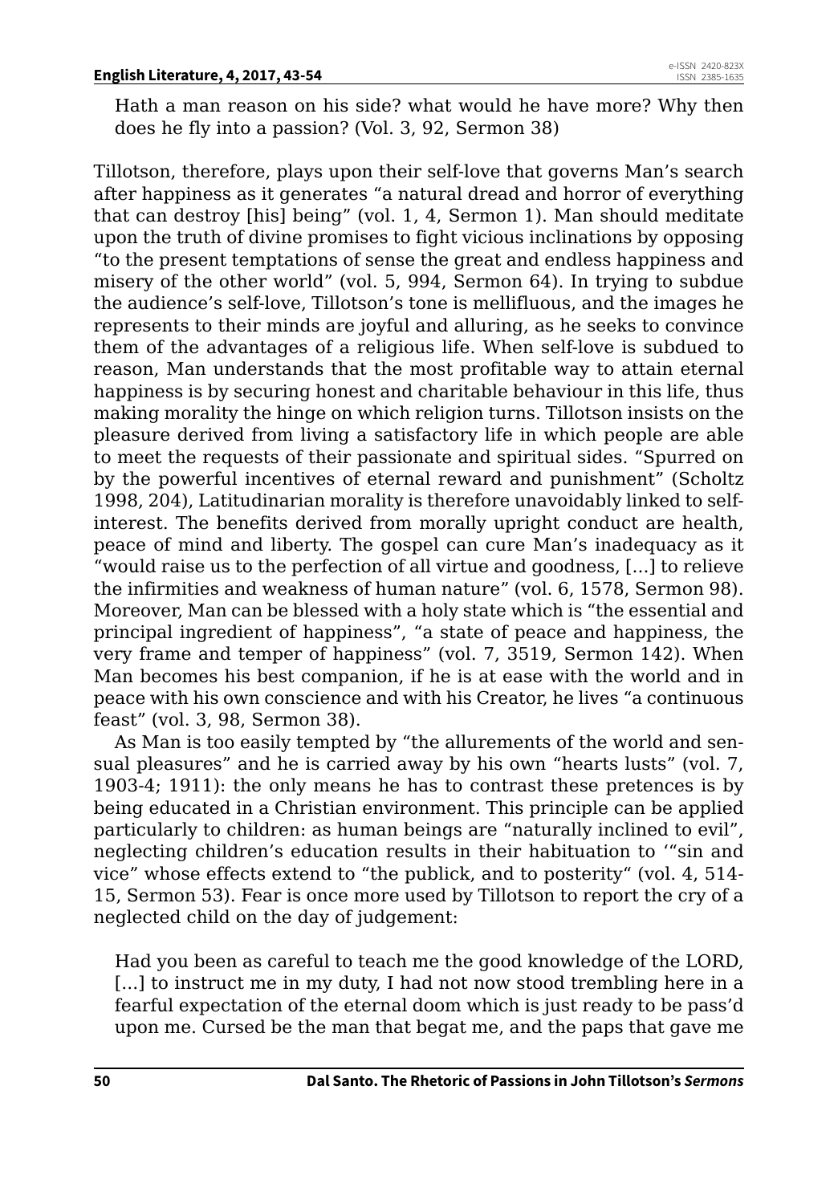Hath a man reason on his side? what would he have more? Why then does he fly into a passion? (Vol. 3, 92, Sermon 38)

Tillotson, therefore, plays upon their self-love that governs Man's search after happiness as it generates "a natural dread and horror of everything that can destroy [his] being" (vol. 1, 4, Sermon 1). Man should meditate upon the truth of divine promises to fight vicious inclinations by opposing "to the present temptations of sense the great and endless happiness and misery of the other world" (vol. 5, 994, Sermon 64). In trying to subdue the audience's self-love, Tillotson's tone is mellifluous, and the images he represents to their minds are joyful and alluring, as he seeks to convince them of the advantages of a religious life. When self-love is subdued to reason, Man understands that the most profitable way to attain eternal happiness is by securing honest and charitable behaviour in this life, thus making morality the hinge on which religion turns. Tillotson insists on the pleasure derived from living a satisfactory life in which people are able to meet the requests of their passionate and spiritual sides. "Spurred on by the powerful incentives of eternal reward and punishment" (Scholtz 1998, 204), Latitudinarian morality is therefore unavoidably linked to self-interest. The benefits derived from morally upright conduct are health, peace of mind and liberty. The gospel can cure Man's inadequacy as it "would raise us to the perfection of all virtue and goodness, [...] to relieve the infirmities and weakness of human nature" (vol. 6, 1578, Sermon 98). Moreover, Man can be blessed with a holy state which is "the essential and principal ingredient of happiness", "a state of peace and happiness, the very frame and temper of happiness" (vol. 7, 3519, Sermon 142). When Man becomes his best companion, if he is at ease with the world and in peace with his own conscience and with his Creator, he lives "a continuous feast" (vol. 3, 98, Sermon 38).

As Man is too easily tempted by "the allurements of the world and sensual pleasures" and he is carried away by his own "hearts lusts" (vol. 7, 1903-4; 1911): the only means he has to contrast these pretences is by being educated in a Christian environment. This principle can be applied particularly to children: as human beings are "naturally inclined to evil", neglecting children's education results in their habituation to '"sin and vice" whose effects extend to "the publick, and to posterity" (vol. 4, 514-15, Sermon 53). Fear is once more used by Tillotson to report the cry of a neglected child on the day of judgement:

Had you been as careful to teach me the good knowledge of the LORD, [...] to instruct me in my duty, I had not now stood trembling here in a fearful expectation of the eternal doom which is just ready to be pass'd upon me. Cursed be the man that begat me, and the paps that gave me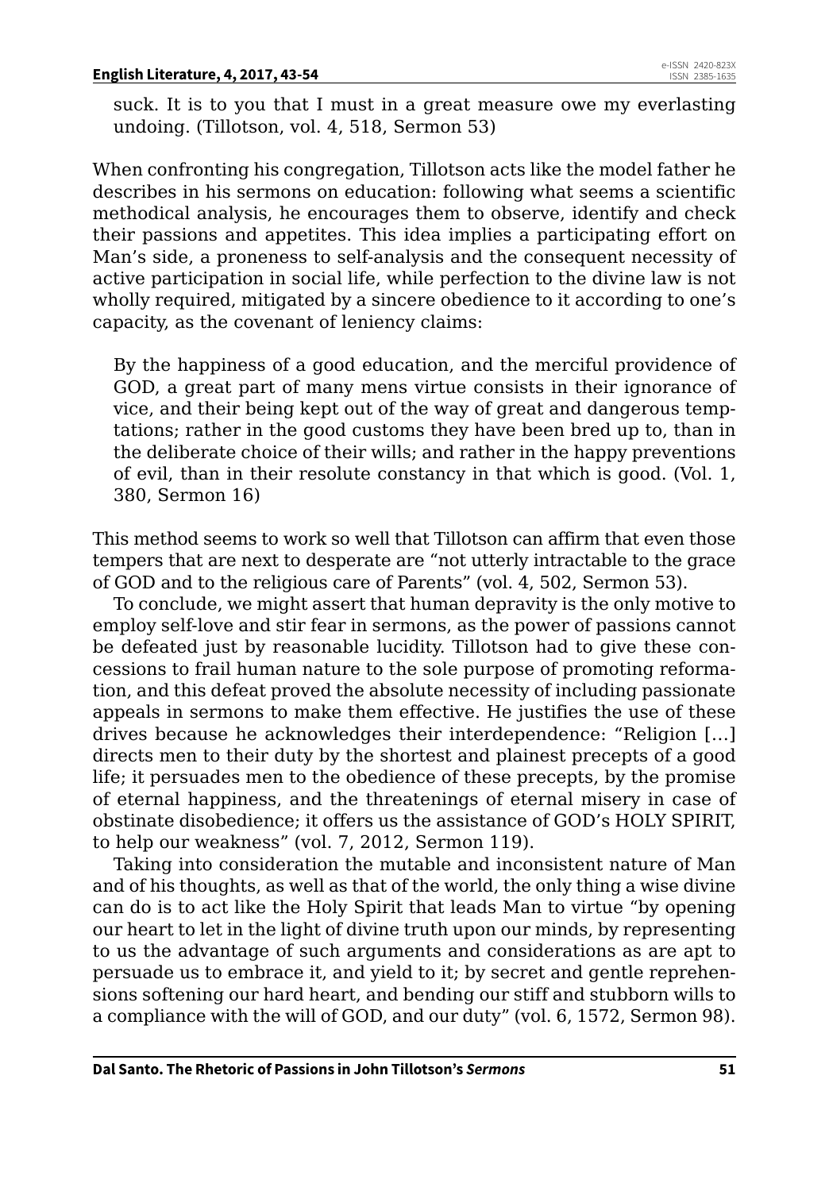suck. It is to you that I must in a great measure owe my everlasting undoing. (Tillotson, vol. 4, 518, Sermon 53)

When confronting his congregation, Tillotson acts like the model father he describes in his sermons on education: following what seems a scientific methodical analysis, he encourages them to observe, identify and check their passions and appetites. This idea implies a participating effort on Man's side, a proneness to self-analysis and the consequent necessity of active participation in social life, while perfection to the divine law is not wholly required, mitigated by a sincere obedience to it according to one's capacity, as the covenant of leniency claims:

> By the happiness of a good education, and the merciful providence of GOD, a great part of many mens virtue consists in their ignorance of vice, and their being kept out of the way of great and dangerous temptations; rather in the good customs they have been bred up to, than in the deliberate choice of their wills; and rather in the happy preventions of evil, than in their resolute constancy in that which is good. (Vol. 1, 380, Sermon 16)

This method seems to work so well that Tillotson can affirm that even those tempers that are next to desperate are "not utterly intractable to the grace of GOD and to the religious care of Parents" (vol. 4, 502, Sermon 53).

To conclude, we might assert that human depravity is the only motive to employ self-love and stir fear in sermons, as the power of passions cannot be defeated just by reasonable lucidity. Tillotson had to give these concessions to frail human nature to the sole purpose of promoting reformation, and this defeat proved the absolute necessity of including passionate appeals in sermons to make them effective. He justifies the use of these drives because he acknowledges their interdependence: "Religion […] directs men to their duty by the shortest and plainest precepts of a good life; it persuades men to the obedience of these precepts, by the promise of eternal happiness, and the threatenings of eternal misery in case of obstinate disobedience; it offers us the assistance of GOD's HOLY SPIRIT, to help our weakness" (vol. 7, 2012, Sermon 119).

Taking into consideration the mutable and inconsistent nature of Man and of his thoughts, as well as that of the world, the only thing a wise divine can do is to act like the Holy Spirit that leads Man to virtue "by opening our heart to let in the light of divine truth upon our minds, by representing to us the advantage of such arguments and considerations as are apt to persuade us to embrace it, and yield to it; by secret and gentle reprehensions softening our hard heart, and bending our stiff and stubborn wills to a compliance with the will of GOD, and our duty" (vol. 6, 1572, Sermon 98).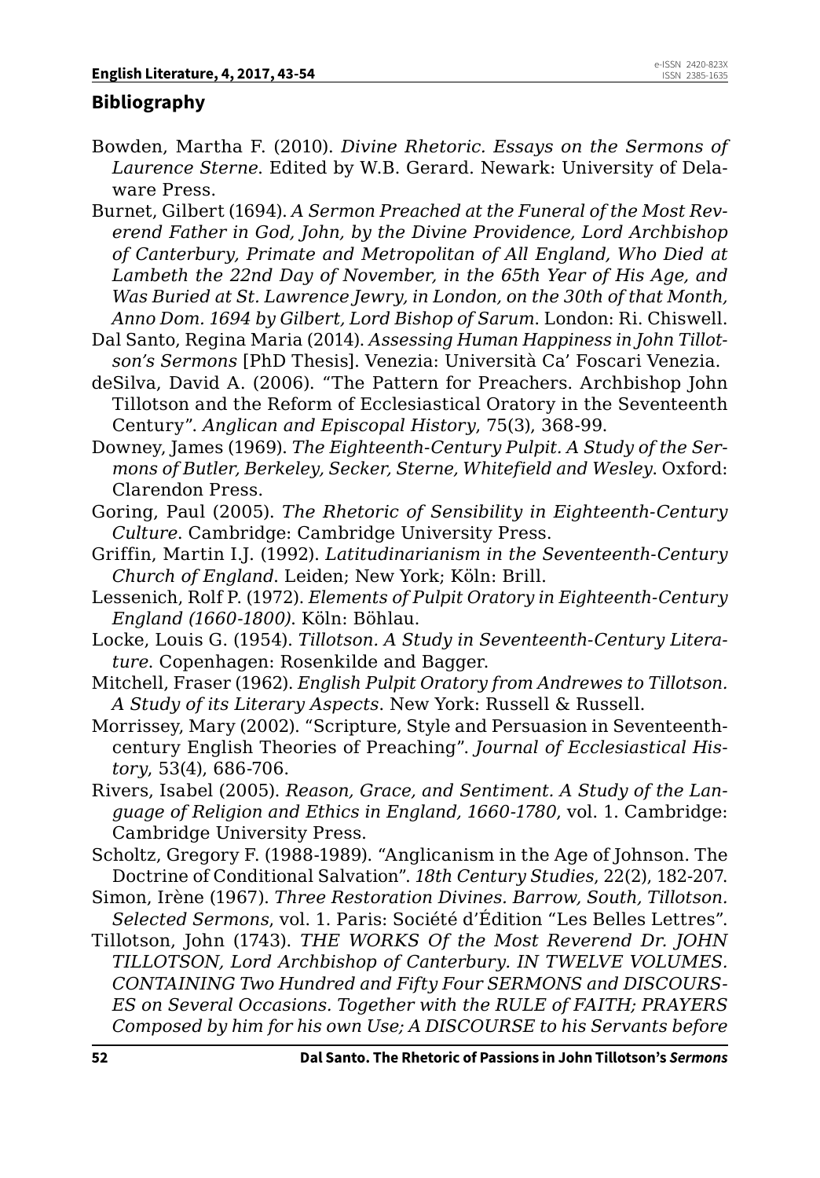## Bibliography

Bowden, Martha F. (2010). *Divine Rhetoric. Essays on the Sermons of Laurence Sterne*. Edited by W.B. Gerard. Newark: University of Delaware Press.

Burnet, Gilbert (1694). *A Sermon Preached at the Funeral of the Most Reverend Father in God, John, by the Divine Providence, Lord Archbishop of Canterbury, Primate and Metropolitan of All England, Who Died at Lambeth the 22nd Day of November, in the 65th Year of His Age, and Was Buried at St. Lawrence Jewry, in London, on the 30th of that Month, Anno Dom. 1694 by Gilbert, Lord Bishop of Sarum*. London: Ri. Chiswell.

Dal Santo, Regina Maria (2014). *Assessing Human Happiness in John Tillotson's Sermons* [PhD Thesis]. Venezia: Università Ca' Foscari Venezia.

deSilva, David A. (2006). "The Pattern for Preachers. Archbishop John Tillotson and the Reform of Ecclesiastical Oratory in the Seventeenth Century". *Anglican and Episcopal History*, 75(3), 368-99.

Downey, James (1969). *The Eighteenth-Century Pulpit. A Study of the Sermons of Butler, Berkeley, Secker, Sterne, Whitefield and Wesley*. Oxford: Clarendon Press.

Goring, Paul (2005). *The Rhetoric of Sensibility in Eighteenth-Century Culture*. Cambridge: Cambridge University Press.

Griffin, Martin I.J. (1992). *Latitudinarianism in the Seventeenth-Century Church of England*. Leiden; New York; Köln: Brill.

Lessenich, Rolf P. (1972). *Elements of Pulpit Oratory in Eighteenth-Century England (1660-1800)*. Köln: Böhlau.

Locke, Louis G. (1954). *Tillotson. A Study in Seventeenth-Century Literature*. Copenhagen: Rosenkilde and Bagger.

Mitchell, Fraser (1962). *English Pulpit Oratory from Andrewes to Tillotson. A Study of its Literary Aspects*. New York: Russell & Russell.

Morrissey, Mary (2002). "Scripture, Style and Persuasion in Seventeenth-century English Theories of Preaching". *Journal of Ecclesiastical History*, 53(4), 686-706.

Rivers, Isabel (2005). *Reason, Grace, and Sentiment. A Study of the Language of Religion and Ethics in England, 1660-1780*, vol. 1. Cambridge: Cambridge University Press.

Scholtz, Gregory F. (1988-1989). "Anglicanism in the Age of Johnson. The Doctrine of Conditional Salvation". *18th Century Studies*, 22(2), 182-207.

Simon, Irène (1967). *Three Restoration Divines. Barrow, South, Tillotson. Selected Sermons*, vol. 1. Paris: Société d'Édition "Les Belles Lettres".

Tillotson, John (1743). *THE WORKS Of the Most Reverend Dr. JOHN TILLOTSON, Lord Archbishop of Canterbury. IN TWELVE VOLUMES. CONTAINING Two Hundred and Fifty Four SERMONS and DISCOURSES on Several Occasions. Together with the RULE of FAITH; PRAYERS Composed by him for his own Use; A DISCOURSE to his Servants before*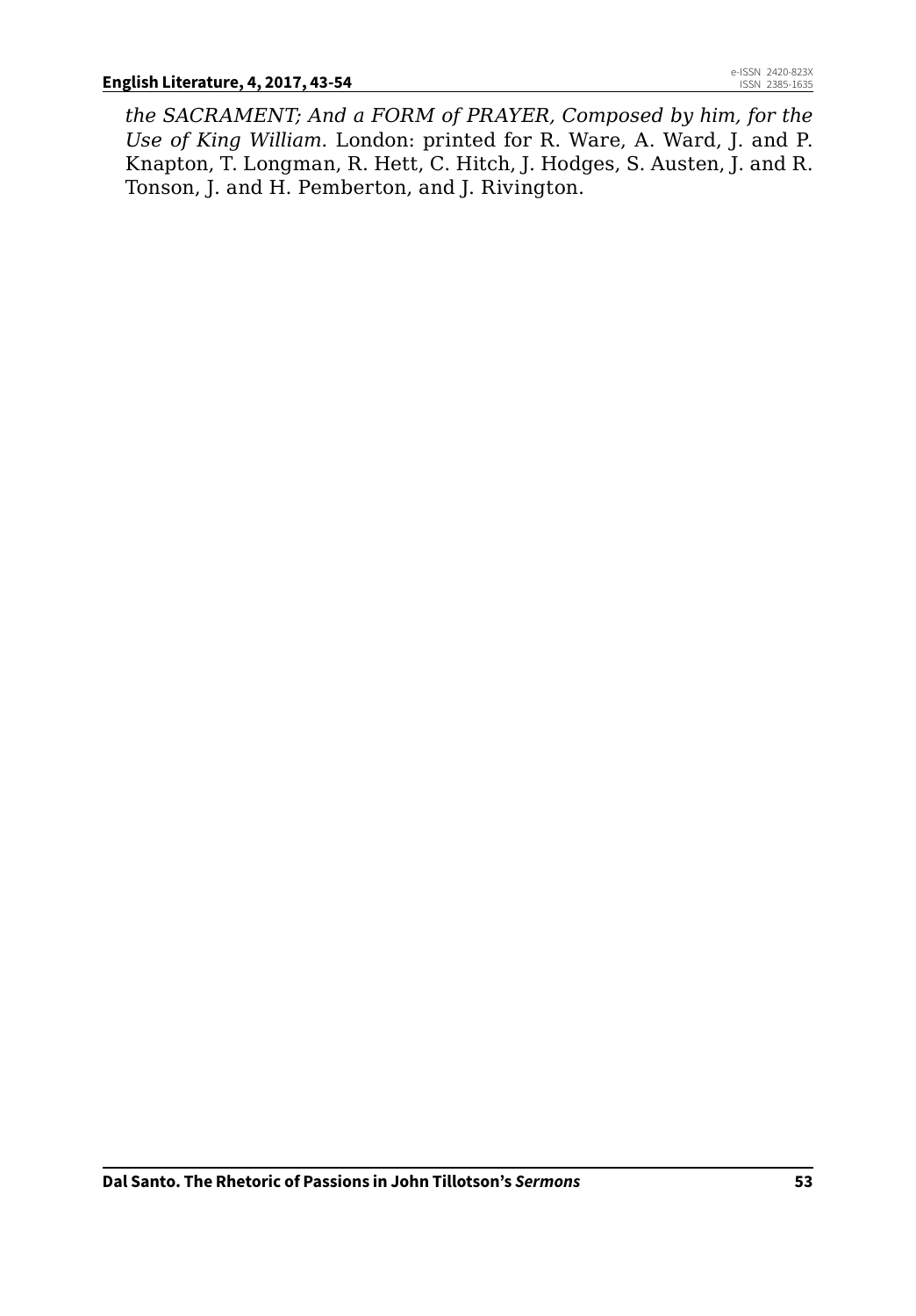*the SACRAMENT; And a FORM of PRAYER, Composed by him, for the Use of King William*. London: printed for R. Ware, A. Ward, J. and P. Knapton, T. Longman, R. Hett, C. Hitch, J. Hodges, S. Austen, J. and R. Tonson, J. and H. Pemberton, and J. Rivington.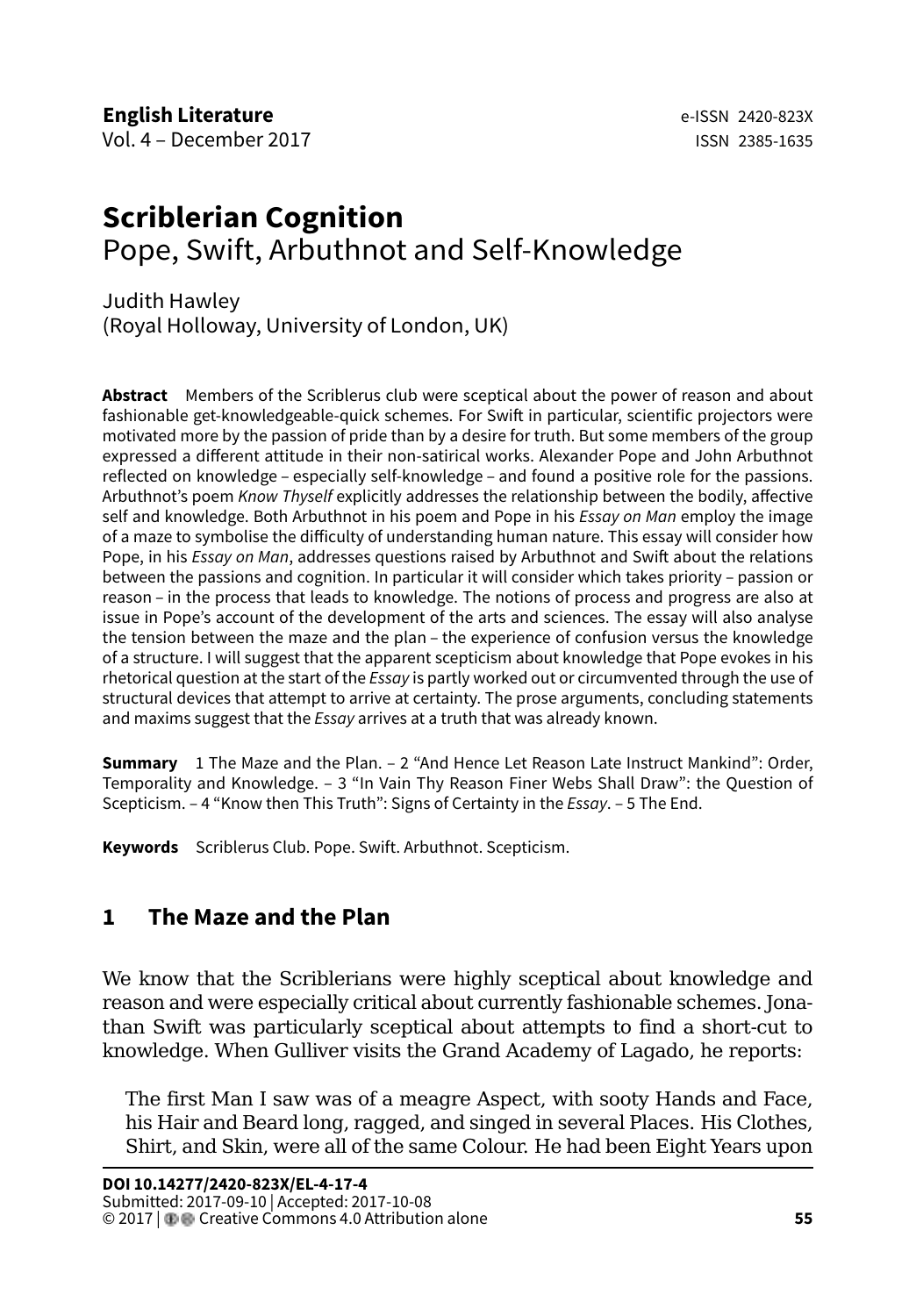**English Literature**
Vol. 4 – December 2017

e-ISSN 2420-823X
ISSN 2385-1635

# Scriblerian Cognition
## Pope, Swift, Arbuthnot and Self-Knowledge

Judith Hawley
(Royal Holloway, University of London, UK)

**Abstract** Members of the Scriblerus club were sceptical about the power of reason and about fashionable get-knowledgeable-quick schemes. For Swift in particular, scientific projectors were motivated more by the passion of pride than by a desire for truth. But some members of the group expressed a different attitude in their non-satirical works. Alexander Pope and John Arbuthnot reflected on knowledge – especially self-knowledge – and found a positive role for the passions. Arbuthnot's poem *Know Thyself* explicitly addresses the relationship between the bodily, affective self and knowledge. Both Arbuthnot in his poem and Pope in his *Essay on Man* employ the image of a maze to symbolise the difficulty of understanding human nature. This essay will consider how Pope, in his *Essay on Man*, addresses questions raised by Arbuthnot and Swift about the relations between the passions and cognition. In particular it will consider which takes priority – passion or reason – in the process that leads to knowledge. The notions of process and progress are also at issue in Pope's account of the development of the arts and sciences. The essay will also analyse the tension between the maze and the plan – the experience of confusion versus the knowledge of a structure. I will suggest that the apparent scepticism about knowledge that Pope evokes in his rhetorical question at the start of the *Essay* is partly worked out or circumvented through the use of structural devices that attempt to arrive at certainty. The prose arguments, concluding statements and maxims suggest that the *Essay* arrives at a truth that was already known.

**Summary** 1 The Maze and the Plan. – 2 "And Hence Let Reason Late Instruct Mankind": Order, Temporality and Knowledge. – 3 "In Vain Thy Reason Finer Webs Shall Draw": the Question of Scepticism. – 4 "Know then This Truth": Signs of Certainty in the *Essay*. – 5 The End.

**Keywords** Scriblerus Club. Pope. Swift. Arbuthnot. Scepticism.

## 1 The Maze and the Plan

We know that the Scriblerians were highly sceptical about knowledge and reason and were especially critical about currently fashionable schemes. Jonathan Swift was particularly sceptical about attempts to find a short-cut to knowledge. When Gulliver visits the Grand Academy of Lagado, he reports:

> The first Man I saw was of a meagre Aspect, with sooty Hands and Face, his Hair and Beard long, ragged, and singed in several Places. His Clothes, Shirt, and Skin, were all of the same Colour. He had been Eight Years upon

**DOI 10.14277/2420-823X/EL-4-17-4**
Submitted: 2017-09-10 | Accepted: 2017-10-08
© 2017 | Creative Commons 4.0 Attribution alone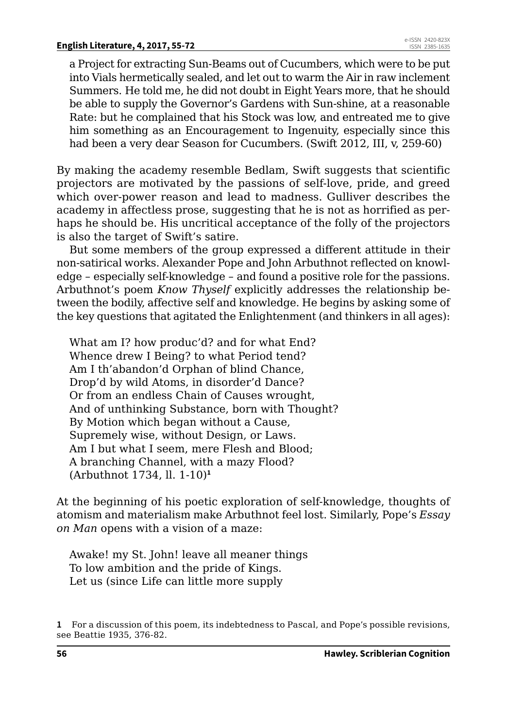a Project for extracting Sun-Beams out of Cucumbers, which were to be put into Vials hermetically sealed, and let out to warm the Air in raw inclement Summers. He told me, he did not doubt in Eight Years more, that he should be able to supply the Governor's Gardens with Sun-shine, at a reasonable Rate: but he complained that his Stock was low, and entreated me to give him something as an Encouragement to Ingenuity, especially since this had been a very dear Season for Cucumbers. (Swift 2012, III, v, 259-60)

By making the academy resemble Bedlam, Swift suggests that scientific projectors are motivated by the passions of self-love, pride, and greed which over-power reason and lead to madness. Gulliver describes the academy in affectless prose, suggesting that he is not as horrified as perhaps he should be. His uncritical acceptance of the folly of the projectors is also the target of Swift's satire.

But some members of the group expressed a different attitude in their non-satirical works. Alexander Pope and John Arbuthnot reflected on knowledge – especially self-knowledge – and found a positive role for the passions. Arbuthnot's poem *Know Thyself* explicitly addresses the relationship between the bodily, affective self and knowledge. He begins by asking some of the key questions that agitated the Enlightenment (and thinkers in all ages):

What am I? how produc'd? and for what End?
Whence drew I Being? to what Period tend?
Am I th'abandon'd Orphan of blind Chance,
Drop'd by wild Atoms, in disorder'd Dance?
Or from an endless Chain of Causes wrought,
And of unthinking Substance, born with Thought?
By Motion which began without a Cause,
Supremely wise, without Design, or Laws.
Am I but what I seem, mere Flesh and Blood;
A branching Channel, with a mazy Flood?
(Arbuthnot 1734, ll. 1-10)[1]

At the beginning of his poetic exploration of self-knowledge, thoughts of atomism and materialism make Arbuthnot feel lost. Similarly, Pope's *Essay on Man* opens with a vision of a maze:

Awake! my St. John! leave all meaner things
To low ambition and the pride of Kings.
Let us (since Life can little more supply

[1] For a discussion of this poem, its indebtedness to Pascal, and Pope's possible revisions, see Beattie 1935, 376-82.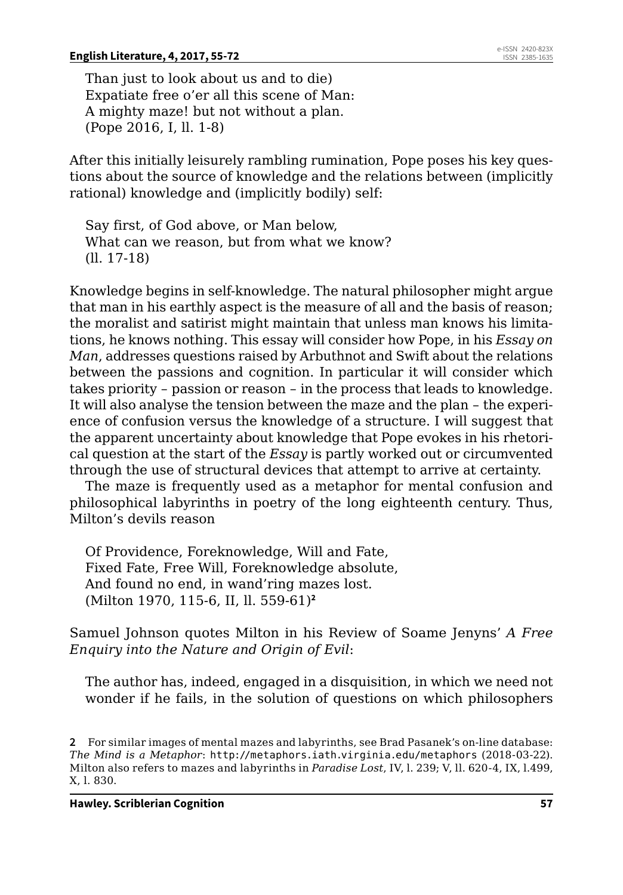Than just to look about us and to die)  
Expatiate free o'er all this scene of Man:  
A mighty maze! but not without a plan.  
(Pope 2016, I, ll. 1-8)

After this initially leisurely rambling rumination, Pope poses his key questions about the source of knowledge and the relations between (implicitly rational) knowledge and (implicitly bodily) self:

> Say first, of God above, or Man below,  
> What can we reason, but from what we know?  
> (ll. 17-18)

Knowledge begins in self-knowledge. The natural philosopher might argue that man in his earthly aspect is the measure of all and the basis of reason; the moralist and satirist might maintain that unless man knows his limitations, he knows nothing. This essay will consider how Pope, in his *Essay on Man*, addresses questions raised by Arbuthnot and Swift about the relations between the passions and cognition. In particular it will consider which takes priority – passion or reason – in the process that leads to knowledge. It will also analyse the tension between the maze and the plan – the experience of confusion versus the knowledge of a structure. I will suggest that the apparent uncertainty about knowledge that Pope evokes in his rhetorical question at the start of the *Essay* is partly worked out or circumvented through the use of structural devices that attempt to arrive at certainty.

The maze is frequently used as a metaphor for mental confusion and philosophical labyrinths in poetry of the long eighteenth century. Thus, Milton's devils reason

> Of Providence, Foreknowledge, Will and Fate,  
> Fixed Fate, Free Will, Foreknowledge absolute,  
> And found no end, in wand'ring mazes lost.  
> (Milton 1970, 115-6, II, ll. 559-61)[2]

Samuel Johnson quotes Milton in his Review of Soame Jenyns' *A Free Enquiry into the Nature and Origin of Evil*:

> The author has, indeed, engaged in a disquisition, in which we need not wonder if he fails, in the solution of questions on which philosophers

**2** For similar images of mental mazes and labyrinths, see Brad Pasanek's on-line database: *The Mind is a Metaphor*: http://metaphors.iath.virginia.edu/metaphors (2018-03-22). Milton also refers to mazes and labyrinths in *Paradise Lost*, IV, l. 239; V, ll. 620-4, IX, l.499, X, l. 830.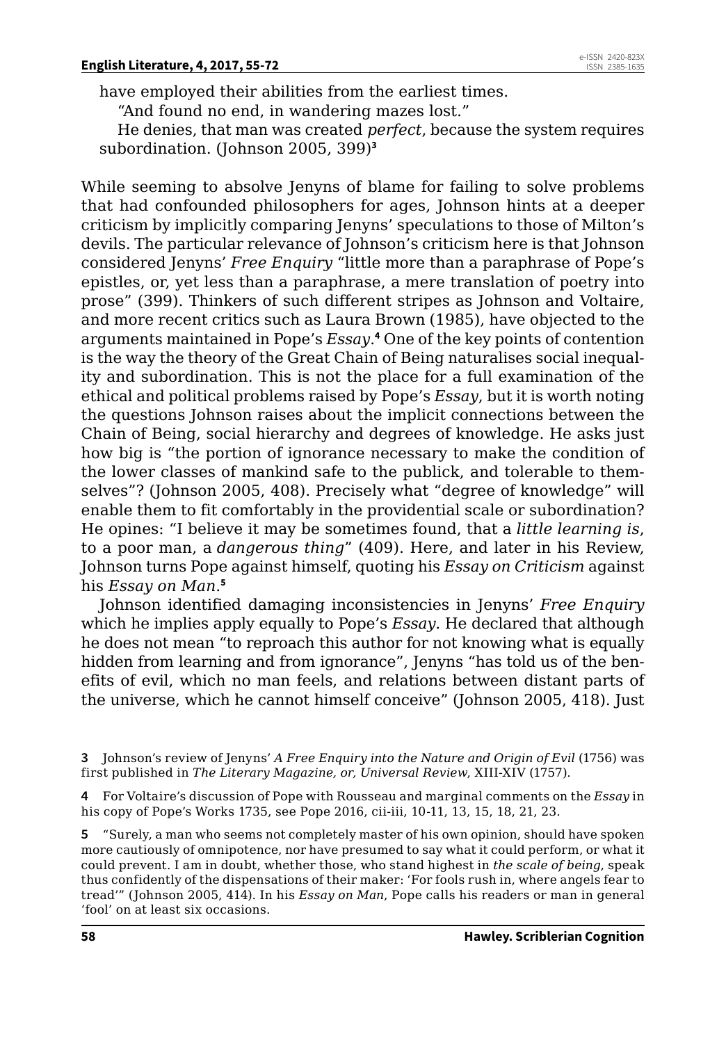have employed their abilities from the earliest times.

"And found no end, in wandering mazes lost."

He denies, that man was created *perfect*, because the system requires subordination. (Johnson 2005, 399)[3]

While seeming to absolve Jenyns of blame for failing to solve problems that had confounded philosophers for ages, Johnson hints at a deeper criticism by implicitly comparing Jenyns' speculations to those of Milton's devils. The particular relevance of Johnson's criticism here is that Johnson considered Jenyns' *Free Enquiry* "little more than a paraphrase of Pope's epistles, or, yet less than a paraphrase, a mere translation of poetry into prose" (399). Thinkers of such different stripes as Johnson and Voltaire, and more recent critics such as Laura Brown (1985), have objected to the arguments maintained in Pope's *Essay*.[4] One of the key points of contention is the way the theory of the Great Chain of Being naturalises social inequality and subordination. This is not the place for a full examination of the ethical and political problems raised by Pope's *Essay*, but it is worth noting the questions Johnson raises about the implicit connections between the Chain of Being, social hierarchy and degrees of knowledge. He asks just how big is "the portion of ignorance necessary to make the condition of the lower classes of mankind safe to the publick, and tolerable to themselves"? (Johnson 2005, 408). Precisely what "degree of knowledge" will enable them to fit comfortably in the providential scale or subordination? He opines: "I believe it may be sometimes found, that a *little learning is*, to a poor man, a *dangerous thing*" (409). Here, and later in his Review, Johnson turns Pope against himself, quoting his *Essay on Criticism* against his *Essay on Man*.[5]

Johnson identified damaging inconsistencies in Jenyns' *Free Enquiry* which he implies apply equally to Pope's *Essay*. He declared that although he does not mean "to reproach this author for not knowing what is equally hidden from learning and from ignorance", Jenyns "has told us of the benefits of evil, which no man feels, and relations between distant parts of the universe, which he cannot himself conceive" (Johnson 2005, 418). Just

**3** Johnson's review of Jenyns' *A Free Enquiry into the Nature and Origin of Evil* (1756) was first published in *The Literary Magazine, or, Universal Review*, XIII-XIV (1757).

**4** For Voltaire's discussion of Pope with Rousseau and marginal comments on the *Essay* in his copy of Pope's Works 1735, see Pope 2016, cii-iii, 10-11, 13, 15, 18, 21, 23.

**5** "Surely, a man who seems not completely master of his own opinion, should have spoken more cautiously of omnipotence, nor have presumed to say what it could perform, or what it could prevent. I am in doubt, whether those, who stand highest in *the scale of being*, speak thus confidently of the dispensations of their maker: 'For fools rush in, where angels fear to tread'" (Johnson 2005, 414). In his *Essay on Man*, Pope calls his readers or man in general 'fool' on at least six occasions.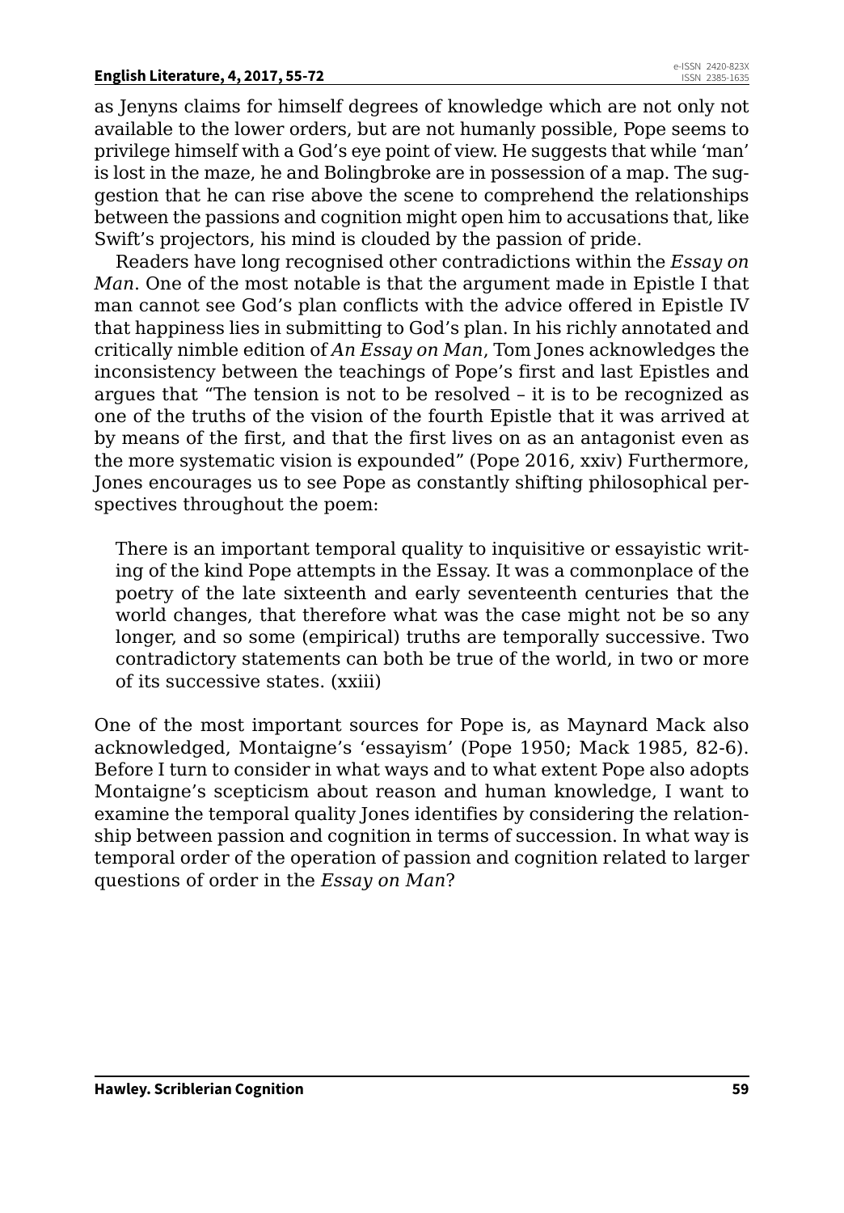as Jenyns claims for himself degrees of knowledge which are not only not available to the lower orders, but are not humanly possible, Pope seems to privilege himself with a God's eye point of view. He suggests that while 'man' is lost in the maze, he and Bolingbroke are in possession of a map. The suggestion that he can rise above the scene to comprehend the relationships between the passions and cognition might open him to accusations that, like Swift's projectors, his mind is clouded by the passion of pride.

Readers have long recognised other contradictions within the *Essay on Man*. One of the most notable is that the argument made in Epistle I that man cannot see God's plan conflicts with the advice offered in Epistle IV that happiness lies in submitting to God's plan. In his richly annotated and critically nimble edition of *An Essay on Man*, Tom Jones acknowledges the inconsistency between the teachings of Pope's first and last Epistles and argues that "The tension is not to be resolved – it is to be recognized as one of the truths of the vision of the fourth Epistle that it was arrived at by means of the first, and that the first lives on as an antagonist even as the more systematic vision is expounded" (Pope 2016, xxiv) Furthermore, Jones encourages us to see Pope as constantly shifting philosophical perspectives throughout the poem:

> There is an important temporal quality to inquisitive or essayistic writing of the kind Pope attempts in the Essay. It was a commonplace of the poetry of the late sixteenth and early seventeenth centuries that the world changes, that therefore what was the case might not be so any longer, and so some (empirical) truths are temporally successive. Two contradictory statements can both be true of the world, in two or more of its successive states. (xxiii)

One of the most important sources for Pope is, as Maynard Mack also acknowledged, Montaigne's 'essayism' (Pope 1950; Mack 1985, 82-6). Before I turn to consider in what ways and to what extent Pope also adopts Montaigne's scepticism about reason and human knowledge, I want to examine the temporal quality Jones identifies by considering the relationship between passion and cognition in terms of succession. In what way is temporal order of the operation of passion and cognition related to larger questions of order in the *Essay on Man*?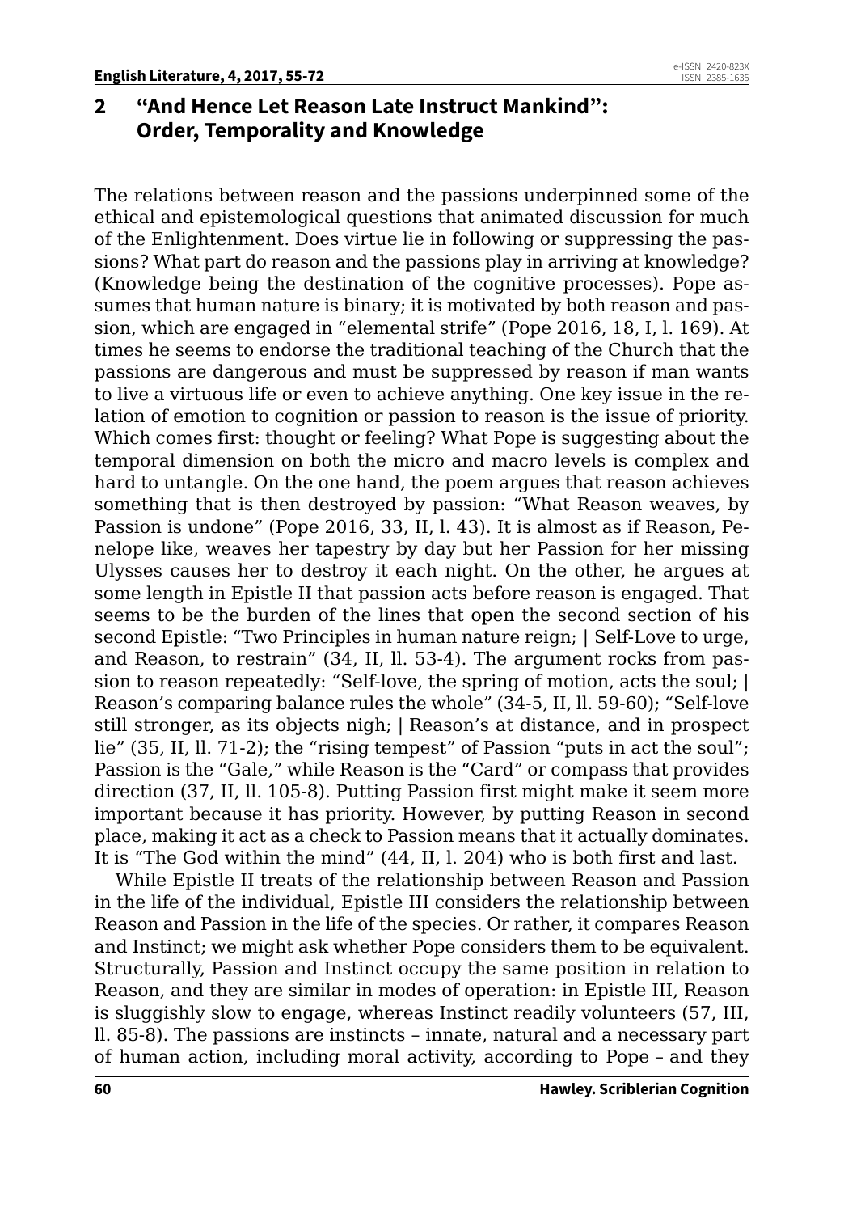## 2 "And Hence Let Reason Late Instruct Mankind": Order, Temporality and Knowledge

The relations between reason and the passions underpinned some of the ethical and epistemological questions that animated discussion for much of the Enlightenment. Does virtue lie in following or suppressing the passions? What part do reason and the passions play in arriving at knowledge? (Knowledge being the destination of the cognitive processes). Pope assumes that human nature is binary; it is motivated by both reason and passion, which are engaged in "elemental strife" (Pope 2016, 18, I, l. 169). At times he seems to endorse the traditional teaching of the Church that the passions are dangerous and must be suppressed by reason if man wants to live a virtuous life or even to achieve anything. One key issue in the relation of emotion to cognition or passion to reason is the issue of priority. Which comes first: thought or feeling? What Pope is suggesting about the temporal dimension on both the micro and macro levels is complex and hard to untangle. On the one hand, the poem argues that reason achieves something that is then destroyed by passion: "What Reason weaves, by Passion is undone" (Pope 2016, 33, II, l. 43). It is almost as if Reason, Penelope like, weaves her tapestry by day but her Passion for her missing Ulysses causes her to destroy it each night. On the other, he argues at some length in Epistle II that passion acts before reason is engaged. That seems to be the burden of the lines that open the second section of his second Epistle: "Two Principles in human nature reign; | Self-Love to urge, and Reason, to restrain" (34, II, ll. 53-4). The argument rocks from passion to reason repeatedly: "Self-love, the spring of motion, acts the soul; | Reason's comparing balance rules the whole" (34-5, II, ll. 59-60); "Self-love still stronger, as its objects nigh; | Reason's at distance, and in prospect lie" (35, II, ll. 71-2); the "rising tempest" of Passion "puts in act the soul"; Passion is the "Gale," while Reason is the "Card" or compass that provides direction (37, II, ll. 105-8). Putting Passion first might make it seem more important because it has priority. However, by putting Reason in second place, making it act as a check to Passion means that it actually dominates. It is "The God within the mind" (44, II, l. 204) who is both first and last.

While Epistle II treats of the relationship between Reason and Passion in the life of the individual, Epistle III considers the relationship between Reason and Passion in the life of the species. Or rather, it compares Reason and Instinct; we might ask whether Pope considers them to be equivalent. Structurally, Passion and Instinct occupy the same position in relation to Reason, and they are similar in modes of operation: in Epistle III, Reason is sluggishly slow to engage, whereas Instinct readily volunteers (57, III, ll. 85-8). The passions are instincts – innate, natural and a necessary part of human action, including moral activity, according to Pope – and they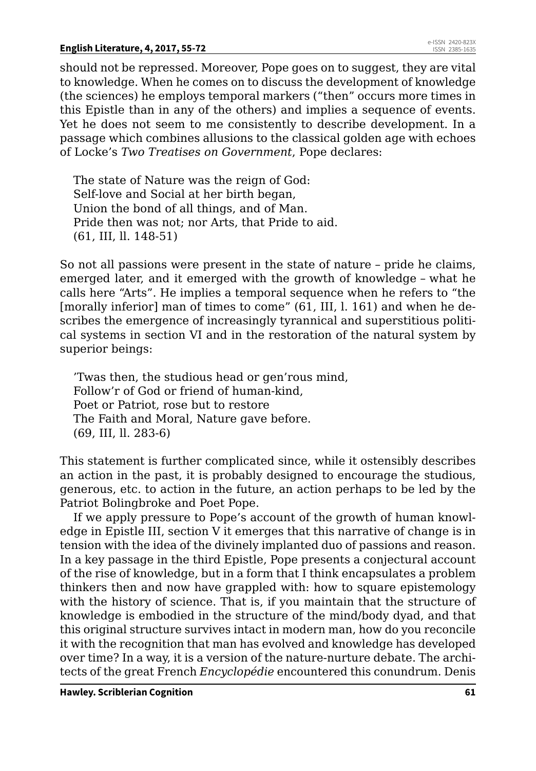should not be repressed. Moreover, Pope goes on to suggest, they are vital to knowledge. When he comes on to discuss the development of knowledge (the sciences) he employs temporal markers ("then" occurs more times in this Epistle than in any of the others) and implies a sequence of events. Yet he does not seem to me consistently to describe development. In a passage which combines allusions to the classical golden age with echoes of Locke's *Two Treatises on Government*, Pope declares:

> The state of Nature was the reign of God:
> Self-love and Social at her birth began,
> Union the bond of all things, and of Man.
> Pride then was not; nor Arts, that Pride to aid.
> (61, III, ll. 148-51)

So not all passions were present in the state of nature – pride he claims, emerged later, and it emerged with the growth of knowledge – what he calls here "Arts". He implies a temporal sequence when he refers to "the [morally inferior] man of times to come" (61, III, l. 161) and when he describes the emergence of increasingly tyrannical and superstitious political systems in section VI and in the restoration of the natural system by superior beings:

> 'Twas then, the studious head or gen'rous mind,
> Follow'r of God or friend of human-kind,
> Poet or Patriot, rose but to restore
> The Faith and Moral, Nature gave before.
> (69, III, ll. 283-6)

This statement is further complicated since, while it ostensibly describes an action in the past, it is probably designed to encourage the studious, generous, etc. to action in the future, an action perhaps to be led by the Patriot Bolingbroke and Poet Pope.

If we apply pressure to Pope's account of the growth of human knowledge in Epistle III, section V it emerges that this narrative of change is in tension with the idea of the divinely implanted duo of passions and reason. In a key passage in the third Epistle, Pope presents a conjectural account of the rise of knowledge, but in a form that I think encapsulates a problem thinkers then and now have grappled with: how to square epistemology with the history of science. That is, if you maintain that the structure of knowledge is embodied in the structure of the mind/body dyad, and that this original structure survives intact in modern man, how do you reconcile it with the recognition that man has evolved and knowledge has developed over time? In a way, it is a version of the nature-nurture debate. The architects of the great French *Encyclopédie* encountered this conundrum. Denis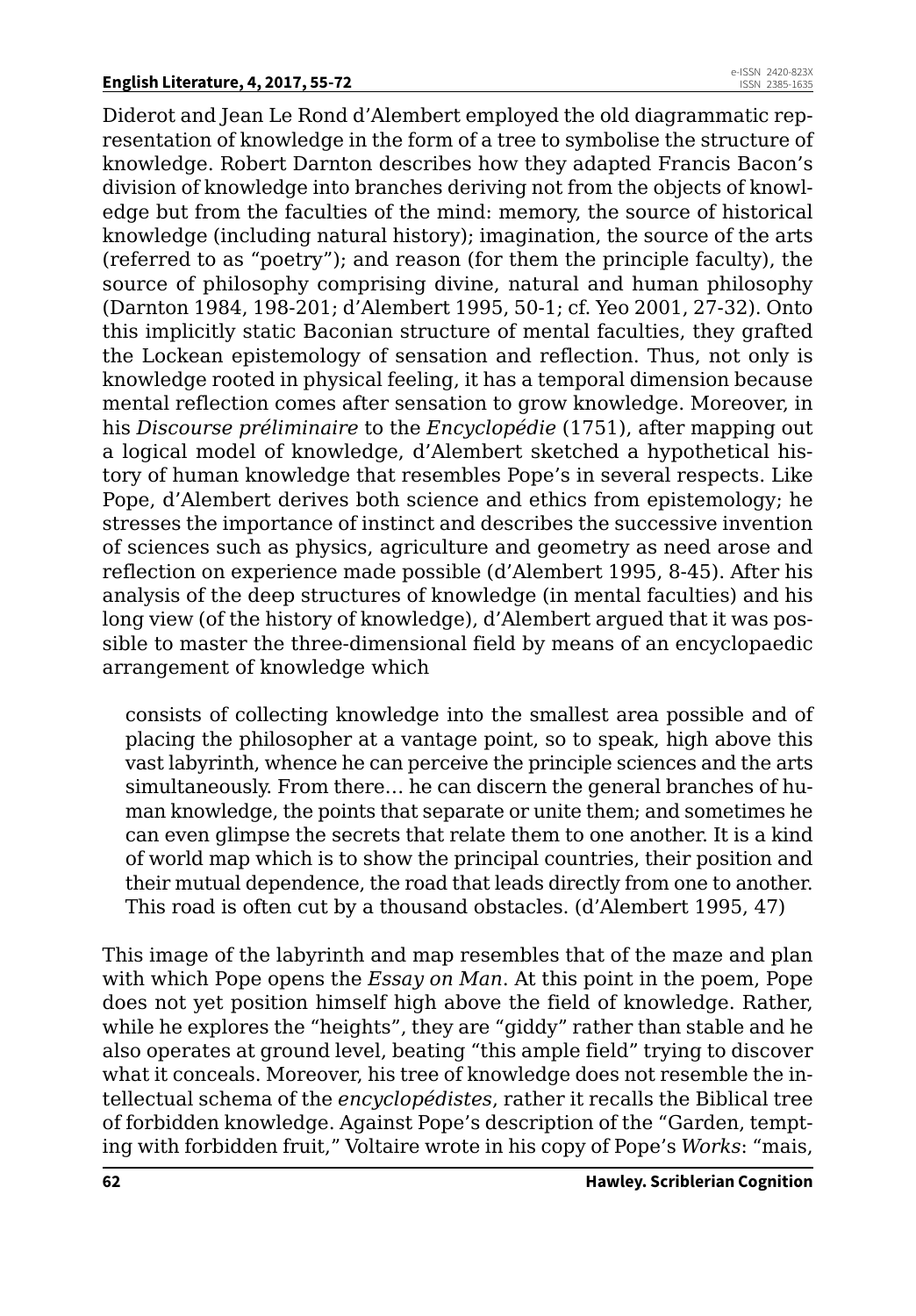Diderot and Jean Le Rond d'Alembert employed the old diagrammatic representation of knowledge in the form of a tree to symbolise the structure of knowledge. Robert Darnton describes how they adapted Francis Bacon's division of knowledge into branches deriving not from the objects of knowledge but from the faculties of the mind: memory, the source of historical knowledge (including natural history); imagination, the source of the arts (referred to as "poetry"); and reason (for them the principle faculty), the source of philosophy comprising divine, natural and human philosophy (Darnton 1984, 198-201; d'Alembert 1995, 50-1; cf. Yeo 2001, 27-32). Onto this implicitly static Baconian structure of mental faculties, they grafted the Lockean epistemology of sensation and reflection. Thus, not only is knowledge rooted in physical feeling, it has a temporal dimension because mental reflection comes after sensation to grow knowledge. Moreover, in his *Discourse préliminaire* to the *Encyclopédie* (1751), after mapping out a logical model of knowledge, d'Alembert sketched a hypothetical history of human knowledge that resembles Pope's in several respects. Like Pope, d'Alembert derives both science and ethics from epistemology; he stresses the importance of instinct and describes the successive invention of sciences such as physics, agriculture and geometry as need arose and reflection on experience made possible (d'Alembert 1995, 8-45). After his analysis of the deep structures of knowledge (in mental faculties) and his long view (of the history of knowledge), d'Alembert argued that it was possible to master the three-dimensional field by means of an encyclopaedic arrangement of knowledge which

> consists of collecting knowledge into the smallest area possible and of placing the philosopher at a vantage point, so to speak, high above this vast labyrinth, whence he can perceive the principle sciences and the arts simultaneously. From there… he can discern the general branches of human knowledge, the points that separate or unite them; and sometimes he can even glimpse the secrets that relate them to one another. It is a kind of world map which is to show the principal countries, their position and their mutual dependence, the road that leads directly from one to another. This road is often cut by a thousand obstacles. (d'Alembert 1995, 47)

This image of the labyrinth and map resembles that of the maze and plan with which Pope opens the *Essay on Man*. At this point in the poem, Pope does not yet position himself high above the field of knowledge. Rather, while he explores the "heights", they are "giddy" rather than stable and he also operates at ground level, beating "this ample field" trying to discover what it conceals. Moreover, his tree of knowledge does not resemble the intellectual schema of the *encyclopédistes*, rather it recalls the Biblical tree of forbidden knowledge. Against Pope's description of the "Garden, tempting with forbidden fruit," Voltaire wrote in his copy of Pope's *Works*: "mais,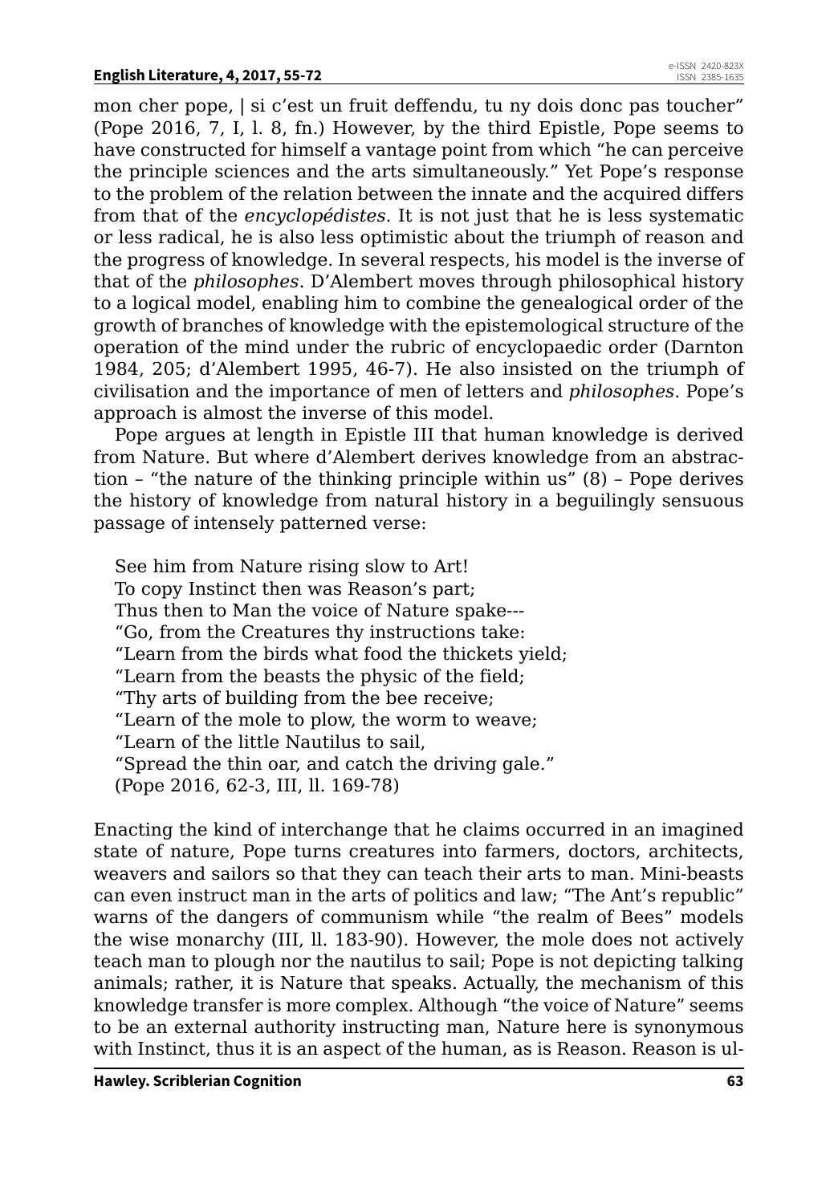mon cher pope, | si c'est un fruit deffendu, tu ny dois donc pas toucher" (Pope 2016, 7, I, l. 8, fn.) However, by the third Epistle, Pope seems to have constructed for himself a vantage point from which "he can perceive the principle sciences and the arts simultaneously." Yet Pope's response to the problem of the relation between the innate and the acquired differs from that of the *encyclopédistes*. It is not just that he is less systematic or less radical, he is also less optimistic about the triumph of reason and the progress of knowledge. In several respects, his model is the inverse of that of the *philosophes*. D'Alembert moves through philosophical history to a logical model, enabling him to combine the genealogical order of the growth of branches of knowledge with the epistemological structure of the operation of the mind under the rubric of encyclopaedic order (Darnton 1984, 205; d'Alembert 1995, 46-7). He also insisted on the triumph of civilisation and the importance of men of letters and *philosophes*. Pope's approach is almost the inverse of this model.

Pope argues at length in Epistle III that human knowledge is derived from Nature. But where d'Alembert derives knowledge from an abstraction – "the nature of the thinking principle within us" (8) – Pope derives the history of knowledge from natural history in a beguilingly sensuous passage of intensely patterned verse:

> See him from Nature rising slow to Art!
> To copy Instinct then was Reason's part;
> Thus then to Man the voice of Nature spake---
> "Go, from the Creatures thy instructions take:
> "Learn from the birds what food the thickets yield;
> "Learn from the beasts the physic of the field;
> "Thy arts of building from the bee receive;
> "Learn of the mole to plow, the worm to weave;
> "Learn of the little Nautilus to sail,
> "Spread the thin oar, and catch the driving gale."
> (Pope 2016, 62-3, III, ll. 169-78)

Enacting the kind of interchange that he claims occurred in an imagined state of nature, Pope turns creatures into farmers, doctors, architects, weavers and sailors so that they can teach their arts to man. Mini-beasts can even instruct man in the arts of politics and law; "The Ant's republic" warns of the dangers of communism while "the realm of Bees" models the wise monarchy (III, ll. 183-90). However, the mole does not actively teach man to plough nor the nautilus to sail; Pope is not depicting talking animals; rather, it is Nature that speaks. Actually, the mechanism of this knowledge transfer is more complex. Although "the voice of Nature" seems to be an external authority instructing man, Nature here is synonymous with Instinct, thus it is an aspect of the human, as is Reason. Reason is ul-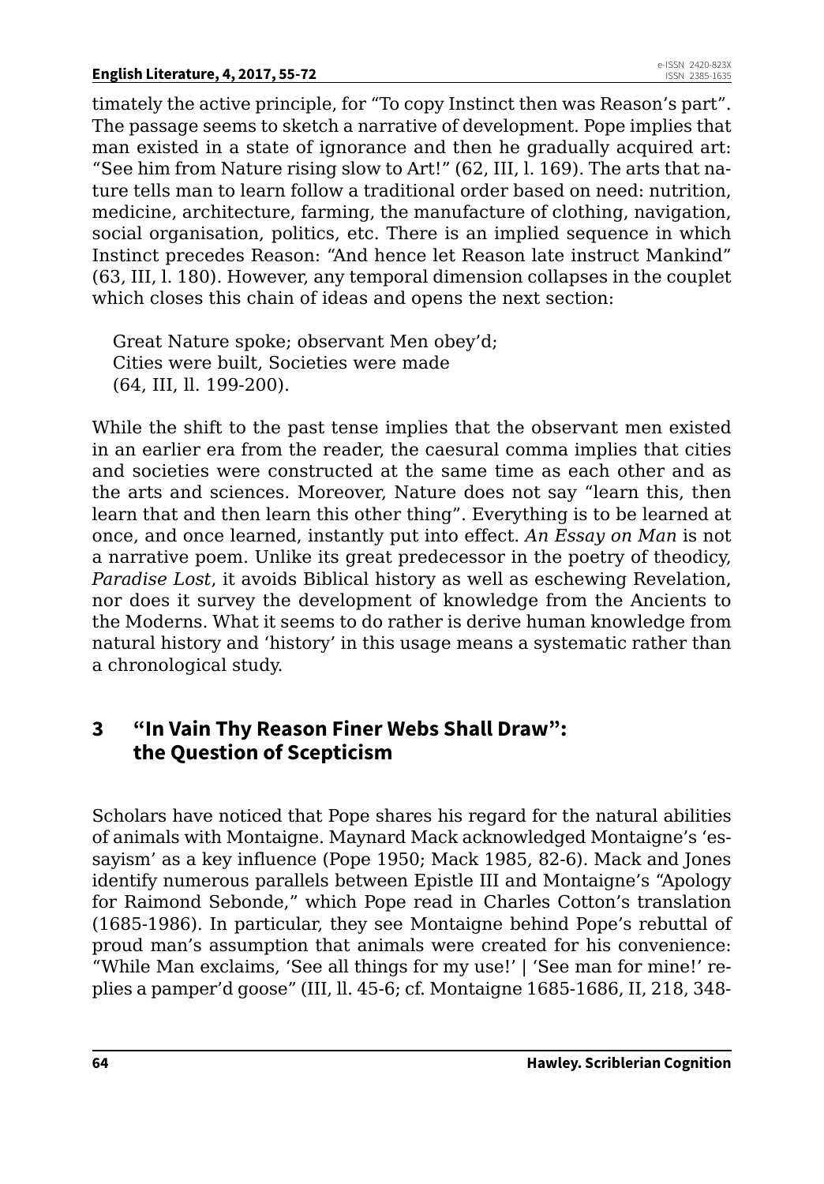timately the active principle, for "To copy Instinct then was Reason's part". The passage seems to sketch a narrative of development. Pope implies that man existed in a state of ignorance and then he gradually acquired art: "See him from Nature rising slow to Art!" (62, III, l. 169). The arts that nature tells man to learn follow a traditional order based on need: nutrition, medicine, architecture, farming, the manufacture of clothing, navigation, social organisation, politics, etc. There is an implied sequence in which Instinct precedes Reason: "And hence let Reason late instruct Mankind" (63, III, l. 180). However, any temporal dimension collapses in the couplet which closes this chain of ideas and opens the next section:

> Great Nature spoke; observant Men obey'd;
> Cities were built, Societies were made
> (64, III, ll. 199-200).

While the shift to the past tense implies that the observant men existed in an earlier era from the reader, the caesural comma implies that cities and societies were constructed at the same time as each other and as the arts and sciences. Moreover, Nature does not say "learn this, then learn that and then learn this other thing". Everything is to be learned at once, and once learned, instantly put into effect. *An Essay on Man* is not a narrative poem. Unlike its great predecessor in the poetry of theodicy, *Paradise Lost*, it avoids Biblical history as well as eschewing Revelation, nor does it survey the development of knowledge from the Ancients to the Moderns. What it seems to do rather is derive human knowledge from natural history and 'history' in this usage means a systematic rather than a chronological study.

## 3 "In Vain Thy Reason Finer Webs Shall Draw": the Question of Scepticism

Scholars have noticed that Pope shares his regard for the natural abilities of animals with Montaigne. Maynard Mack acknowledged Montaigne's 'essayism' as a key influence (Pope 1950; Mack 1985, 82-6). Mack and Jones identify numerous parallels between Epistle III and Montaigne's "Apology for Raimond Sebonde," which Pope read in Charles Cotton's translation (1685-1986). In particular, they see Montaigne behind Pope's rebuttal of proud man's assumption that animals were created for his convenience: "While Man exclaims, 'See all things for my use!' | 'See man for mine!' replies a pamper'd goose" (III, ll. 45-6; cf. Montaigne 1685-1686, II, 218, 348-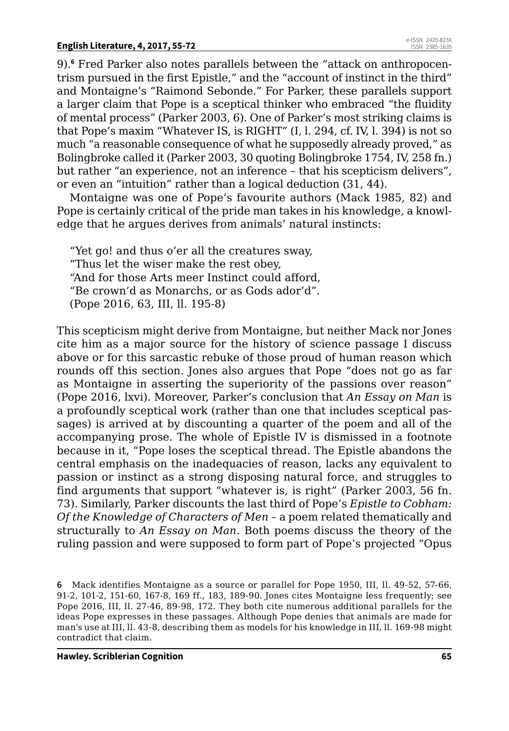9).[6] Fred Parker also notes parallels between the "attack on anthropocentrism pursued in the first Epistle," and the "account of instinct in the third" and Montaigne's "Raimond Sebonde." For Parker, these parallels support a larger claim that Pope is a sceptical thinker who embraced "the fluidity of mental process" (Parker 2003, 6). One of Parker's most striking claims is that Pope's maxim "Whatever IS, is RIGHT" (I, l. 294, cf. IV, l. 394) is not so much "a reasonable consequence of what he supposedly already proved," as Bolingbroke called it (Parker 2003, 30 quoting Bolingbroke 1754, IV, 258 fn.) but rather "an experience, not an inference – that his scepticism delivers", or even an "intuition" rather than a logical deduction (31, 44).

Montaigne was one of Pope's favourite authors (Mack 1985, 82) and Pope is certainly critical of the pride man takes in his knowledge, a knowledge that he argues derives from animals' natural instincts:

> "Yet go! and thus o'er all the creatures sway,
> "Thus let the wiser make the rest obey,
> "And for those Arts meer Instinct could afford,
> "Be crown'd as Monarchs, or as Gods ador'd".
> (Pope 2016, 63, III, ll. 195-8)

This scepticism might derive from Montaigne, but neither Mack nor Jones cite him as a major source for the history of science passage I discuss above or for this sarcastic rebuke of those proud of human reason which rounds off this section. Jones also argues that Pope "does not go as far as Montaigne in asserting the superiority of the passions over reason" (Pope 2016, lxvi). Moreover, Parker's conclusion that *An Essay on Man* is a profoundly sceptical work (rather than one that includes sceptical passages) is arrived at by discounting a quarter of the poem and all of the accompanying prose. The whole of Epistle IV is dismissed in a footnote because in it, "Pope loses the sceptical thread. The Epistle abandons the central emphasis on the inadequacies of reason, lacks any equivalent to passion or instinct as a strong disposing natural force, and struggles to find arguments that support "whatever is, is right" (Parker 2003, 56 fn. 73). Similarly, Parker discounts the last third of Pope's *Epistle to Cobham: Of the Knowledge of Characters of Men* – a poem related thematically and structurally to *An Essay on Man*. Both poems discuss the theory of the ruling passion and were supposed to form part of Pope's projected "Opus

---

[6] Mack identifies Montaigne as a source or parallel for Pope 1950, III, ll. 49-52, 57-66, 91-2, 101-2, 151-60, 167-8, 169 ff., 183, 189-90. Jones cites Montaigne less frequently; see Pope 2016, III, ll. 27-46, 89-98, 172. They both cite numerous additional parallels for the ideas Pope expresses in these passages. Although Pope denies that animals are made for man's use at III, ll. 43-8, describing them as models for his knowledge in III, ll. 169-98 might contradict that claim.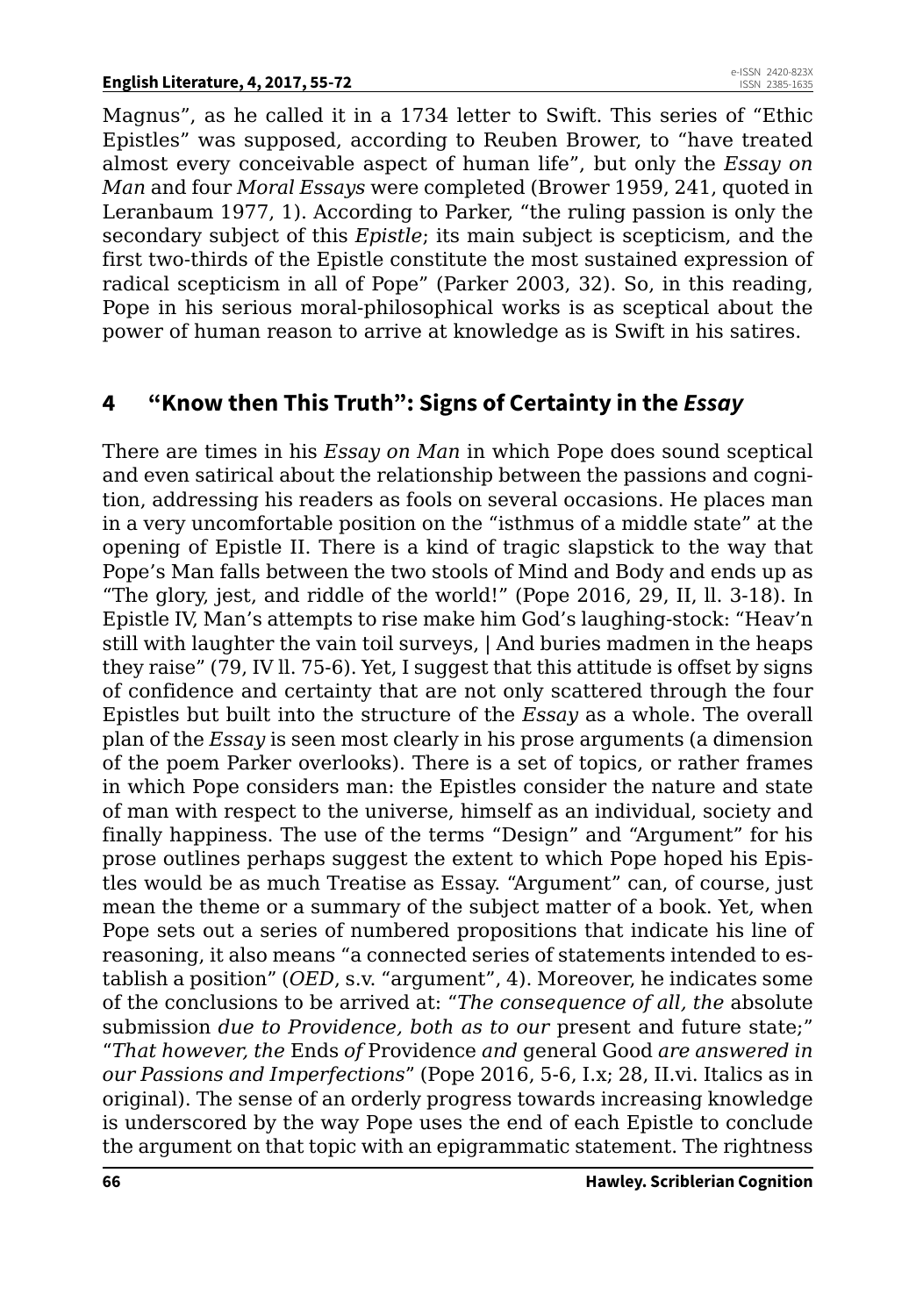Magnus", as he called it in a 1734 letter to Swift. This series of "Ethic Epistles" was supposed, according to Reuben Brower, to "have treated almost every conceivable aspect of human life", but only the *Essay on Man* and four *Moral Essays* were completed (Brower 1959, 241, quoted in Leranbaum 1977, 1). According to Parker, "the ruling passion is only the secondary subject of this *Epistle*; its main subject is scepticism, and the first two-thirds of the Epistle constitute the most sustained expression of radical scepticism in all of Pope" (Parker 2003, 32). So, in this reading, Pope in his serious moral-philosophical works is as sceptical about the power of human reason to arrive at knowledge as is Swift in his satires.

## 4 "Know then This Truth": Signs of Certainty in the *Essay*

There are times in his *Essay on Man* in which Pope does sound sceptical and even satirical about the relationship between the passions and cognition, addressing his readers as fools on several occasions. He places man in a very uncomfortable position on the "isthmus of a middle state" at the opening of Epistle II. There is a kind of tragic slapstick to the way that Pope's Man falls between the two stools of Mind and Body and ends up as "The glory, jest, and riddle of the world!" (Pope 2016, 29, II, ll. 3-18). In Epistle IV, Man's attempts to rise make him God's laughing-stock: "Heav'n still with laughter the vain toil surveys, | And buries madmen in the heaps they raise" (79, IV ll. 75-6). Yet, I suggest that this attitude is offset by signs of confidence and certainty that are not only scattered through the four Epistles but built into the structure of the *Essay* as a whole. The overall plan of the *Essay* is seen most clearly in his prose arguments (a dimension of the poem Parker overlooks). There is a set of topics, or rather frames in which Pope considers man: the Epistles consider the nature and state of man with respect to the universe, himself as an individual, society and finally happiness. The use of the terms "Design" and "Argument" for his prose outlines perhaps suggest the extent to which Pope hoped his Epistles would be as much Treatise as Essay. "Argument" can, of course, just mean the theme or a summary of the subject matter of a book. Yet, when Pope sets out a series of numbered propositions that indicate his line of reasoning, it also means "a connected series of statements intended to establish a position" (*OED*, s.v. "argument", 4). Moreover, he indicates some of the conclusions to be arrived at: "*The consequence of all, the* absolute submission *due to Providence, both as to our* present and future state;" "*That however, the* Ends *of* Providence *and* general Good *are answered in our Passions and Imperfections*" (Pope 2016, 5-6, I.x; 28, II.vi. Italics as in original). The sense of an orderly progress towards increasing knowledge is underscored by the way Pope uses the end of each Epistle to conclude the argument on that topic with an epigrammatic statement. The rightness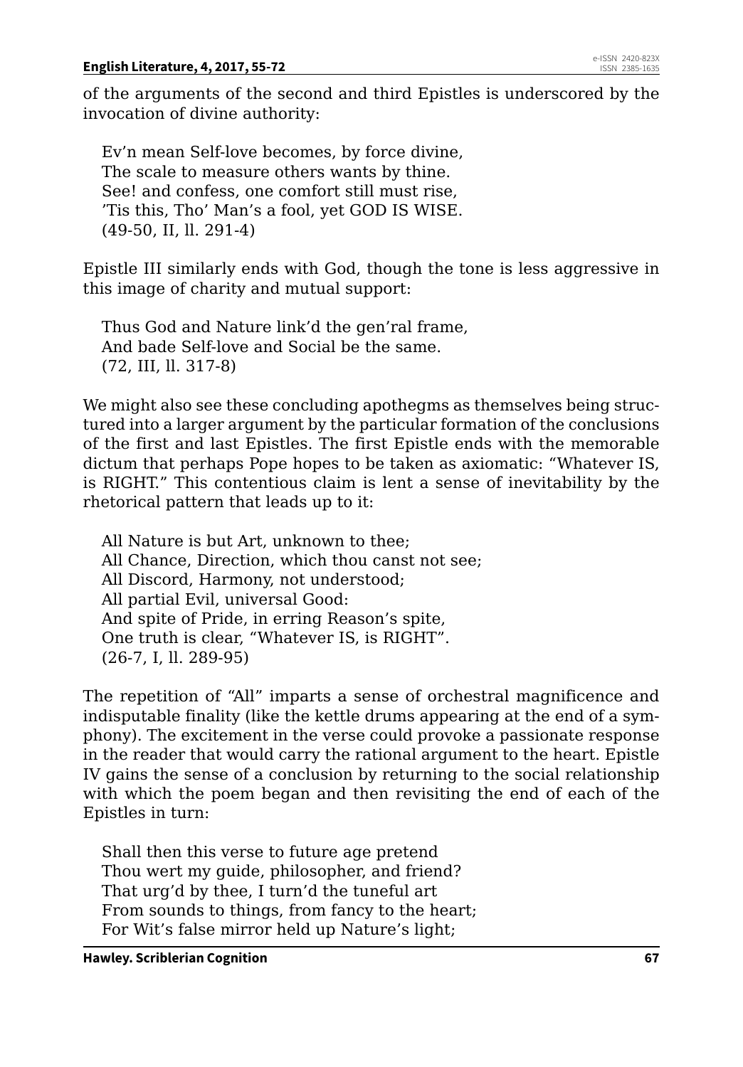of the arguments of the second and third Epistles is underscored by the invocation of divine authority:

> Ev'n mean Self-love becomes, by force divine,  
> The scale to measure others wants by thine.  
> See! and confess, one comfort still must rise,  
> 'Tis this, Tho' Man's a fool, yet GOD IS WISE.  
> (49-50, II, ll. 291-4)

Epistle III similarly ends with God, though the tone is less aggressive in this image of charity and mutual support:

> Thus God and Nature link'd the gen'ral frame,  
> And bade Self-love and Social be the same.  
> (72, III, ll. 317-8)

We might also see these concluding apothegms as themselves being structured into a larger argument by the particular formation of the conclusions of the first and last Epistles. The first Epistle ends with the memorable dictum that perhaps Pope hopes to be taken as axiomatic: "Whatever IS, is RIGHT." This contentious claim is lent a sense of inevitability by the rhetorical pattern that leads up to it:

> All Nature is but Art, unknown to thee;  
> All Chance, Direction, which thou canst not see;  
> All Discord, Harmony, not understood;  
> All partial Evil, universal Good:  
> And spite of Pride, in erring Reason's spite,  
> One truth is clear, "Whatever IS, is RIGHT".  
> (26-7, I, ll. 289-95)

The repetition of "All" imparts a sense of orchestral magnificence and indisputable finality (like the kettle drums appearing at the end of a symphony). The excitement in the verse could provoke a passionate response in the reader that would carry the rational argument to the heart. Epistle IV gains the sense of a conclusion by returning to the social relationship with which the poem began and then revisiting the end of each of the Epistles in turn:

> Shall then this verse to future age pretend  
> Thou wert my guide, philosopher, and friend?  
> That urg'd by thee, I turn'd the tuneful art  
> From sounds to things, from fancy to the heart;  
> For Wit's false mirror held up Nature's light;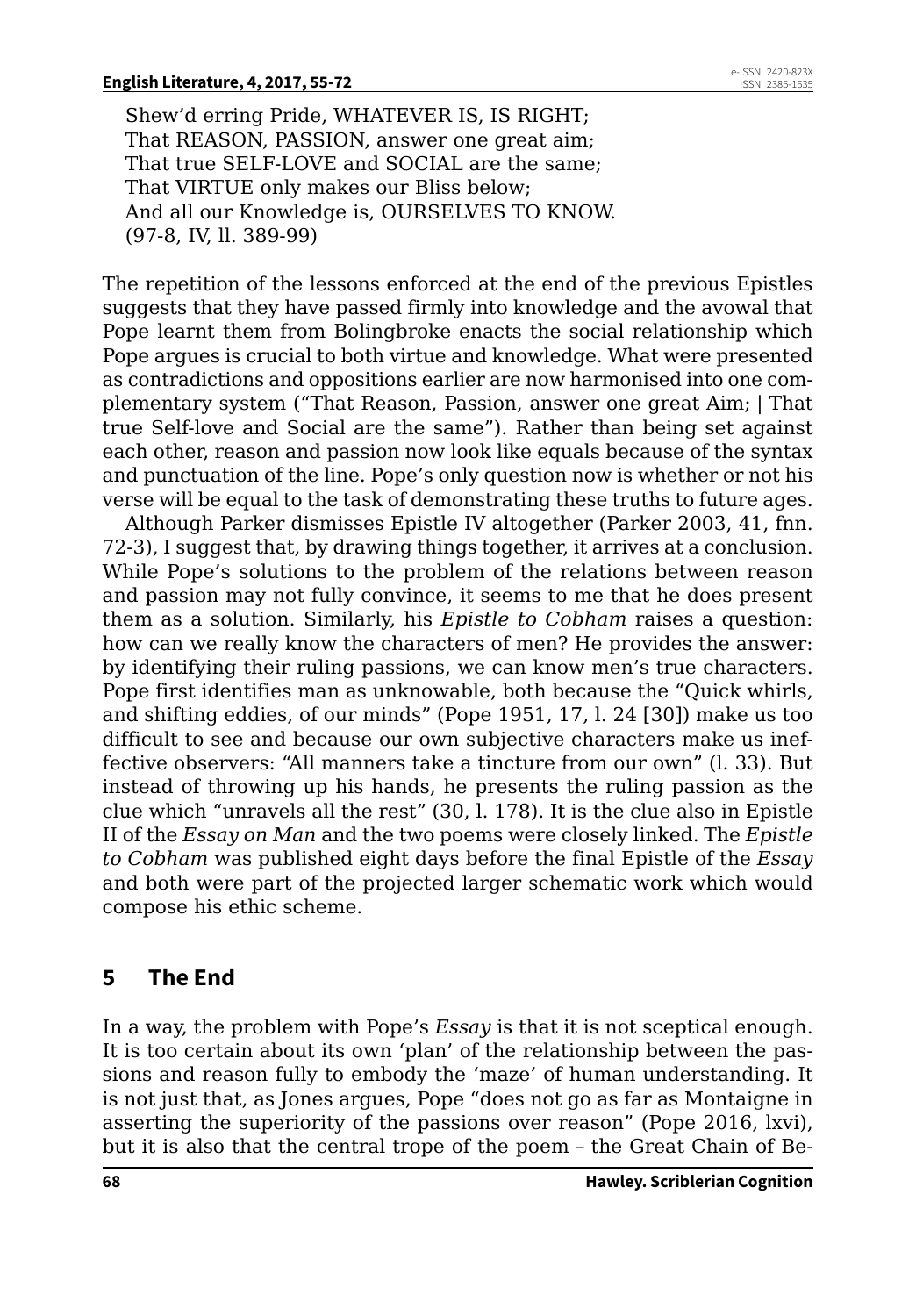Shew'd erring Pride, WHATEVER IS, IS RIGHT;
That REASON, PASSION, answer one great aim;
That true SELF-LOVE and SOCIAL are the same;
That VIRTUE only makes our Bliss below;
And all our Knowledge is, OURSELVES TO KNOW.
(97-8, IV, ll. 389-99)

The repetition of the lessons enforced at the end of the previous Epistles suggests that they have passed firmly into knowledge and the avowal that Pope learnt them from Bolingbroke enacts the social relationship which Pope argues is crucial to both virtue and knowledge. What were presented as contradictions and oppositions earlier are now harmonised into one complementary system ("That Reason, Passion, answer one great Aim; | That true Self-love and Social are the same"). Rather than being set against each other, reason and passion now look like equals because of the syntax and punctuation of the line. Pope's only question now is whether or not his verse will be equal to the task of demonstrating these truths to future ages.

Although Parker dismisses Epistle IV altogether (Parker 2003, 41, fnn. 72-3), I suggest that, by drawing things together, it arrives at a conclusion. While Pope's solutions to the problem of the relations between reason and passion may not fully convince, it seems to me that he does present them as a solution. Similarly, his *Epistle to Cobham* raises a question: how can we really know the characters of men? He provides the answer: by identifying their ruling passions, we can know men's true characters. Pope first identifies man as unknowable, both because the "Quick whirls, and shifting eddies, of our minds" (Pope 1951, 17, l. 24 [30]) make us too difficult to see and because our own subjective characters make us ineffective observers: "All manners take a tincture from our own" (l. 33). But instead of throwing up his hands, he presents the ruling passion as the clue which "unravels all the rest" (30, l. 178). It is the clue also in Epistle II of the *Essay on Man* and the two poems were closely linked. The *Epistle to Cobham* was published eight days before the final Epistle of the *Essay* and both were part of the projected larger schematic work which would compose his ethic scheme.

## 5 The End

In a way, the problem with Pope's *Essay* is that it is not sceptical enough. It is too certain about its own 'plan' of the relationship between the passions and reason fully to embody the 'maze' of human understanding. It is not just that, as Jones argues, Pope "does not go as far as Montaigne in asserting the superiority of the passions over reason" (Pope 2016, lxvi), but it is also that the central trope of the poem – the Great Chain of Be-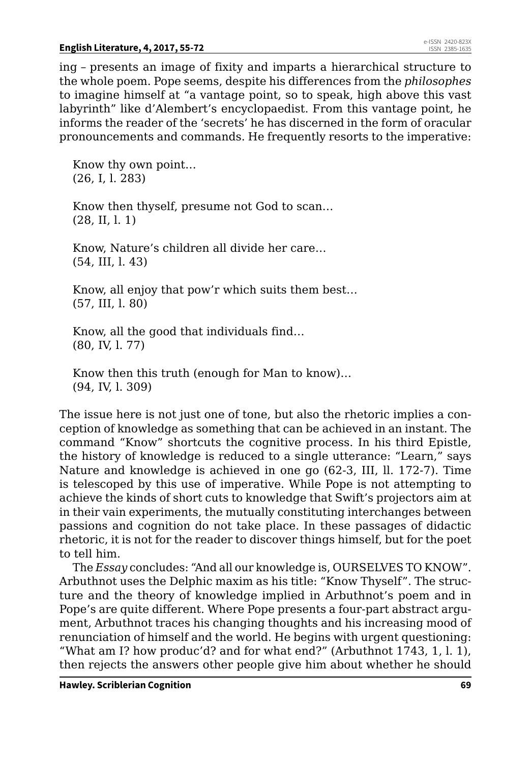ing – presents an image of fixity and imparts a hierarchical structure to the whole poem. Pope seems, despite his differences from the *philosophes* to imagine himself at "a vantage point, so to speak, high above this vast labyrinth" like d'Alembert's encyclopaedist. From this vantage point, he informs the reader of the 'secrets' he has discerned in the form of oracular pronouncements and commands. He frequently resorts to the imperative:

> Know thy own point…
> (26, I, l. 283)
>
> Know then thyself, presume not God to scan…
> (28, II, l. 1)
>
> Know, Nature's children all divide her care…
> (54, III, l. 43)
>
> Know, all enjoy that pow'r which suits them best…
> (57, III, l. 80)
>
> Know, all the good that individuals find…
> (80, IV, l. 77)
>
> Know then this truth (enough for Man to know)…
> (94, IV, l. 309)

The issue here is not just one of tone, but also the rhetoric implies a conception of knowledge as something that can be achieved in an instant. The command "Know" shortcuts the cognitive process. In his third Epistle, the history of knowledge is reduced to a single utterance: "Learn," says Nature and knowledge is achieved in one go (62-3, III, ll. 172-7). Time is telescoped by this use of imperative. While Pope is not attempting to achieve the kinds of short cuts to knowledge that Swift's projectors aim at in their vain experiments, the mutually constituting interchanges between passions and cognition do not take place. In these passages of didactic rhetoric, it is not for the reader to discover things himself, but for the poet to tell him.

The *Essay* concludes: "And all our knowledge is, OURSELVES TO KNOW". Arbuthnot uses the Delphic maxim as his title: "Know Thyself". The structure and the theory of knowledge implied in Arbuthnot's poem and in Pope's are quite different. Where Pope presents a four-part abstract argument, Arbuthnot traces his changing thoughts and his increasing mood of renunciation of himself and the world. He begins with urgent questioning: "What am I? how produc'd? and for what end?" (Arbuthnot 1743, 1, l. 1), then rejects the answers other people give him about whether he should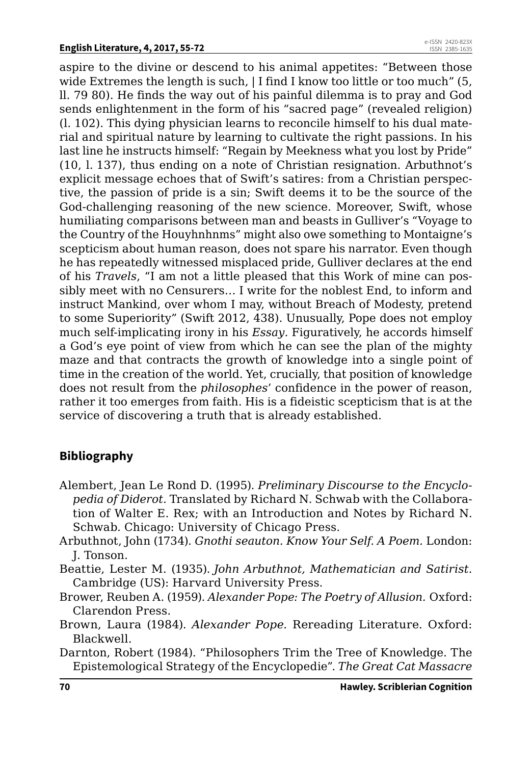aspire to the divine or descend to his animal appetites: "Between those wide Extremes the length is such, | I find I know too little or too much" (5, ll. 79 80). He finds the way out of his painful dilemma is to pray and God sends enlightenment in the form of his "sacred page" (revealed religion) (l. 102). This dying physician learns to reconcile himself to his dual material and spiritual nature by learning to cultivate the right passions. In his last line he instructs himself: "Regain by Meekness what you lost by Pride" (10, l. 137), thus ending on a note of Christian resignation. Arbuthnot's explicit message echoes that of Swift's satires: from a Christian perspective, the passion of pride is a sin; Swift deems it to be the source of the God-challenging reasoning of the new science. Moreover, Swift, whose humiliating comparisons between man and beasts in Gulliver's "Voyage to the Country of the Houyhnhnms" might also owe something to Montaigne's scepticism about human reason, does not spare his narrator. Even though he has repeatedly witnessed misplaced pride, Gulliver declares at the end of his *Travels*, "I am not a little pleased that this Work of mine can possibly meet with no Censurers… I write for the noblest End, to inform and instruct Mankind, over whom I may, without Breach of Modesty, pretend to some Superiority" (Swift 2012, 438). Unusually, Pope does not employ much self-implicating irony in his *Essay*. Figuratively, he accords himself a God's eye point of view from which he can see the plan of the mighty maze and that contracts the growth of knowledge into a single point of time in the creation of the world. Yet, crucially, that position of knowledge does not result from the *philosophes*' confidence in the power of reason, rather it too emerges from faith. His is a fideistic scepticism that is at the service of discovering a truth that is already established.

## Bibliography

Alembert, Jean Le Rond D. (1995). *Preliminary Discourse to the Encyclopedia of Diderot*. Translated by Richard N. Schwab with the Collaboration of Walter E. Rex; with an Introduction and Notes by Richard N. Schwab. Chicago: University of Chicago Press.

Arbuthnot, John (1734). *Gnothi seauton. Know Your Self. A Poem.* London: J. Tonson.

Beattie, Lester M. (1935). *John Arbuthnot, Mathematician and Satirist.* Cambridge (US): Harvard University Press.

Brower, Reuben A. (1959). *Alexander Pope: The Poetry of Allusion.* Oxford: Clarendon Press.

Brown, Laura (1984). *Alexander Pope.* Rereading Literature. Oxford: Blackwell.

Darnton, Robert (1984). "Philosophers Trim the Tree of Knowledge. The Epistemological Strategy of the Encyclopedie". *The Great Cat Massacre*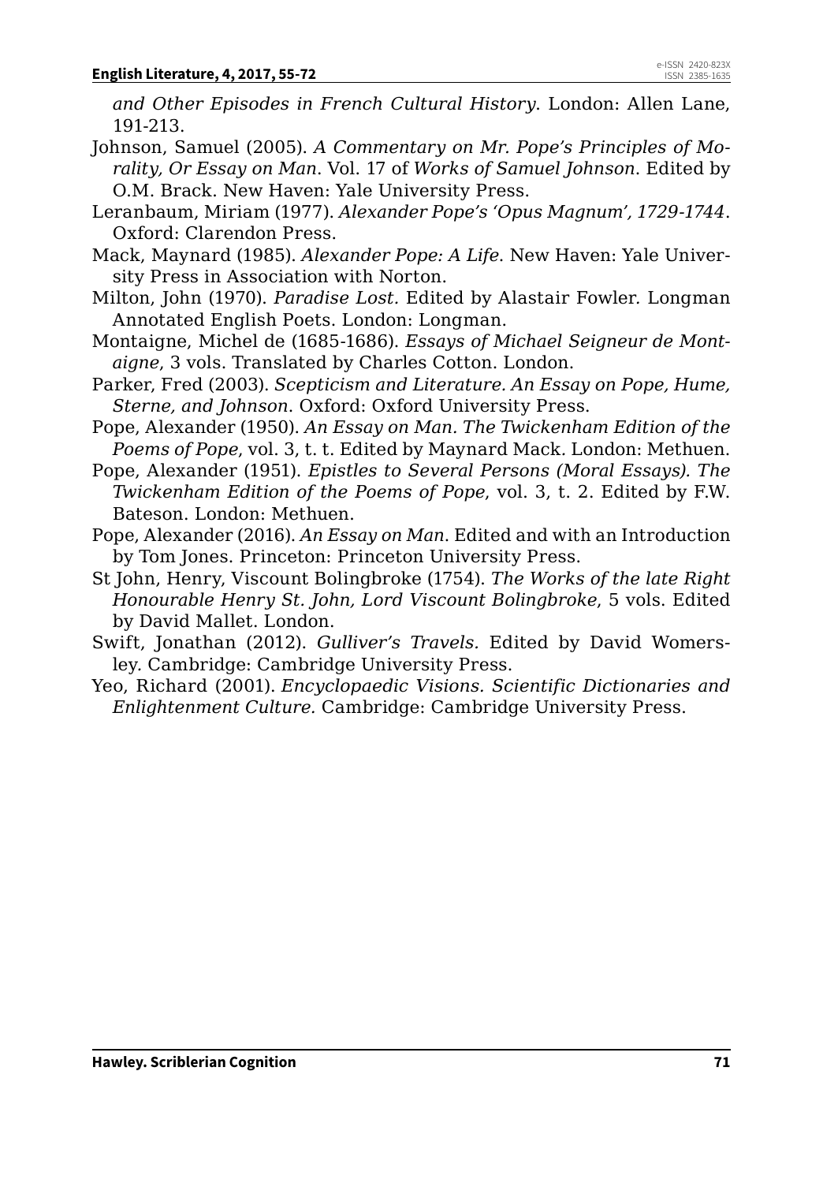*and Other Episodes in French Cultural History*. London: Allen Lane, 191-213.

Johnson, Samuel (2005). *A Commentary on Mr. Pope's Principles of Morality, Or Essay on Man*. Vol. 17 of *Works of Samuel Johnson*. Edited by O.M. Brack. New Haven: Yale University Press.

Leranbaum, Miriam (1977). *Alexander Pope's 'Opus Magnum', 1729-1744*. Oxford: Clarendon Press.

Mack, Maynard (1985). *Alexander Pope: A Life*. New Haven: Yale University Press in Association with Norton.

Milton, John (1970). *Paradise Lost.* Edited by Alastair Fowler. Longman Annotated English Poets. London: Longman.

Montaigne, Michel de (1685-1686). *Essays of Michael Seigneur de Montaigne*, 3 vols. Translated by Charles Cotton. London.

Parker, Fred (2003). *Scepticism and Literature. An Essay on Pope, Hume, Sterne, and Johnson*. Oxford: Oxford University Press.

Pope, Alexander (1950). *An Essay on Man. The Twickenham Edition of the Poems of Pope*, vol. 3, t. t. Edited by Maynard Mack. London: Methuen.

Pope, Alexander (1951). *Epistles to Several Persons (Moral Essays). The Twickenham Edition of the Poems of Pope*, vol. 3, t. 2. Edited by F.W. Bateson. London: Methuen.

Pope, Alexander (2016). *An Essay on Man*. Edited and with an Introduction by Tom Jones. Princeton: Princeton University Press.

St John, Henry, Viscount Bolingbroke (1754). *The Works of the late Right Honourable Henry St. John, Lord Viscount Bolingbroke*, 5 vols. Edited by David Mallet. London.

Swift, Jonathan (2012). *Gulliver's Travels.* Edited by David Womersley. Cambridge: Cambridge University Press.

Yeo, Richard (2001). *Encyclopaedic Visions. Scientific Dictionaries and Enlightenment Culture.* Cambridge: Cambridge University Press.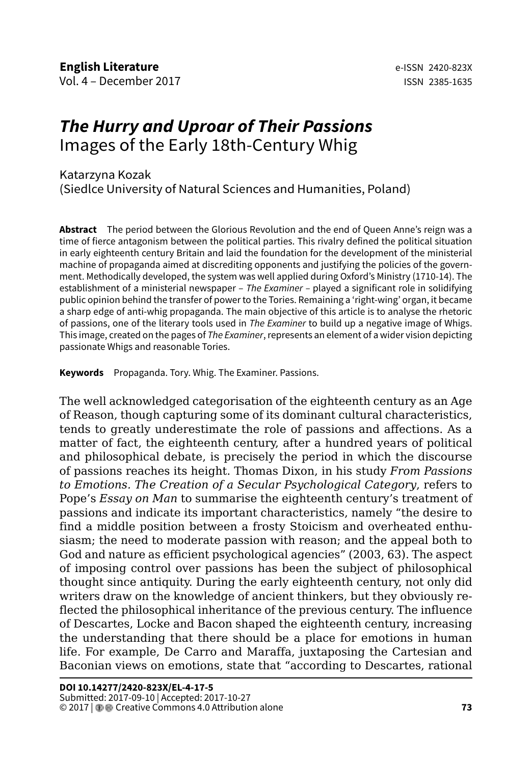# *The Hurry and Uproar of Their Passions*

## Images of the Early 18th-Century Whig

Katarzyna Kozak
(Siedlce University of Natural Sciences and Humanities, Poland)

**Abstract** The period between the Glorious Revolution and the end of Queen Anne's reign was a time of fierce antagonism between the political parties. This rivalry defined the political situation in early eighteenth century Britain and laid the foundation for the development of the ministerial machine of propaganda aimed at discrediting opponents and justifying the policies of the government. Methodically developed, the system was well applied during Oxford's Ministry (1710-14). The establishment of a ministerial newspaper – *The Examiner* – played a significant role in solidifying public opinion behind the transfer of power to the Tories. Remaining a 'right-wing' organ, it became a sharp edge of anti-whig propaganda. The main objective of this article is to analyse the rhetoric of passions, one of the literary tools used in *The Examiner* to build up a negative image of Whigs. This image, created on the pages of *The Examiner*, represents an element of a wider vision depicting passionate Whigs and reasonable Tories.

**Keywords** Propaganda. Tory. Whig. The Examiner. Passions.

The well acknowledged categorisation of the eighteenth century as an Age of Reason, though capturing some of its dominant cultural characteristics, tends to greatly underestimate the role of passions and affections. As a matter of fact, the eighteenth century, after a hundred years of political and philosophical debate, is precisely the period in which the discourse of passions reaches its height. Thomas Dixon, in his study *From Passions to Emotions. The Creation of a Secular Psychological Category*, refers to Pope's *Essay on Man* to summarise the eighteenth century's treatment of passions and indicate its important characteristics, namely "the desire to find a middle position between a frosty Stoicism and overheated enthusiasm; the need to moderate passion with reason; and the appeal both to God and nature as efficient psychological agencies" (2003, 63). The aspect of imposing control over passions has been the subject of philosophical thought since antiquity. During the early eighteenth century, not only did writers draw on the knowledge of ancient thinkers, but they obviously reflected the philosophical inheritance of the previous century. The influence of Descartes, Locke and Bacon shaped the eighteenth century, increasing the understanding that there should be a place for emotions in human life. For example, De Carro and Maraffa, juxtaposing the Cartesian and Baconian views on emotions, state that "according to Descartes, rational

**DOI 10.14277/2420-823X/EL-4-17-5**
Submitted: 2017-09-10 | Accepted: 2017-10-27
© 2017 | Creative Commons 4.0 Attribution alone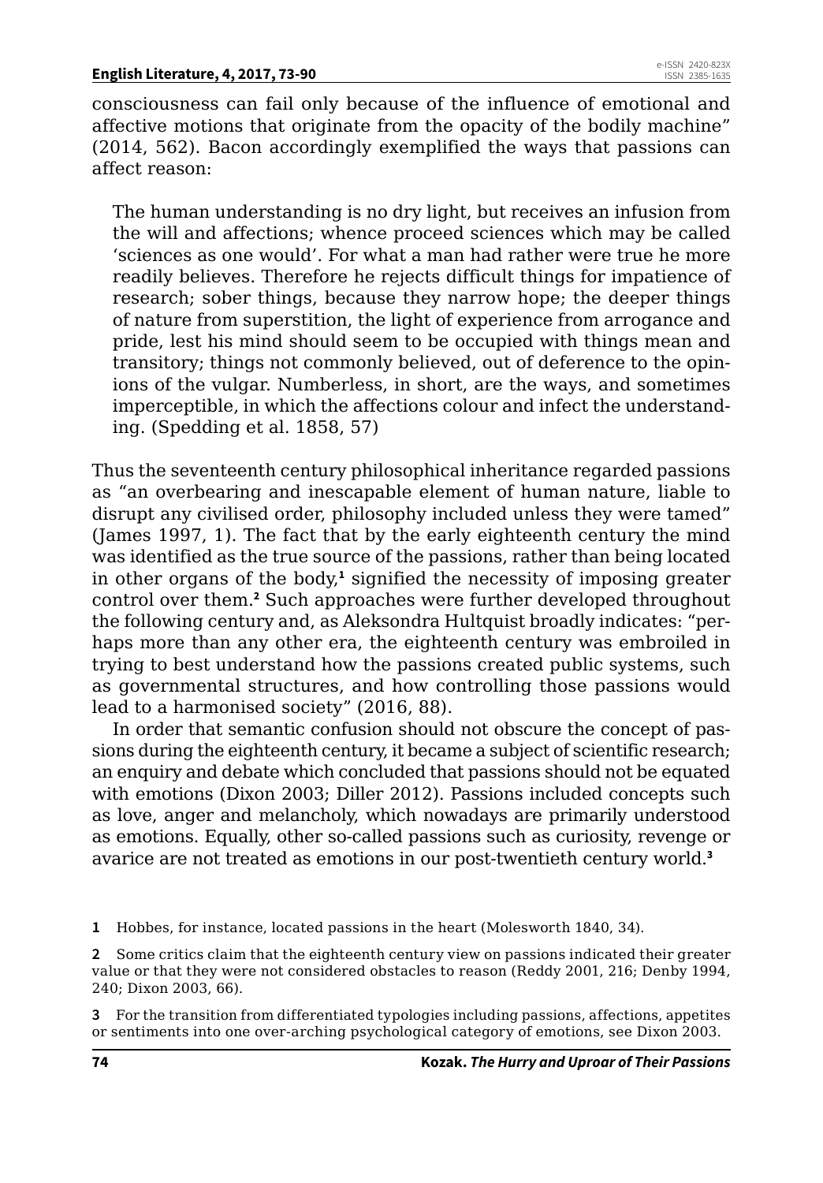consciousness can fail only because of the influence of emotional and affective motions that originate from the opacity of the bodily machine" (2014, 562). Bacon accordingly exemplified the ways that passions can affect reason:

> The human understanding is no dry light, but receives an infusion from the will and affections; whence proceed sciences which may be called 'sciences as one would'. For what a man had rather were true he more readily believes. Therefore he rejects difficult things for impatience of research; sober things, because they narrow hope; the deeper things of nature from superstition, the light of experience from arrogance and pride, lest his mind should seem to be occupied with things mean and transitory; things not commonly believed, out of deference to the opinions of the vulgar. Numberless, in short, are the ways, and sometimes imperceptible, in which the affections colour and infect the understanding. (Spedding et al. 1858, 57)

Thus the seventeenth century philosophical inheritance regarded passions as "an overbearing and inescapable element of human nature, liable to disrupt any civilised order, philosophy included unless they were tamed" (James 1997, 1). The fact that by the early eighteenth century the mind was identified as the true source of the passions, rather than being located in other organs of the body,[1] signified the necessity of imposing greater control over them.[2] Such approaches were further developed throughout the following century and, as Aleksondra Hultquist broadly indicates: "perhaps more than any other era, the eighteenth century was embroiled in trying to best understand how the passions created public systems, such as governmental structures, and how controlling those passions would lead to a harmonised society" (2016, 88).

In order that semantic confusion should not obscure the concept of passions during the eighteenth century, it became a subject of scientific research; an enquiry and debate which concluded that passions should not be equated with emotions (Dixon 2003; Diller 2012). Passions included concepts such as love, anger and melancholy, which nowadays are primarily understood as emotions. Equally, other so-called passions such as curiosity, revenge or avarice are not treated as emotions in our post-twentieth century world.[3]

**1** Hobbes, for instance, located passions in the heart (Molesworth 1840, 34).

**2** Some critics claim that the eighteenth century view on passions indicated their greater value or that they were not considered obstacles to reason (Reddy 2001, 216; Denby 1994, 240; Dixon 2003, 66).

**3** For the transition from differentiated typologies including passions, affections, appetites or sentiments into one over-arching psychological category of emotions, see Dixon 2003.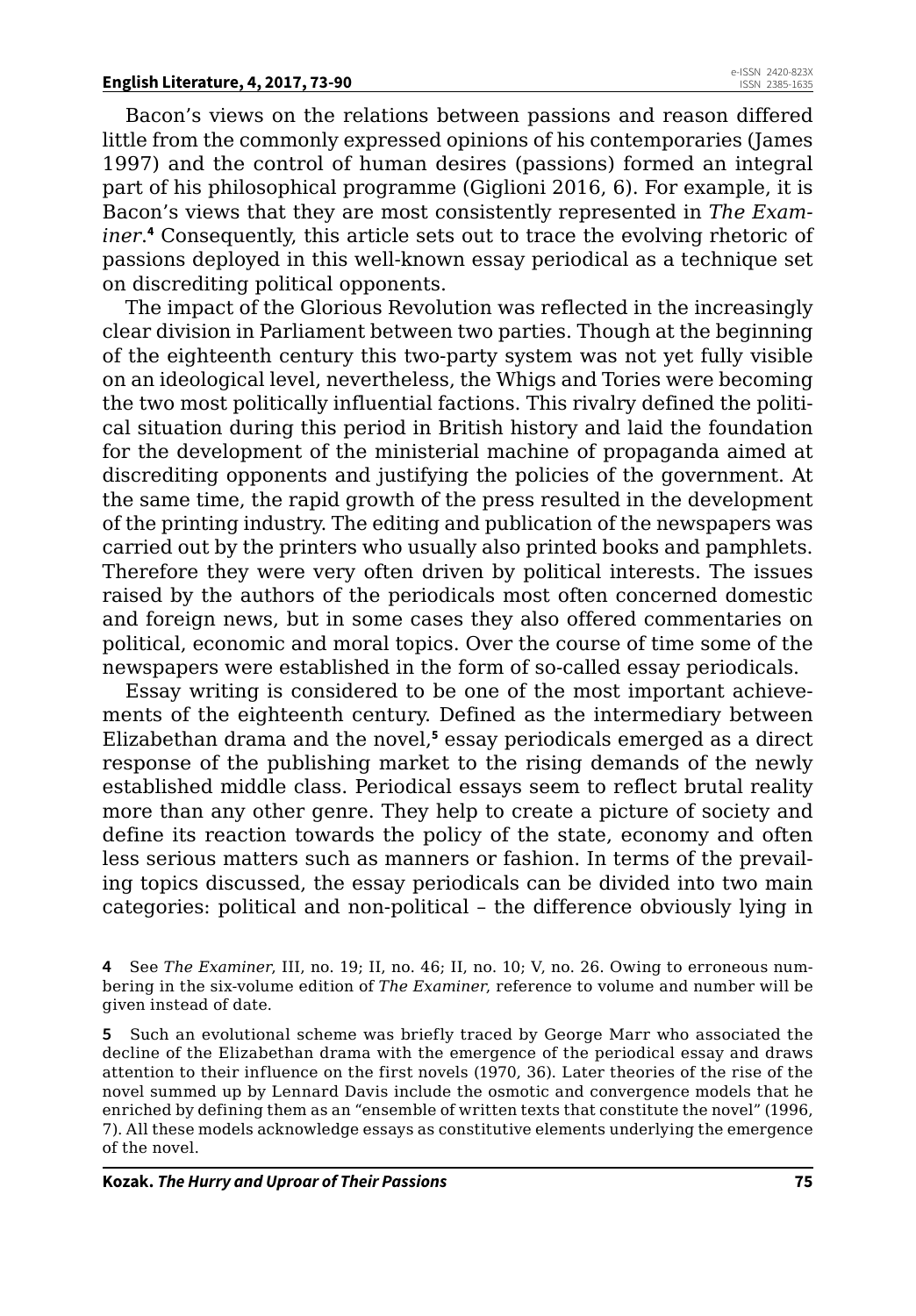Bacon's views on the relations between passions and reason differed little from the commonly expressed opinions of his contemporaries (James 1997) and the control of human desires (passions) formed an integral part of his philosophical programme (Giglioni 2016, 6). For example, it is Bacon's views that they are most consistently represented in *The Examiner*.[4] Consequently, this article sets out to trace the evolving rhetoric of passions deployed in this well-known essay periodical as a technique set on discrediting political opponents.

The impact of the Glorious Revolution was reflected in the increasingly clear division in Parliament between two parties. Though at the beginning of the eighteenth century this two-party system was not yet fully visible on an ideological level, nevertheless, the Whigs and Tories were becoming the two most politically influential factions. This rivalry defined the political situation during this period in British history and laid the foundation for the development of the ministerial machine of propaganda aimed at discrediting opponents and justifying the policies of the government. At the same time, the rapid growth of the press resulted in the development of the printing industry. The editing and publication of the newspapers was carried out by the printers who usually also printed books and pamphlets. Therefore they were very often driven by political interests. The issues raised by the authors of the periodicals most often concerned domestic and foreign news, but in some cases they also offered commentaries on political, economic and moral topics. Over the course of time some of the newspapers were established in the form of so-called essay periodicals.

Essay writing is considered to be one of the most important achievements of the eighteenth century. Defined as the intermediary between Elizabethan drama and the novel,[5] essay periodicals emerged as a direct response of the publishing market to the rising demands of the newly established middle class. Periodical essays seem to reflect brutal reality more than any other genre. They help to create a picture of society and define its reaction towards the policy of the state, economy and often less serious matters such as manners or fashion. In terms of the prevailing topics discussed, the essay periodicals can be divided into two main categories: political and non-political – the difference obviously lying in

4 See *The Examiner*, III, no. 19; II, no. 46; II, no. 10; V, no. 26. Owing to erroneous numbering in the six-volume edition of *The Examiner*, reference to volume and number will be given instead of date.

5 Such an evolutional scheme was briefly traced by George Marr who associated the decline of the Elizabethan drama with the emergence of the periodical essay and draws attention to their influence on the first novels (1970, 36). Later theories of the rise of the novel summed up by Lennard Davis include the osmotic and convergence models that he enriched by defining them as an "ensemble of written texts that constitute the novel" (1996, 7). All these models acknowledge essays as constitutive elements underlying the emergence of the novel.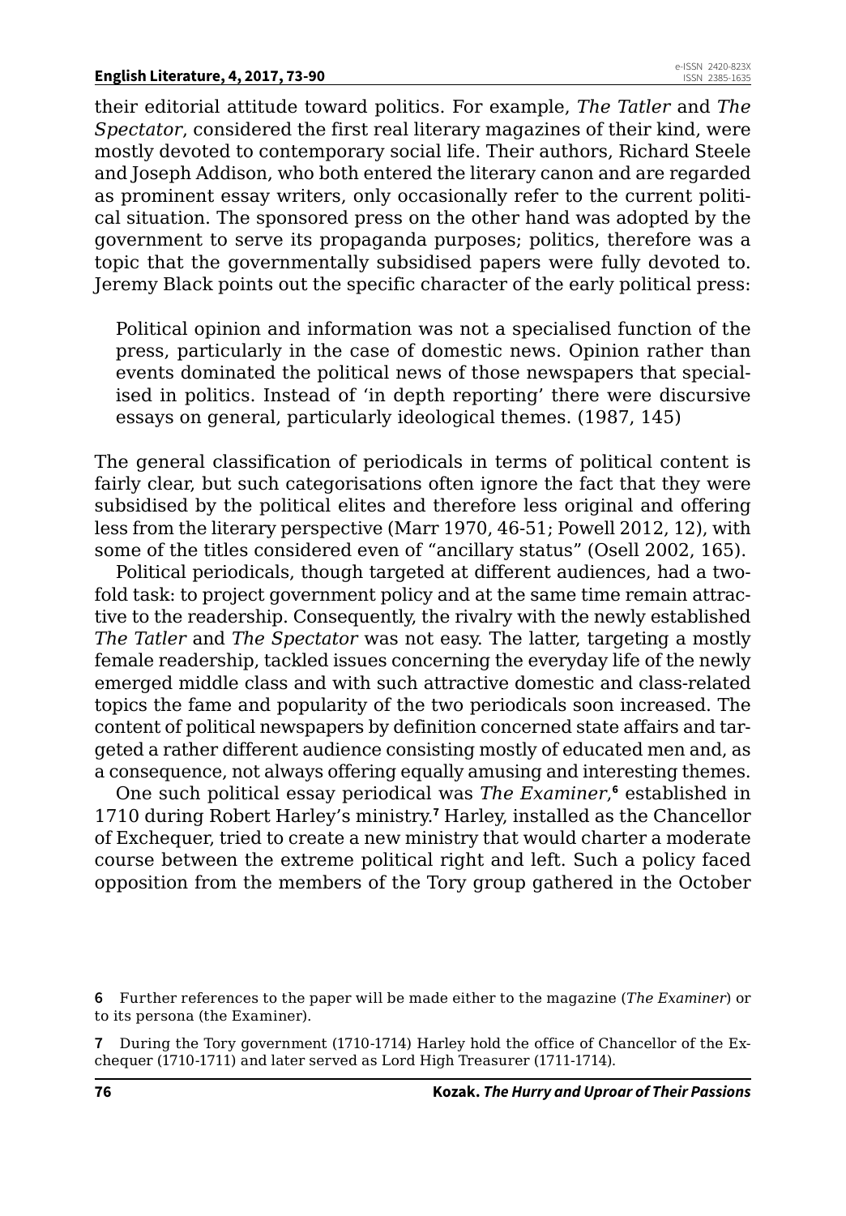their editorial attitude toward politics. For example, *The Tatler* and *The Spectator*, considered the first real literary magazines of their kind, were mostly devoted to contemporary social life. Their authors, Richard Steele and Joseph Addison, who both entered the literary canon and are regarded as prominent essay writers, only occasionally refer to the current political situation. The sponsored press on the other hand was adopted by the government to serve its propaganda purposes; politics, therefore was a topic that the governmentally subsidised papers were fully devoted to. Jeremy Black points out the specific character of the early political press:

> Political opinion and information was not a specialised function of the press, particularly in the case of domestic news. Opinion rather than events dominated the political news of those newspapers that specialised in politics. Instead of 'in depth reporting' there were discursive essays on general, particularly ideological themes. (1987, 145)

The general classification of periodicals in terms of political content is fairly clear, but such categorisations often ignore the fact that they were subsidised by the political elites and therefore less original and offering less from the literary perspective (Marr 1970, 46-51; Powell 2012, 12), with some of the titles considered even of "ancillary status" (Osell 2002, 165).

Political periodicals, though targeted at different audiences, had a twofold task: to project government policy and at the same time remain attractive to the readership. Consequently, the rivalry with the newly established *The Tatler* and *The Spectator* was not easy. The latter, targeting a mostly female readership, tackled issues concerning the everyday life of the newly emerged middle class and with such attractive domestic and class-related topics the fame and popularity of the two periodicals soon increased. The content of political newspapers by definition concerned state affairs and targeted a rather different audience consisting mostly of educated men and, as a consequence, not always offering equally amusing and interesting themes.

One such political essay periodical was *The Examiner*,[6] established in 1710 during Robert Harley's ministry.[7] Harley, installed as the Chancellor of Exchequer, tried to create a new ministry that would charter a moderate course between the extreme political right and left. Such a policy faced opposition from the members of the Tory group gathered in the October

---

[6] Further references to the paper will be made either to the magazine (*The Examiner*) or to its persona (the Examiner).

[7] During the Tory government (1710-1714) Harley hold the office of Chancellor of the Exchequer (1710-1711) and later served as Lord High Treasurer (1711-1714).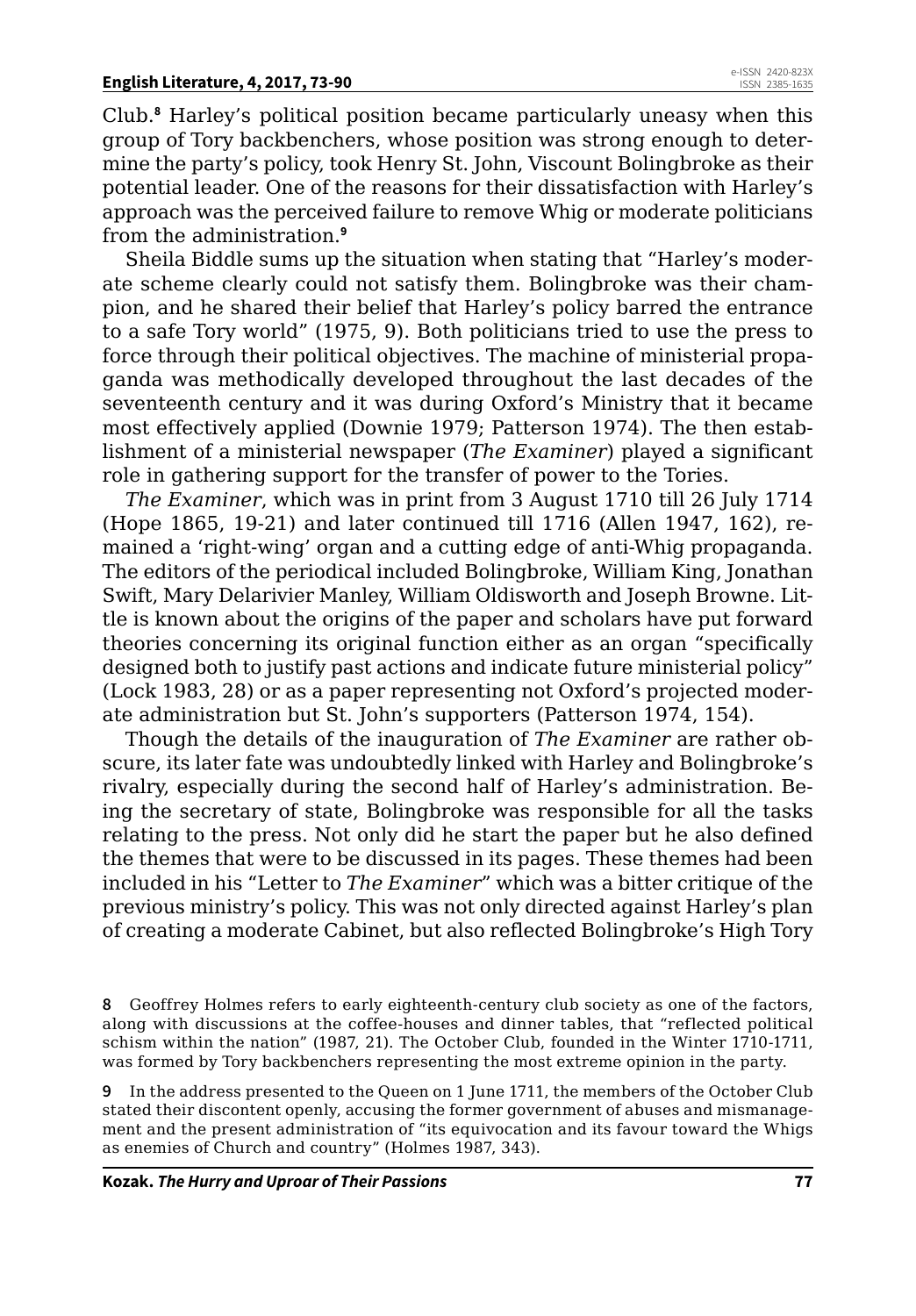Club.[8] Harley's political position became particularly uneasy when this group of Tory backbenchers, whose position was strong enough to determine the party's policy, took Henry St. John, Viscount Bolingbroke as their potential leader. One of the reasons for their dissatisfaction with Harley's approach was the perceived failure to remove Whig or moderate politicians from the administration.[9]

Sheila Biddle sums up the situation when stating that "Harley's moderate scheme clearly could not satisfy them. Bolingbroke was their champion, and he shared their belief that Harley's policy barred the entrance to a safe Tory world" (1975, 9). Both politicians tried to use the press to force through their political objectives. The machine of ministerial propaganda was methodically developed throughout the last decades of the seventeenth century and it was during Oxford's Ministry that it became most effectively applied (Downie 1979; Patterson 1974). The then establishment of a ministerial newspaper (*The Examiner*) played a significant role in gathering support for the transfer of power to the Tories.

*The Examiner*, which was in print from 3 August 1710 till 26 July 1714 (Hope 1865, 19-21) and later continued till 1716 (Allen 1947, 162), remained a 'right-wing' organ and a cutting edge of anti-Whig propaganda. The editors of the periodical included Bolingbroke, William King, Jonathan Swift, Mary Delarivier Manley, William Oldisworth and Joseph Browne. Little is known about the origins of the paper and scholars have put forward theories concerning its original function either as an organ "specifically designed both to justify past actions and indicate future ministerial policy" (Lock 1983, 28) or as a paper representing not Oxford's projected moderate administration but St. John's supporters (Patterson 1974, 154).

Though the details of the inauguration of *The Examiner* are rather obscure, its later fate was undoubtedly linked with Harley and Bolingbroke's rivalry, especially during the second half of Harley's administration. Being the secretary of state, Bolingbroke was responsible for all the tasks relating to the press. Not only did he start the paper but he also defined the themes that were to be discussed in its pages. These themes had been included in his "Letter to *The Examiner*" which was a bitter critique of the previous ministry's policy. This was not only directed against Harley's plan of creating a moderate Cabinet, but also reflected Bolingbroke's High Tory

[8] Geoffrey Holmes refers to early eighteenth-century club society as one of the factors, along with discussions at the coffee-houses and dinner tables, that "reflected political schism within the nation" (1987, 21). The October Club, founded in the Winter 1710-1711, was formed by Tory backbenchers representing the most extreme opinion in the party.

[9] In the address presented to the Queen on 1 June 1711, the members of the October Club stated their discontent openly, accusing the former government of abuses and mismanagement and the present administration of "its equivocation and its favour toward the Whigs as enemies of Church and country" (Holmes 1987, 343).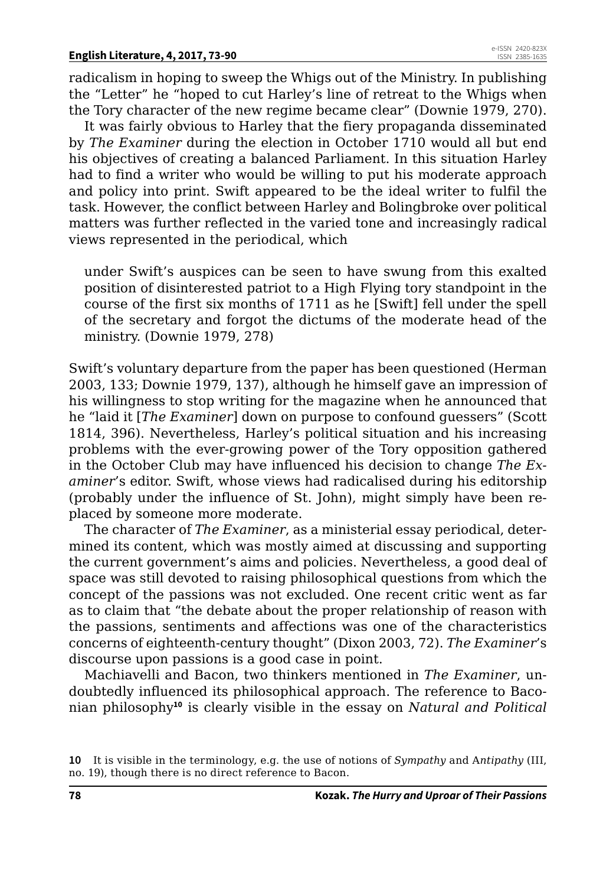radicalism in hoping to sweep the Whigs out of the Ministry. In publishing the "Letter" he "hoped to cut Harley's line of retreat to the Whigs when the Tory character of the new regime became clear" (Downie 1979, 270).

It was fairly obvious to Harley that the fiery propaganda disseminated by *The Examiner* during the election in October 1710 would all but end his objectives of creating a balanced Parliament. In this situation Harley had to find a writer who would be willing to put his moderate approach and policy into print. Swift appeared to be the ideal writer to fulfil the task. However, the conflict between Harley and Bolingbroke over political matters was further reflected in the varied tone and increasingly radical views represented in the periodical, which

> under Swift's auspices can be seen to have swung from this exalted position of disinterested patriot to a High Flying tory standpoint in the course of the first six months of 1711 as he [Swift] fell under the spell of the secretary and forgot the dictums of the moderate head of the ministry. (Downie 1979, 278)

Swift's voluntary departure from the paper has been questioned (Herman 2003, 133; Downie 1979, 137), although he himself gave an impression of his willingness to stop writing for the magazine when he announced that he "laid it [*The Examiner*] down on purpose to confound guessers" (Scott 1814, 396). Nevertheless, Harley's political situation and his increasing problems with the ever-growing power of the Tory opposition gathered in the October Club may have influenced his decision to change *The Examiner*'s editor. Swift, whose views had radicalised during his editorship (probably under the influence of St. John), might simply have been replaced by someone more moderate.

The character of *The Examiner*, as a ministerial essay periodical, determined its content, which was mostly aimed at discussing and supporting the current government's aims and policies. Nevertheless, a good deal of space was still devoted to raising philosophical questions from which the concept of the passions was not excluded. One recent critic went as far as to claim that "the debate about the proper relationship of reason with the passions, sentiments and affections was one of the characteristics concerns of eighteenth-century thought" (Dixon 2003, 72). *The Examiner*'s discourse upon passions is a good case in point.

Machiavelli and Bacon, two thinkers mentioned in *The Examiner*, undoubtedly influenced its philosophical approach. The reference to Baconian philosophy[10] is clearly visible in the essay on *Natural and Political*

10 It is visible in the terminology, e.g. the use of notions of *Sympathy* and A*ntipathy* (III, no. 19), though there is no direct reference to Bacon.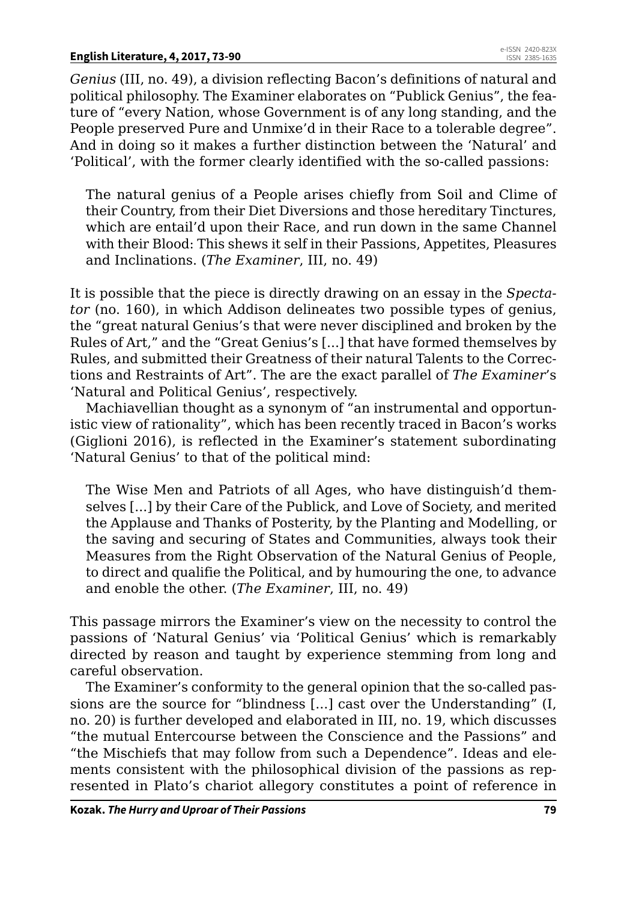*Genius* (III, no. 49), a division reflecting Bacon's definitions of natural and political philosophy. The Examiner elaborates on "Publick Genius", the feature of "every Nation, whose Government is of any long standing, and the People preserved Pure and Unmixe'd in their Race to a tolerable degree". And in doing so it makes a further distinction between the 'Natural' and 'Political', with the former clearly identified with the so-called passions:

> The natural genius of a People arises chiefly from Soil and Clime of their Country, from their Diet Diversions and those hereditary Tinctures, which are entail'd upon their Race, and run down in the same Channel with their Blood: This shews it self in their Passions, Appetites, Pleasures and Inclinations. (*The Examiner*, III, no. 49)

It is possible that the piece is directly drawing on an essay in the *Spectator* (no. 160), in which Addison delineates two possible types of genius, the "great natural Genius's that were never disciplined and broken by the Rules of Art," and the "Great Genius's [...] that have formed themselves by Rules, and submitted their Greatness of their natural Talents to the Corrections and Restraints of Art". The are the exact parallel of *The Examiner*'s 'Natural and Political Genius', respectively.

Machiavellian thought as a synonym of "an instrumental and opportunistic view of rationality", which has been recently traced in Bacon's works (Giglioni 2016), is reflected in the Examiner's statement subordinating 'Natural Genius' to that of the political mind:

> The Wise Men and Patriots of all Ages, who have distinguish'd themselves [...] by their Care of the Publick, and Love of Society, and merited the Applause and Thanks of Posterity, by the Planting and Modelling, or the saving and securing of States and Communities, always took their Measures from the Right Observation of the Natural Genius of People, to direct and qualifie the Political, and by humouring the one, to advance and enoble the other. (*The Examiner*, III, no. 49)

This passage mirrors the Examiner's view on the necessity to control the passions of 'Natural Genius' via 'Political Genius' which is remarkably directed by reason and taught by experience stemming from long and careful observation.

The Examiner's conformity to the general opinion that the so-called passions are the source for "blindness [...] cast over the Understanding" (I, no. 20) is further developed and elaborated in III, no. 19, which discusses "the mutual Entercourse between the Conscience and the Passions" and "the Mischiefs that may follow from such a Dependence". Ideas and elements consistent with the philosophical division of the passions as represented in Plato's chariot allegory constitutes a point of reference in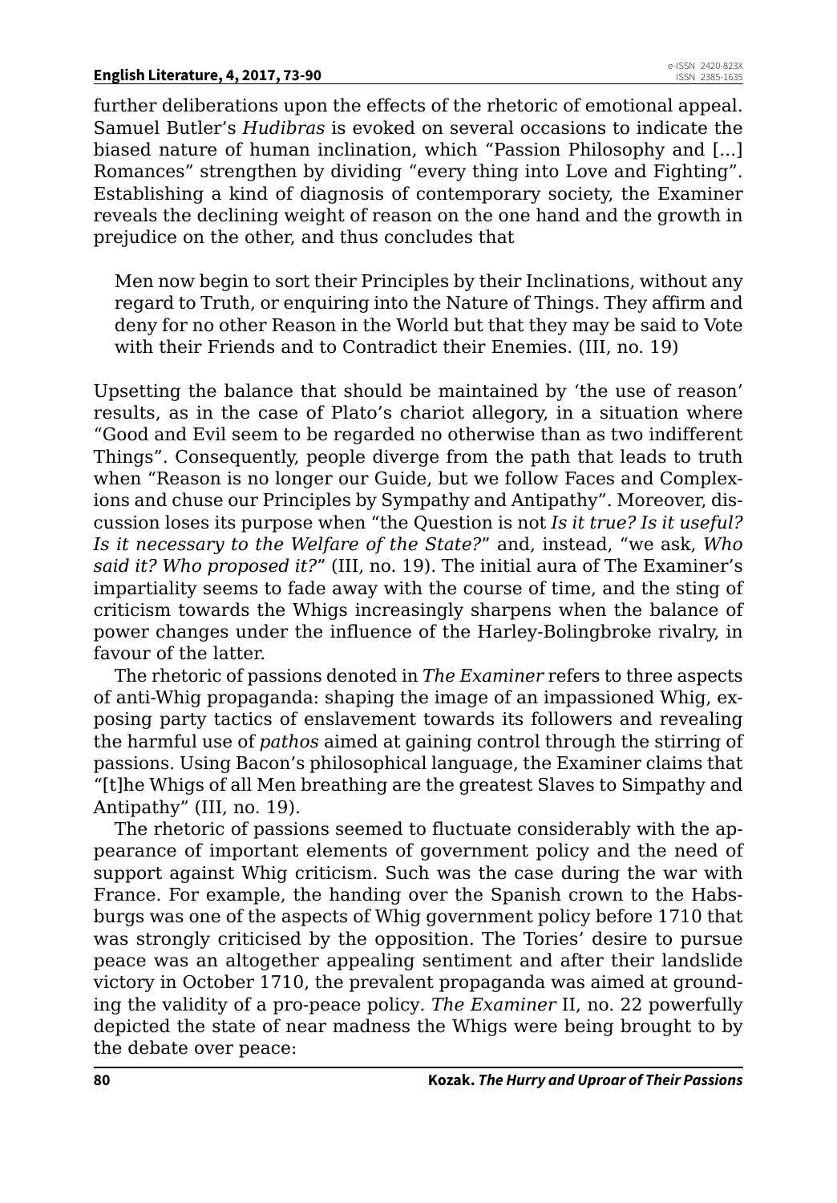further deliberations upon the effects of the rhetoric of emotional appeal. Samuel Butler's *Hudibras* is evoked on several occasions to indicate the biased nature of human inclination, which "Passion Philosophy and [...] Romances" strengthen by dividing "every thing into Love and Fighting". Establishing a kind of diagnosis of contemporary society, the Examiner reveals the declining weight of reason on the one hand and the growth in prejudice on the other, and thus concludes that

> Men now begin to sort their Principles by their Inclinations, without any regard to Truth, or enquiring into the Nature of Things. They affirm and deny for no other Reason in the World but that they may be said to Vote with their Friends and to Contradict their Enemies. (III, no. 19)

Upsetting the balance that should be maintained by 'the use of reason' results, as in the case of Plato's chariot allegory, in a situation where "Good and Evil seem to be regarded no otherwise than as two indifferent Things". Consequently, people diverge from the path that leads to truth when "Reason is no longer our Guide, but we follow Faces and Complexions and chuse our Principles by Sympathy and Antipathy". Moreover, discussion loses its purpose when "the Question is not *Is it true? Is it useful? Is it necessary to the Welfare of the State?*" and, instead, "we ask, *Who said it? Who proposed it?*" (III, no. 19). The initial aura of The Examiner's impartiality seems to fade away with the course of time, and the sting of criticism towards the Whigs increasingly sharpens when the balance of power changes under the influence of the Harley-Bolingbroke rivalry, in favour of the latter.

The rhetoric of passions denoted in *The Examiner* refers to three aspects of anti-Whig propaganda: shaping the image of an impassioned Whig, exposing party tactics of enslavement towards its followers and revealing the harmful use of *pathos* aimed at gaining control through the stirring of passions. Using Bacon's philosophical language, the Examiner claims that "[t]he Whigs of all Men breathing are the greatest Slaves to Simpathy and Antipathy" (III, no. 19).

The rhetoric of passions seemed to fluctuate considerably with the appearance of important elements of government policy and the need of support against Whig criticism. Such was the case during the war with France. For example, the handing over the Spanish crown to the Habsburgs was one of the aspects of Whig government policy before 1710 that was strongly criticised by the opposition. The Tories' desire to pursue peace was an altogether appealing sentiment and after their landslide victory in October 1710, the prevalent propaganda was aimed at grounding the validity of a pro-peace policy. *The Examiner* II, no. 22 powerfully depicted the state of near madness the Whigs were being brought to by the debate over peace: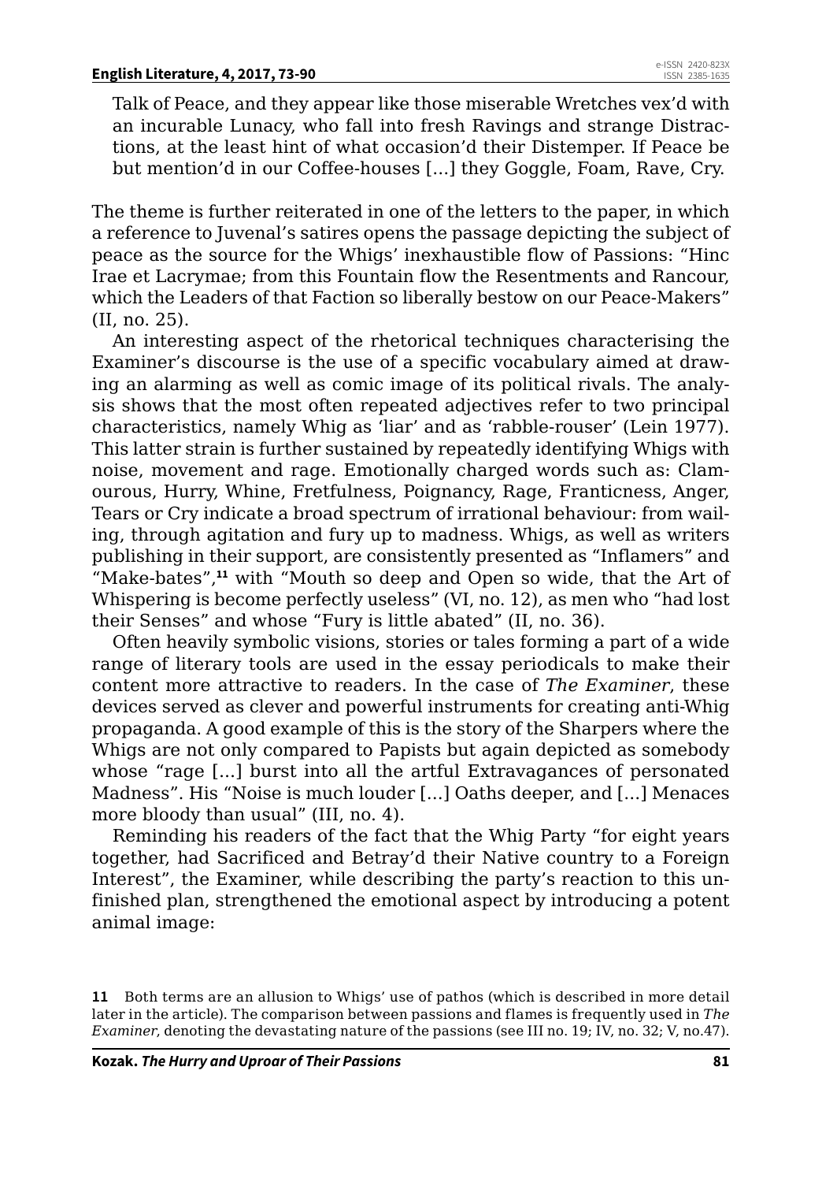> Talk of Peace, and they appear like those miserable Wretches vex'd with an incurable Lunacy, who fall into fresh Ravings and strange Distractions, at the least hint of what occasion'd their Distemper. If Peace be but mention'd in our Coffee-houses [...] they Goggle, Foam, Rave, Cry.

The theme is further reiterated in one of the letters to the paper, in which a reference to Juvenal's satires opens the passage depicting the subject of peace as the source for the Whigs' inexhaustible flow of Passions: "Hinc Irae et Lacrymae; from this Fountain flow the Resentments and Rancour, which the Leaders of that Faction so liberally bestow on our Peace-Makers" (II, no. 25).

An interesting aspect of the rhetorical techniques characterising the Examiner's discourse is the use of a specific vocabulary aimed at drawing an alarming as well as comic image of its political rivals. The analysis shows that the most often repeated adjectives refer to two principal characteristics, namely Whig as 'liar' and as 'rabble-rouser' (Lein 1977). This latter strain is further sustained by repeatedly identifying Whigs with noise, movement and rage. Emotionally charged words such as: Clamourous, Hurry, Whine, Fretfulness, Poignancy, Rage, Franticness, Anger, Tears or Cry indicate a broad spectrum of irrational behaviour: from wailing, through agitation and fury up to madness. Whigs, as well as writers publishing in their support, are consistently presented as "Inflamers" and "Make-bates",[11] with "Mouth so deep and Open so wide, that the Art of Whispering is become perfectly useless" (VI, no. 12), as men who "had lost their Senses" and whose "Fury is little abated" (II, no. 36).

Often heavily symbolic visions, stories or tales forming a part of a wide range of literary tools are used in the essay periodicals to make their content more attractive to readers. In the case of *The Examiner*, these devices served as clever and powerful instruments for creating anti-Whig propaganda. A good example of this is the story of the Sharpers where the Whigs are not only compared to Papists but again depicted as somebody whose "rage [...] burst into all the artful Extravagances of personated Madness". His "Noise is much louder [...] Oaths deeper, and [...] Menaces more bloody than usual" (III, no. 4).

Reminding his readers of the fact that the Whig Party "for eight years together, had Sacrificed and Betray'd their Native country to a Foreign Interest", the Examiner, while describing the party's reaction to this unfinished plan, strengthened the emotional aspect by introducing a potent animal image:

11 Both terms are an allusion to Whigs' use of pathos (which is described in more detail later in the article). The comparison between passions and flames is frequently used in *The Examiner*, denoting the devastating nature of the passions (see III no. 19; IV, no. 32; V, no.47).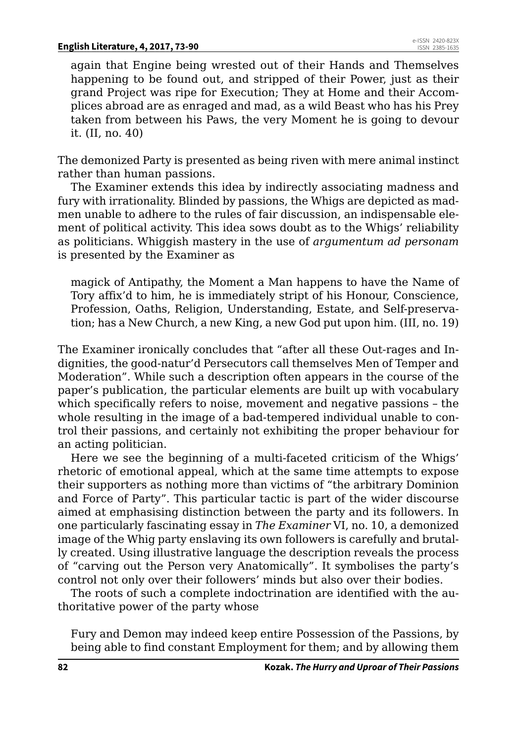again that Engine being wrested out of their Hands and Themselves happening to be found out, and stripped of their Power, just as their grand Project was ripe for Execution; They at Home and their Accomplices abroad are as enraged and mad, as a wild Beast who has his Prey taken from between his Paws, the very Moment he is going to devour it. (II, no. 40)

The demonized Party is presented as being riven with mere animal instinct rather than human passions.

The Examiner extends this idea by indirectly associating madness and fury with irrationality. Blinded by passions, the Whigs are depicted as madmen unable to adhere to the rules of fair discussion, an indispensable element of political activity. This idea sows doubt as to the Whigs' reliability as politicians. Whiggish mastery in the use of *argumentum ad personam* is presented by the Examiner as

> magick of Antipathy, the Moment a Man happens to have the Name of Tory affix'd to him, he is immediately stript of his Honour, Conscience, Profession, Oaths, Religion, Understanding, Estate, and Self-preservation; has a New Church, a new King, a new God put upon him. (III, no. 19)

The Examiner ironically concludes that "after all these Out-rages and Indignities, the good-natur'd Persecutors call themselves Men of Temper and Moderation". While such a description often appears in the course of the paper's publication, the particular elements are built up with vocabulary which specifically refers to noise, movement and negative passions – the whole resulting in the image of a bad-tempered individual unable to control their passions, and certainly not exhibiting the proper behaviour for an acting politician.

Here we see the beginning of a multi-faceted criticism of the Whigs' rhetoric of emotional appeal, which at the same time attempts to expose their supporters as nothing more than victims of "the arbitrary Dominion and Force of Party". This particular tactic is part of the wider discourse aimed at emphasising distinction between the party and its followers. In one particularly fascinating essay in *The Examiner* VI, no. 10, a demonized image of the Whig party enslaving its own followers is carefully and brutally created. Using illustrative language the description reveals the process of "carving out the Person very Anatomically". It symbolises the party's control not only over their followers' minds but also over their bodies.

The roots of such a complete indoctrination are identified with the authoritative power of the party whose

> Fury and Demon may indeed keep entire Possession of the Passions, by being able to find constant Employment for them; and by allowing them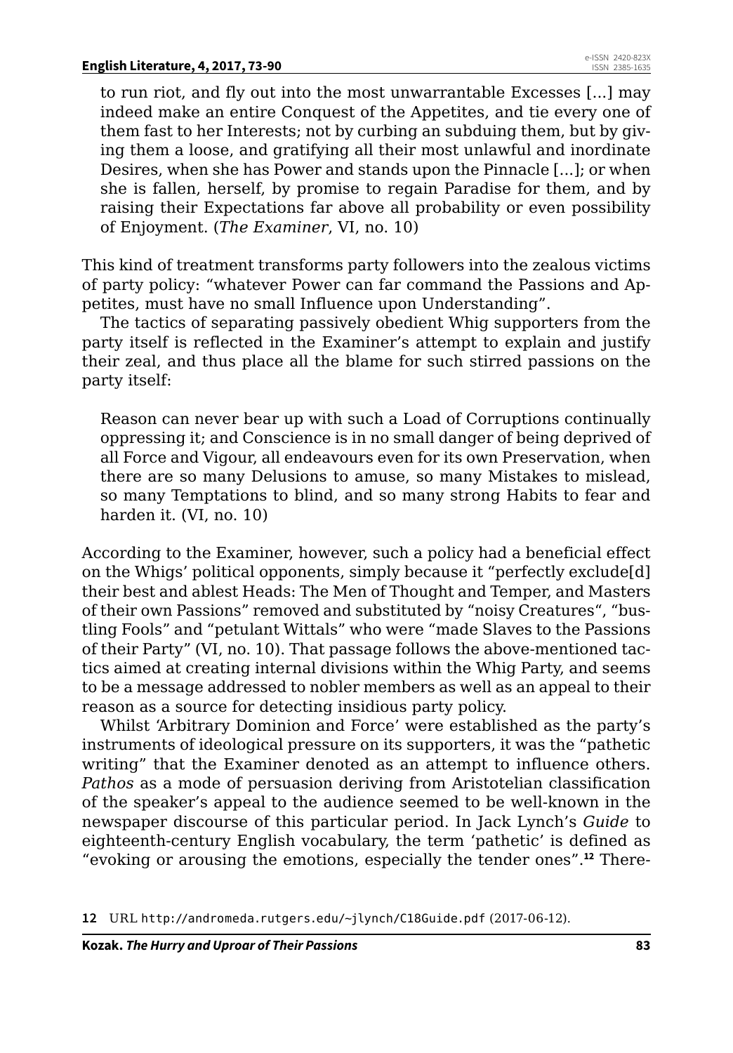> to run riot, and fly out into the most unwarrantable Excesses [...] may indeed make an entire Conquest of the Appetites, and tie every one of them fast to her Interests; not by curbing an subduing them, but by giving them a loose, and gratifying all their most unlawful and inordinate Desires, when she has Power and stands upon the Pinnacle [...]; or when she is fallen, herself, by promise to regain Paradise for them, and by raising their Expectations far above all probability or even possibility of Enjoyment. (*The Examiner*, VI, no. 10)

This kind of treatment transforms party followers into the zealous victims of party policy: "whatever Power can far command the Passions and Appetites, must have no small Influence upon Understanding".

The tactics of separating passively obedient Whig supporters from the party itself is reflected in the Examiner's attempt to explain and justify their zeal, and thus place all the blame for such stirred passions on the party itself:

> Reason can never bear up with such a Load of Corruptions continually oppressing it; and Conscience is in no small danger of being deprived of all Force and Vigour, all endeavours even for its own Preservation, when there are so many Delusions to amuse, so many Mistakes to mislead, so many Temptations to blind, and so many strong Habits to fear and harden it. (VI, no. 10)

According to the Examiner, however, such a policy had a beneficial effect on the Whigs' political opponents, simply because it "perfectly exclude[d] their best and ablest Heads: The Men of Thought and Temper, and Masters of their own Passions" removed and substituted by "noisy Creatures", "bustling Fools" and "petulant Wittals" who were "made Slaves to the Passions of their Party" (VI, no. 10). That passage follows the above-mentioned tactics aimed at creating internal divisions within the Whig Party, and seems to be a message addressed to nobler members as well as an appeal to their reason as a source for detecting insidious party policy.

Whilst 'Arbitrary Dominion and Force' were established as the party's instruments of ideological pressure on its supporters, it was the "pathetic writing" that the Examiner denoted as an attempt to influence others. *Pathos* as a mode of persuasion deriving from Aristotelian classification of the speaker's appeal to the audience seemed to be well-known in the newspaper discourse of this particular period. In Jack Lynch's *Guide* to eighteenth-century English vocabulary, the term 'pathetic' is defined as "evoking or arousing the emotions, especially the tender ones".[12] There-

[12] URL http://andromeda.rutgers.edu/~jlynch/C18Guide.pdf (2017-06-12).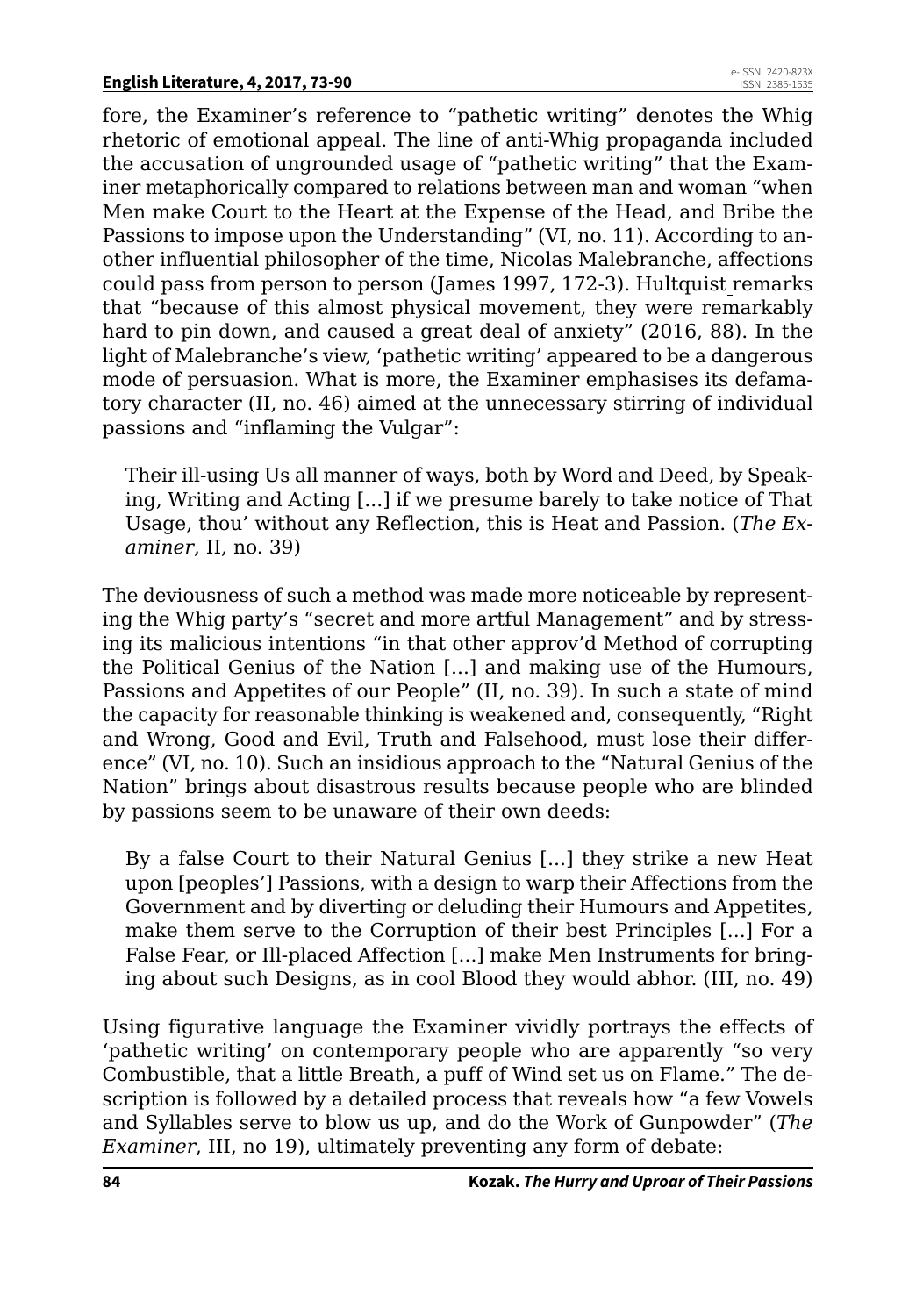fore, the Examiner's reference to "pathetic writing" denotes the Whig rhetoric of emotional appeal. The line of anti-Whig propaganda included the accusation of ungrounded usage of "pathetic writing" that the Examiner metaphorically compared to relations between man and woman "when Men make Court to the Heart at the Expense of the Head, and Bribe the Passions to impose upon the Understanding" (VI, no. 11). According to another influential philosopher of the time, Nicolas Malebranche, affections could pass from person to person (James 1997, 172-3). Hultquist remarks that "because of this almost physical movement, they were remarkably hard to pin down, and caused a great deal of anxiety" (2016, 88). In the light of Malebranche's view, 'pathetic writing' appeared to be a dangerous mode of persuasion. What is more, the Examiner emphasises its defamatory character (II, no. 46) aimed at the unnecessary stirring of individual passions and "inflaming the Vulgar":

> Their ill-using Us all manner of ways, both by Word and Deed, by Speaking, Writing and Acting [...] if we presume barely to take notice of That Usage, thou' without any Reflection, this is Heat and Passion. (*The Examiner*, II, no. 39)

The deviousness of such a method was made more noticeable by representing the Whig party's "secret and more artful Management" and by stressing its malicious intentions "in that other approv'd Method of corrupting the Political Genius of the Nation [...] and making use of the Humours, Passions and Appetites of our People" (II, no. 39). In such a state of mind the capacity for reasonable thinking is weakened and, consequently, "Right and Wrong, Good and Evil, Truth and Falsehood, must lose their difference" (VI, no. 10). Such an insidious approach to the "Natural Genius of the Nation" brings about disastrous results because people who are blinded by passions seem to be unaware of their own deeds:

> By a false Court to their Natural Genius [...] they strike a new Heat upon [peoples'] Passions, with a design to warp their Affections from the Government and by diverting or deluding their Humours and Appetites, make them serve to the Corruption of their best Principles [...] For a False Fear, or Ill-placed Affection [...] make Men Instruments for bringing about such Designs, as in cool Blood they would abhor. (III, no. 49)

Using figurative language the Examiner vividly portrays the effects of 'pathetic writing' on contemporary people who are apparently "so very Combustible, that a little Breath, a puff of Wind set us on Flame." The description is followed by a detailed process that reveals how "a few Vowels and Syllables serve to blow us up, and do the Work of Gunpowder" (*The Examiner*, III, no 19), ultimately preventing any form of debate: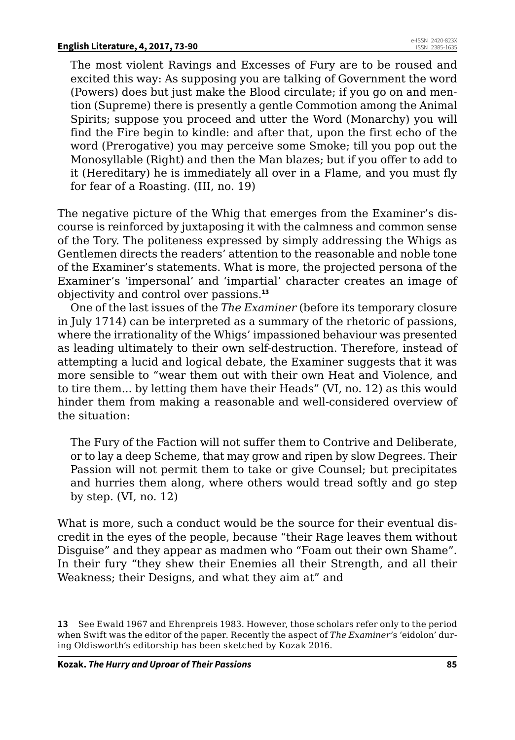> The most violent Ravings and Excesses of Fury are to be roused and excited this way: As supposing you are talking of Government the word (Powers) does but just make the Blood circulate; if you go on and mention (Supreme) there is presently a gentle Commotion among the Animal Spirits; suppose you proceed and utter the Word (Monarchy) you will find the Fire begin to kindle: and after that, upon the first echo of the word (Prerogative) you may perceive some Smoke; till you pop out the Monosyllable (Right) and then the Man blazes; but if you offer to add to it (Hereditary) he is immediately all over in a Flame, and you must fly for fear of a Roasting. (III, no. 19)

The negative picture of the Whig that emerges from the Examiner's discourse is reinforced by juxtaposing it with the calmness and common sense of the Tory. The politeness expressed by simply addressing the Whigs as Gentlemen directs the readers' attention to the reasonable and noble tone of the Examiner's statements. What is more, the projected persona of the Examiner's 'impersonal' and 'impartial' character creates an image of objectivity and control over passions.[13]

One of the last issues of the *The Examiner* (before its temporary closure in July 1714) can be interpreted as a summary of the rhetoric of passions, where the irrationality of the Whigs' impassioned behaviour was presented as leading ultimately to their own self-destruction. Therefore, instead of attempting a lucid and logical debate, the Examiner suggests that it was more sensible to "wear them out with their own Heat and Violence, and to tire them... by letting them have their Heads" (VI, no. 12) as this would hinder them from making a reasonable and well-considered overview of the situation:

> The Fury of the Faction will not suffer them to Contrive and Deliberate, or to lay a deep Scheme, that may grow and ripen by slow Degrees. Their Passion will not permit them to take or give Counsel; but precipitates and hurries them along, where others would tread softly and go step by step. (VI, no. 12)

What is more, such a conduct would be the source for their eventual discredit in the eyes of the people, because "their Rage leaves them without Disguise" and they appear as madmen who "Foam out their own Shame". In their fury "they shew their Enemies all their Strength, and all their Weakness; their Designs, and what they aim at" and

13 See Ewald 1967 and Ehrenpreis 1983. However, those scholars refer only to the period when Swift was the editor of the paper. Recently the aspect of *The Examiner*'s 'eidolon' during Oldisworth's editorship has been sketched by Kozak 2016.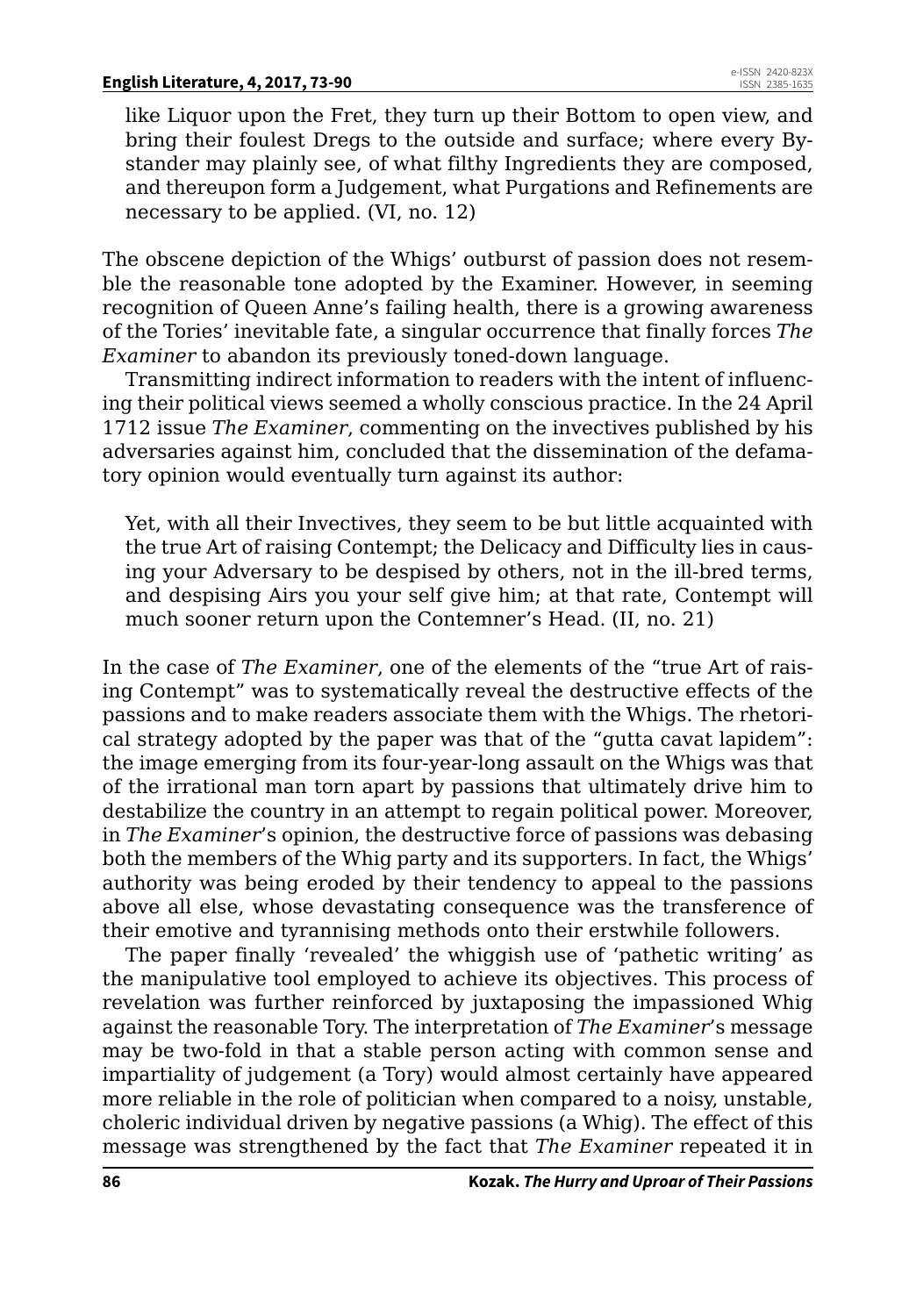like Liquor upon the Fret, they turn up their Bottom to open view, and bring their foulest Dregs to the outside and surface; where every By-stander may plainly see, of what filthy Ingredients they are composed, and thereupon form a Judgement, what Purgations and Refinements are necessary to be applied. (VI, no. 12)

The obscene depiction of the Whigs' outburst of passion does not resemble the reasonable tone adopted by the Examiner. However, in seeming recognition of Queen Anne's failing health, there is a growing awareness of the Tories' inevitable fate, a singular occurrence that finally forces *The Examiner* to abandon its previously toned-down language.

Transmitting indirect information to readers with the intent of influencing their political views seemed a wholly conscious practice. In the 24 April 1712 issue *The Examiner*, commenting on the invectives published by his adversaries against him, concluded that the dissemination of the defamatory opinion would eventually turn against its author:

> Yet, with all their Invectives, they seem to be but little acquainted with the true Art of raising Contempt; the Delicacy and Difficulty lies in causing your Adversary to be despised by others, not in the ill-bred terms, and despising Airs you your self give him; at that rate, Contempt will much sooner return upon the Contemner's Head. (II, no. 21)

In the case of *The Examiner*, one of the elements of the "true Art of raising Contempt" was to systematically reveal the destructive effects of the passions and to make readers associate them with the Whigs. The rhetorical strategy adopted by the paper was that of the "gutta cavat lapidem": the image emerging from its four-year-long assault on the Whigs was that of the irrational man torn apart by passions that ultimately drive him to destabilize the country in an attempt to regain political power. Moreover, in *The Examiner*'s opinion, the destructive force of passions was debasing both the members of the Whig party and its supporters. In fact, the Whigs' authority was being eroded by their tendency to appeal to the passions above all else, whose devastating consequence was the transference of their emotive and tyrannising methods onto their erstwhile followers.

The paper finally 'revealed' the whiggish use of 'pathetic writing' as the manipulative tool employed to achieve its objectives. This process of revelation was further reinforced by juxtaposing the impassioned Whig against the reasonable Tory. The interpretation of *The Examiner*'s message may be two-fold in that a stable person acting with common sense and impartiality of judgement (a Tory) would almost certainly have appeared more reliable in the role of politician when compared to a noisy, unstable, choleric individual driven by negative passions (a Whig). The effect of this message was strengthened by the fact that *The Examiner* repeated it in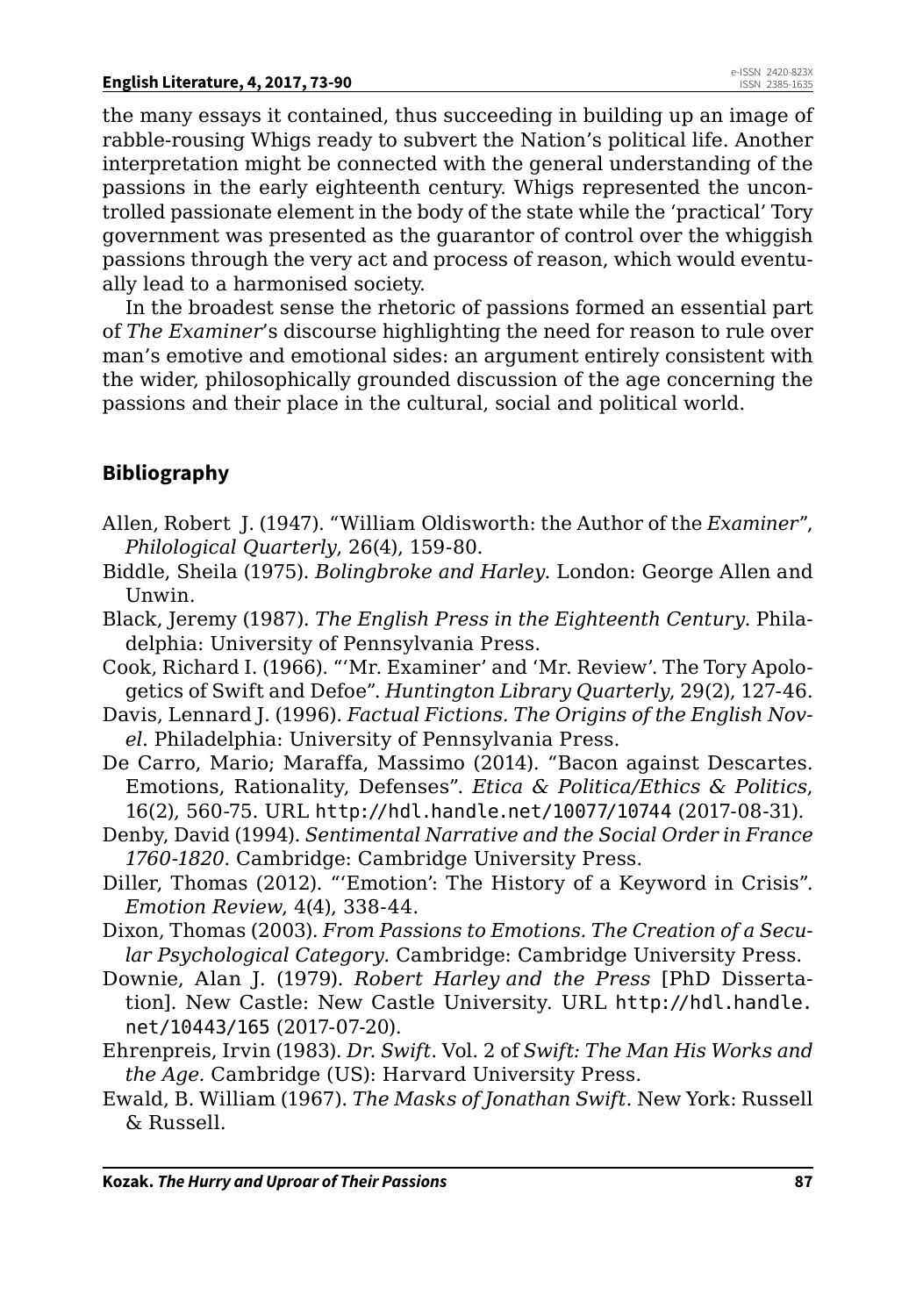the many essays it contained, thus succeeding in building up an image of rabble-rousing Whigs ready to subvert the Nation's political life. Another interpretation might be connected with the general understanding of the passions in the early eighteenth century. Whigs represented the uncontrolled passionate element in the body of the state while the 'practical' Tory government was presented as the guarantor of control over the whiggish passions through the very act and process of reason, which would eventually lead to a harmonised society.

In the broadest sense the rhetoric of passions formed an essential part of *The Examiner*'s discourse highlighting the need for reason to rule over man's emotive and emotional sides: an argument entirely consistent with the wider, philosophically grounded discussion of the age concerning the passions and their place in the cultural, social and political world.

## Bibliography

Allen, Robert J. (1947). "William Oldisworth: the Author of the *Examiner*", *Philological Quarterly*, 26(4), 159-80.

Biddle, Sheila (1975). *Bolingbroke and Harley*. London: George Allen and Unwin.

Black, Jeremy (1987). *The English Press in the Eighteenth Century*. Philadelphia: University of Pennsylvania Press.

Cook, Richard I. (1966). "'Mr. Examiner' and 'Mr. Review'. The Tory Apologetics of Swift and Defoe". *Huntington Library Quarterly*, 29(2), 127-46.

Davis, Lennard J. (1996). *Factual Fictions. The Origins of the English Novel*. Philadelphia: University of Pennsylvania Press.

De Carro, Mario; Maraffa, Massimo (2014). "Bacon against Descartes. Emotions, Rationality, Defenses". *Etica & Politica/Ethics & Politics*, 16(2), 560-75. URL http://hdl.handle.net/10077/10744 (2017-08-31).

Denby, David (1994). *Sentimental Narrative and the Social Order in France 1760-1820*. Cambridge: Cambridge University Press.

Diller, Thomas (2012). "'Emotion': The History of a Keyword in Crisis". *Emotion Review*, 4(4), 338-44.

Dixon, Thomas (2003). *From Passions to Emotions. The Creation of a Secular Psychological Category*. Cambridge: Cambridge University Press.

Downie, Alan J. (1979). *Robert Harley and the Press* [PhD Dissertation]. New Castle: New Castle University. URL http://hdl.handle.net/10443/165 (2017-07-20).

Ehrenpreis, Irvin (1983). *Dr. Swift*. Vol. 2 of *Swift: The Man His Works and the Age*. Cambridge (US): Harvard University Press.

Ewald, B. William (1967). *The Masks of Jonathan Swift*. New York: Russell & Russell.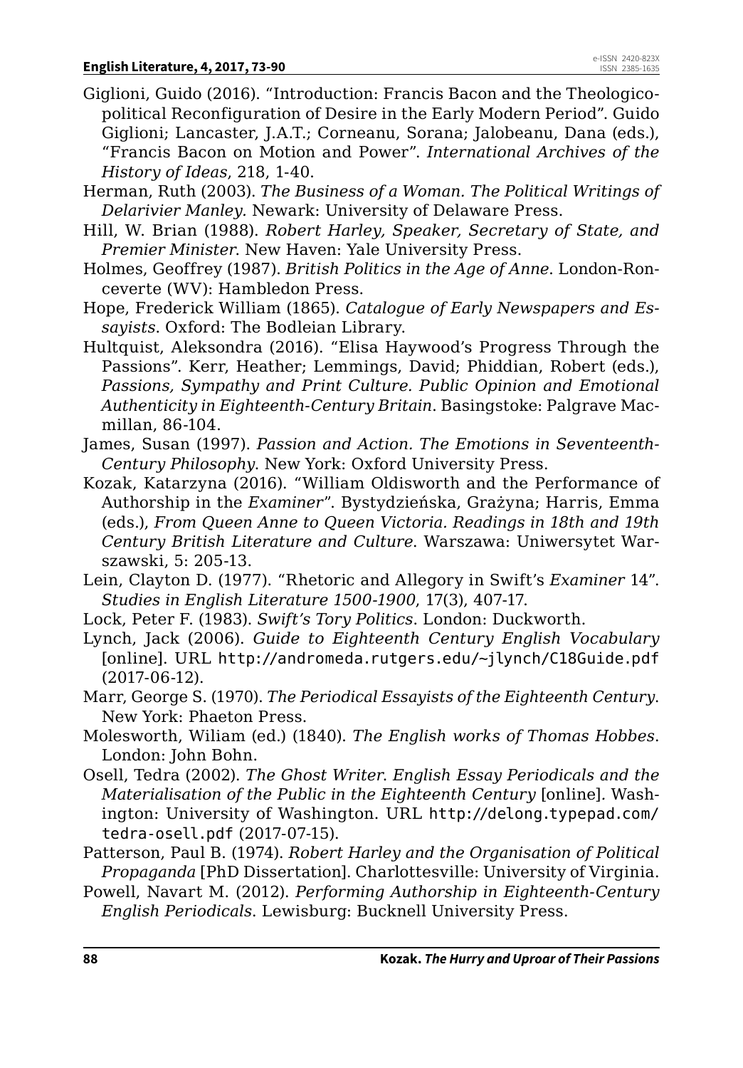Giglioni, Guido (2016). “Introduction: Francis Bacon and the Theologico-political Reconfiguration of Desire in the Early Modern Period”. Guido Giglioni; Lancaster, J.A.T.; Corneanu, Sorana; Jalobeanu, Dana (eds.), “Francis Bacon on Motion and Power”. *International Archives of the History of Ideas*, 218, 1-40.

Herman, Ruth (2003). *The Business of a Woman. The Political Writings of Delarivier Manley.* Newark: University of Delaware Press.

Hill, W. Brian (1988). *Robert Harley, Speaker, Secretary of State, and Premier Minister*. New Haven: Yale University Press.

Holmes, Geoffrey (1987). *British Politics in the Age of Anne*. London-Ronceverte (WV): Hambledon Press.

Hope, Frederick William (1865). *Catalogue of Early Newspapers and Essayists*. Oxford: The Bodleian Library.

Hultquist, Aleksondra (2016). “Elisa Haywood’s Progress Through the Passions”. Kerr, Heather; Lemmings, David; Phiddian, Robert (eds.), *Passions, Sympathy and Print Culture. Public Opinion and Emotional Authenticity in Eighteenth-Century Britain*. Basingstoke: Palgrave Macmillan, 86-104.

James, Susan (1997). *Passion and Action. The Emotions in Seventeenth-Century Philosophy*. New York: Oxford University Press.

Kozak, Katarzyna (2016). “William Oldisworth and the Performance of Authorship in the *Examiner*”. Bystydzieńska, Grażyna; Harris, Emma (eds.), *From Queen Anne to Queen Victoria. Readings in 18th and 19th Century British Literature and Culture*. Warszawa: Uniwersytet Warszawski, 5: 205-13.

Lein, Clayton D. (1977). “Rhetoric and Allegory in Swift’s *Examiner* 14”. *Studies in English Literature 1500-1900*, 17(3), 407-17.

Lock, Peter F. (1983). *Swift’s Tory Politics*. London: Duckworth.

Lynch, Jack (2006). *Guide to Eighteenth Century English Vocabulary* [online]. URL http://andromeda.rutgers.edu/~jlynch/C18Guide.pdf (2017-06-12).

Marr, George S. (1970). *The Periodical Essayists of the Eighteenth Century*. New York: Phaeton Press.

Molesworth, Wiliam (ed.) (1840). *The English works of Thomas Hobbes*. London: John Bohn.

Osell, Tedra (2002). *The Ghost Writer. English Essay Periodicals and the Materialisation of the Public in the Eighteenth Century* [online]. Washington: University of Washington. URL http://delong.typepad.com/tedra-osell.pdf (2017-07-15).

Patterson, Paul B. (1974). *Robert Harley and the Organisation of Political Propaganda* [PhD Dissertation]. Charlottesville: University of Virginia.

Powell, Navart M. (2012). *Performing Authorship in Eighteenth-Century English Periodicals*. Lewisburg: Bucknell University Press.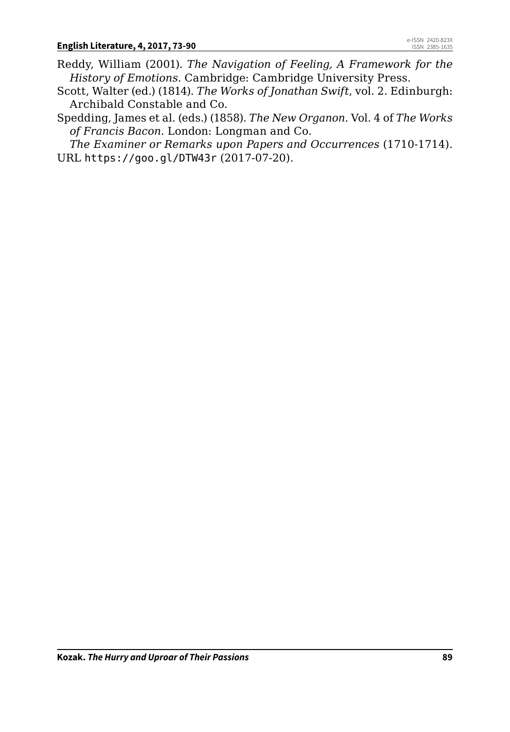Reddy, William (2001). *The Navigation of Feeling, A Framework for the History of Emotions*. Cambridge: Cambridge University Press.

Scott, Walter (ed.) (1814). *The Works of Jonathan Swift*, vol. 2. Edinburgh: Archibald Constable and Co.

Spedding, James et al. (eds.) (1858). *The New Organon*. Vol. 4 of *The Works of Francis Bacon*. London: Longman and Co.

*The Examiner or Remarks upon Papers and Occurrences* (1710-1714). URL https://goo.gl/DTW43r (2017-07-20).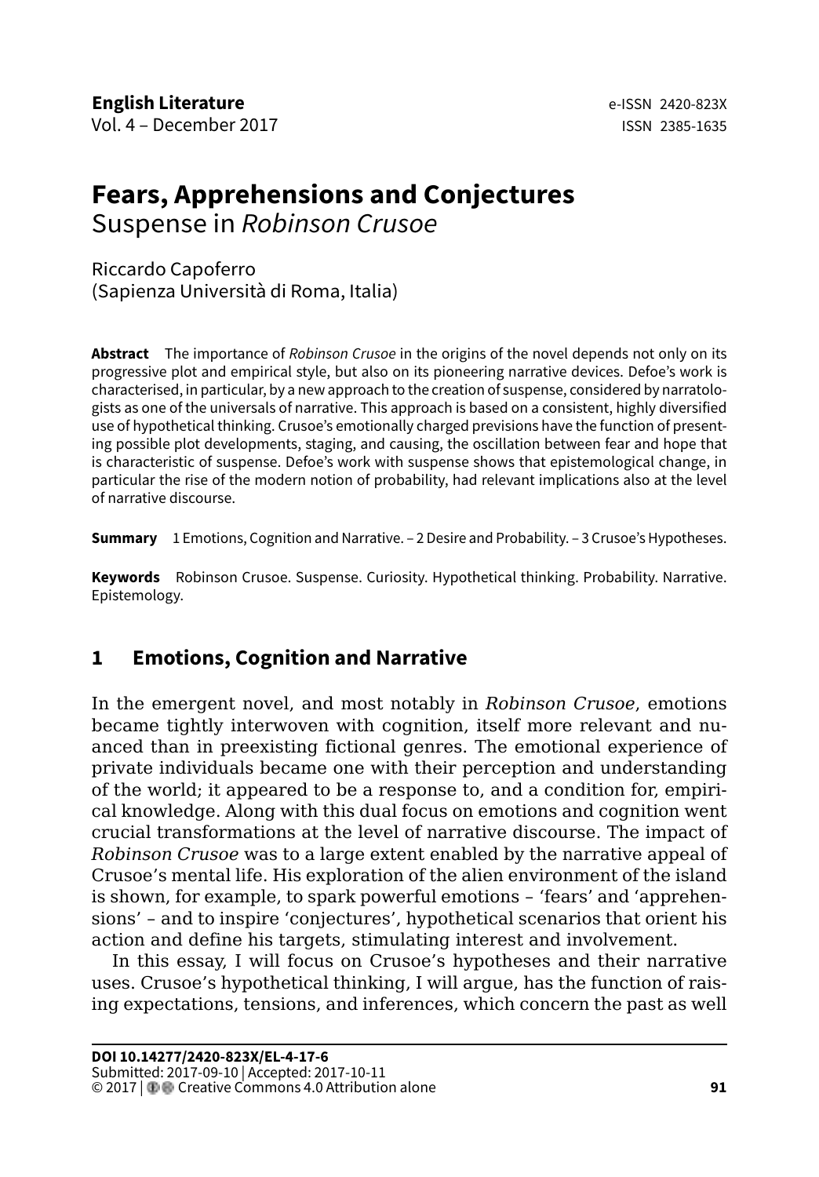# Fears, Apprehensions and Conjectures

Suspense in *Robinson Crusoe*

Riccardo Capoferro
(Sapienza Università di Roma, Italia)

**Abstract** The importance of *Robinson Crusoe* in the origins of the novel depends not only on its progressive plot and empirical style, but also on its pioneering narrative devices. Defoe's work is characterised, in particular, by a new approach to the creation of suspense, considered by narratologists as one of the universals of narrative. This approach is based on a consistent, highly diversified use of hypothetical thinking. Crusoe's emotionally charged previsions have the function of presenting possible plot developments, staging, and causing, the oscillation between fear and hope that is characteristic of suspense. Defoe's work with suspense shows that epistemological change, in particular the rise of the modern notion of probability, had relevant implications also at the level of narrative discourse.

**Summary** 1 Emotions, Cognition and Narrative. – 2 Desire and Probability. – 3 Crusoe's Hypotheses.

**Keywords** Robinson Crusoe. Suspense. Curiosity. Hypothetical thinking. Probability. Narrative. Epistemology.

## 1 Emotions, Cognition and Narrative

In the emergent novel, and most notably in *Robinson Crusoe*, emotions became tightly interwoven with cognition, itself more relevant and nuanced than in preexisting fictional genres. The emotional experience of private individuals became one with their perception and understanding of the world; it appeared to be a response to, and a condition for, empirical knowledge. Along with this dual focus on emotions and cognition went crucial transformations at the level of narrative discourse. The impact of *Robinson Crusoe* was to a large extent enabled by the narrative appeal of Crusoe's mental life. His exploration of the alien environment of the island is shown, for example, to spark powerful emotions – 'fears' and 'apprehensions' – and to inspire 'conjectures', hypothetical scenarios that orient his action and define his targets, stimulating interest and involvement.

In this essay, I will focus on Crusoe's hypotheses and their narrative uses. Crusoe's hypothetical thinking, I will argue, has the function of raising expectations, tensions, and inferences, which concern the past as well

**DOI 10.14277/2420-823X/EL-4-17-6**
Submitted: 2017-09-10 | Accepted: 2017-10-11
© 2017 | Creative Commons 4.0 Attribution alone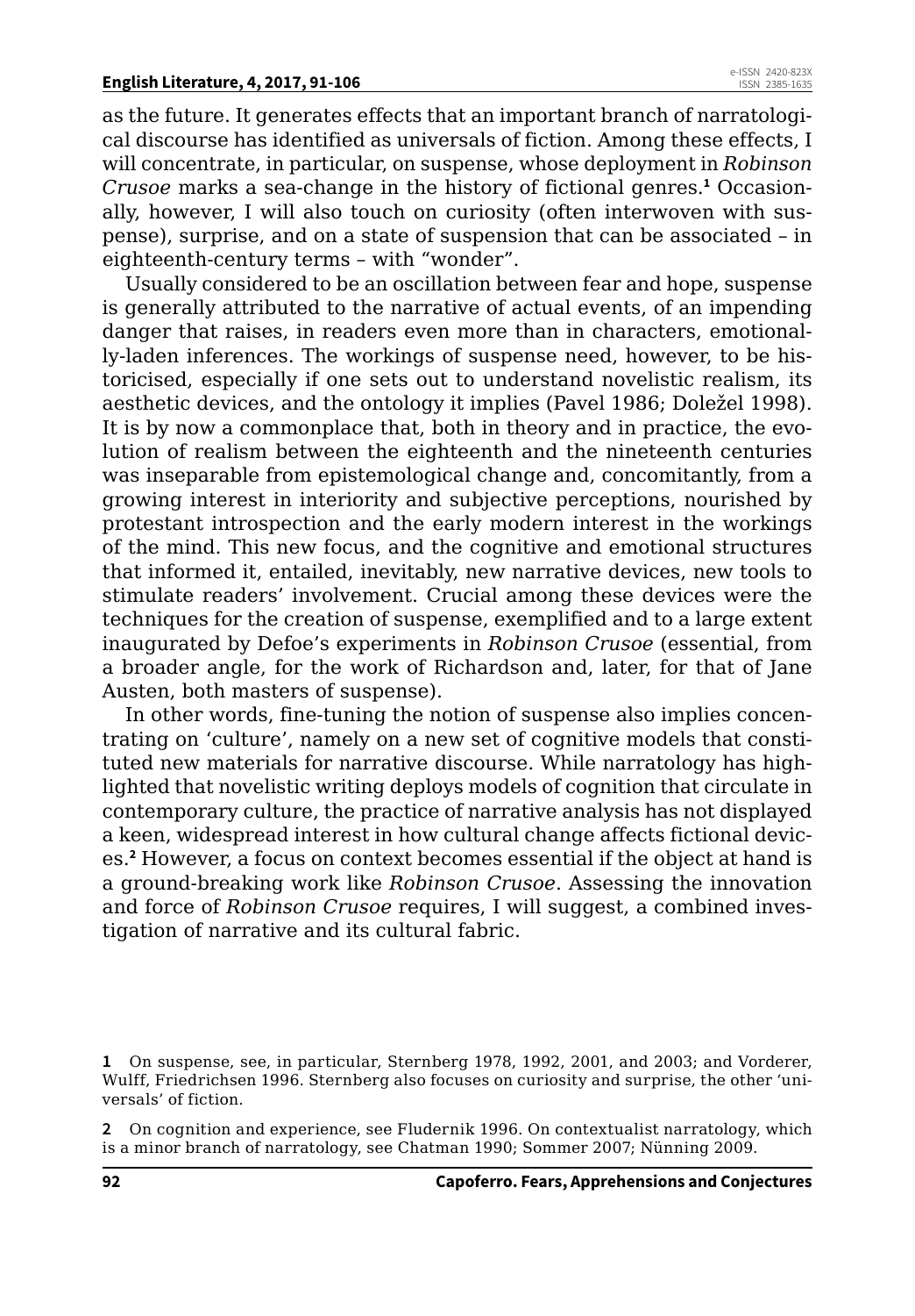as the future. It generates effects that an important branch of narratological discourse has identified as universals of fiction. Among these effects, I will concentrate, in particular, on suspense, whose deployment in *Robinson Crusoe* marks a sea-change in the history of fictional genres.[1] Occasionally, however, I will also touch on curiosity (often interwoven with suspense), surprise, and on a state of suspension that can be associated – in eighteenth-century terms – with "wonder".

Usually considered to be an oscillation between fear and hope, suspense is generally attributed to the narrative of actual events, of an impending danger that raises, in readers even more than in characters, emotionally-laden inferences. The workings of suspense need, however, to be historicised, especially if one sets out to understand novelistic realism, its aesthetic devices, and the ontology it implies (Pavel 1986; Doležel 1998). It is by now a commonplace that, both in theory and in practice, the evolution of realism between the eighteenth and the nineteenth centuries was inseparable from epistemological change and, concomitantly, from a growing interest in interiority and subjective perceptions, nourished by protestant introspection and the early modern interest in the workings of the mind. This new focus, and the cognitive and emotional structures that informed it, entailed, inevitably, new narrative devices, new tools to stimulate readers' involvement. Crucial among these devices were the techniques for the creation of suspense, exemplified and to a large extent inaugurated by Defoe's experiments in *Robinson Crusoe* (essential, from a broader angle, for the work of Richardson and, later, for that of Jane Austen, both masters of suspense).

In other words, fine-tuning the notion of suspense also implies concentrating on 'culture', namely on a new set of cognitive models that constituted new materials for narrative discourse. While narratology has highlighted that novelistic writing deploys models of cognition that circulate in contemporary culture, the practice of narrative analysis has not displayed a keen, widespread interest in how cultural change affects fictional devices.[2] However, a focus on context becomes essential if the object at hand is a ground-breaking work like *Robinson Crusoe*. Assessing the innovation and force of *Robinson Crusoe* requires, I will suggest, a combined investigation of narrative and its cultural fabric.

**1** On suspense, see, in particular, Sternberg 1978, 1992, 2001, and 2003; and Vorderer, Wulff, Friedrichsen 1996. Sternberg also focuses on curiosity and surprise, the other 'universals' of fiction.

**2** On cognition and experience, see Fludernik 1996. On contextualist narratology, which is a minor branch of narratology, see Chatman 1990; Sommer 2007; Nünning 2009.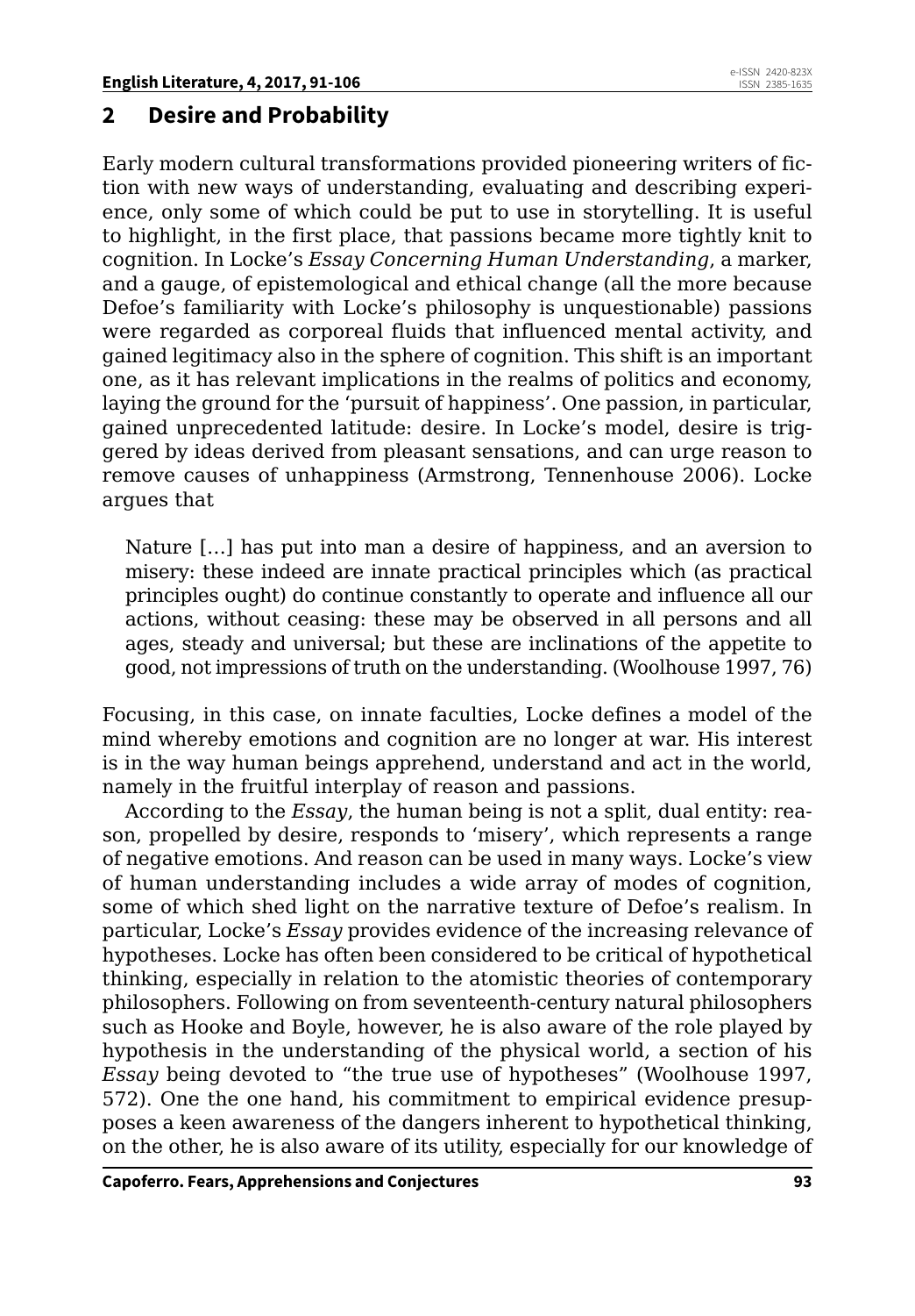## 2 Desire and Probability

Early modern cultural transformations provided pioneering writers of fiction with new ways of understanding, evaluating and describing experience, only some of which could be put to use in storytelling. It is useful to highlight, in the first place, that passions became more tightly knit to cognition. In Locke's *Essay Concerning Human Understanding*, a marker, and a gauge, of epistemological and ethical change (all the more because Defoe's familiarity with Locke's philosophy is unquestionable) passions were regarded as corporeal fluids that influenced mental activity, and gained legitimacy also in the sphere of cognition. This shift is an important one, as it has relevant implications in the realms of politics and economy, laying the ground for the 'pursuit of happiness'. One passion, in particular, gained unprecedented latitude: desire. In Locke's model, desire is triggered by ideas derived from pleasant sensations, and can urge reason to remove causes of unhappiness (Armstrong, Tennenhouse 2006). Locke argues that

> Nature […] has put into man a desire of happiness, and an aversion to misery: these indeed are innate practical principles which (as practical principles ought) do continue constantly to operate and influence all our actions, without ceasing: these may be observed in all persons and all ages, steady and universal; but these are inclinations of the appetite to good, not impressions of truth on the understanding. (Woolhouse 1997, 76)

Focusing, in this case, on innate faculties, Locke defines a model of the mind whereby emotions and cognition are no longer at war. His interest is in the way human beings apprehend, understand and act in the world, namely in the fruitful interplay of reason and passions.

According to the *Essay*, the human being is not a split, dual entity: reason, propelled by desire, responds to 'misery', which represents a range of negative emotions. And reason can be used in many ways. Locke's view of human understanding includes a wide array of modes of cognition, some of which shed light on the narrative texture of Defoe's realism. In particular, Locke's *Essay* provides evidence of the increasing relevance of hypotheses. Locke has often been considered to be critical of hypothetical thinking, especially in relation to the atomistic theories of contemporary philosophers. Following on from seventeenth-century natural philosophers such as Hooke and Boyle, however, he is also aware of the role played by hypothesis in the understanding of the physical world, a section of his *Essay* being devoted to "the true use of hypotheses" (Woolhouse 1997, 572). One the one hand, his commitment to empirical evidence presupposes a keen awareness of the dangers inherent to hypothetical thinking, on the other, he is also aware of its utility, especially for our knowledge of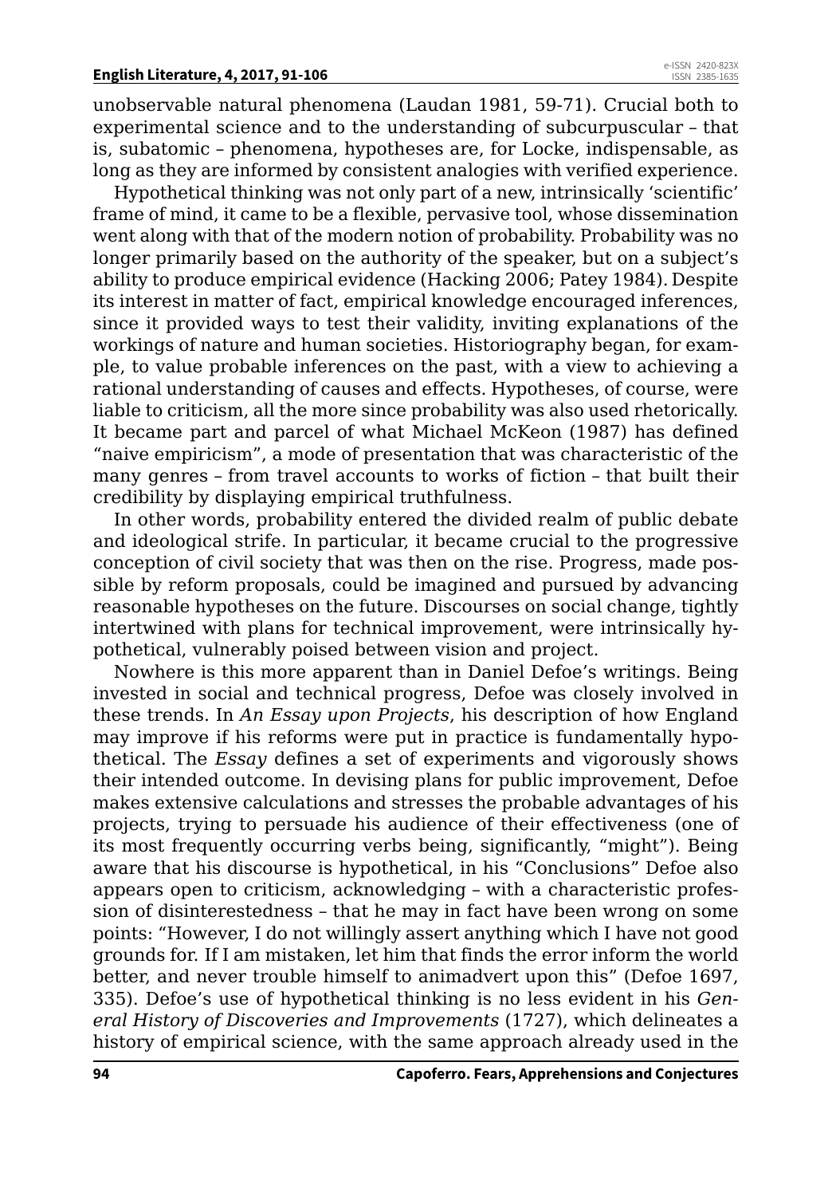unobservable natural phenomena (Laudan 1981, 59-71). Crucial both to experimental science and to the understanding of subcurpuscular – that is, subatomic – phenomena, hypotheses are, for Locke, indispensable, as long as they are informed by consistent analogies with verified experience.

Hypothetical thinking was not only part of a new, intrinsically 'scientific' frame of mind, it came to be a flexible, pervasive tool, whose dissemination went along with that of the modern notion of probability. Probability was no longer primarily based on the authority of the speaker, but on a subject's ability to produce empirical evidence (Hacking 2006; Patey 1984). Despite its interest in matter of fact, empirical knowledge encouraged inferences, since it provided ways to test their validity, inviting explanations of the workings of nature and human societies. Historiography began, for example, to value probable inferences on the past, with a view to achieving a rational understanding of causes and effects. Hypotheses, of course, were liable to criticism, all the more since probability was also used rhetorically. It became part and parcel of what Michael McKeon (1987) has defined "naive empiricism", a mode of presentation that was characteristic of the many genres – from travel accounts to works of fiction – that built their credibility by displaying empirical truthfulness.

In other words, probability entered the divided realm of public debate and ideological strife. In particular, it became crucial to the progressive conception of civil society that was then on the rise. Progress, made possible by reform proposals, could be imagined and pursued by advancing reasonable hypotheses on the future. Discourses on social change, tightly intertwined with plans for technical improvement, were intrinsically hypothetical, vulnerably poised between vision and project.

Nowhere is this more apparent than in Daniel Defoe's writings. Being invested in social and technical progress, Defoe was closely involved in these trends. In *An Essay upon Projects*, his description of how England may improve if his reforms were put in practice is fundamentally hypothetical. The *Essay* defines a set of experiments and vigorously shows their intended outcome. In devising plans for public improvement, Defoe makes extensive calculations and stresses the probable advantages of his projects, trying to persuade his audience of their effectiveness (one of its most frequently occurring verbs being, significantly, "might"). Being aware that his discourse is hypothetical, in his "Conclusions" Defoe also appears open to criticism, acknowledging – with a characteristic profession of disinterestedness – that he may in fact have been wrong on some points: "However, I do not willingly assert anything which I have not good grounds for. If I am mistaken, let him that finds the error inform the world better, and never trouble himself to animadvert upon this" (Defoe 1697, 335). Defoe's use of hypothetical thinking is no less evident in his *General History of Discoveries and Improvements* (1727), which delineates a history of empirical science, with the same approach already used in the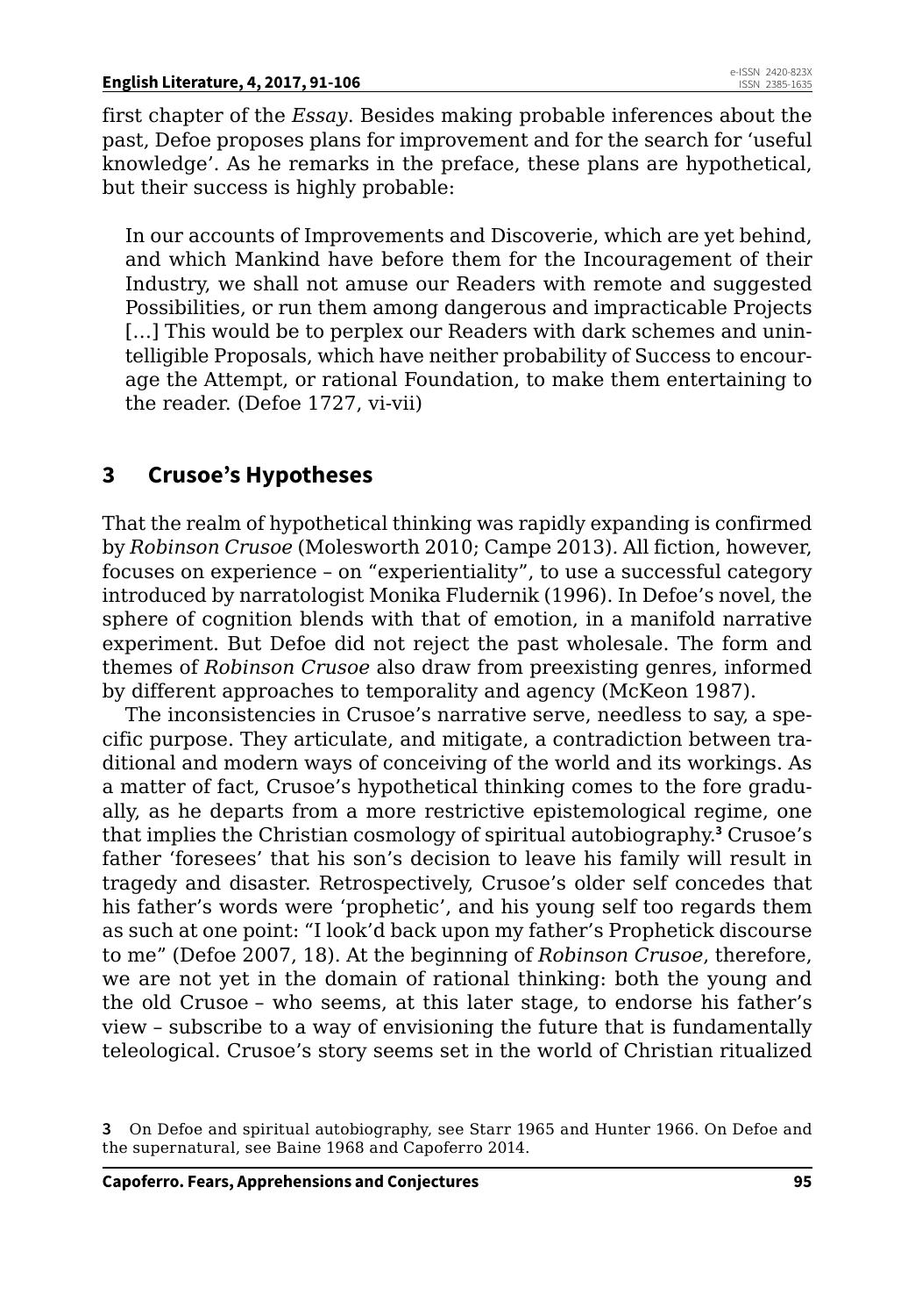first chapter of the *Essay*. Besides making probable inferences about the past, Defoe proposes plans for improvement and for the search for 'useful knowledge'. As he remarks in the preface, these plans are hypothetical, but their success is highly probable:

> In our accounts of Improvements and Discoverie, which are yet behind, and which Mankind have before them for the Incouragement of their Industry, we shall not amuse our Readers with remote and suggested Possibilities, or run them among dangerous and impracticable Projects […] This would be to perplex our Readers with dark schemes and unintelligible Proposals, which have neither probability of Success to encourage the Attempt, or rational Foundation, to make them entertaining to the reader. (Defoe 1727, vi-vii)

## 3 Crusoe's Hypotheses

That the realm of hypothetical thinking was rapidly expanding is confirmed by *Robinson Crusoe* (Molesworth 2010; Campe 2013). All fiction, however, focuses on experience – on "experientiality", to use a successful category introduced by narratologist Monika Fludernik (1996). In Defoe's novel, the sphere of cognition blends with that of emotion, in a manifold narrative experiment. But Defoe did not reject the past wholesale. The form and themes of *Robinson Crusoe* also draw from preexisting genres, informed by different approaches to temporality and agency (McKeon 1987).

The inconsistencies in Crusoe's narrative serve, needless to say, a specific purpose. They articulate, and mitigate, a contradiction between traditional and modern ways of conceiving of the world and its workings. As a matter of fact, Crusoe's hypothetical thinking comes to the fore gradually, as he departs from a more restrictive epistemological regime, one that implies the Christian cosmology of spiritual autobiography.[3] Crusoe's father 'foresees' that his son's decision to leave his family will result in tragedy and disaster. Retrospectively, Crusoe's older self concedes that his father's words were 'prophetic', and his young self too regards them as such at one point: "I look'd back upon my father's Prophetick discourse to me" (Defoe 2007, 18). At the beginning of *Robinson Crusoe*, therefore, we are not yet in the domain of rational thinking: both the young and the old Crusoe – who seems, at this later stage, to endorse his father's view – subscribe to a way of envisioning the future that is fundamentally teleological. Crusoe's story seems set in the world of Christian ritualized

[3] On Defoe and spiritual autobiography, see Starr 1965 and Hunter 1966. On Defoe and the supernatural, see Baine 1968 and Capoferro 2014.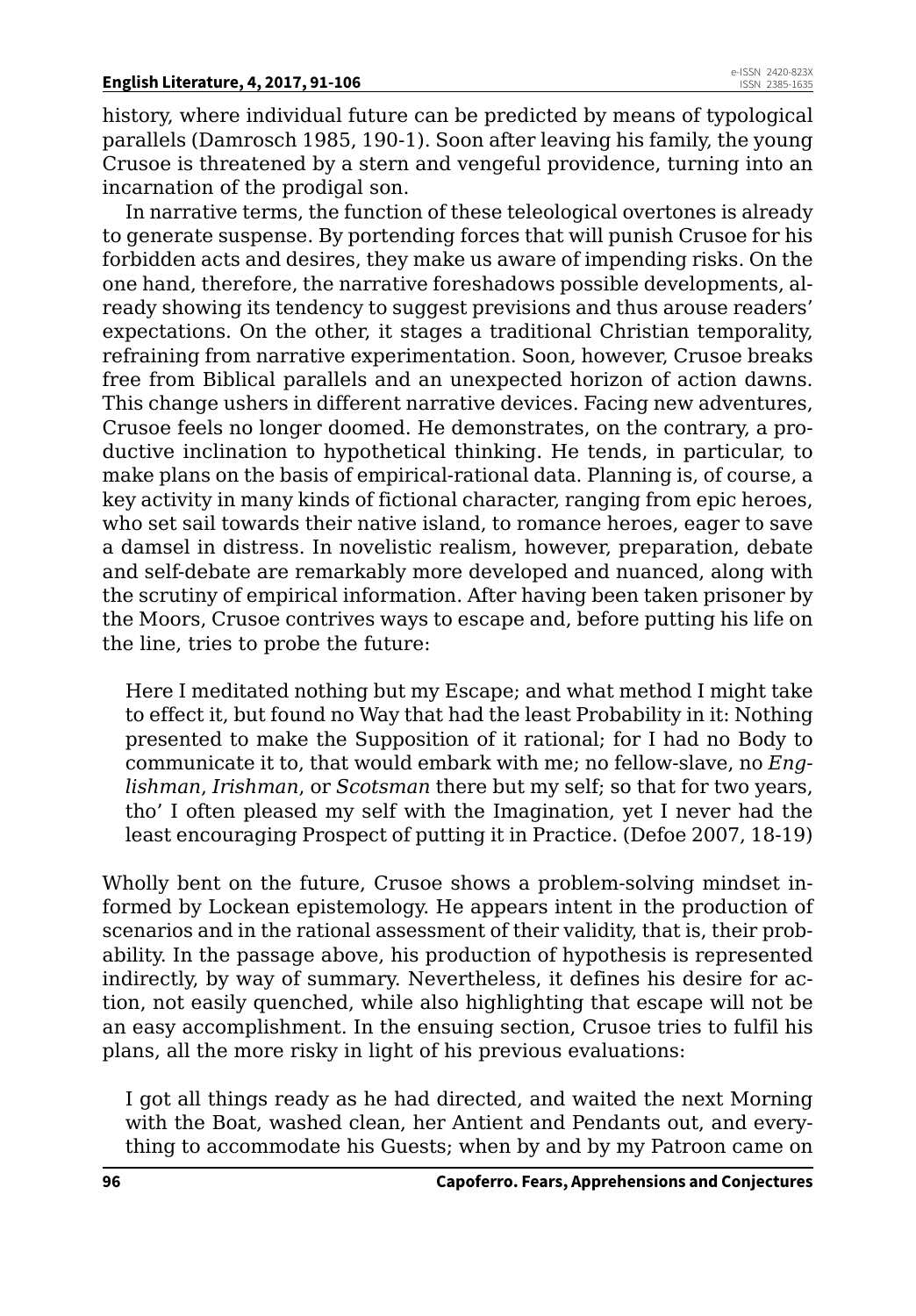history, where individual future can be predicted by means of typological parallels (Damrosch 1985, 190-1). Soon after leaving his family, the young Crusoe is threatened by a stern and vengeful providence, turning into an incarnation of the prodigal son.

In narrative terms, the function of these teleological overtones is already to generate suspense. By portending forces that will punish Crusoe for his forbidden acts and desires, they make us aware of impending risks. On the one hand, therefore, the narrative foreshadows possible developments, already showing its tendency to suggest previsions and thus arouse readers' expectations. On the other, it stages a traditional Christian temporality, refraining from narrative experimentation. Soon, however, Crusoe breaks free from Biblical parallels and an unexpected horizon of action dawns. This change ushers in different narrative devices. Facing new adventures, Crusoe feels no longer doomed. He demonstrates, on the contrary, a productive inclination to hypothetical thinking. He tends, in particular, to make plans on the basis of empirical-rational data. Planning is, of course, a key activity in many kinds of fictional character, ranging from epic heroes, who set sail towards their native island, to romance heroes, eager to save a damsel in distress. In novelistic realism, however, preparation, debate and self-debate are remarkably more developed and nuanced, along with the scrutiny of empirical information. After having been taken prisoner by the Moors, Crusoe contrives ways to escape and, before putting his life on the line, tries to probe the future:

> Here I meditated nothing but my Escape; and what method I might take to effect it, but found no Way that had the least Probability in it: Nothing presented to make the Supposition of it rational; for I had no Body to communicate it to, that would embark with me; no fellow-slave, no *Englishman*, *Irishman*, or *Scotsman* there but my self; so that for two years, tho' I often pleased my self with the Imagination, yet I never had the least encouraging Prospect of putting it in Practice. (Defoe 2007, 18-19)

Wholly bent on the future, Crusoe shows a problem-solving mindset informed by Lockean epistemology. He appears intent in the production of scenarios and in the rational assessment of their validity, that is, their probability. In the passage above, his production of hypothesis is represented indirectly, by way of summary. Nevertheless, it defines his desire for action, not easily quenched, while also highlighting that escape will not be an easy accomplishment. In the ensuing section, Crusoe tries to fulfil his plans, all the more risky in light of his previous evaluations:

> I got all things ready as he had directed, and waited the next Morning with the Boat, washed clean, her Antient and Pendants out, and everything to accommodate his Guests; when by and by my Patroon came on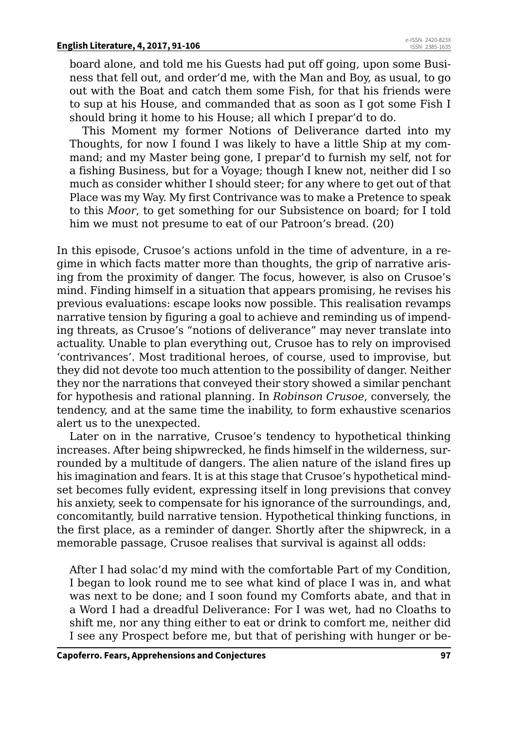board alone, and told me his Guests had put off going, upon some Business that fell out, and order'd me, with the Man and Boy, as usual, to go out with the Boat and catch them some Fish, for that his friends were to sup at his House, and commanded that as soon as I got some Fish I should bring it home to his House; all which I prepar'd to do.

> This Moment my former Notions of Deliverance darted into my Thoughts, for now I found I was likely to have a little Ship at my command; and my Master being gone, I prepar'd to furnish my self, not for a fishing Business, but for a Voyage; though I knew not, neither did I so much as consider whither I should steer; for any where to get out of that Place was my Way. My first Contrivance was to make a Pretence to speak to this *Moor*, to get something for our Subsistence on board; for I told him we must not presume to eat of our Patroon's bread. (20)

In this episode, Crusoe's actions unfold in the time of adventure, in a regime in which facts matter more than thoughts, the grip of narrative arising from the proximity of danger. The focus, however, is also on Crusoe's mind. Finding himself in a situation that appears promising, he revises his previous evaluations: escape looks now possible. This realisation revamps narrative tension by figuring a goal to achieve and reminding us of impending threats, as Crusoe's "notions of deliverance" may never translate into actuality. Unable to plan everything out, Crusoe has to rely on improvised 'contrivances'. Most traditional heroes, of course, used to improvise, but they did not devote too much attention to the possibility of danger. Neither they nor the narrations that conveyed their story showed a similar penchant for hypothesis and rational planning. In *Robinson Crusoe*, conversely, the tendency, and at the same time the inability, to form exhaustive scenarios alert us to the unexpected.

Later on in the narrative, Crusoe's tendency to hypothetical thinking increases. After being shipwrecked, he finds himself in the wilderness, surrounded by a multitude of dangers. The alien nature of the island fires up his imagination and fears. It is at this stage that Crusoe's hypothetical mindset becomes fully evident, expressing itself in long previsions that convey his anxiety, seek to compensate for his ignorance of the surroundings, and, concomitantly, build narrative tension. Hypothetical thinking functions, in the first place, as a reminder of danger. Shortly after the shipwreck, in a memorable passage, Crusoe realises that survival is against all odds:

> After I had solac'd my mind with the comfortable Part of my Condition, I began to look round me to see what kind of place I was in, and what was next to be done; and I soon found my Comforts abate, and that in a Word I had a dreadful Deliverance: For I was wet, had no Cloaths to shift me, nor any thing either to eat or drink to comfort me, neither did I see any Prospect before me, but that of perishing with hunger or be-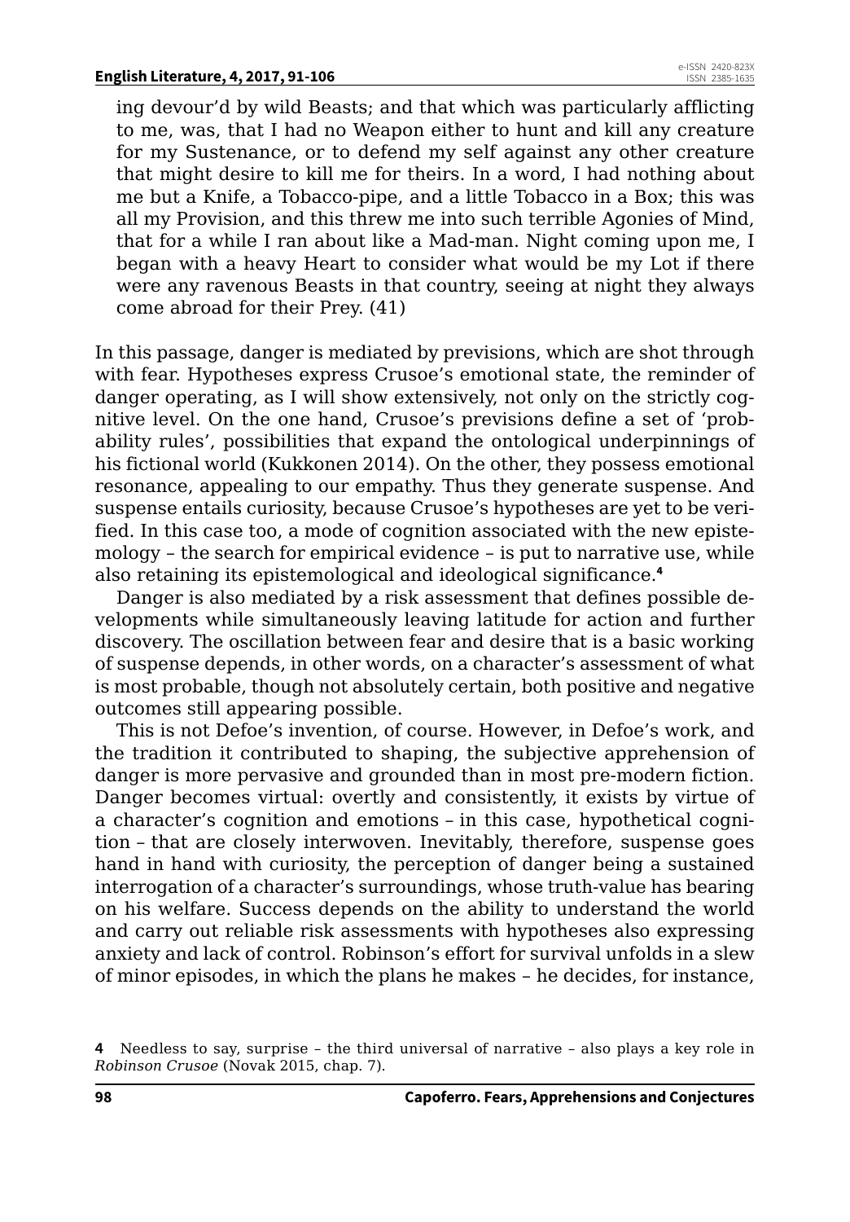> ing devour'd by wild Beasts; and that which was particularly afflicting to me, was, that I had no Weapon either to hunt and kill any creature for my Sustenance, or to defend my self against any other creature that might desire to kill me for theirs. In a word, I had nothing about me but a Knife, a Tobacco-pipe, and a little Tobacco in a Box; this was all my Provision, and this threw me into such terrible Agonies of Mind, that for a while I ran about like a Mad-man. Night coming upon me, I began with a heavy Heart to consider what would be my Lot if there were any ravenous Beasts in that country, seeing at night they always come abroad for their Prey. (41)

In this passage, danger is mediated by previsions, which are shot through with fear. Hypotheses express Crusoe's emotional state, the reminder of danger operating, as I will show extensively, not only on the strictly cognitive level. On the one hand, Crusoe's previsions define a set of 'probability rules', possibilities that expand the ontological underpinnings of his fictional world (Kukkonen 2014). On the other, they possess emotional resonance, appealing to our empathy. Thus they generate suspense. And suspense entails curiosity, because Crusoe's hypotheses are yet to be verified. In this case too, a mode of cognition associated with the new epistemology – the search for empirical evidence – is put to narrative use, while also retaining its epistemological and ideological significance.[4]

Danger is also mediated by a risk assessment that defines possible developments while simultaneously leaving latitude for action and further discovery. The oscillation between fear and desire that is a basic working of suspense depends, in other words, on a character's assessment of what is most probable, though not absolutely certain, both positive and negative outcomes still appearing possible.

This is not Defoe's invention, of course. However, in Defoe's work, and the tradition it contributed to shaping, the subjective apprehension of danger is more pervasive and grounded than in most pre-modern fiction. Danger becomes virtual: overtly and consistently, it exists by virtue of a character's cognition and emotions – in this case, hypothetical cognition – that are closely interwoven. Inevitably, therefore, suspense goes hand in hand with curiosity, the perception of danger being a sustained interrogation of a character's surroundings, whose truth-value has bearing on his welfare. Success depends on the ability to understand the world and carry out reliable risk assessments with hypotheses also expressing anxiety and lack of control. Robinson's effort for survival unfolds in a slew of minor episodes, in which the plans he makes – he decides, for instance,

[4] Needless to say, surprise – the third universal of narrative – also plays a key role in *Robinson Crusoe* (Novak 2015, chap. 7).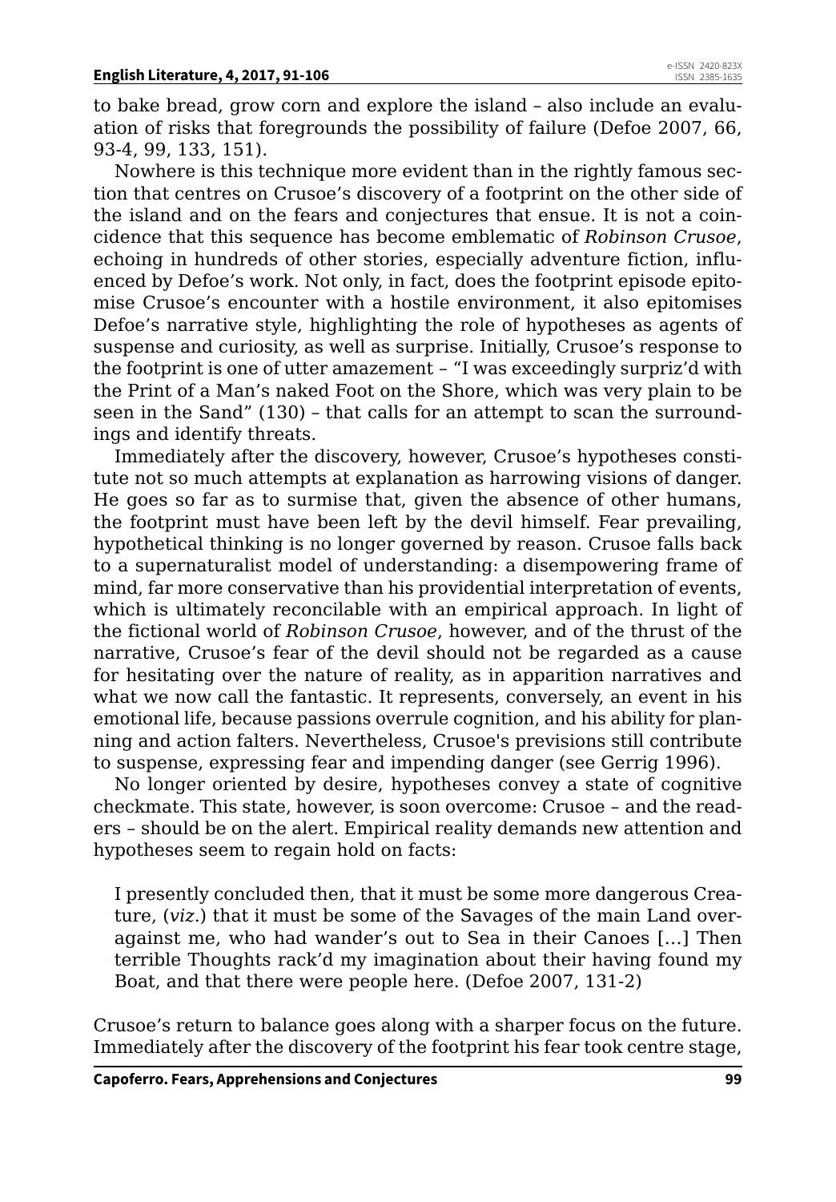to bake bread, grow corn and explore the island – also include an evaluation of risks that foregrounds the possibility of failure (Defoe 2007, 66, 93-4, 99, 133, 151).

Nowhere is this technique more evident than in the rightly famous section that centres on Crusoe's discovery of a footprint on the other side of the island and on the fears and conjectures that ensue. It is not a coincidence that this sequence has become emblematic of *Robinson Crusoe*, echoing in hundreds of other stories, especially adventure fiction, influenced by Defoe's work. Not only, in fact, does the footprint episode epitomise Crusoe's encounter with a hostile environment, it also epitomises Defoe's narrative style, highlighting the role of hypotheses as agents of suspense and curiosity, as well as surprise. Initially, Crusoe's response to the footprint is one of utter amazement – "I was exceedingly surpriz'd with the Print of a Man's naked Foot on the Shore, which was very plain to be seen in the Sand" (130) – that calls for an attempt to scan the surroundings and identify threats.

Immediately after the discovery, however, Crusoe's hypotheses constitute not so much attempts at explanation as harrowing visions of danger. He goes so far as to surmise that, given the absence of other humans, the footprint must have been left by the devil himself. Fear prevailing, hypothetical thinking is no longer governed by reason. Crusoe falls back to a supernaturalist model of understanding: a disempowering frame of mind, far more conservative than his providential interpretation of events, which is ultimately reconcilable with an empirical approach. In light of the fictional world of *Robinson Crusoe*, however, and of the thrust of the narrative, Crusoe's fear of the devil should not be regarded as a cause for hesitating over the nature of reality, as in apparition narratives and what we now call the fantastic. It represents, conversely, an event in his emotional life, because passions overrule cognition, and his ability for planning and action falters. Nevertheless, Crusoe's previsions still contribute to suspense, expressing fear and impending danger (see Gerrig 1996).

No longer oriented by desire, hypotheses convey a state of cognitive checkmate. This state, however, is soon overcome: Crusoe – and the readers – should be on the alert. Empirical reality demands new attention and hypotheses seem to regain hold on facts:

> I presently concluded then, that it must be some more dangerous Creature, (*viz*.) that it must be some of the Savages of the main Land over-against me, who had wander's out to Sea in their Canoes [...] Then terrible Thoughts rack'd my imagination about their having found my Boat, and that there were people here. (Defoe 2007, 131-2)

Crusoe's return to balance goes along with a sharper focus on the future. Immediately after the discovery of the footprint his fear took centre stage,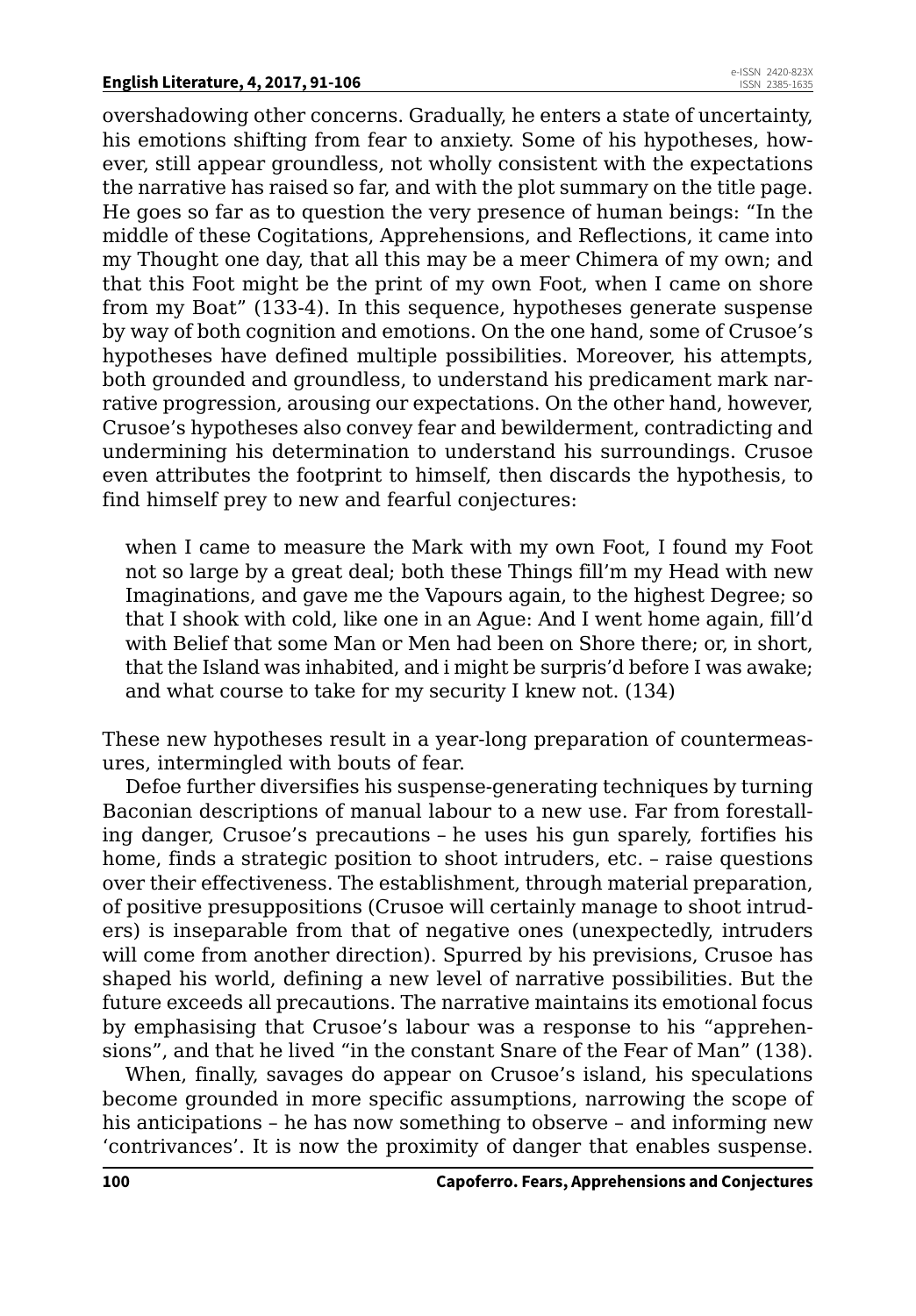overshadowing other concerns. Gradually, he enters a state of uncertainty, his emotions shifting from fear to anxiety. Some of his hypotheses, however, still appear groundless, not wholly consistent with the expectations the narrative has raised so far, and with the plot summary on the title page. He goes so far as to question the very presence of human beings: "In the middle of these Cogitations, Apprehensions, and Reflections, it came into my Thought one day, that all this may be a meer Chimera of my own; and that this Foot might be the print of my own Foot, when I came on shore from my Boat" (133-4). In this sequence, hypotheses generate suspense by way of both cognition and emotions. On the one hand, some of Crusoe's hypotheses have defined multiple possibilities. Moreover, his attempts, both grounded and groundless, to understand his predicament mark narrative progression, arousing our expectations. On the other hand, however, Crusoe's hypotheses also convey fear and bewilderment, contradicting and undermining his determination to understand his surroundings. Crusoe even attributes the footprint to himself, then discards the hypothesis, to find himself prey to new and fearful conjectures:

> when I came to measure the Mark with my own Foot, I found my Foot not so large by a great deal; both these Things fill'm my Head with new Imaginations, and gave me the Vapours again, to the highest Degree; so that I shook with cold, like one in an Ague: And I went home again, fill'd with Belief that some Man or Men had been on Shore there; or, in short, that the Island was inhabited, and i might be surpris'd before I was awake; and what course to take for my security I knew not. (134)

These new hypotheses result in a year-long preparation of countermeasures, intermingled with bouts of fear.

Defoe further diversifies his suspense-generating techniques by turning Baconian descriptions of manual labour to a new use. Far from forestalling danger, Crusoe's precautions – he uses his gun sparely, fortifies his home, finds a strategic position to shoot intruders, etc. – raise questions over their effectiveness. The establishment, through material preparation, of positive presuppositions (Crusoe will certainly manage to shoot intruders) is inseparable from that of negative ones (unexpectedly, intruders will come from another direction). Spurred by his previsions, Crusoe has shaped his world, defining a new level of narrative possibilities. But the future exceeds all precautions. The narrative maintains its emotional focus by emphasising that Crusoe's labour was a response to his "apprehensions", and that he lived "in the constant Snare of the Fear of Man" (138).

When, finally, savages do appear on Crusoe's island, his speculations become grounded in more specific assumptions, narrowing the scope of his anticipations – he has now something to observe – and informing new 'contrivances'. It is now the proximity of danger that enables suspense.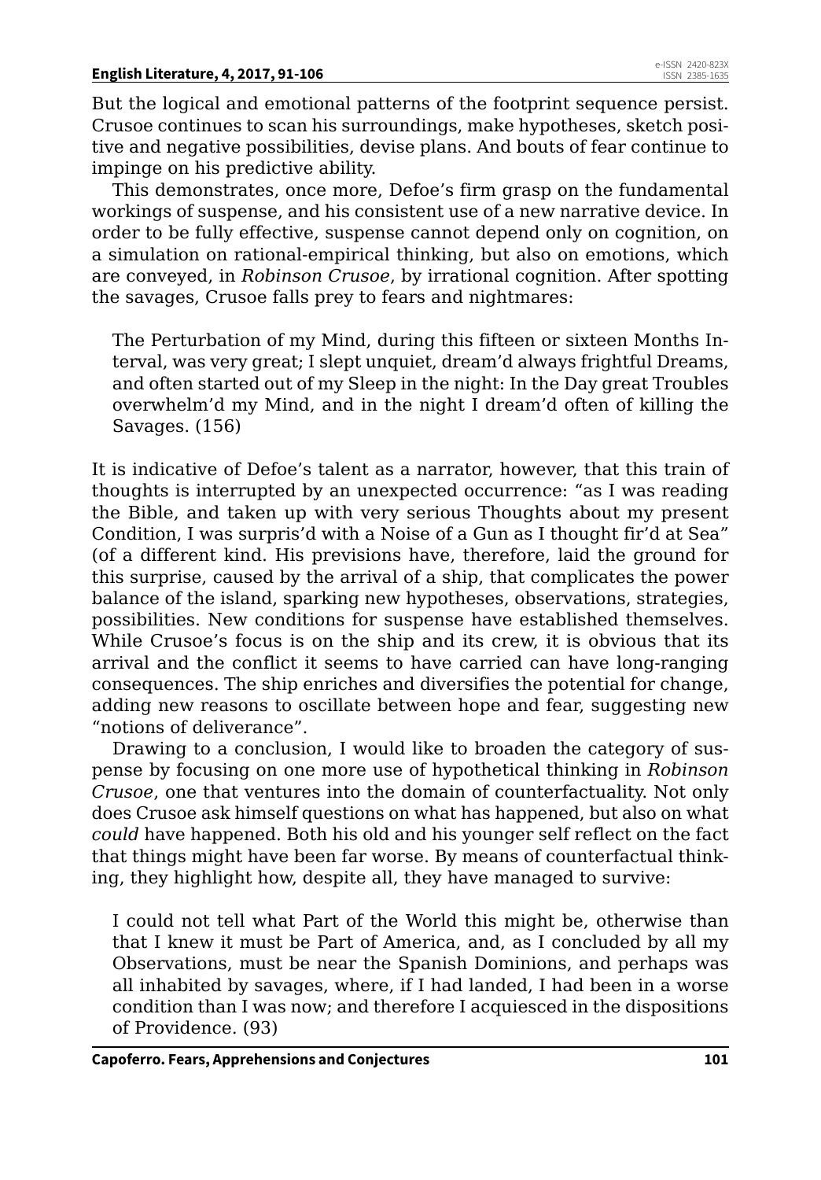But the logical and emotional patterns of the footprint sequence persist. Crusoe continues to scan his surroundings, make hypotheses, sketch positive and negative possibilities, devise plans. And bouts of fear continue to impinge on his predictive ability.

This demonstrates, once more, Defoe's firm grasp on the fundamental workings of suspense, and his consistent use of a new narrative device. In order to be fully effective, suspense cannot depend only on cognition, on a simulation on rational-empirical thinking, but also on emotions, which are conveyed, in *Robinson Crusoe*, by irrational cognition. After spotting the savages, Crusoe falls prey to fears and nightmares:

> The Perturbation of my Mind, during this fifteen or sixteen Months Interval, was very great; I slept unquiet, dream'd always frightful Dreams, and often started out of my Sleep in the night: In the Day great Troubles overwhelm'd my Mind, and in the night I dream'd often of killing the Savages. (156)

It is indicative of Defoe's talent as a narrator, however, that this train of thoughts is interrupted by an unexpected occurrence: "as I was reading the Bible, and taken up with very serious Thoughts about my present Condition, I was surpris'd with a Noise of a Gun as I thought fir'd at Sea" (of a different kind. His previsions have, therefore, laid the ground for this surprise, caused by the arrival of a ship, that complicates the power balance of the island, sparking new hypotheses, observations, strategies, possibilities. New conditions for suspense have established themselves. While Crusoe's focus is on the ship and its crew, it is obvious that its arrival and the conflict it seems to have carried can have long-ranging consequences. The ship enriches and diversifies the potential for change, adding new reasons to oscillate between hope and fear, suggesting new "notions of deliverance".

Drawing to a conclusion, I would like to broaden the category of suspense by focusing on one more use of hypothetical thinking in *Robinson Crusoe*, one that ventures into the domain of counterfactuality. Not only does Crusoe ask himself questions on what has happened, but also on what *could* have happened. Both his old and his younger self reflect on the fact that things might have been far worse. By means of counterfactual thinking, they highlight how, despite all, they have managed to survive:

> I could not tell what Part of the World this might be, otherwise than that I knew it must be Part of America, and, as I concluded by all my Observations, must be near the Spanish Dominions, and perhaps was all inhabited by savages, where, if I had landed, I had been in a worse condition than I was now; and therefore I acquiesced in the dispositions of Providence. (93)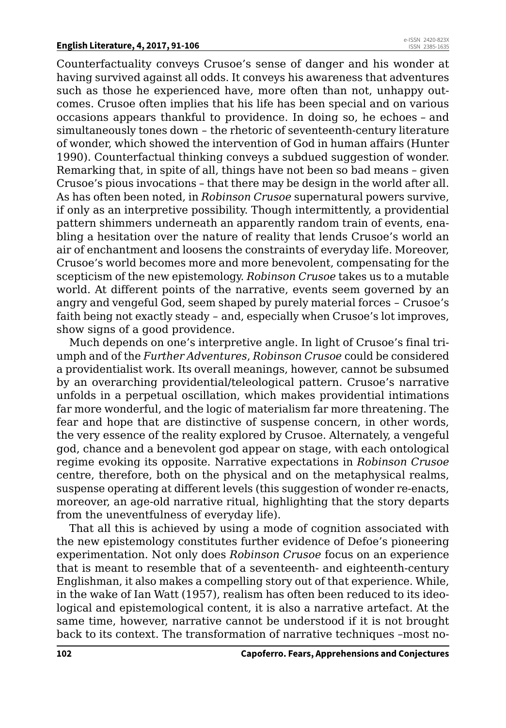Counterfactuality conveys Crusoe's sense of danger and his wonder at having survived against all odds. It conveys his awareness that adventures such as those he experienced have, more often than not, unhappy outcomes. Crusoe often implies that his life has been special and on various occasions appears thankful to providence. In doing so, he echoes – and simultaneously tones down – the rhetoric of seventeenth-century literature of wonder, which showed the intervention of God in human affairs (Hunter 1990). Counterfactual thinking conveys a subdued suggestion of wonder. Remarking that, in spite of all, things have not been so bad means – given Crusoe's pious invocations – that there may be design in the world after all. As has often been noted, in *Robinson Crusoe* supernatural powers survive, if only as an interpretive possibility. Though intermittently, a providential pattern shimmers underneath an apparently random train of events, enabling a hesitation over the nature of reality that lends Crusoe's world an air of enchantment and loosens the constraints of everyday life. Moreover, Crusoe's world becomes more and more benevolent, compensating for the scepticism of the new epistemology. *Robinson Crusoe* takes us to a mutable world. At different points of the narrative, events seem governed by an angry and vengeful God, seem shaped by purely material forces – Crusoe's faith being not exactly steady – and, especially when Crusoe's lot improves, show signs of a good providence.

Much depends on one's interpretive angle. In light of Crusoe's final triumph and of the *Further Adventures*, *Robinson Crusoe* could be considered a providentialist work. Its overall meanings, however, cannot be subsumed by an overarching providential/teleological pattern. Crusoe's narrative unfolds in a perpetual oscillation, which makes providential intimations far more wonderful, and the logic of materialism far more threatening. The fear and hope that are distinctive of suspense concern, in other words, the very essence of the reality explored by Crusoe. Alternately, a vengeful god, chance and a benevolent god appear on stage, with each ontological regime evoking its opposite. Narrative expectations in *Robinson Crusoe* centre, therefore, both on the physical and on the metaphysical realms, suspense operating at different levels (this suggestion of wonder re-enacts, moreover, an age-old narrative ritual, highlighting that the story departs from the uneventfulness of everyday life).

That all this is achieved by using a mode of cognition associated with the new epistemology constitutes further evidence of Defoe's pioneering experimentation. Not only does *Robinson Crusoe* focus on an experience that is meant to resemble that of a seventeenth- and eighteenth-century Englishman, it also makes a compelling story out of that experience. While, in the wake of Ian Watt (1957), realism has often been reduced to its ideological and epistemological content, it is also a narrative artefact. At the same time, however, narrative cannot be understood if it is not brought back to its context. The transformation of narrative techniques –most no-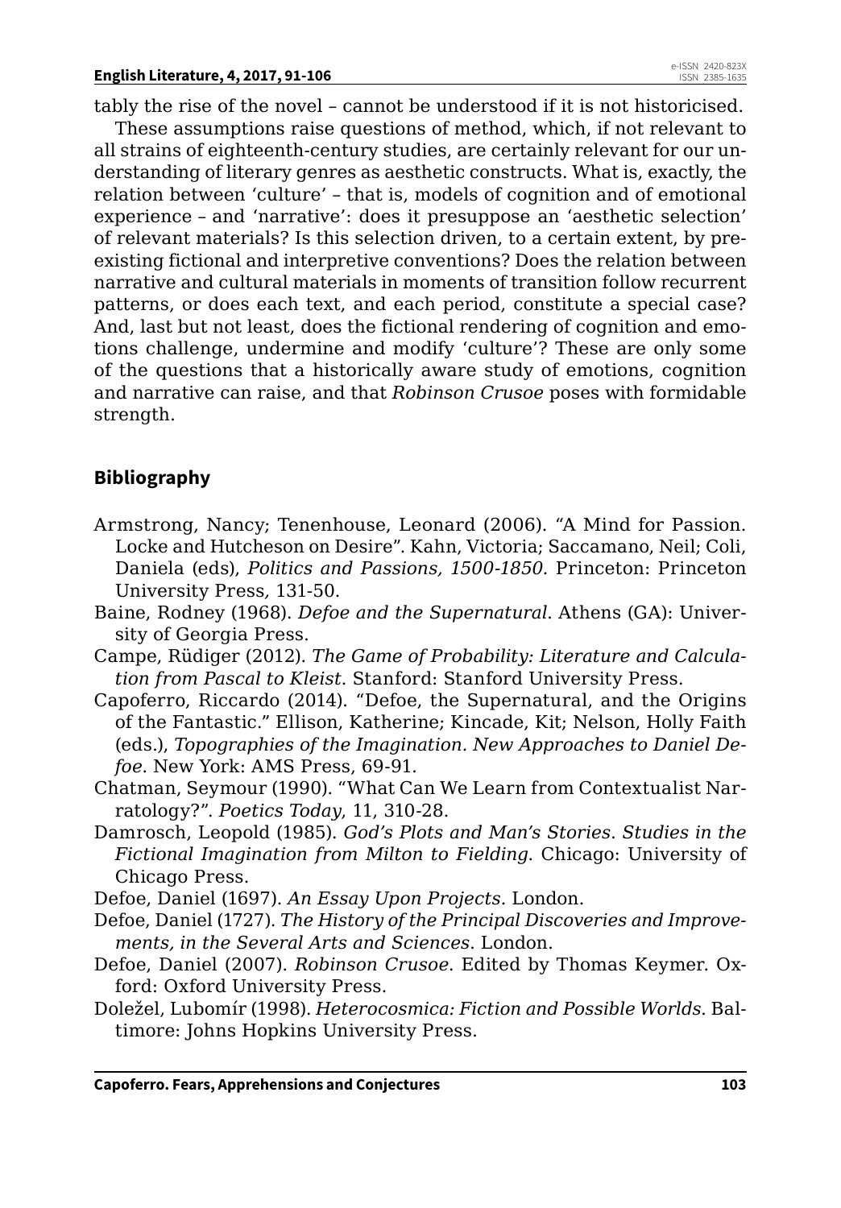tably the rise of the novel – cannot be understood if it is not historicised.

These assumptions raise questions of method, which, if not relevant to all strains of eighteenth-century studies, are certainly relevant for our understanding of literary genres as aesthetic constructs. What is, exactly, the relation between 'culture' – that is, models of cognition and of emotional experience – and 'narrative': does it presuppose an 'aesthetic selection' of relevant materials? Is this selection driven, to a certain extent, by pre-existing fictional and interpretive conventions? Does the relation between narrative and cultural materials in moments of transition follow recurrent patterns, or does each text, and each period, constitute a special case? And, last but not least, does the fictional rendering of cognition and emotions challenge, undermine and modify 'culture'? These are only some of the questions that a historically aware study of emotions, cognition and narrative can raise, and that *Robinson Crusoe* poses with formidable strength.

## Bibliography

Armstrong, Nancy; Tenenhouse, Leonard (2006). "A Mind for Passion. Locke and Hutcheson on Desire". Kahn, Victoria; Saccamano, Neil; Coli, Daniela (eds), *Politics and Passions, 1500-1850*. Princeton: Princeton University Press, 131-50.

Baine, Rodney (1968). *Defoe and the Supernatural*. Athens (GA): University of Georgia Press.

Campe, Rüdiger (2012). *The Game of Probability: Literature and Calculation from Pascal to Kleist*. Stanford: Stanford University Press.

Capoferro, Riccardo (2014). "Defoe, the Supernatural, and the Origins of the Fantastic." Ellison, Katherine; Kincade, Kit; Nelson, Holly Faith (eds.), *Topographies of the Imagination. New Approaches to Daniel Defoe*. New York: AMS Press, 69-91.

Chatman, Seymour (1990). "What Can We Learn from Contextualist Narratology?". *Poetics Today*, 11, 310-28.

Damrosch, Leopold (1985). *God's Plots and Man's Stories*. *Studies in the Fictional Imagination from Milton to Fielding*. Chicago: University of Chicago Press.

Defoe, Daniel (1697). *An Essay Upon Projects*. London.

Defoe, Daniel (1727). *The History of the Principal Discoveries and Improvements, in the Several Arts and Sciences*. London.

Defoe, Daniel (2007). *Robinson Crusoe*. Edited by Thomas Keymer. Oxford: Oxford University Press.

Doležel, Lubomír (1998). *Heterocosmica: Fiction and Possible Worlds*. Baltimore: Johns Hopkins University Press.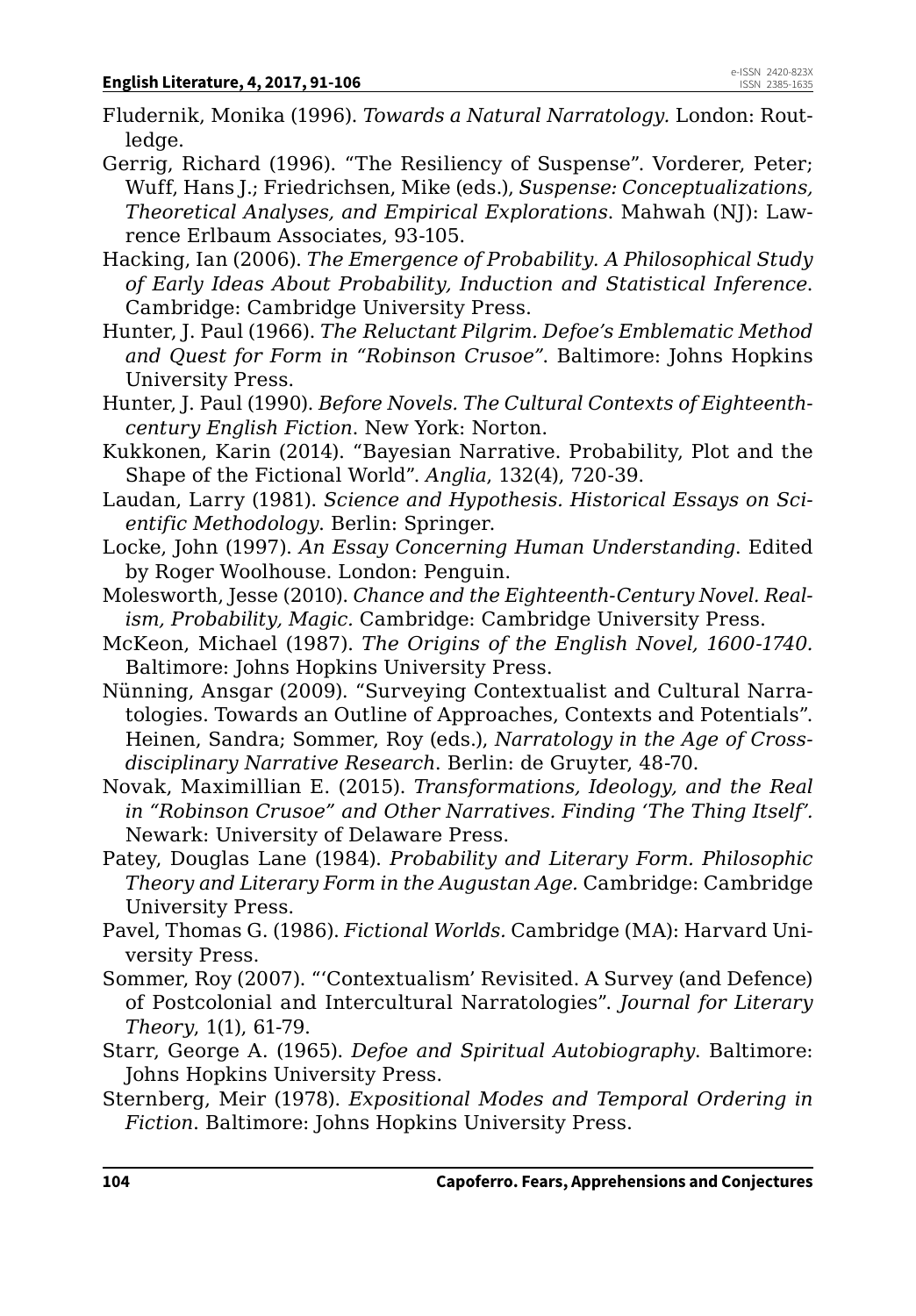Fludernik, Monika (1996). *Towards a Natural Narratology*. London: Routledge.

Gerrig, Richard (1996). "The Resiliency of Suspense". Vorderer, Peter; Wuff, Hans J.; Friedrichsen, Mike (eds.), *Suspense: Conceptualizations, Theoretical Analyses, and Empirical Explorations*. Mahwah (NJ): Lawrence Erlbaum Associates, 93-105.

Hacking, Ian (2006). *The Emergence of Probability. A Philosophical Study of Early Ideas About Probability, Induction and Statistical Inference*. Cambridge: Cambridge University Press.

Hunter, J. Paul (1966). *The Reluctant Pilgrim. Defoe's Emblematic Method and Quest for Form in "Robinson Crusoe"*. Baltimore: Johns Hopkins University Press.

Hunter, J. Paul (1990). *Before Novels. The Cultural Contexts of Eighteenth-century English Fiction*. New York: Norton.

Kukkonen, Karin (2014). "Bayesian Narrative. Probability, Plot and the Shape of the Fictional World". *Anglia*, 132(4), 720-39.

Laudan, Larry (1981). *Science and Hypothesis. Historical Essays on Scientific Methodology*. Berlin: Springer.

Locke, John (1997). *An Essay Concerning Human Understanding*. Edited by Roger Woolhouse. London: Penguin.

Molesworth, Jesse (2010). *Chance and the Eighteenth-Century Novel. Realism, Probability, Magic*. Cambridge: Cambridge University Press.

McKeon, Michael (1987). *The Origins of the English Novel, 1600-1740*. Baltimore: Johns Hopkins University Press.

Nünning, Ansgar (2009). "Surveying Contextualist and Cultural Narratologies. Towards an Outline of Approaches, Contexts and Potentials". Heinen, Sandra; Sommer, Roy (eds.), *Narratology in the Age of Cross-disciplinary Narrative Research*. Berlin: de Gruyter, 48-70.

Novak, Maximillian E. (2015). *Transformations, Ideology, and the Real in "Robinson Crusoe" and Other Narratives. Finding 'The Thing Itself'*. Newark: University of Delaware Press.

Patey, Douglas Lane (1984). *Probability and Literary Form. Philosophic Theory and Literary Form in the Augustan Age*. Cambridge: Cambridge University Press.

Pavel, Thomas G. (1986). *Fictional Worlds*. Cambridge (MA): Harvard University Press.

Sommer, Roy (2007). "'Contextualism' Revisited. A Survey (and Defence) of Postcolonial and Intercultural Narratologies". *Journal for Literary Theory*, 1(1), 61-79.

Starr, George A. (1965). *Defoe and Spiritual Autobiography*. Baltimore: Johns Hopkins University Press.

Sternberg, Meir (1978). *Expositional Modes and Temporal Ordering in Fiction*. Baltimore: Johns Hopkins University Press.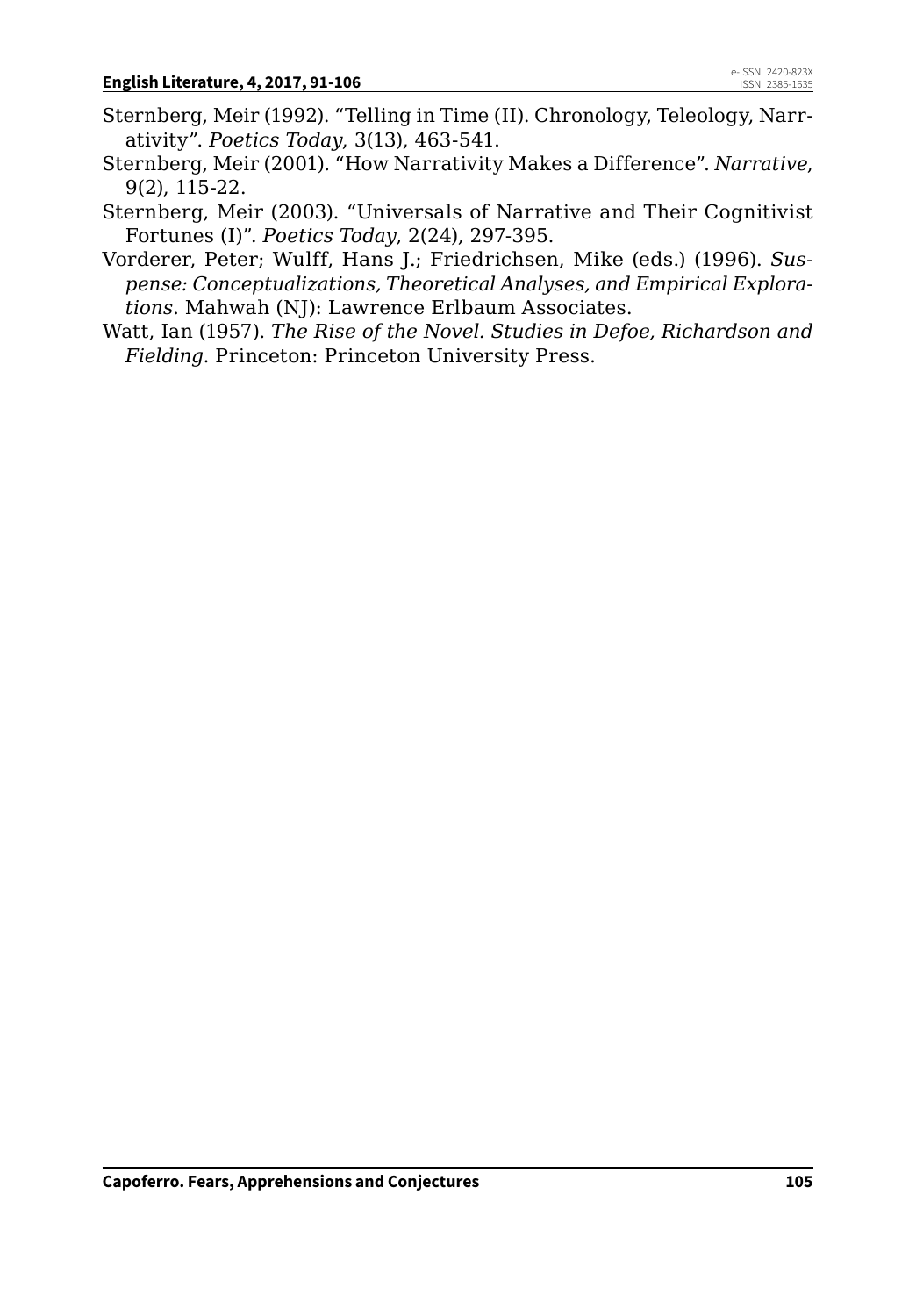Sternberg, Meir (1992). "Telling in Time (II). Chronology, Teleology, Narrativity". *Poetics Today*, 3(13), 463-541.

Sternberg, Meir (2001). "How Narrativity Makes a Difference". *Narrative*, 9(2), 115-22.

Sternberg, Meir (2003). "Universals of Narrative and Their Cognitivist Fortunes (I)". *Poetics Today*, 2(24), 297-395.

Vorderer, Peter; Wulff, Hans J.; Friedrichsen, Mike (eds.) (1996). *Suspense: Conceptualizations, Theoretical Analyses, and Empirical Explorations*. Mahwah (NJ): Lawrence Erlbaum Associates.

Watt, Ian (1957). *The Rise of the Novel. Studies in Defoe, Richardson and Fielding*. Princeton: Princeton University Press.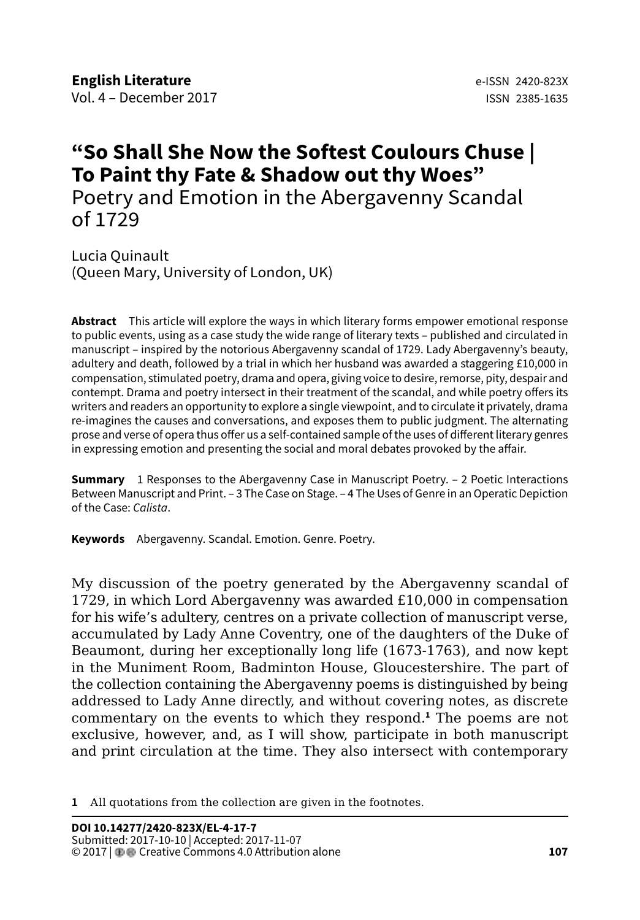# "So Shall She Now the Softest Coulours Chuse | To Paint thy Fate & Shadow out thy Woes"
Poetry and Emotion in the Abergavenny Scandal of 1729

Lucia Quinault
(Queen Mary, University of London, UK)

**Abstract** This article will explore the ways in which literary forms empower emotional response to public events, using as a case study the wide range of literary texts – published and circulated in manuscript – inspired by the notorious Abergavenny scandal of 1729. Lady Abergavenny's beauty, adultery and death, followed by a trial in which her husband was awarded a staggering £10,000 in compensation, stimulated poetry, drama and opera, giving voice to desire, remorse, pity, despair and contempt. Drama and poetry intersect in their treatment of the scandal, and while poetry offers its writers and readers an opportunity to explore a single viewpoint, and to circulate it privately, drama re-imagines the causes and conversations, and exposes them to public judgment. The alternating prose and verse of opera thus offer us a self-contained sample of the uses of different literary genres in expressing emotion and presenting the social and moral debates provoked by the affair.

**Summary** 1 Responses to the Abergavenny Case in Manuscript Poetry. – 2 Poetic Interactions Between Manuscript and Print. – 3 The Case on Stage. – 4 The Uses of Genre in an Operatic Depiction of the Case: *Calista*.

**Keywords** Abergavenny. Scandal. Emotion. Genre. Poetry.

My discussion of the poetry generated by the Abergavenny scandal of 1729, in which Lord Abergavenny was awarded £10,000 in compensation for his wife's adultery, centres on a private collection of manuscript verse, accumulated by Lady Anne Coventry, one of the daughters of the Duke of Beaumont, during her exceptionally long life (1673-1763), and now kept in the Muniment Room, Badminton House, Gloucestershire. The part of the collection containing the Abergavenny poems is distinguished by being addressed to Lady Anne directly, and without covering notes, as discrete commentary on the events to which they respond.[1] The poems are not exclusive, however, and, as I will show, participate in both manuscript and print circulation at the time. They also intersect with contemporary

1 All quotations from the collection are given in the footnotes.

**DOI 10.14277/2420-823X/EL-4-17-7**
Submitted: 2017-10-10 | Accepted: 2017-11-07
© 2017 | Creative Commons 4.0 Attribution alone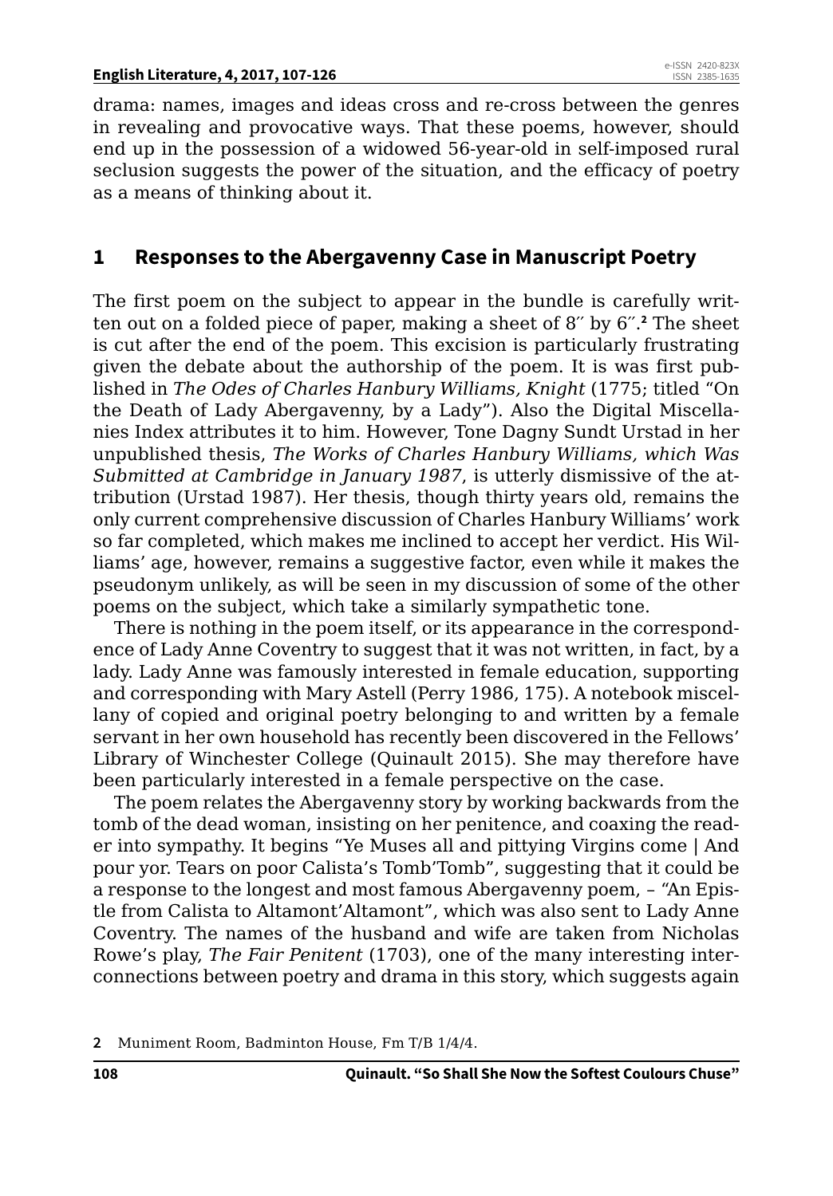drama: names, images and ideas cross and re-cross between the genres in revealing and provocative ways. That these poems, however, should end up in the possession of a widowed 56-year-old in self-imposed rural seclusion suggests the power of the situation, and the efficacy of poetry as a means of thinking about it.

## 1 Responses to the Abergavenny Case in Manuscript Poetry

The first poem on the subject to appear in the bundle is carefully written out on a folded piece of paper, making a sheet of 8″ by 6″.[2] The sheet is cut after the end of the poem. This excision is particularly frustrating given the debate about the authorship of the poem. It is was first published in *The Odes of Charles Hanbury Williams, Knight* (1775; titled "On the Death of Lady Abergavenny, by a Lady"). Also the Digital Miscellanies Index attributes it to him. However, Tone Dagny Sundt Urstad in her unpublished thesis, *The Works of Charles Hanbury Williams, which Was Submitted at Cambridge in January 1987*, is utterly dismissive of the attribution (Urstad 1987). Her thesis, though thirty years old, remains the only current comprehensive discussion of Charles Hanbury Williams' work so far completed, which makes me inclined to accept her verdict. His Williams' age, however, remains a suggestive factor, even while it makes the pseudonym unlikely, as will be seen in my discussion of some of the other poems on the subject, which take a similarly sympathetic tone.

There is nothing in the poem itself, or its appearance in the correspondence of Lady Anne Coventry to suggest that it was not written, in fact, by a lady. Lady Anne was famously interested in female education, supporting and corresponding with Mary Astell (Perry 1986, 175). A notebook miscellany of copied and original poetry belonging to and written by a female servant in her own household has recently been discovered in the Fellows' Library of Winchester College (Quinault 2015). She may therefore have been particularly interested in a female perspective on the case.

The poem relates the Abergavenny story by working backwards from the tomb of the dead woman, insisting on her penitence, and coaxing the reader into sympathy. It begins "Ye Muses all and pittying Virgins come | And pour yor. Tears on poor Calista's Tomb'Tomb", suggesting that it could be a response to the longest and most famous Abergavenny poem, – "An Epistle from Calista to Altamont'Altamont", which was also sent to Lady Anne Coventry. The names of the husband and wife are taken from Nicholas Rowe's play, *The Fair Penitent* (1703), one of the many interesting interconnections between poetry and drama in this story, which suggests again

---

2 Muniment Room, Badminton House, Fm T/B 1/4/4.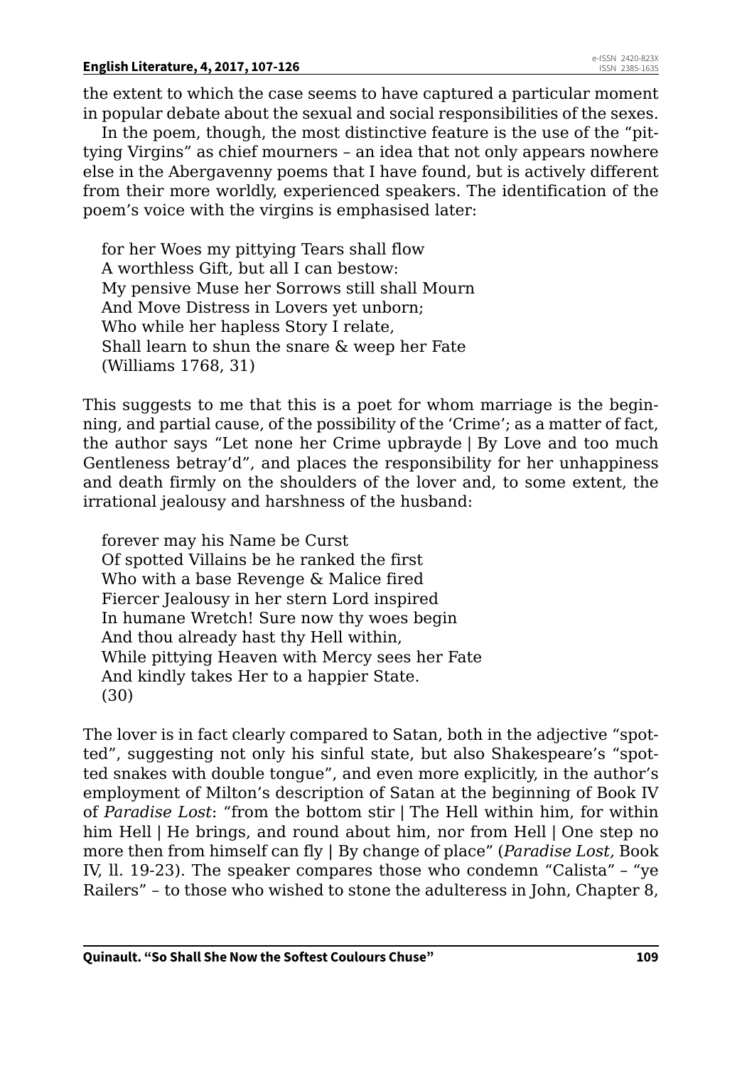the extent to which the case seems to have captured a particular moment in popular debate about the sexual and social responsibilities of the sexes.

In the poem, though, the most distinctive feature is the use of the "pittying Virgins" as chief mourners – an idea that not only appears nowhere else in the Abergavenny poems that I have found, but is actively different from their more worldly, experienced speakers. The identification of the poem's voice with the virgins is emphasised later:

> for her Woes my pittying Tears shall flow  
> A worthless Gift, but all I can bestow:  
> My pensive Muse her Sorrows still shall Mourn  
> And Move Distress in Lovers yet unborn;  
> Who while her hapless Story I relate,  
> Shall learn to shun the snare & weep her Fate  
> (Williams 1768, 31)

This suggests to me that this is a poet for whom marriage is the beginning, and partial cause, of the possibility of the 'Crime'; as a matter of fact, the author says "Let none her Crime upbrayde | By Love and too much Gentleness betray'd", and places the responsibility for her unhappiness and death firmly on the shoulders of the lover and, to some extent, the irrational jealousy and harshness of the husband:

> forever may his Name be Curst  
> Of spotted Villains be he ranked the first  
> Who with a base Revenge & Malice fired  
> Fiercer Jealousy in her stern Lord inspired  
> In humane Wretch! Sure now thy woes begin  
> And thou already hast thy Hell within,  
> While pittying Heaven with Mercy sees her Fate  
> And kindly takes Her to a happier State.  
> (30)

The lover is in fact clearly compared to Satan, both in the adjective "spotted", suggesting not only his sinful state, but also Shakespeare's "spotted snakes with double tongue", and even more explicitly, in the author's employment of Milton's description of Satan at the beginning of Book IV of *Paradise Lost*: "from the bottom stir | The Hell within him, for within him Hell | He brings, and round about him, nor from Hell | One step no more then from himself can fly | By change of place" (*Paradise Lost,* Book IV, ll. 19-23). The speaker compares those who condemn "Calista" – "ye Railers" – to those who wished to stone the adulteress in John, Chapter 8,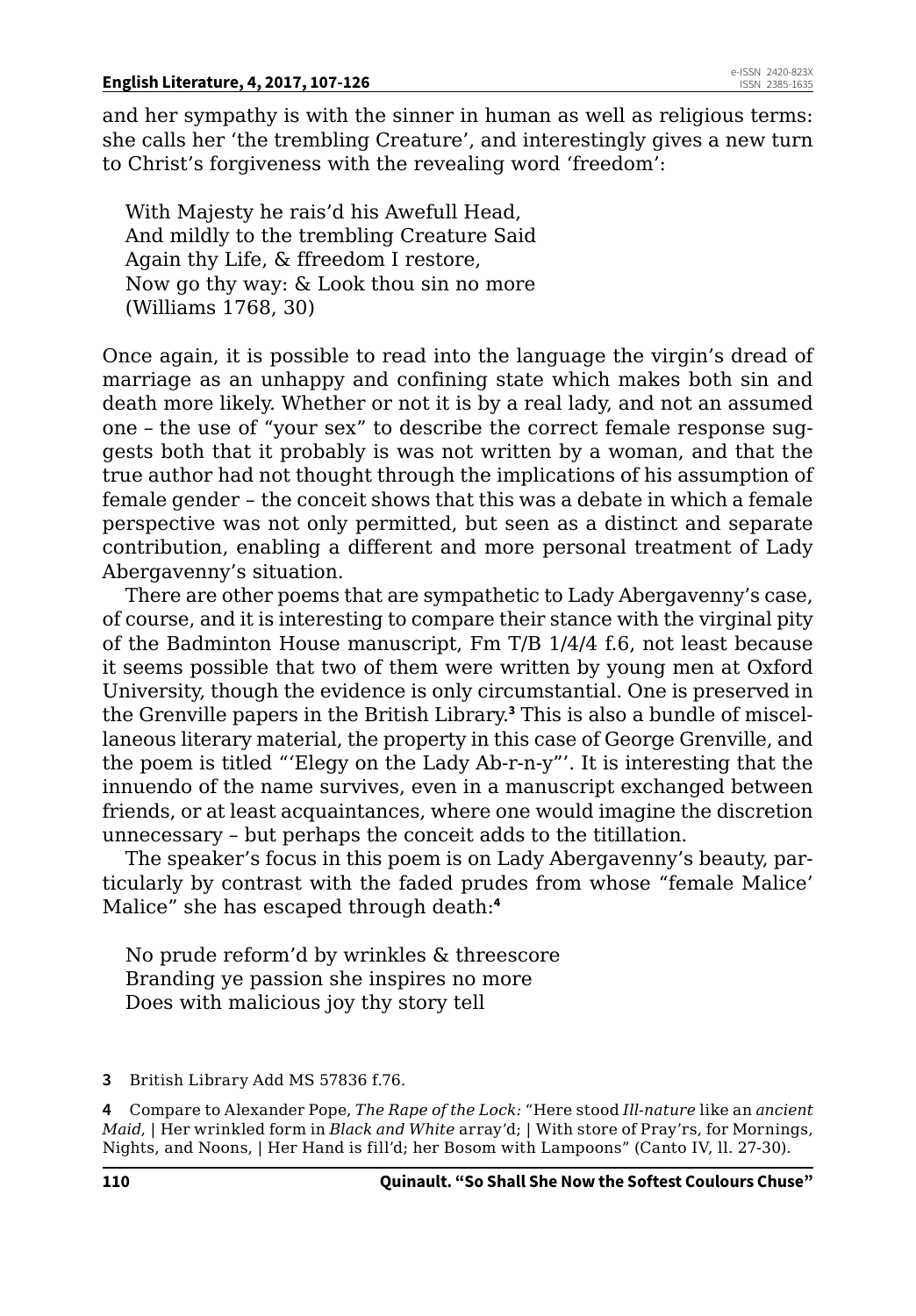and her sympathy is with the sinner in human as well as religious terms: she calls her 'the trembling Creature', and interestingly gives a new turn to Christ's forgiveness with the revealing word 'freedom':

> With Majesty he rais'd his Awefull Head,  
> And mildly to the trembling Creature Said  
> Again thy Life, & ffreedom I restore,  
> Now go thy way: & Look thou sin no more  
> (Williams 1768, 30)

Once again, it is possible to read into the language the virgin's dread of marriage as an unhappy and confining state which makes both sin and death more likely. Whether or not it is by a real lady, and not an assumed one – the use of "your sex" to describe the correct female response suggests both that it probably is was not written by a woman, and that the true author had not thought through the implications of his assumption of female gender – the conceit shows that this was a debate in which a female perspective was not only permitted, but seen as a distinct and separate contribution, enabling a different and more personal treatment of Lady Abergavenny's situation.

There are other poems that are sympathetic to Lady Abergavenny's case, of course, and it is interesting to compare their stance with the virginal pity of the Badminton House manuscript, Fm T/B 1/4/4 f.6, not least because it seems possible that two of them were written by young men at Oxford University, though the evidence is only circumstantial. One is preserved in the Grenville papers in the British Library.[3] This is also a bundle of miscellaneous literary material, the property in this case of George Grenville, and the poem is titled "'Elegy on the Lady Ab-r-n-y"'. It is interesting that the innuendo of the name survives, even in a manuscript exchanged between friends, or at least acquaintances, where one would imagine the discretion unnecessary – but perhaps the conceit adds to the titillation.

The speaker's focus in this poem is on Lady Abergavenny's beauty, particularly by contrast with the faded prudes from whose "female Malice' Malice" she has escaped through death:[4]

> No prude reform'd by wrinkles & threescore  
> Branding ye passion she inspires no more  
> Does with malicious joy thy story tell

3 British Library Add MS 57836 f.76.

4 Compare to Alexander Pope, *The Rape of the Lock:* "Here stood *Ill-nature* like an *ancient Maid*, | Her wrinkled form in *Black and White* array'd; | With store of Pray'rs, for Mornings, Nights, and Noons, | Her Hand is fill'd; her Bosom with Lampoons" (Canto IV, ll. 27-30).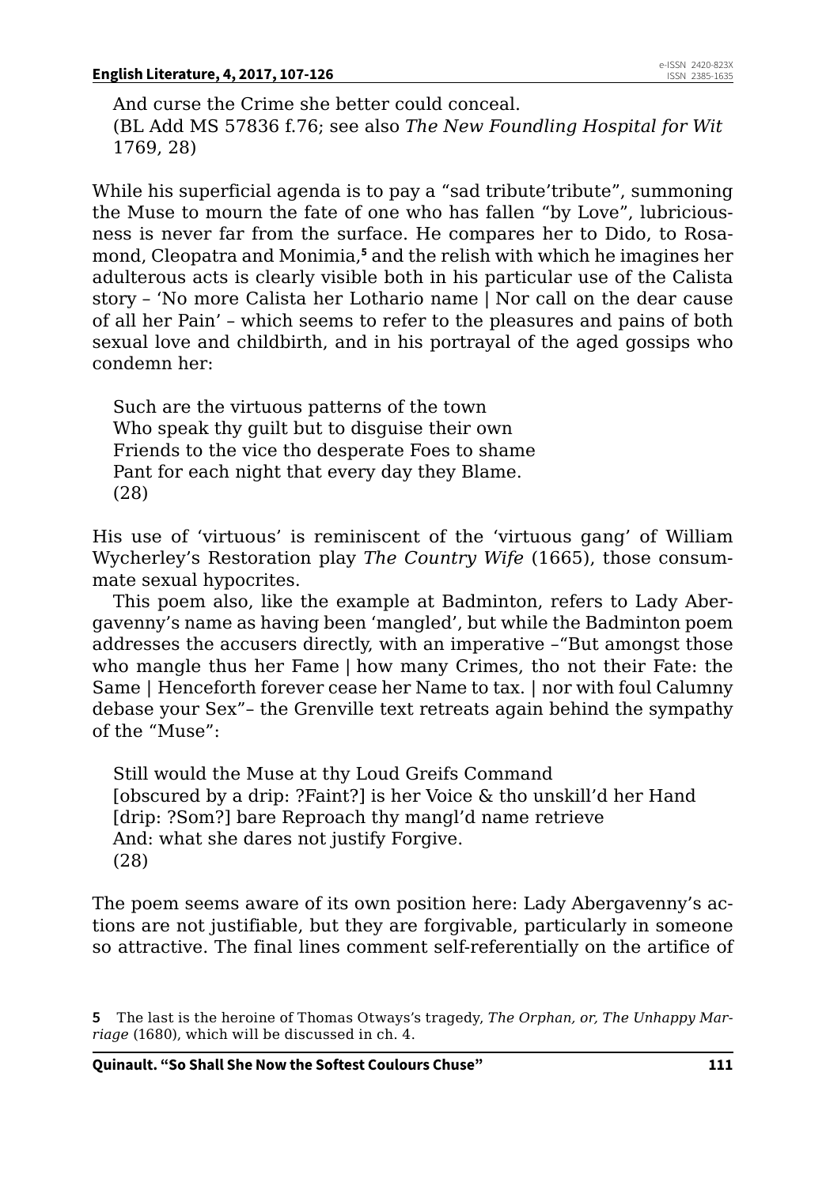And curse the Crime she better could conceal.
(BL Add MS 57836 f.76; see also *The New Foundling Hospital for Wit* 1769, 28)

While his superficial agenda is to pay a “sad tribute’tribute”, summoning the Muse to mourn the fate of one who has fallen “by Love”, lubriciousness is never far from the surface. He compares her to Dido, to Rosamond, Cleopatra and Monimia,[5] and the relish with which he imagines her adulterous acts is clearly visible both in his particular use of the Calista story – ‘No more Calista her Lothario name | Nor call on the dear cause of all her Pain’ – which seems to refer to the pleasures and pains of both sexual love and childbirth, and in his portrayal of the aged gossips who condemn her:

> Such are the virtuous patterns of the town
> Who speak thy guilt but to disguise their own
> Friends to the vice tho desperate Foes to shame
> Pant for each night that every day they Blame.
> (28)

His use of ‘virtuous’ is reminiscent of the ‘virtuous gang’ of William Wycherley’s Restoration play *The Country Wife* (1665), those consummate sexual hypocrites.

This poem also, like the example at Badminton, refers to Lady Abergavenny’s name as having been ‘mangled’, but while the Badminton poem addresses the accusers directly, with an imperative –“But amongst those who mangle thus her Fame | how many Crimes, tho not their Fate: the Same | Henceforth forever cease her Name to tax. | nor with foul Calumny debase your Sex”– the Grenville text retreats again behind the sympathy of the “Muse”:

> Still would the Muse at thy Loud Greifs Command
> [obscured by a drip: ?Faint?] is her Voice & tho unskill’d her Hand
> [drip: ?Som?] bare Reproach thy mangl’d name retrieve
> And: what she dares not justify Forgive.
> (28)

The poem seems aware of its own position here: Lady Abergavenny’s actions are not justifiable, but they are forgivable, particularly in someone so attractive. The final lines comment self-referentially on the artifice of

---

**5** The last is the heroine of Thomas Otways’s tragedy, *The Orphan, or, The Unhappy Marriage* (1680), which will be discussed in ch. 4.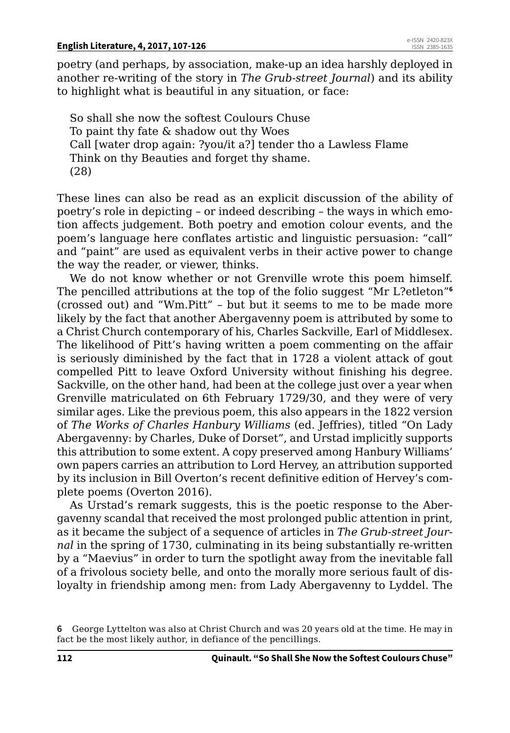poetry (and perhaps, by association, make-up an idea harshly deployed in another re-writing of the story in *The Grub-street Journal*) and its ability to highlight what is beautiful in any situation, or face:

> So shall she now the softest Coulours Chuse  
> To paint thy fate & shadow out thy Woes  
> Call [water drop again: ?you/it a?] tender tho a Lawless Flame  
> Think on thy Beauties and forget thy shame.  
> (28)

These lines can also be read as an explicit discussion of the ability of poetry's role in depicting – or indeed describing – the ways in which emotion affects judgement. Both poetry and emotion colour events, and the poem's language here conflates artistic and linguistic persuasion: "call" and "paint" are used as equivalent verbs in their active power to change the way the reader, or viewer, thinks.

We do not know whether or not Grenville wrote this poem himself. The pencilled attributions at the top of the folio suggest "Mr L?etleton"[6] (crossed out) and "Wm.Pitt" – but but it seems to me to be made more likely by the fact that another Abergavenny poem is attributed by some to a Christ Church contemporary of his, Charles Sackville, Earl of Middlesex. The likelihood of Pitt's having written a poem commenting on the affair is seriously diminished by the fact that in 1728 a violent attack of gout compelled Pitt to leave Oxford University without finishing his degree. Sackville, on the other hand, had been at the college just over a year when Grenville matriculated on 6th February 1729/30, and they were of very similar ages. Like the previous poem, this also appears in the 1822 version of *The Works of Charles Hanbury Williams* (ed. Jeffries), titled "On Lady Abergavenny: by Charles, Duke of Dorset", and Urstad implicitly supports this attribution to some extent. A copy preserved among Hanbury Williams' own papers carries an attribution to Lord Hervey, an attribution supported by its inclusion in Bill Overton's recent definitive edition of Hervey's complete poems (Overton 2016).

As Urstad's remark suggests, this is the poetic response to the Abergavenny scandal that received the most prolonged public attention in print, as it became the subject of a sequence of articles in *The Grub-street Journal* in the spring of 1730, culminating in its being substantially re-written by a "Maevius" in order to turn the spotlight away from the inevitable fall of a frivolous society belle, and onto the morally more serious fault of disloyalty in friendship among men: from Lady Abergavenny to Lyddel. The

---

**6** George Lyttelton was also at Christ Church and was 20 years old at the time. He may in fact be the most likely author, in defiance of the pencillings.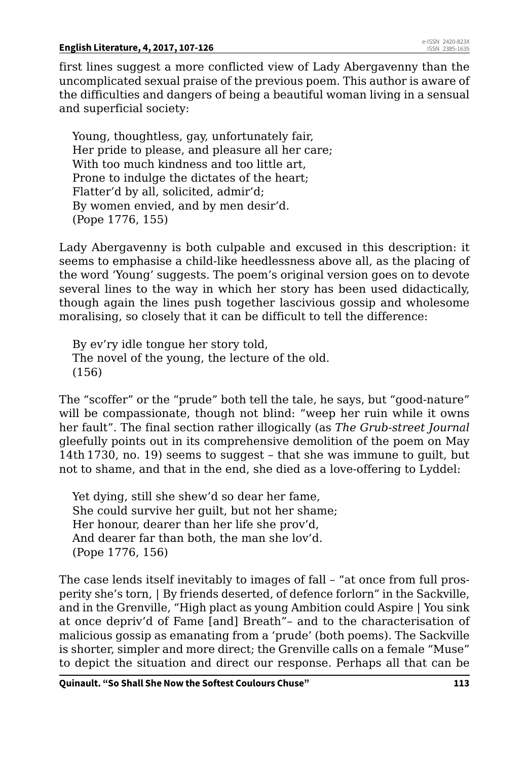first lines suggest a more conflicted view of Lady Abergavenny than the uncomplicated sexual praise of the previous poem. This author is aware of the difficulties and dangers of being a beautiful woman living in a sensual and superficial society:

> Young, thoughtless, gay, unfortunately fair,
> Her pride to please, and pleasure all her care;
> With too much kindness and too little art,
> Prone to indulge the dictates of the heart;
> Flatter'd by all, solicited, admir'd;
> By women envied, and by men desir'd.
> (Pope 1776, 155)

Lady Abergavenny is both culpable and excused in this description: it seems to emphasise a child-like heedlessness above all, as the placing of the word 'Young' suggests. The poem's original version goes on to devote several lines to the way in which her story has been used didactically, though again the lines push together lascivious gossip and wholesome moralising, so closely that it can be difficult to tell the difference:

> By ev'ry idle tongue her story told,
> The novel of the young, the lecture of the old.
> (156)

The "scoffer" or the "prude" both tell the tale, he says, but "good-nature" will be compassionate, though not blind: "weep her ruin while it owns her fault". The final section rather illogically (as *The Grub-street Journal* gleefully points out in its comprehensive demolition of the poem on May 14th 1730, no. 19) seems to suggest – that she was immune to guilt, but not to shame, and that in the end, she died as a love-offering to Lyddel:

> Yet dying, still she shew'd so dear her fame,
> She could survive her guilt, but not her shame;
> Her honour, dearer than her life she prov'd,
> And dearer far than both, the man she lov'd.
> (Pope 1776, 156)

The case lends itself inevitably to images of fall – "at once from full prosperity she's torn, | By friends deserted, of defence forlorn" in the Sackville, and in the Grenville, "High plact as young Ambition could Aspire | You sink at once depriv'd of Fame [and] Breath"– and to the characterisation of malicious gossip as emanating from a 'prude' (both poems). The Sackville is shorter, simpler and more direct; the Grenville calls on a female "Muse" to depict the situation and direct our response. Perhaps all that can be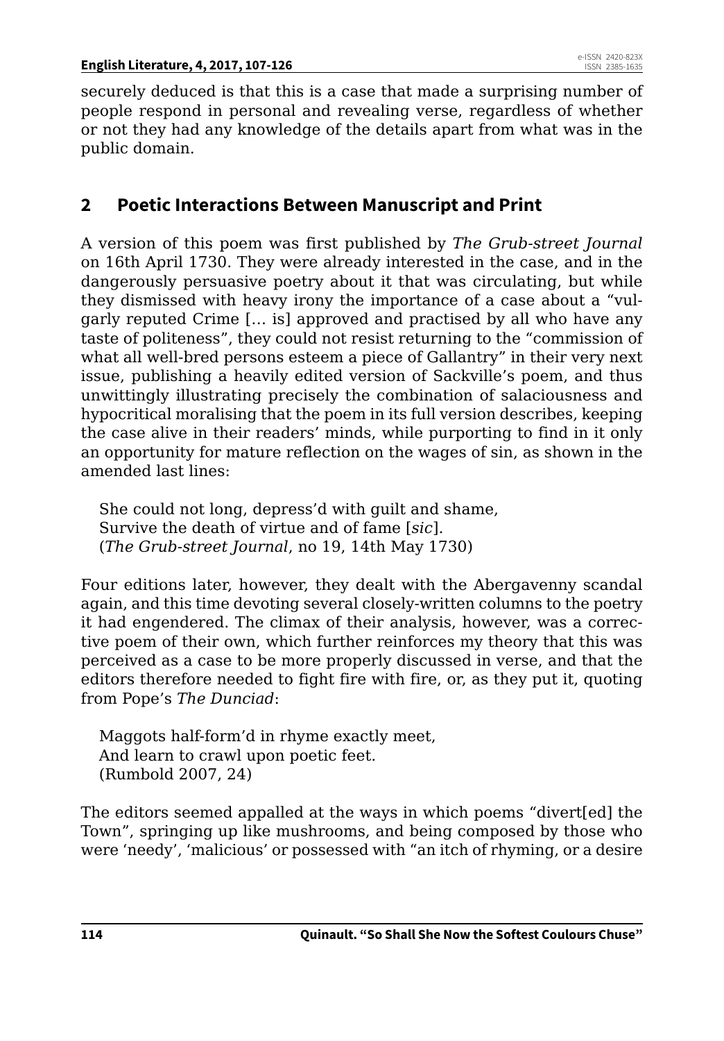securely deduced is that this is a case that made a surprising number of people respond in personal and revealing verse, regardless of whether or not they had any knowledge of the details apart from what was in the public domain.

## 2 Poetic Interactions Between Manuscript and Print

A version of this poem was first published by *The Grub-street Journal* on 16th April 1730. They were already interested in the case, and in the dangerously persuasive poetry about it that was circulating, but while they dismissed with heavy irony the importance of a case about a "vulgarly reputed Crime [… is] approved and practised by all who have any taste of politeness", they could not resist returning to the "commission of what all well-bred persons esteem a piece of Gallantry" in their very next issue, publishing a heavily edited version of Sackville's poem, and thus unwittingly illustrating precisely the combination of salaciousness and hypocritical moralising that the poem in its full version describes, keeping the case alive in their readers' minds, while purporting to find in it only an opportunity for mature reflection on the wages of sin, as shown in the amended last lines:

> She could not long, depress'd with guilt and shame,
> Survive the death of virtue and of fame [*sic*].
> (*The Grub-street Journal*, no 19, 14th May 1730)

Four editions later, however, they dealt with the Abergavenny scandal again, and this time devoting several closely-written columns to the poetry it had engendered. The climax of their analysis, however, was a corrective poem of their own, which further reinforces my theory that this was perceived as a case to be more properly discussed in verse, and that the editors therefore needed to fight fire with fire, or, as they put it, quoting from Pope's *The Dunciad*:

> Maggots half-form'd in rhyme exactly meet,
> And learn to crawl upon poetic feet.
> (Rumbold 2007, 24)

The editors seemed appalled at the ways in which poems "divert[ed] the Town", springing up like mushrooms, and being composed by those who were 'needy', 'malicious' or possessed with "an itch of rhyming, or a desire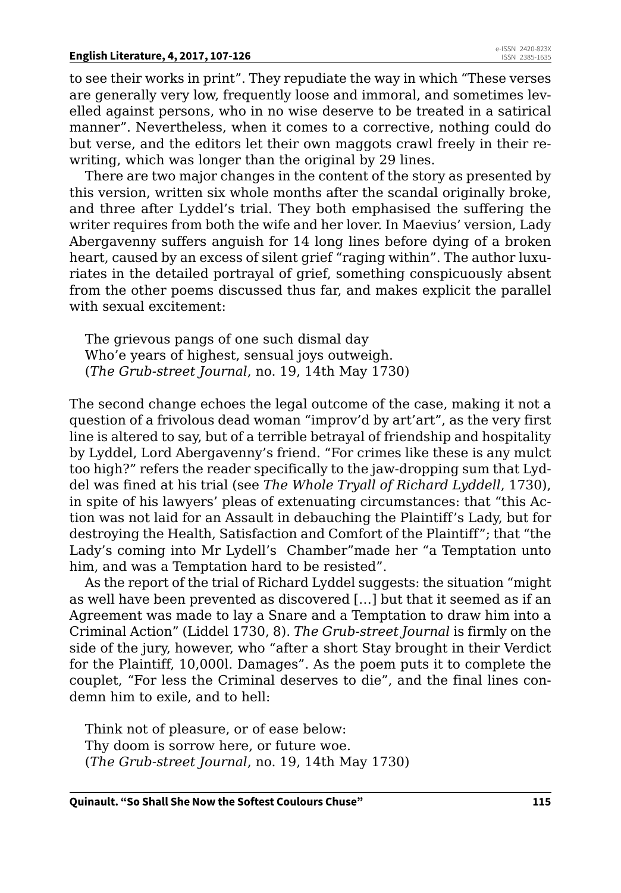to see their works in print". They repudiate the way in which "These verses are generally very low, frequently loose and immoral, and sometimes levelled against persons, who in no wise deserve to be treated in a satirical manner". Nevertheless, when it comes to a corrective, nothing could do but verse, and the editors let their own maggots crawl freely in their rewriting, which was longer than the original by 29 lines.

There are two major changes in the content of the story as presented by this version, written six whole months after the scandal originally broke, and three after Lyddel's trial. They both emphasised the suffering the writer requires from both the wife and her lover. In Maevius' version, Lady Abergavenny suffers anguish for 14 long lines before dying of a broken heart, caused by an excess of silent grief "raging within". The author luxuriates in the detailed portrayal of grief, something conspicuously absent from the other poems discussed thus far, and makes explicit the parallel with sexual excitement:

> The grievous pangs of one such dismal day
> Who'e years of highest, sensual joys outweigh.
> (*The Grub-street Journal*, no. 19, 14th May 1730)

The second change echoes the legal outcome of the case, making it not a question of a frivolous dead woman "improv'd by art'art", as the very first line is altered to say, but of a terrible betrayal of friendship and hospitality by Lyddel, Lord Abergavenny's friend. "For crimes like these is any mulct too high?" refers the reader specifically to the jaw-dropping sum that Lyddel was fined at his trial (see *The Whole Tryall of Richard Lyddell*, 1730), in spite of his lawyers' pleas of extenuating circumstances: that "this Action was not laid for an Assault in debauching the Plaintiff's Lady, but for destroying the Health, Satisfaction and Comfort of the Plaintiff"; that "the Lady's coming into Mr Lydell's Chamber"made her "a Temptation unto him, and was a Temptation hard to be resisted".

As the report of the trial of Richard Lyddel suggests: the situation "might as well have been prevented as discovered […] but that it seemed as if an Agreement was made to lay a Snare and a Temptation to draw him into a Criminal Action" (Liddel 1730, 8). *The Grub-street Journal* is firmly on the side of the jury, however, who "after a short Stay brought in their Verdict for the Plaintiff, 10,000l. Damages". As the poem puts it to complete the couplet, "For less the Criminal deserves to die", and the final lines condemn him to exile, and to hell:

> Think not of pleasure, or of ease below:
> Thy doom is sorrow here, or future woe.
> (*The Grub-street Journal*, no. 19, 14th May 1730)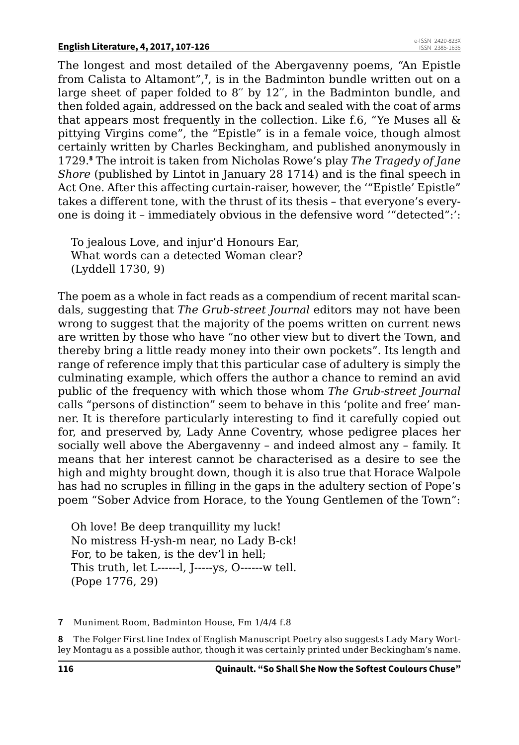The longest and most detailed of the Abergavenny poems, "An Epistle from Calista to Altamont",[7], is in the Badminton bundle written out on a large sheet of paper folded to 8″ by 12″, in the Badminton bundle, and then folded again, addressed on the back and sealed with the coat of arms that appears most frequently in the collection. Like f.6, "Ye Muses all & pittying Virgins come", the "Epistle" is in a female voice, though almost certainly written by Charles Beckingham, and published anonymously in 1729.[8] The introit is taken from Nicholas Rowe's play *The Tragedy of Jane Shore* (published by Lintot in January 28 1714) and is the final speech in Act One. After this affecting curtain-raiser, however, the '"Epistle' Epistle" takes a different tone, with the thrust of its thesis – that everyone's everyone is doing it – immediately obvious in the defensive word '"detected":':

> To jealous Love, and injur'd Honours Ear,
> What words can a detected Woman clear?
> (Lyddell 1730, 9)

The poem as a whole in fact reads as a compendium of recent marital scandals, suggesting that *The Grub-street Journal* editors may not have been wrong to suggest that the majority of the poems written on current news are written by those who have "no other view but to divert the Town, and thereby bring a little ready money into their own pockets". Its length and range of reference imply that this particular case of adultery is simply the culminating example, which offers the author a chance to remind an avid public of the frequency with which those whom *The Grub-street Journal* calls "persons of distinction" seem to behave in this 'polite and free' manner. It is therefore particularly interesting to find it carefully copied out for, and preserved by, Lady Anne Coventry, whose pedigree places her socially well above the Abergavenny – and indeed almost any – family. It means that her interest cannot be characterised as a desire to see the high and mighty brought down, though it is also true that Horace Walpole has had no scruples in filling in the gaps in the adultery section of Pope's poem "Sober Advice from Horace, to the Young Gentlemen of the Town":

> Oh love! Be deep tranquillity my luck!
> No mistress H-ysh-m near, no Lady B-ck!
> For, to be taken, is the dev'l in hell;
> This truth, let L------l, J-----ys, O------w tell.
> (Pope 1776, 29)

7 Muniment Room, Badminton House, Fm 1/4/4 f.8

8 The Folger First line Index of English Manuscript Poetry also suggests Lady Mary Wortley Montagu as a possible author, though it was certainly printed under Beckingham's name.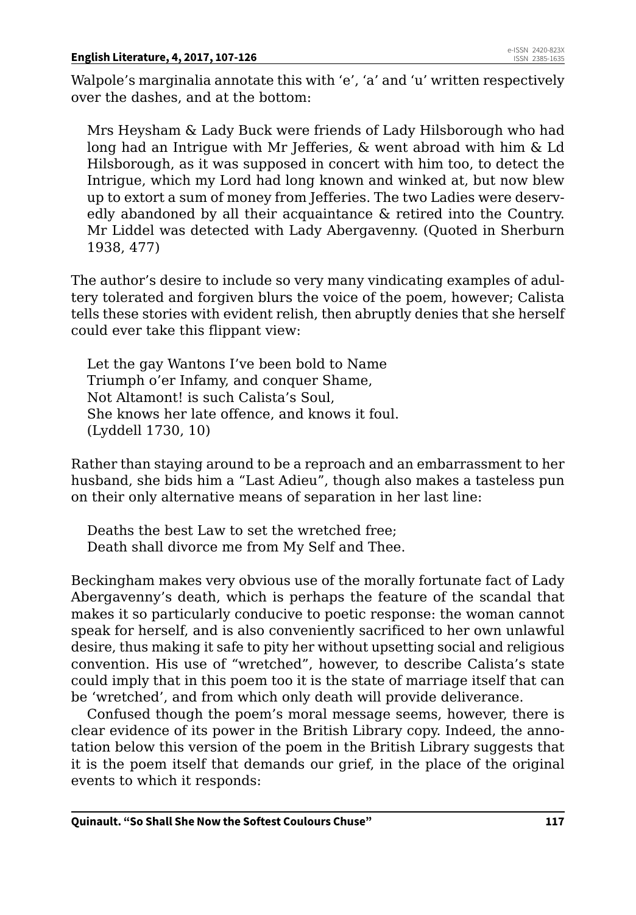Walpole's marginalia annotate this with 'e', 'a' and 'u' written respectively over the dashes, and at the bottom:

> Mrs Heysham & Lady Buck were friends of Lady Hilsborough who had long had an Intrigue with Mr Jefferies, & went abroad with him & Ld Hilsborough, as it was supposed in concert with him too, to detect the Intrigue, which my Lord had long known and winked at, but now blew up to extort a sum of money from Jefferies. The two Ladies were deservedly abandoned by all their acquaintance & retired into the Country. Mr Liddel was detected with Lady Abergavenny. (Quoted in Sherburn 1938, 477)

The author's desire to include so very many vindicating examples of adultery tolerated and forgiven blurs the voice of the poem, however; Calista tells these stories with evident relish, then abruptly denies that she herself could ever take this flippant view:

> Let the gay Wantons I've been bold to Name  
> Triumph o'er Infamy, and conquer Shame,  
> Not Altamont! is such Calista's Soul,  
> She knows her late offence, and knows it foul.  
> (Lyddell 1730, 10)

Rather than staying around to be a reproach and an embarrassment to her husband, she bids him a "Last Adieu", though also makes a tasteless pun on their only alternative means of separation in her last line:

> Deaths the best Law to set the wretched free;  
> Death shall divorce me from My Self and Thee.

Beckingham makes very obvious use of the morally fortunate fact of Lady Abergavenny's death, which is perhaps the feature of the scandal that makes it so particularly conducive to poetic response: the woman cannot speak for herself, and is also conveniently sacrificed to her own unlawful desire, thus making it safe to pity her without upsetting social and religious convention. His use of "wretched", however, to describe Calista's state could imply that in this poem too it is the state of marriage itself that can be 'wretched', and from which only death will provide deliverance.

Confused though the poem's moral message seems, however, there is clear evidence of its power in the British Library copy. Indeed, the annotation below this version of the poem in the British Library suggests that it is the poem itself that demands our grief, in the place of the original events to which it responds: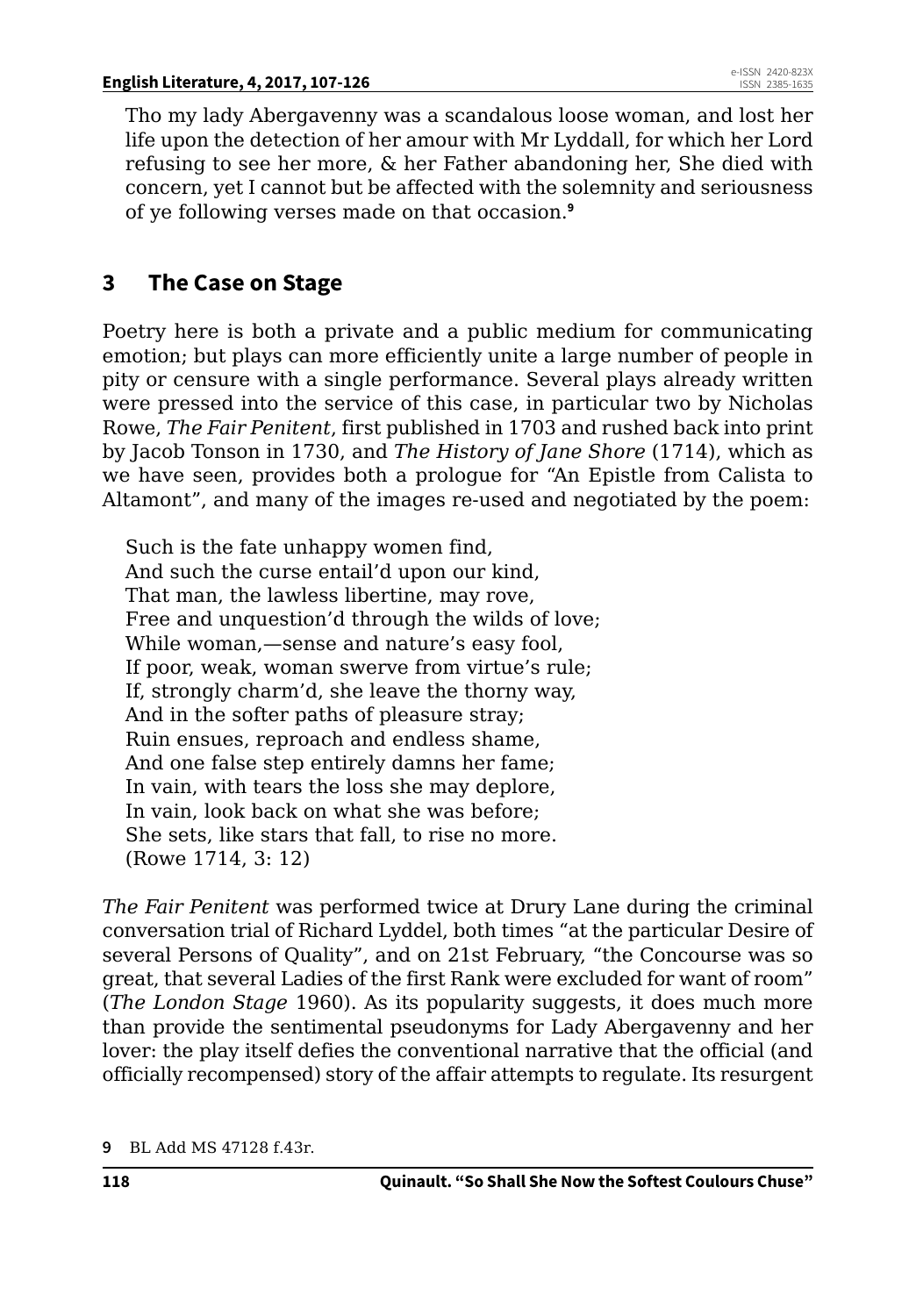Tho my lady Abergavenny was a scandalous loose woman, and lost her life upon the detection of her amour with Mr Lyddall, for which her Lord refusing to see her more, & her Father abandoning her, She died with concern, yet I cannot but be affected with the solemnity and seriousness of ye following verses made on that occasion.[9]

## 3 The Case on Stage

Poetry here is both a private and a public medium for communicating emotion; but plays can more efficiently unite a large number of people in pity or censure with a single performance. Several plays already written were pressed into the service of this case, in particular two by Nicholas Rowe, *The Fair Penitent*, first published in 1703 and rushed back into print by Jacob Tonson in 1730, and *The History of Jane Shore* (1714), which as we have seen, provides both a prologue for "An Epistle from Calista to Altamont", and many of the images re-used and negotiated by the poem:

> Such is the fate unhappy women find,
> And such the curse entail'd upon our kind,
> That man, the lawless libertine, may rove,
> Free and unquestion'd through the wilds of love;
> While woman,—sense and nature's easy fool,
> If poor, weak, woman swerve from virtue's rule;
> If, strongly charm'd, she leave the thorny way,
> And in the softer paths of pleasure stray;
> Ruin ensues, reproach and endless shame,
> And one false step entirely damns her fame;
> In vain, with tears the loss she may deplore,
> In vain, look back on what she was before;
> She sets, like stars that fall, to rise no more.
> (Rowe 1714, 3: 12)

*The Fair Penitent* was performed twice at Drury Lane during the criminal conversation trial of Richard Lyddel, both times "at the particular Desire of several Persons of Quality", and on 21st February, "the Concourse was so great, that several Ladies of the first Rank were excluded for want of room" (*The London Stage* 1960). As its popularity suggests, it does much more than provide the sentimental pseudonyms for Lady Abergavenny and her lover: the play itself defies the conventional narrative that the official (and officially recompensed) story of the affair attempts to regulate. Its resurgent

9 BL Add MS 47128 f.43r.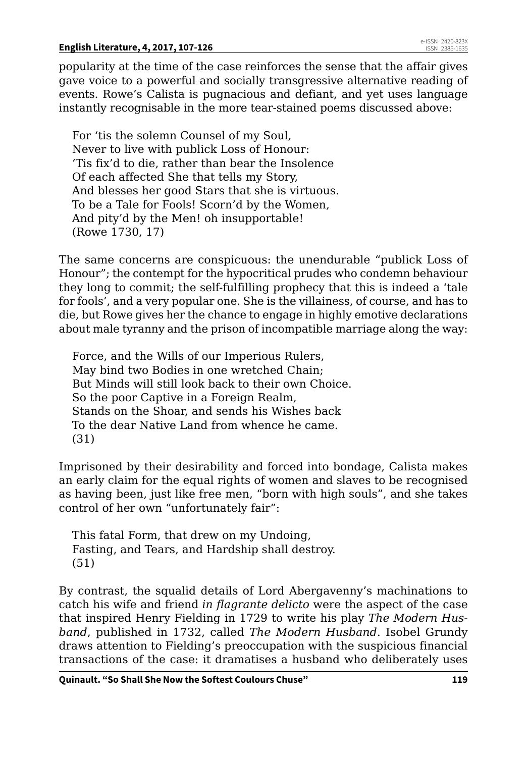popularity at the time of the case reinforces the sense that the affair gives gave voice to a powerful and socially transgressive alternative reading of events. Rowe's Calista is pugnacious and defiant, and yet uses language instantly recognisable in the more tear-stained poems discussed above:

> For 'tis the solemn Counsel of my Soul,
> Never to live with publick Loss of Honour:
> 'Tis fix'd to die, rather than bear the Insolence
> Of each affected She that tells my Story,
> And blesses her good Stars that she is virtuous.
> To be a Tale for Fools! Scorn'd by the Women,
> And pity'd by the Men! oh insupportable!
> (Rowe 1730, 17)

The same concerns are conspicuous: the unendurable "publick Loss of Honour"; the contempt for the hypocritical prudes who condemn behaviour they long to commit; the self-fulfilling prophecy that this is indeed a 'tale for fools', and a very popular one. She is the villainess, of course, and has to die, but Rowe gives her the chance to engage in highly emotive declarations about male tyranny and the prison of incompatible marriage along the way:

> Force, and the Wills of our Imperious Rulers,
> May bind two Bodies in one wretched Chain;
> But Minds will still look back to their own Choice.
> So the poor Captive in a Foreign Realm,
> Stands on the Shoar, and sends his Wishes back
> To the dear Native Land from whence he came.
> (31)

Imprisoned by their desirability and forced into bondage, Calista makes an early claim for the equal rights of women and slaves to be recognised as having been, just like free men, "born with high souls", and she takes control of her own "unfortunately fair":

> This fatal Form, that drew on my Undoing,
> Fasting, and Tears, and Hardship shall destroy.
> (51)

By contrast, the squalid details of Lord Abergavenny's machinations to catch his wife and friend *in flagrante delicto* were the aspect of the case that inspired Henry Fielding in 1729 to write his play *The Modern Husband*, published in 1732, called *The Modern Husband*. Isobel Grundy draws attention to Fielding's preoccupation with the suspicious financial transactions of the case: it dramatises a husband who deliberately uses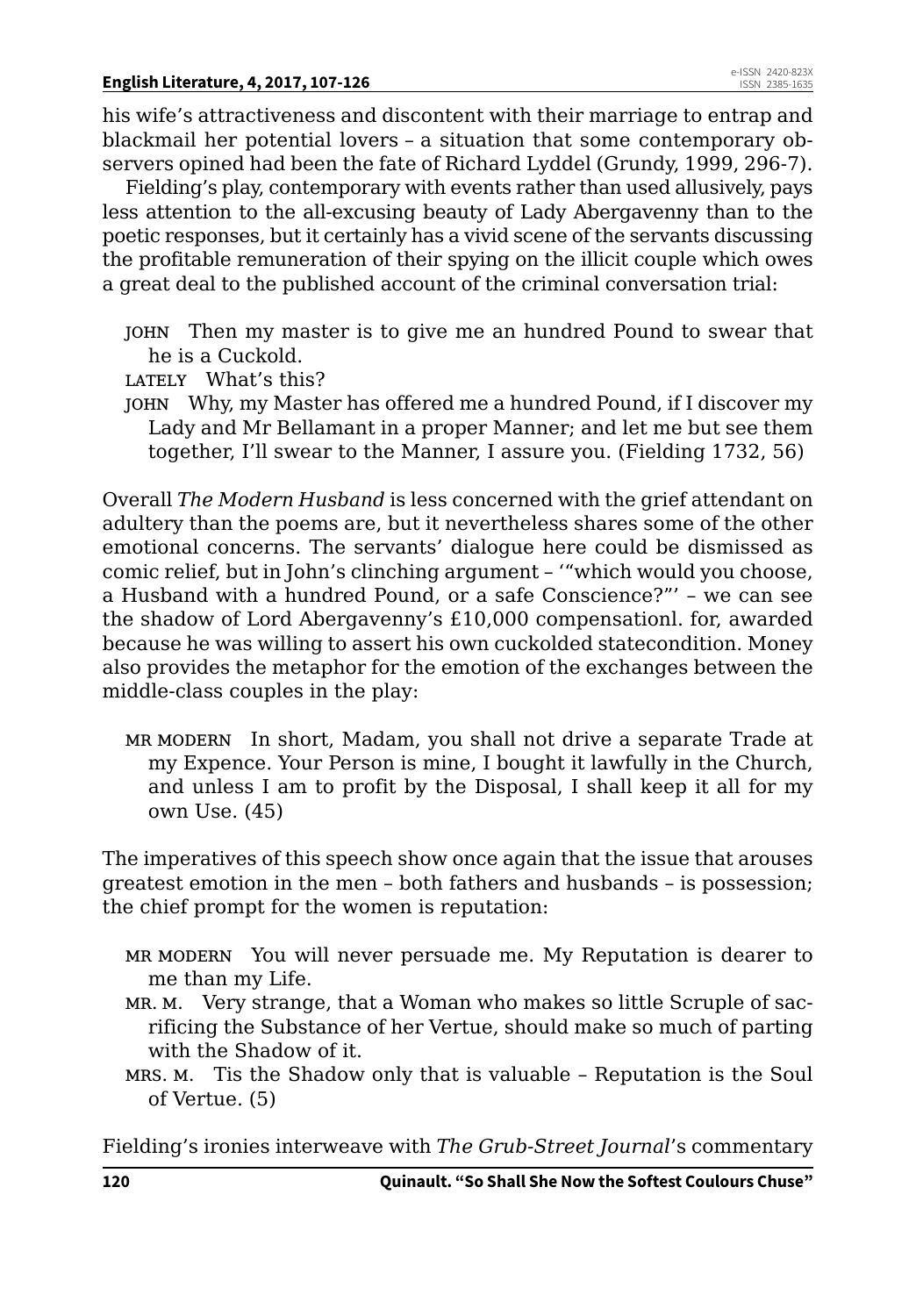his wife's attractiveness and discontent with their marriage to entrap and blackmail her potential lovers – a situation that some contemporary observers opined had been the fate of Richard Lyddel (Grundy, 1999, 296-7).

Fielding's play, contemporary with events rather than used allusively, pays less attention to the all-excusing beauty of Lady Abergavenny than to the poetic responses, but it certainly has a vivid scene of the servants discussing the profitable remuneration of their spying on the illicit couple which owes a great deal to the published account of the criminal conversation trial:

> JOHN Then my master is to give me an hundred Pound to swear that he is a Cuckold.
>
> LATELY What's this?
>
> JOHN Why, my Master has offered me a hundred Pound, if I discover my Lady and Mr Bellamant in a proper Manner; and let me but see them together, I'll swear to the Manner, I assure you. (Fielding 1732, 56)

Overall *The Modern Husband* is less concerned with the grief attendant on adultery than the poems are, but it nevertheless shares some of the other emotional concerns. The servants' dialogue here could be dismissed as comic relief, but in John's clinching argument – '"which would you choose, a Husband with a hundred Pound, or a safe Conscience?"' – we can see the shadow of Lord Abergavenny's £10,000 compensationl. for, awarded because he was willing to assert his own cuckolded statecondition. Money also provides the metaphor for the emotion of the exchanges between the middle-class couples in the play:

> MR MODERN In short, Madam, you shall not drive a separate Trade at my Expence. Your Person is mine, I bought it lawfully in the Church, and unless I am to profit by the Disposal, I shall keep it all for my own Use. (45)

The imperatives of this speech show once again that the issue that arouses greatest emotion in the men – both fathers and husbands – is possession; the chief prompt for the women is reputation:

> MR MODERN You will never persuade me. My Reputation is dearer to me than my Life.
>
> MR. M. Very strange, that a Woman who makes so little Scruple of sacrificing the Substance of her Vertue, should make so much of parting with the Shadow of it.
>
> MRS. M. Tis the Shadow only that is valuable – Reputation is the Soul of Vertue. (5)

Fielding's ironies interweave with *The Grub-Street Journal*'s commentary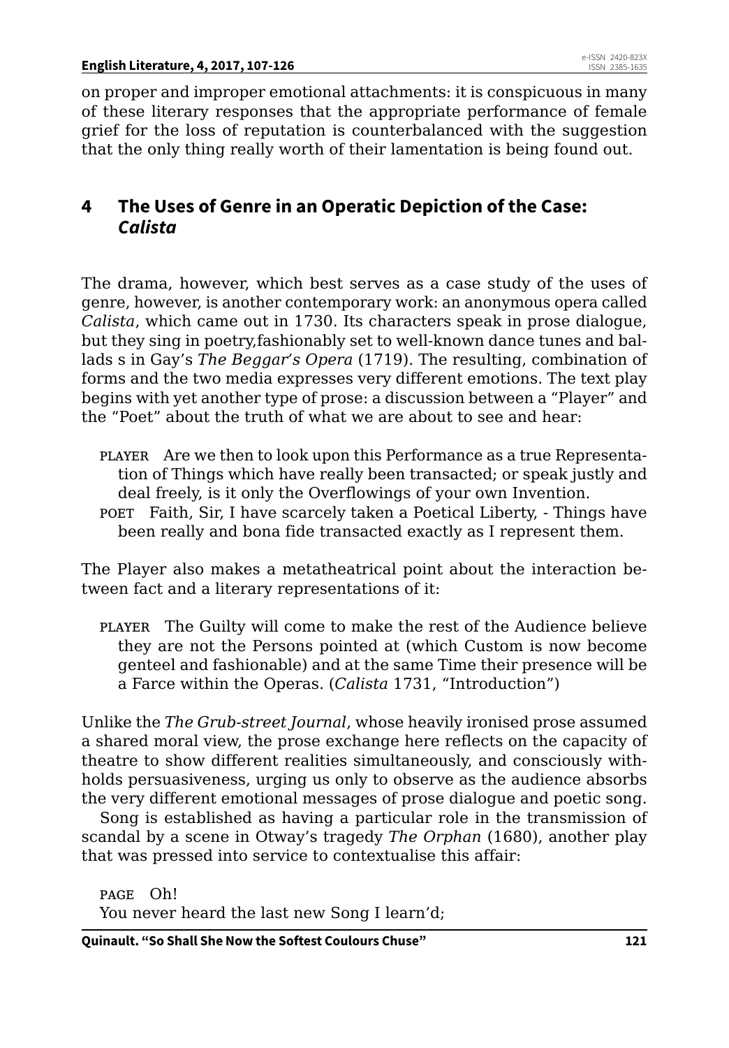on proper and improper emotional attachments: it is conspicuous in many of these literary responses that the appropriate performance of female grief for the loss of reputation is counterbalanced with the suggestion that the only thing really worth of their lamentation is being found out.

## 4 The Uses of Genre in an Operatic Depiction of the Case: *Calista*

The drama, however, which best serves as a case study of the uses of genre, however, is another contemporary work: an anonymous opera called *Calista*, which came out in 1730. Its characters speak in prose dialogue, but they sing in poetry,fashionably set to well-known dance tunes and ballads s in Gay's *The Beggar's Opera* (1719). The resulting, combination of forms and the two media expresses very different emotions. The text play begins with yet another type of prose: a discussion between a "Player" and the "Poet" about the truth of what we are about to see and hear:

> PLAYER Are we then to look upon this Performance as a true Representation of Things which have really been transacted; or speak justly and deal freely, is it only the Overflowings of your own Invention.
>
> POET Faith, Sir, I have scarcely taken a Poetical Liberty, - Things have been really and bona fide transacted exactly as I represent them.

The Player also makes a metatheatrical point about the interaction between fact and a literary representations of it:

> PLAYER The Guilty will come to make the rest of the Audience believe they are not the Persons pointed at (which Custom is now become genteel and fashionable) and at the same Time their presence will be a Farce within the Operas. (*Calista* 1731, "Introduction")

Unlike the *The Grub-street Journal*, whose heavily ironised prose assumed a shared moral view, the prose exchange here reflects on the capacity of theatre to show different realities simultaneously, and consciously withholds persuasiveness, urging us only to observe as the audience absorbs the very different emotional messages of prose dialogue and poetic song.

Song is established as having a particular role in the transmission of scandal by a scene in Otway's tragedy *The Orphan* (1680), another play that was pressed into service to contextualise this affair:

> PAGE Oh!
> You never heard the last new Song I learn'd;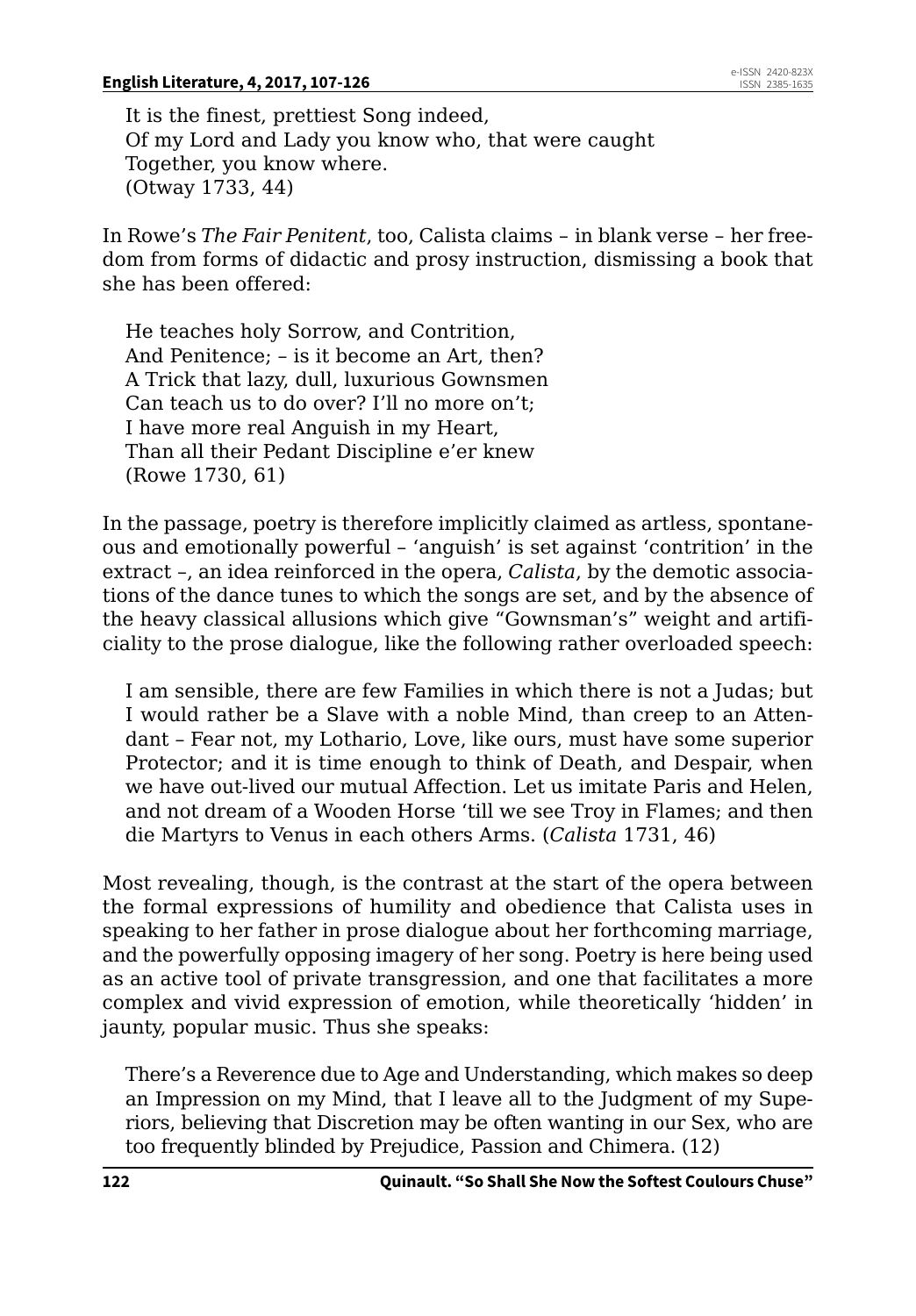It is the finest, prettiest Song indeed,  
Of my Lord and Lady you know who, that were caught  
Together, you know where.  
(Otway 1733, 44)

In Rowe's *The Fair Penitent*, too, Calista claims – in blank verse – her freedom from forms of didactic and prosy instruction, dismissing a book that she has been offered:

> He teaches holy Sorrow, and Contrition,  
> And Penitence; – is it become an Art, then?  
> A Trick that lazy, dull, luxurious Gownsmen  
> Can teach us to do over? I'll no more on't;  
> I have more real Anguish in my Heart,  
> Than all their Pedant Discipline e'er knew  
> (Rowe 1730, 61)

In the passage, poetry is therefore implicitly claimed as artless, spontaneous and emotionally powerful – 'anguish' is set against 'contrition' in the extract –, an idea reinforced in the opera, *Calista*, by the demotic associations of the dance tunes to which the songs are set, and by the absence of the heavy classical allusions which give "Gownsman's" weight and artificiality to the prose dialogue, like the following rather overloaded speech:

> I am sensible, there are few Families in which there is not a Judas; but I would rather be a Slave with a noble Mind, than creep to an Attendant – Fear not, my Lothario, Love, like ours, must have some superior Protector; and it is time enough to think of Death, and Despair, when we have out-lived our mutual Affection. Let us imitate Paris and Helen, and not dream of a Wooden Horse 'till we see Troy in Flames; and then die Martyrs to Venus in each others Arms. (*Calista* 1731, 46)

Most revealing, though, is the contrast at the start of the opera between the formal expressions of humility and obedience that Calista uses in speaking to her father in prose dialogue about her forthcoming marriage, and the powerfully opposing imagery of her song. Poetry is here being used as an active tool of private transgression, and one that facilitates a more complex and vivid expression of emotion, while theoretically 'hidden' in jaunty, popular music. Thus she speaks:

> There's a Reverence due to Age and Understanding, which makes so deep an Impression on my Mind, that I leave all to the Judgment of my Superiors, believing that Discretion may be often wanting in our Sex, who are too frequently blinded by Prejudice, Passion and Chimera. (12)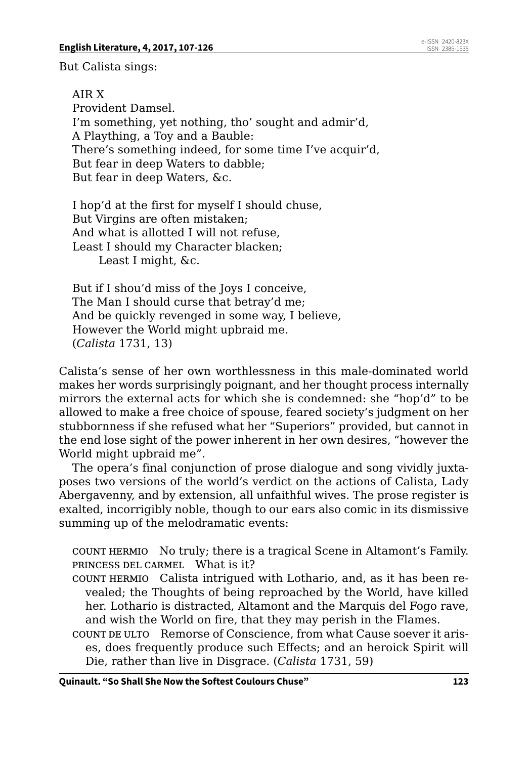But Calista sings:

> AIR X  
> Provident Damsel.  
> I'm something, yet nothing, tho' sought and admir'd,  
> A Plaything, a Toy and a Bauble:  
> There's something indeed, for some time I've acquir'd,  
> But fear in deep Waters to dabble;  
> But fear in deep Waters, &c.
>
> I hop'd at the first for myself I should chuse,  
> But Virgins are often mistaken;  
> And what is allotted I will not refuse,  
> Least I should my Character blacken;  
>     Least I might, &c.
>
> But if I shou'd miss of the Joys I conceive,  
> The Man I should curse that betray'd me;  
> And be quickly revenged in some way, I believe,  
> However the World might upbraid me.  
> (*Calista* 1731, 13)

Calista's sense of her own worthlessness in this male-dominated world makes her words surprisingly poignant, and her thought process internally mirrors the external acts for which she is condemned: she "hop'd" to be allowed to make a free choice of spouse, feared society's judgment on her stubbornness if she refused what her "Superiors" provided, but cannot in the end lose sight of the power inherent in her own desires, "however the World might upbraid me".

The opera's final conjunction of prose dialogue and song vividly juxtaposes two versions of the world's verdict on the actions of Calista, Lady Abergavenny, and by extension, all unfaithful wives. The prose register is exalted, incorrigibly noble, though to our ears also comic in its dismissive summing up of the melodramatic events:

> COUNT HERMIO No truly; there is a tragical Scene in Altamont's Family.  
> PRINCESS DEL CARMEL What is it?  
> COUNT HERMIO Calista intrigued with Lothario, and, as it has been revealed; the Thoughts of being reproached by the World, have killed her. Lothario is distracted, Altamont and the Marquis del Fogo rave, and wish the World on fire, that they may perish in the Flames.  
> COUNT DE ULTO Remorse of Conscience, from what Cause soever it arises, does frequently produce such Effects; and an heroick Spirit will Die, rather than live in Disgrace. (*Calista* 1731, 59)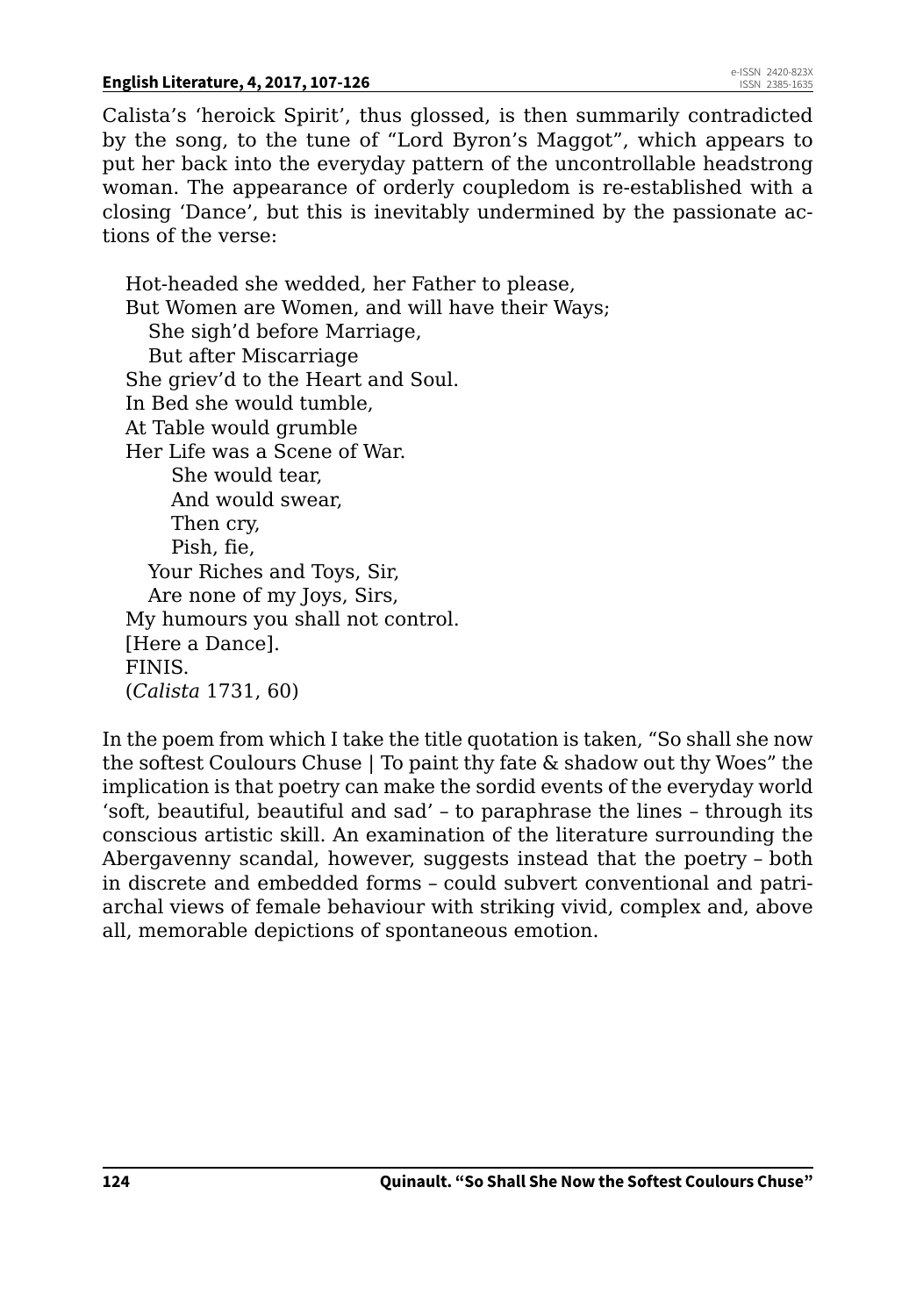Calista's 'heroick Spirit', thus glossed, is then summarily contradicted by the song, to the tune of "Lord Byron's Maggot", which appears to put her back into the everyday pattern of the uncontrollable headstrong woman. The appearance of orderly coupledom is re-established with a closing 'Dance', but this is inevitably undermined by the passionate actions of the verse:

> Hot-headed she wedded, her Father to please,  
> But Women are Women, and will have their Ways;  
> She sigh'd before Marriage,  
> But after Miscarriage  
> She griev'd to the Heart and Soul.  
> In Bed she would tumble,  
> At Table would grumble  
> Her Life was a Scene of War.  
> She would tear,  
> And would swear,  
> Then cry,  
> Pish, fie,  
> Your Riches and Toys, Sir,  
> Are none of my Joys, Sirs,  
> My humours you shall not control.  
> [Here a Dance].  
> FINIS.  
> (*Calista* 1731, 60)

In the poem from which I take the title quotation is taken, "So shall she now the softest Coulours Chuse | To paint thy fate & shadow out thy Woes" the implication is that poetry can make the sordid events of the everyday world 'soft, beautiful, beautiful and sad' – to paraphrase the lines – through its conscious artistic skill. An examination of the literature surrounding the Abergavenny scandal, however, suggests instead that the poetry – both in discrete and embedded forms – could subvert conventional and patriarchal views of female behaviour with striking vivid, complex and, above all, memorable depictions of spontaneous emotion.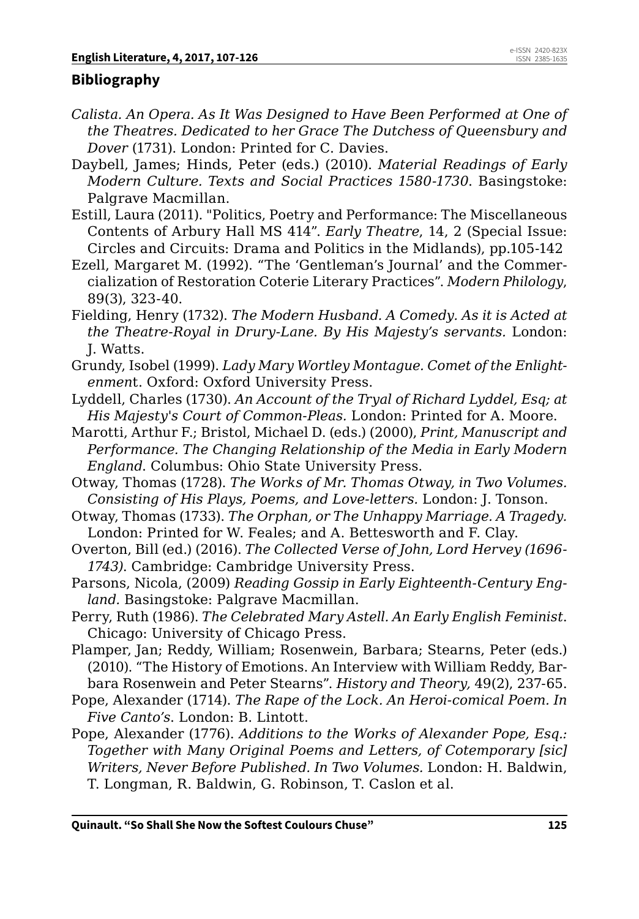## Bibliography

*Calista. An Opera. As It Was Designed to Have Been Performed at One of the Theatres. Dedicated to her Grace The Dutchess of Queensbury and Dover* (1731). London: Printed for C. Davies.

Daybell, James; Hinds, Peter (eds.) (2010). *Material Readings of Early Modern Culture. Texts and Social Practices 1580-1730*. Basingstoke: Palgrave Macmillan.

Estill, Laura (2011). "Politics, Poetry and Performance: The Miscellaneous Contents of Arbury Hall MS 414". *Early Theatre*, 14, 2 (Special Issue: Circles and Circuits: Drama and Politics in the Midlands), pp.105-142

Ezell, Margaret M. (1992). "The 'Gentleman's Journal' and the Commercialization of Restoration Coterie Literary Practices". *Modern Philology*, 89(3), 323-40.

Fielding, Henry (1732). *The Modern Husband. A Comedy. As it is Acted at the Theatre-Royal in Drury-Lane. By His Majesty's servants.* London: J. Watts.

Grundy, Isobel (1999). *Lady Mary Wortley Montague. Comet of the Enlightenment*. Oxford: Oxford University Press.

Lyddell, Charles (1730). *An Account of the Tryal of Richard Lyddel, Esq; at His Majesty's Court of Common-Pleas.* London: Printed for A. Moore.

Marotti, Arthur F.; Bristol, Michael D. (eds.) (2000), *Print, Manuscript and Performance. The Changing Relationship of the Media in Early Modern England*. Columbus: Ohio State University Press.

Otway, Thomas (1728). *The Works of Mr. Thomas Otway, in Two Volumes. Consisting of His Plays, Poems, and Love-letters.* London: J. Tonson.

Otway, Thomas (1733). *The Orphan, or The Unhappy Marriage. A Tragedy.* London: Printed for W. Feales; and A. Bettesworth and F. Clay.

Overton, Bill (ed.) (2016). *The Collected Verse of John, Lord Hervey (1696-1743)*. Cambridge: Cambridge University Press.

Parsons, Nicola, (2009) *Reading Gossip in Early Eighteenth-Century England.* Basingstoke: Palgrave Macmillan.

Perry, Ruth (1986). *The Celebrated Mary Astell. An Early English Feminist*. Chicago: University of Chicago Press.

Plamper, Jan; Reddy, William; Rosenwein, Barbara; Stearns, Peter (eds.) (2010). "The History of Emotions. An Interview with William Reddy, Barbara Rosenwein and Peter Stearns". *History and Theory,* 49(2), 237-65.

Pope, Alexander (1714). *The Rape of the Lock. An Heroi-comical Poem. In Five Canto's*. London: B. Lintott.

Pope, Alexander (1776). *Additions to the Works of Alexander Pope, Esq.: Together with Many Original Poems and Letters, of Cotemporary [sic] Writers, Never Before Published. In Two Volumes.* London: H. Baldwin, T. Longman, R. Baldwin, G. Robinson, T. Caslon et al.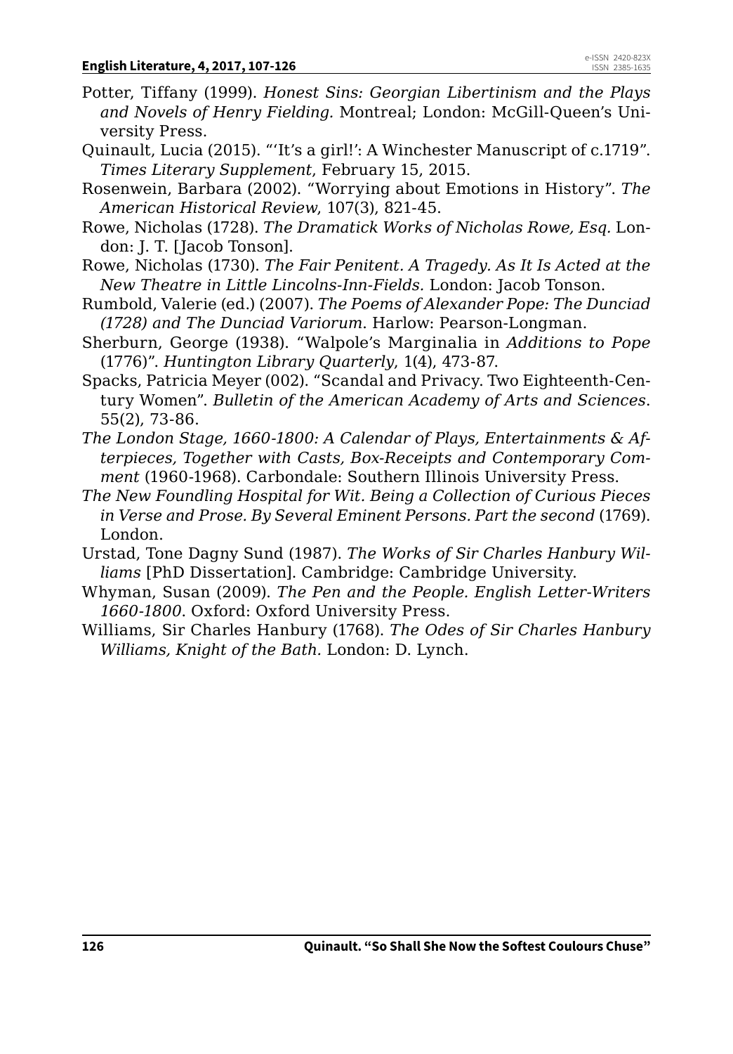Potter, Tiffany (1999). *Honest Sins: Georgian Libertinism and the Plays and Novels of Henry Fielding*. Montreal; London: McGill-Queen's University Press.

Quinault, Lucia (2015). "'It's a girl!': A Winchester Manuscript of c.1719". *Times Literary Supplement*, February 15, 2015.

Rosenwein, Barbara (2002). "Worrying about Emotions in History". *The American Historical Review*, 107(3), 821-45.

Rowe, Nicholas (1728). *The Dramatick Works of Nicholas Rowe, Esq*. London: J. T. [Jacob Tonson].

Rowe, Nicholas (1730). *The Fair Penitent. A Tragedy. As It Is Acted at the New Theatre in Little Lincolns-Inn-Fields*. London: Jacob Tonson.

Rumbold, Valerie (ed.) (2007). *The Poems of Alexander Pope: The Dunciad (1728) and The Dunciad Variorum*. Harlow: Pearson-Longman.

Sherburn, George (1938). "Walpole's Marginalia in *Additions to Pope* (1776)". *Huntington Library Quarterly*, 1(4), 473-87.

Spacks, Patricia Meyer (002). "Scandal and Privacy. Two Eighteenth-Century Women". *Bulletin of the American Academy of Arts and Sciences*. 55(2), 73-86.

*The London Stage, 1660-1800: A Calendar of Plays, Entertainments & Afterpieces, Together with Casts, Box-Receipts and Contemporary Comment* (1960-1968). Carbondale: Southern Illinois University Press.

*The New Foundling Hospital for Wit. Being a Collection of Curious Pieces in Verse and Prose. By Several Eminent Persons. Part the second* (1769). London.

Urstad, Tone Dagny Sund (1987). *The Works of Sir Charles Hanbury Williams* [PhD Dissertation]. Cambridge: Cambridge University.

Whyman, Susan (2009). *The Pen and the People. English Letter-Writers 1660-1800*. Oxford: Oxford University Press.

Williams, Sir Charles Hanbury (1768). *The Odes of Sir Charles Hanbury Williams, Knight of the Bath*. London: D. Lynch.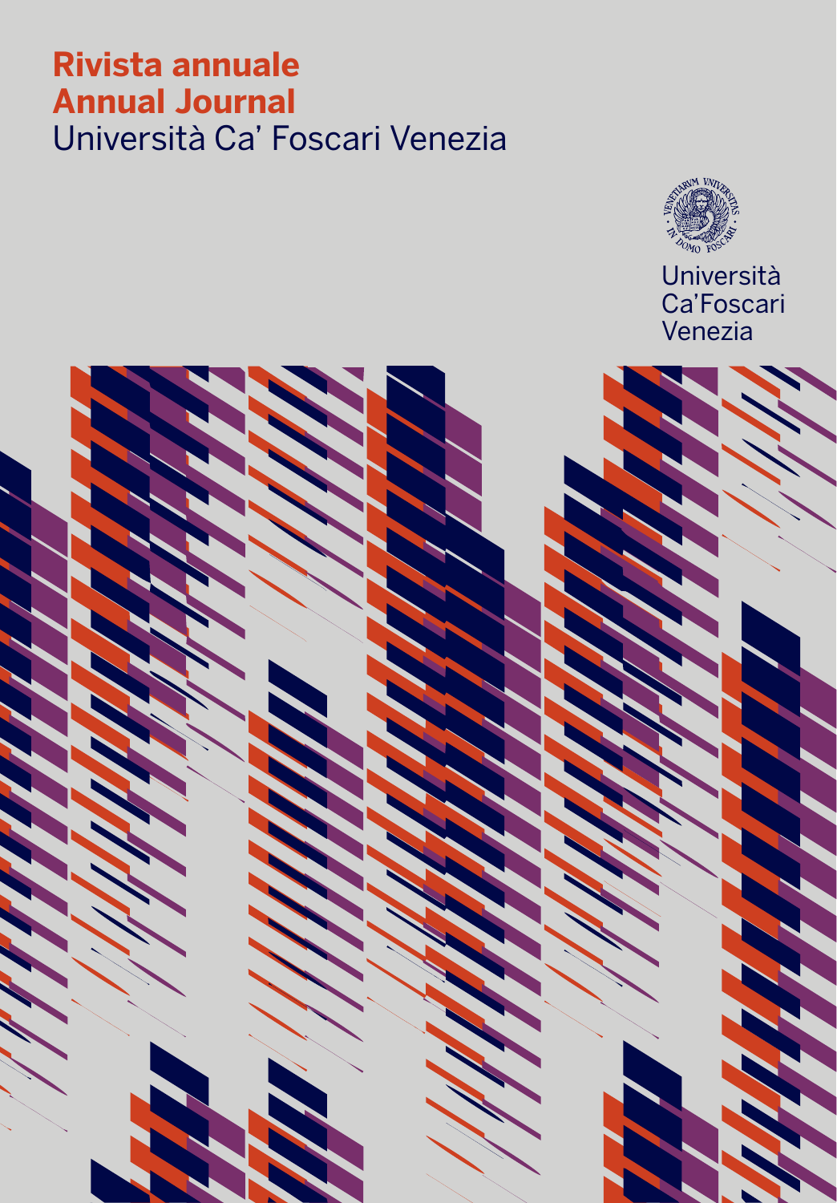**Rivista annuale**
**Annual Journal**
Università Ca' Foscari Venezia

Università
Ca'Foscari
Venezia